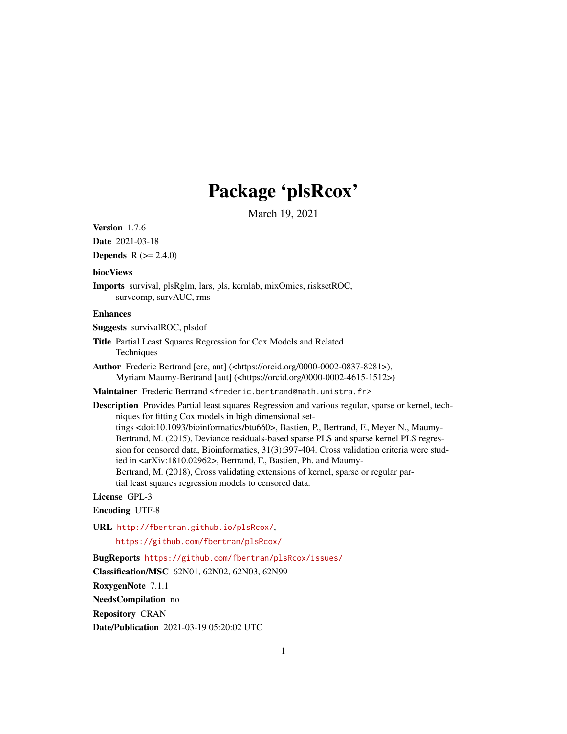# Package 'plsRcox'

March 19, 2021

**Version** 1.7.6

**Date** 2021-03-18

**Depends** R (>= 2.4.0)

**biocViews**

**Imports** survival, plsRglm, lars, pls, kernlab, mixOmics, risksetROC, survcomp, survAUC, rms

**Enhances**

**Suggests** survivalROC, plsdof

**Title** Partial Least Squares Regression for Cox Models and Related Techniques

**Author** Frederic Bertrand [cre, aut] (<https://orcid.org/0000-0002-0837-8281>), Myriam Maumy-Bertrand [aut] (<https://orcid.org/0000-0002-4615-1512>)

**Maintainer** Frederic Bertrand <frederic.bertrand@math.unistra.fr>

**Description** Provides Partial least squares Regression and various regular, sparse or kernel, techniques for fitting Cox models in high dimensional settings <doi:10.1093/bioinformatics/btu660>, Bastien, P., Bertrand, F., Meyer N., Maumy-Bertrand, M. (2015), Deviance residuals-based sparse PLS and sparse kernel PLS regression for censored data, Bioinformatics, 31(3):397-404. Cross validation criteria were studied in <arXiv:1810.02962>, Bertrand, F., Bastien, Ph. and Maumy-Bertrand, M. (2018), Cross validating extensions of kernel, sparse or regular partial least squares regression models to censored data.

**License** GPL-3

**Encoding** UTF-8

**URL** http://fbertran.github.io/plsRcox/, https://github.com/fbertran/plsRcox/

**BugReports** https://github.com/fbertran/plsRcox/issues/

**Classification/MSC** 62N01, 62N02, 62N03, 62N99

**RoxygenNote** 7.1.1

**NeedsCompilation** no

**Repository** CRAN

**Date/Publication** 2021-03-19 05:20:02 UTC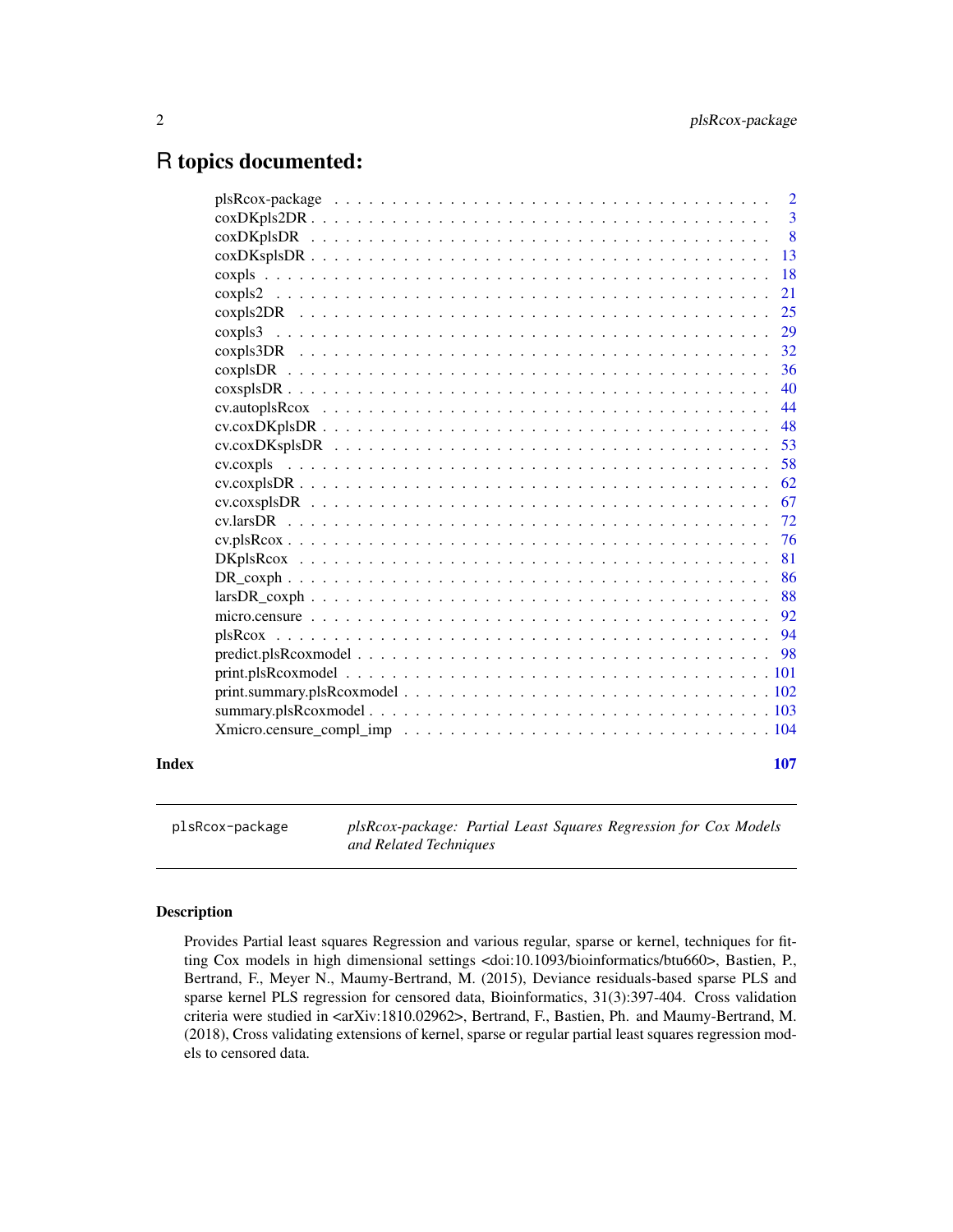# R topics documented:

| | |
|---|---|
| plsRcox-package | 2 |
| coxDKpls2DR | 3 |
| coxDKplsDR | 8 |
| coxDKsplsDR | 13 |
| coxpls | 18 |
| coxpls2 | 21 |
| coxpls2DR | 25 |
| coxpls3 | 29 |
| coxpls3DR | 32 |
| coxplsDR | 36 |
| coxsplsDR | 40 |
| cv.autoplsRcox | 44 |
| cv.coxDKplsDR | 48 |
| cv.coxDKsplsDR | 53 |
| cv.coxpls | 58 |
| cv.coxplsDR | 62 |
| cv.coxsplsDR | 67 |
| cv.larsDR | 72 |
| cv.plsRcox | 76 |
| DKplsRcox | 81 |
| DR_coxph | 86 |
| larsDR_coxph | 88 |
| micro.censure | 92 |
| plsRcox | 94 |
| predict.plsRcoxmodel | 98 |
| print.plsRcoxmodel | 101 |
| print.summary.plsRcoxmodel | 102 |
| summary.plsRcoxmodel | 103 |
| Xmicro.censure_compl_imp | 104 |

**Index** **107**

---

plsRcox-package — *plsRcox-package: Partial Least Squares Regression for Cox Models and Related Techniques*

---

### Description

Provides Partial least squares Regression and various regular, sparse or kernel, techniques for fitting Cox models in high dimensional settings <doi:10.1093/bioinformatics/btu660>, Bastien, P., Bertrand, F., Meyer N., Maumy-Bertrand, M. (2015), Deviance residuals-based sparse PLS and sparse kernel PLS regression for censored data, Bioinformatics, 31(3):397-404. Cross validation criteria were studied in <arXiv:1810.02962>, Bertrand, F., Bastien, Ph. and Maumy-Bertrand, M. (2018), Cross validating extensions of kernel, sparse or regular partial least squares regression models to censored data.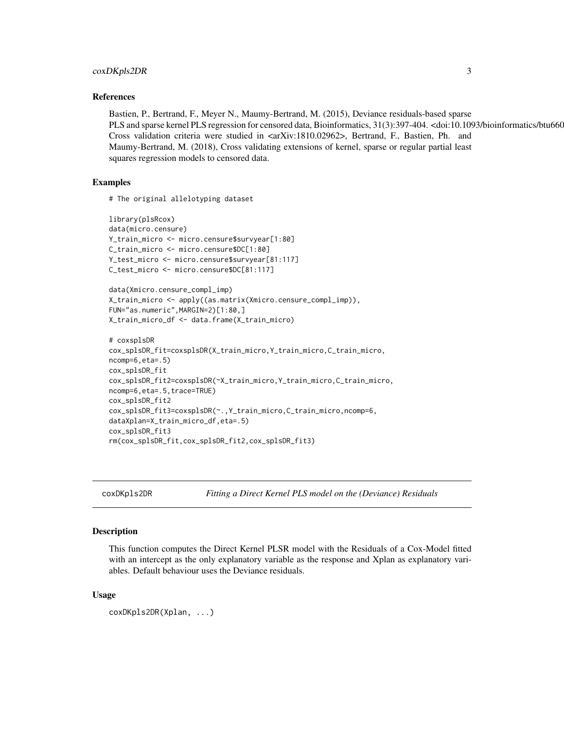### References

Bastien, P., Bertrand, F., Meyer N., Maumy-Bertrand, M. (2015), Deviance residuals-based sparse PLS and sparse kernel PLS regression for censored data, Bioinformatics, 31(3):397-404. <doi:10.1093/bioinformatics/btu660> Cross validation criteria were studied in <arXiv:1810.02962>, Bertrand, F., Bastien, Ph. and Maumy-Bertrand, M. (2018), Cross validating extensions of kernel, sparse or regular partial least squares regression models to censored data.

### Examples

```
# The original allelotyping dataset

library(plsRcox)
data(micro.censure)
Y_train_micro <- micro.censure$survyear[1:80]
C_train_micro <- micro.censure$DC[1:80]
Y_test_micro <- micro.censure$survyear[81:117]
C_test_micro <- micro.censure$DC[81:117]

data(Xmicro.censure_compl_imp)
X_train_micro <- apply((as.matrix(Xmicro.censure_compl_imp)),
FUN="as.numeric",MARGIN=2)[1:80,]
X_train_micro_df <- data.frame(X_train_micro)

# coxsplsDR
cox_splsDR_fit=coxsplsDR(X_train_micro,Y_train_micro,C_train_micro,
ncomp=6,eta=.5)
cox_splsDR_fit
cox_splsDR_fit2=coxsplsDR(~X_train_micro,Y_train_micro,C_train_micro,
ncomp=6,eta=.5,trace=TRUE)
cox_splsDR_fit2
cox_splsDR_fit3=coxsplsDR(~.,Y_train_micro,C_train_micro,ncomp=6,
dataXplan=X_train_micro_df,eta=.5)
cox_splsDR_fit3
rm(cox_splsDR_fit,cox_splsDR_fit2,cox_splsDR_fit3)
```

## coxDKpls2DR *Fitting a Direct Kernel PLS model on the (Deviance) Residuals*

### Description

This function computes the Direct Kernel PLSR model with the Residuals of a Cox-Model fitted with an intercept as the only explanatory variable as the response and Xplan as explanatory variables. Default behaviour uses the Deviance residuals.

### Usage

```
coxDKpls2DR(Xplan, ...)
```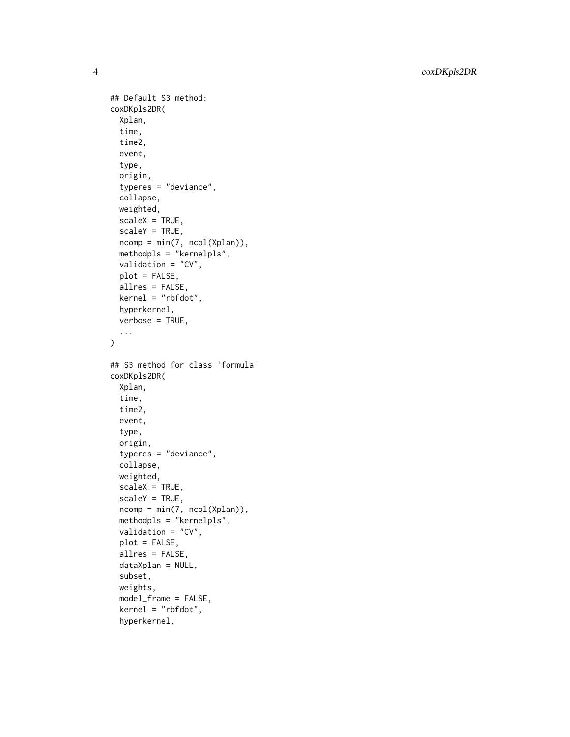```
## Default S3 method:
coxDKpls2DR(
  Xplan,
  time,
  time2,
  event,
  type,
  origin,
  typeres = "deviance",
  collapse,
  weighted,
  scaleX = TRUE,
  scaleY = TRUE,
  ncomp = min(7, ncol(Xplan)),
  methodpls = "kernelpls",
  validation = "CV",
  plot = FALSE,
  allres = FALSE,
  kernel = "rbfdot",
  hyperkernel,
  verbose = TRUE,
  ...
)

## S3 method for class 'formula'
coxDKpls2DR(
  Xplan,
  time,
  time2,
  event,
  type,
  origin,
  typeres = "deviance",
  collapse,
  weighted,
  scaleX = TRUE,
  scaleY = TRUE,
  ncomp = min(7, ncol(Xplan)),
  methodpls = "kernelpls",
  validation = "CV",
  plot = FALSE,
  allres = FALSE,
  dataXplan = NULL,
  subset,
  weights,
  model_frame = FALSE,
  kernel = "rbfdot",
  hyperkernel,
```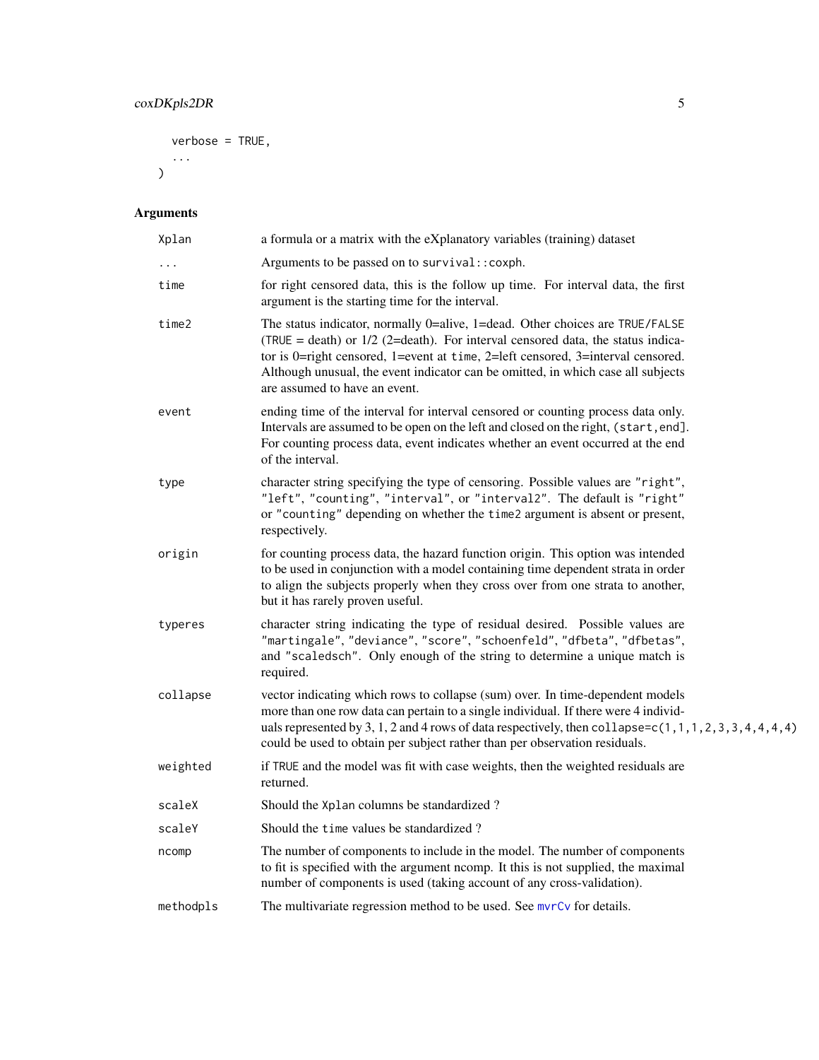```
  verbose = TRUE,
  ...
)
```

## Arguments

| | |
|---|---|
| Xplan | a formula or a matrix with the eXplanatory variables (training) dataset |
| ... | Arguments to be passed on to `survival::coxph`. |
| time | for right censored data, this is the follow up time. For interval data, the first argument is the starting time for the interval. |
| time2 | The status indicator, normally 0=alive, 1=dead. Other choices are TRUE/FALSE (TRUE = death) or 1/2 (2=death). For interval censored data, the status indicator is 0=right censored, 1=event at `time`, 2=left censored, 3=interval censored. Although unusual, the event indicator can be omitted, in which case all subjects are assumed to have an event. |
| event | ending time of the interval for interval censored or counting process data only. Intervals are assumed to be open on the left and closed on the right, `(start,end]`. For counting process data, event indicates whether an event occurred at the end of the interval. |
| type | character string specifying the type of censoring. Possible values are `"right"`, `"left"`, `"counting"`, `"interval"`, or `"interval2"`. The default is `"right"` or `"counting"` depending on whether the `time2` argument is absent or present, respectively. |
| origin | for counting process data, the hazard function origin. This option was intended to be used in conjunction with a model containing time dependent strata in order to align the subjects properly when they cross over from one strata to another, but it has rarely proven useful. |
| typeres | character string indicating the type of residual desired. Possible values are `"martingale"`, `"deviance"`, `"score"`, `"schoenfeld"`, `"dfbeta"`, `"dfbetas"`, and `"scaledsch"`. Only enough of the string to determine a unique match is required. |
| collapse | vector indicating which rows to collapse (sum) over. In time-dependent models more than one row data can pertain to a single individual. If there were 4 individuals represented by 3, 1, 2 and 4 rows of data respectively, then `collapse=c(1,1,1,2,3,3,4,4,4,4)` could be used to obtain per subject rather than per observation residuals. |
| weighted | if TRUE and the model was fit with case weights, then the weighted residuals are returned. |
| scaleX | Should the `Xplan` columns be standardized ? |
| scaleY | Should the `time` values be standardized ? |
| ncomp | The number of components to include in the model. The number of components to fit is specified with the argument ncomp. It this is not supplied, the maximal number of components is used (taking account of any cross-validation). |
| methodpls | The multivariate regression method to be used. See `mvrCv` for details. |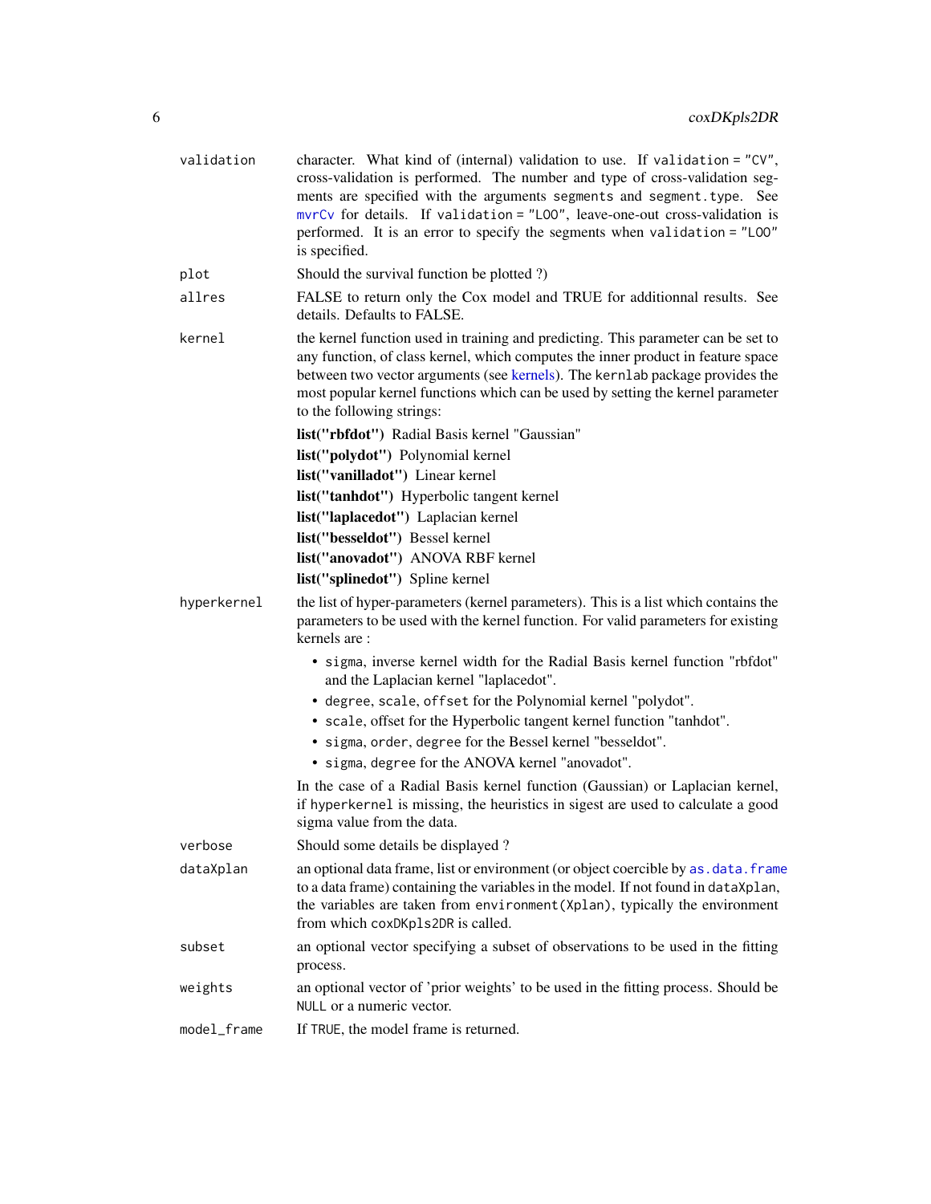| | |
|---|---|
| `validation` | character. What kind of (internal) validation to use. If `validation = "CV"`, cross-validation is performed. The number and type of cross-validation segments are specified with the arguments `segments` and `segment.type`. See `mvrCv` for details. If `validation = "LOO"`, leave-one-out cross-validation is performed. It is an error to specify the segments when `validation = "LOO"` is specified. |
| `plot` | Should the survival function be plotted ?) |
| `allres` | FALSE to return only the Cox model and TRUE for additionnal results. See details. Defaults to FALSE. |
| `kernel` | the kernel function used in training and predicting. This parameter can be set to any function, of class kernel, which computes the inner product in feature space between two vector arguments (see kernels). The `kernlab` package provides the most popular kernel functions which can be used by setting the kernel parameter to the following strings:<br>**list("rbfdot")** Radial Basis kernel "Gaussian"<br>**list("polydot")** Polynomial kernel<br>**list("vanilladot")** Linear kernel<br>**list("tanhdot")** Hyperbolic tangent kernel<br>**list("laplacedot")** Laplacian kernel<br>**list("besseldot")** Bessel kernel<br>**list("anovadot")** ANOVA RBF kernel<br>**list("splinedot")** Spline kernel |
| `hyperkernel` | the list of hyper-parameters (kernel parameters). This is a list which contains the parameters to be used with the kernel function. For valid parameters for existing kernels are :<br>• `sigma`, inverse kernel width for the Radial Basis kernel function "rbfdot" and the Laplacian kernel "laplacedot".<br>• `degree`, `scale`, `offset` for the Polynomial kernel "polydot".<br>• `scale`, offset for the Hyperbolic tangent kernel function "tanhdot".<br>• `sigma`, `order`, `degree` for the Bessel kernel "besseldot".<br>• `sigma`, `degree` for the ANOVA kernel "anovadot".<br>In the case of a Radial Basis kernel function (Gaussian) or Laplacian kernel, if `hyperkernel` is missing, the heuristics in sigest are used to calculate a good sigma value from the data. |
| `verbose` | Should some details be displayed ? |
| `dataXplan` | an optional data frame, list or environment (or object coercible by `as.data.frame` to a data frame) containing the variables in the model. If not found in `dataXplan`, the variables are taken from `environment(Xplan)`, typically the environment from which `coxDKpls2DR` is called. |
| `subset` | an optional vector specifying a subset of observations to be used in the fitting process. |
| `weights` | an optional vector of 'prior weights' to be used in the fitting process. Should be `NULL` or a numeric vector. |
| `model_frame` | If `TRUE`, the model frame is returned. |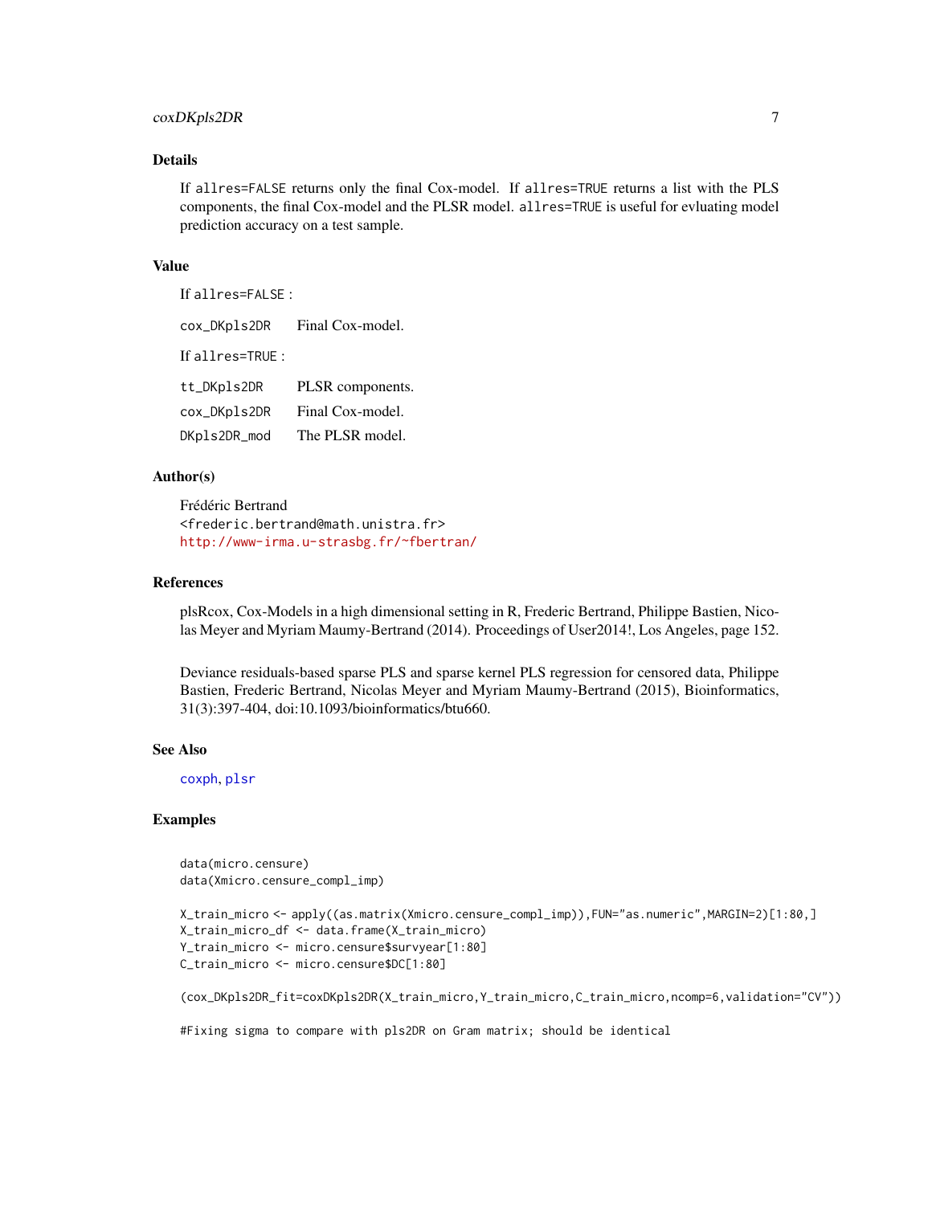### Details

If `allres=FALSE` returns only the final Cox-model. If `allres=TRUE` returns a list with the PLS components, the final Cox-model and the PLSR model. `allres=TRUE` is useful for evluating model prediction accuracy on a test sample.

### Value

If `allres=FALSE` :

| | |
|---|---|
| `cox_DKpls2DR` | Final Cox-model. |

If `allres=TRUE` :

| | |
|---|---|
| `tt_DKpls2DR` | PLSR components. |
| `cox_DKpls2DR` | Final Cox-model. |
| `DKpls2DR_mod` | The PLSR model. |

### Author(s)

Frédéric Bertrand
<frederic.bertrand@math.unistra.fr>
http://www-irma.u-strasbg.fr/~fbertran/

### References

plsRcox, Cox-Models in a high dimensional setting in R, Frederic Bertrand, Philippe Bastien, Nicolas Meyer and Myriam Maumy-Bertrand (2014). Proceedings of User2014!, Los Angeles, page 152.

Deviance residuals-based sparse PLS and sparse kernel PLS regression for censored data, Philippe Bastien, Frederic Bertrand, Nicolas Meyer and Myriam Maumy-Bertrand (2015), Bioinformatics, 31(3):397-404, doi:10.1093/bioinformatics/btu660.

### See Also

`coxph`, `plsr`

### Examples

```
data(micro.censure)
data(Xmicro.censure_compl_imp)

X_train_micro <- apply((as.matrix(Xmicro.censure_compl_imp)),FUN="as.numeric",MARGIN=2)[1:80,]
X_train_micro_df <- data.frame(X_train_micro)
Y_train_micro <- micro.censure$survyear[1:80]
C_train_micro <- micro.censure$DC[1:80]

(cox_DKpls2DR_fit=coxDKpls2DR(X_train_micro,Y_train_micro,C_train_micro,ncomp=6,validation="CV"))

#Fixing sigma to compare with pls2DR on Gram matrix; should be identical
```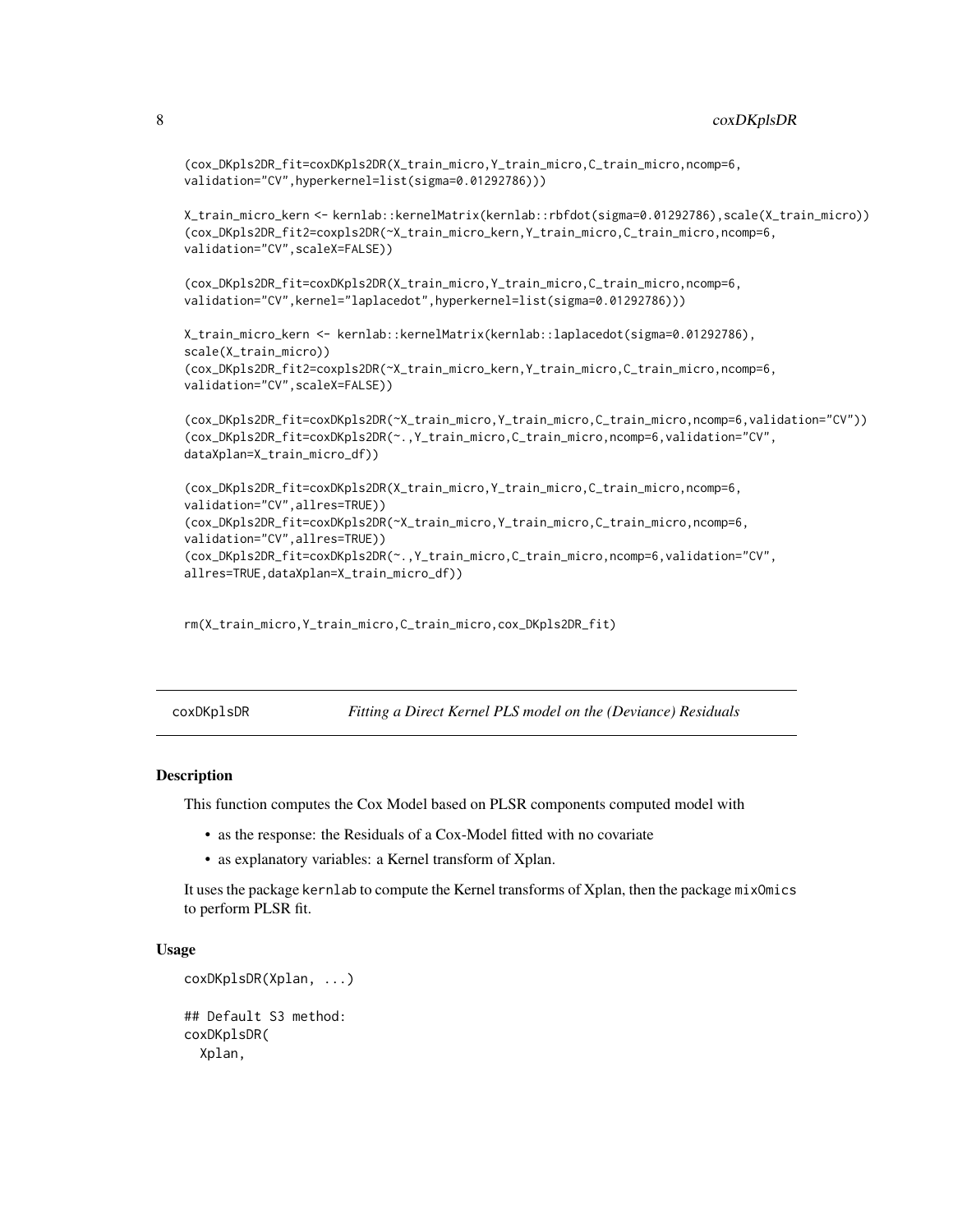```
(cox_DKpls2DR_fit=coxDKpls2DR(X_train_micro,Y_train_micro,C_train_micro,ncomp=6,
validation="CV",hyperkernel=list(sigma=0.01292786)))

X_train_micro_kern <- kernlab::kernelMatrix(kernlab::rbfdot(sigma=0.01292786),scale(X_train_micro))
(cox_DKpls2DR_fit2=coxpls2DR(~X_train_micro_kern,Y_train_micro,C_train_micro,ncomp=6,
validation="CV",scaleX=FALSE))

(cox_DKpls2DR_fit=coxDKpls2DR(X_train_micro,Y_train_micro,C_train_micro,ncomp=6,
validation="CV",kernel="laplacedot",hyperkernel=list(sigma=0.01292786)))

X_train_micro_kern <- kernlab::kernelMatrix(kernlab::laplacedot(sigma=0.01292786),
scale(X_train_micro))
(cox_DKpls2DR_fit2=coxpls2DR(~X_train_micro_kern,Y_train_micro,C_train_micro,ncomp=6,
validation="CV",scaleX=FALSE))

(cox_DKpls2DR_fit=coxDKpls2DR(~X_train_micro,Y_train_micro,C_train_micro,ncomp=6,validation="CV"))
(cox_DKpls2DR_fit=coxDKpls2DR(~.,Y_train_micro,C_train_micro,ncomp=6,validation="CV",
dataXplan=X_train_micro_df))

(cox_DKpls2DR_fit=coxDKpls2DR(X_train_micro,Y_train_micro,C_train_micro,ncomp=6,
validation="CV",allres=TRUE))
(cox_DKpls2DR_fit=coxDKpls2DR(~X_train_micro,Y_train_micro,C_train_micro,ncomp=6,
validation="CV",allres=TRUE))
(cox_DKpls2DR_fit=coxDKpls2DR(~.,Y_train_micro,C_train_micro,ncomp=6,validation="CV",
allres=TRUE,dataXplan=X_train_micro_df))


rm(X_train_micro,Y_train_micro,C_train_micro,cox_DKpls2DR_fit)
```

## coxDKplsDR *Fitting a Direct Kernel PLS model on the (Deviance) Residuals*

### Description

This function computes the Cox Model based on PLSR components computed model with

- as the response: the Residuals of a Cox-Model fitted with no covariate
- as explanatory variables: a Kernel transform of Xplan.

It uses the package kernlab to compute the Kernel transforms of Xplan, then the package mixOmics to perform PLSR fit.

### Usage

```
coxDKplsDR(Xplan, ...)

## Default S3 method:
coxDKplsDR(
  Xplan,
```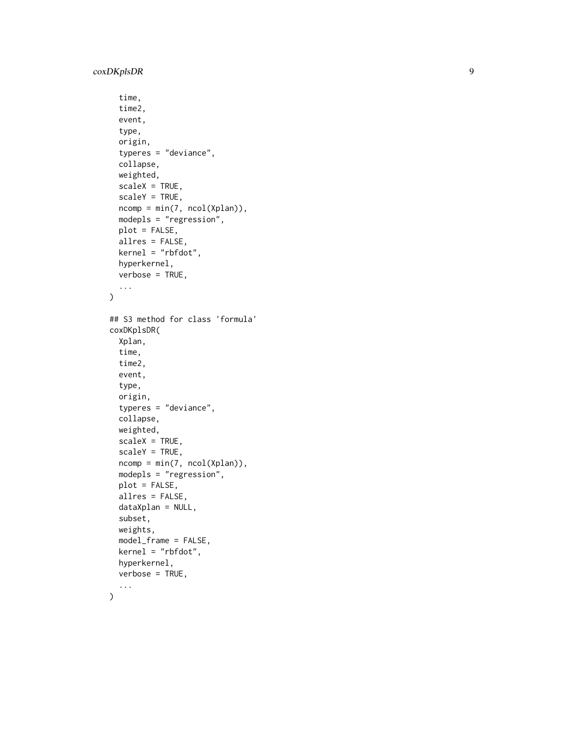```
  time,
  time2,
  event,
  type,
  origin,
  typeres = "deviance",
  collapse,
  weighted,
  scaleX = TRUE,
  scaleY = TRUE,
  ncomp = min(7, ncol(Xplan)),
  modepls = "regression",
  plot = FALSE,
  allres = FALSE,
  kernel = "rbfdot",
  hyperkernel,
  verbose = TRUE,
  ...
)

## S3 method for class 'formula'
coxDKplsDR(
  Xplan,
  time,
  time2,
  event,
  type,
  origin,
  typeres = "deviance",
  collapse,
  weighted,
  scaleX = TRUE,
  scaleY = TRUE,
  ncomp = min(7, ncol(Xplan)),
  modepls = "regression",
  plot = FALSE,
  allres = FALSE,
  dataXplan = NULL,
  subset,
  weights,
  model_frame = FALSE,
  kernel = "rbfdot",
  hyperkernel,
  verbose = TRUE,
  ...
)
```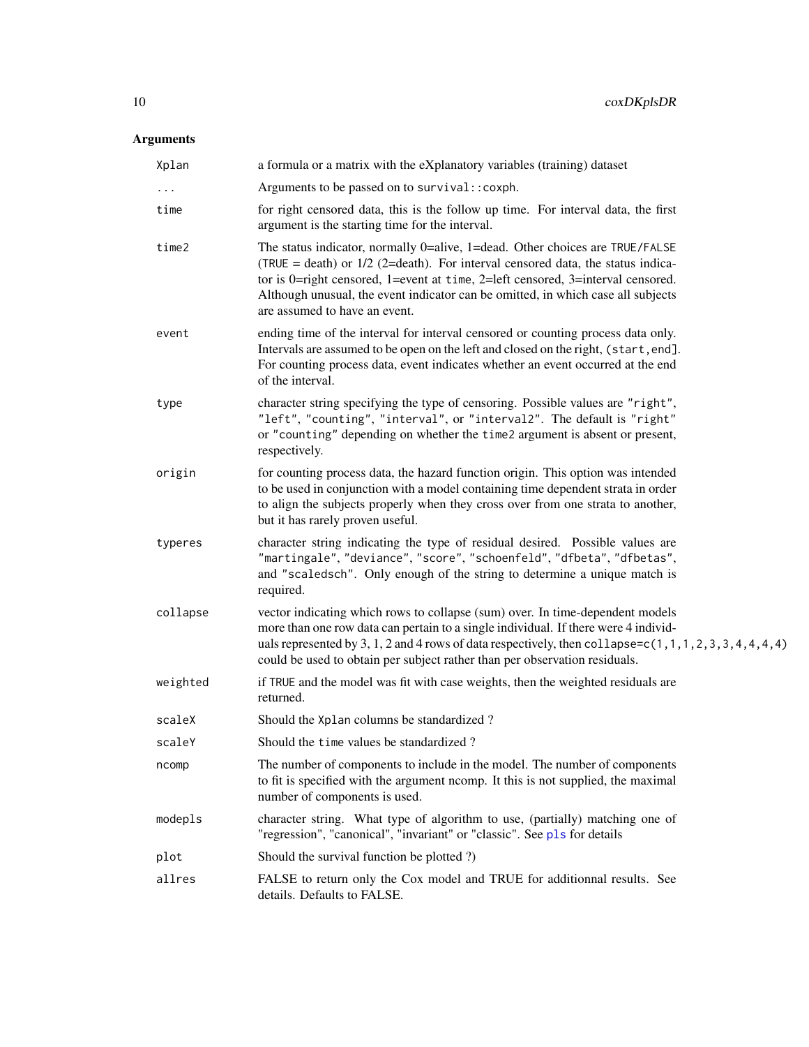## Arguments

| | |
|---|---|
| `Xplan` | a formula or a matrix with the eXplanatory variables (training) dataset |
| `...` | Arguments to be passed on to `survival::coxph`. |
| `time` | for right censored data, this is the follow up time. For interval data, the first argument is the starting time for the interval. |
| `time2` | The status indicator, normally 0=alive, 1=dead. Other choices are `TRUE`/`FALSE` (`TRUE` = death) or 1/2 (2=death). For interval censored data, the status indicator is 0=right censored, 1=event at `time`, 2=left censored, 3=interval censored. Although unusual, the event indicator can be omitted, in which case all subjects are assumed to have an event. |
| `event` | ending time of the interval for interval censored or counting process data only. Intervals are assumed to be open on the left and closed on the right, `(start,end]`. For counting process data, event indicates whether an event occurred at the end of the interval. |
| `type` | character string specifying the type of censoring. Possible values are `"right"`, `"left"`, `"counting"`, `"interval"`, or `"interval2"`. The default is `"right"` or `"counting"` depending on whether the `time2` argument is absent or present, respectively. |
| `origin` | for counting process data, the hazard function origin. This option was intended to be used in conjunction with a model containing time dependent strata in order to align the subjects properly when they cross over from one strata to another, but it has rarely proven useful. |
| `typeres` | character string indicating the type of residual desired. Possible values are `"martingale"`, `"deviance"`, `"score"`, `"schoenfeld"`, `"dfbeta"`, `"dfbetas"`, and `"scaledsch"`. Only enough of the string to determine a unique match is required. |
| `collapse` | vector indicating which rows to collapse (sum) over. In time-dependent models more than one row data can pertain to a single individual. If there were 4 individuals represented by 3, 1, 2 and 4 rows of data respectively, then `collapse=c(1,1,1,2,3,3,4,4,4,4)` could be used to obtain per subject rather than per observation residuals. |
| `weighted` | if `TRUE` and the model was fit with case weights, then the weighted residuals are returned. |
| `scaleX` | Should the `Xplan` columns be standardized ? |
| `scaleY` | Should the `time` values be standardized ? |
| `ncomp` | The number of components to include in the model. The number of components to fit is specified with the argument ncomp. It this is not supplied, the maximal number of components is used. |
| `modepls` | character string. What type of algorithm to use, (partially) matching one of "regression", "canonical", "invariant" or "classic". See `pls` for details |
| `plot` | Should the survival function be plotted ?) |
| `allres` | FALSE to return only the Cox model and TRUE for additionnal results. See details. Defaults to FALSE. |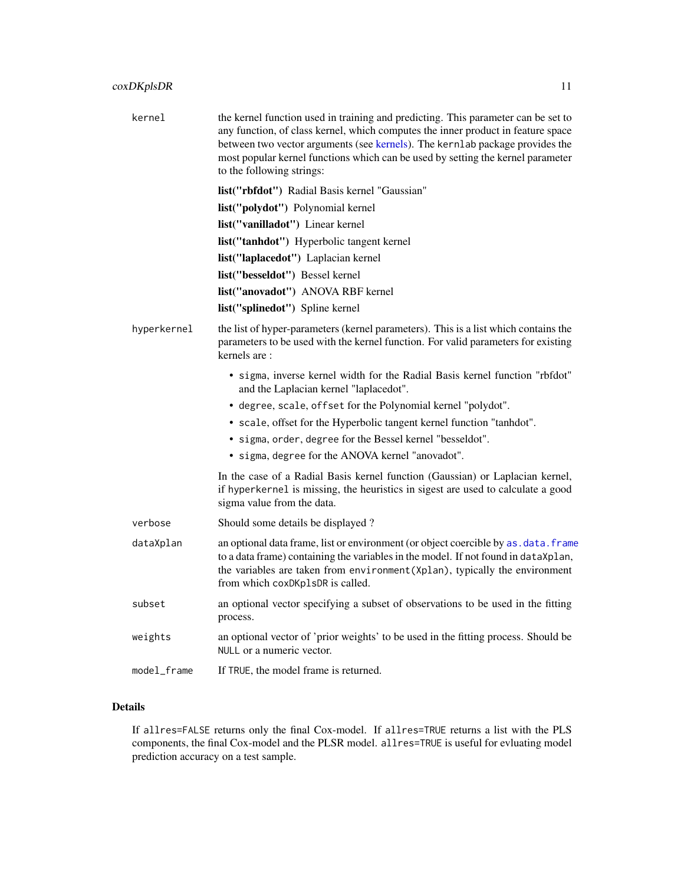`kernel`
: the kernel function used in training and predicting. This parameter can be set to any function, of class kernel, which computes the inner product in feature space between two vector arguments (see kernels). The `kernlab` package provides the most popular kernel functions which can be used by setting the kernel parameter to the following strings:

  **list("rbfdot")** Radial Basis kernel "Gaussian"

  **list("polydot")** Polynomial kernel

  **list("vanilladot")** Linear kernel

  **list("tanhdot")** Hyperbolic tangent kernel

  **list("laplacedot")** Laplacian kernel

  **list("besseldot")** Bessel kernel

  **list("anovadot")** ANOVA RBF kernel

  **list("splinedot")** Spline kernel

`hyperkernel`
: the list of hyper-parameters (kernel parameters). This is a list which contains the parameters to be used with the kernel function. For valid parameters for existing kernels are :

  - `sigma`, inverse kernel width for the Radial Basis kernel function "rbfdot" and the Laplacian kernel "laplacedot".
  - `degree`, `scale`, `offset` for the Polynomial kernel "polydot".
  - `scale`, offset for the Hyperbolic tangent kernel function "tanhdot".
  - `sigma`, `order`, `degree` for the Bessel kernel "besseldot".
  - `sigma`, `degree` for the ANOVA kernel "anovadot".

  In the case of a Radial Basis kernel function (Gaussian) or Laplacian kernel, if `hyperkernel` is missing, the heuristics in sigest are used to calculate a good sigma value from the data.

`verbose`
: Should some details be displayed ?

`dataXplan`
: an optional data frame, list or environment (or object coercible by `as.data.frame` to a data frame) containing the variables in the model. If not found in `dataXplan`, the variables are taken from `environment(Xplan)`, typically the environment from which `coxDKplsDR` is called.

`subset`
: an optional vector specifying a subset of observations to be used in the fitting process.

`weights`
: an optional vector of 'prior weights' to be used in the fitting process. Should be `NULL` or a numeric vector.

`model_frame`
: If `TRUE`, the model frame is returned.

## Details

If `allres=FALSE` returns only the final Cox-model. If `allres=TRUE` returns a list with the PLS components, the final Cox-model and the PLSR model. `allres=TRUE` is useful for evluating model prediction accuracy on a test sample.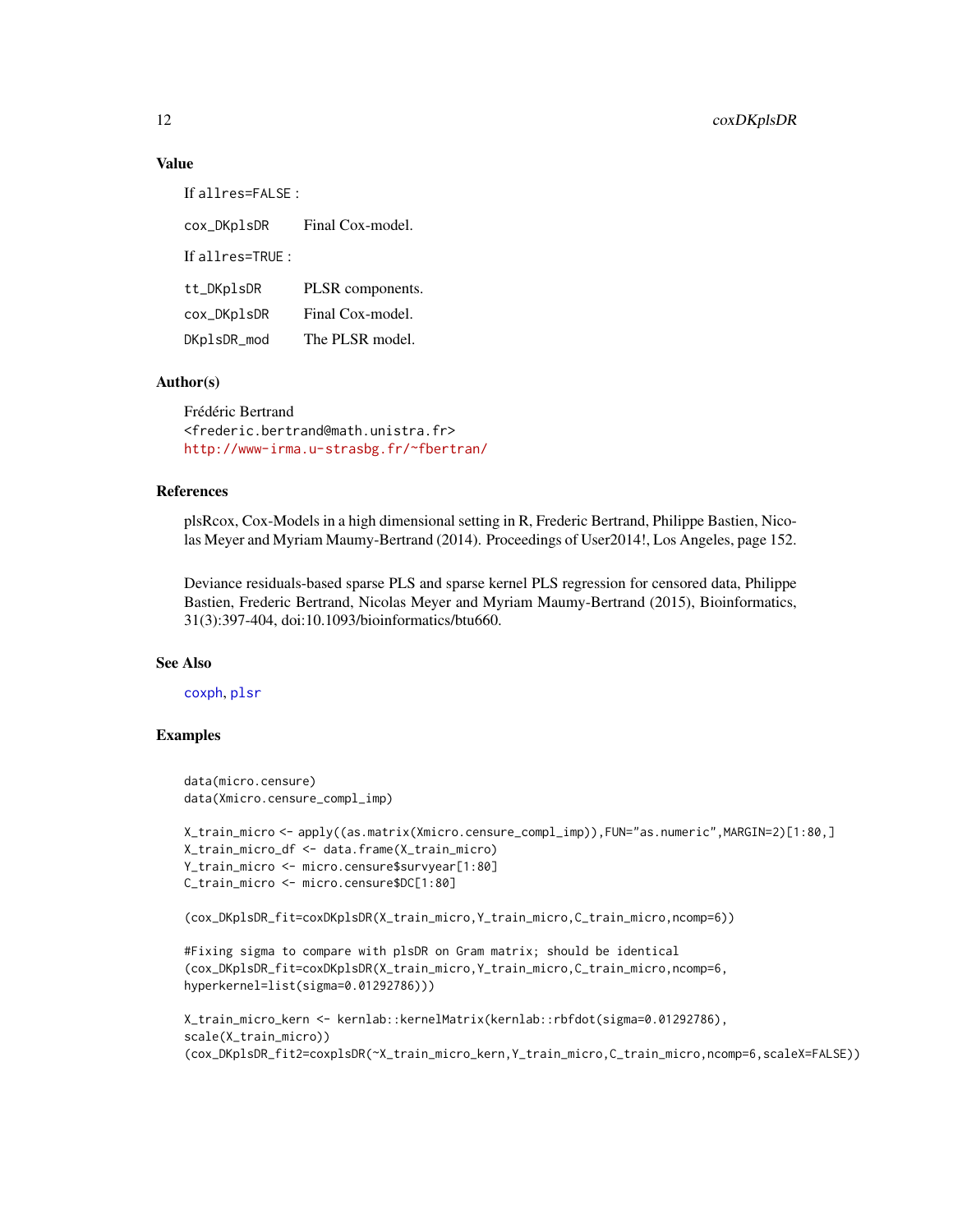## Value

If allres=FALSE :

| | |
|---|---|
| cox_DKplsDR | Final Cox-model. |

If allres=TRUE :

| | |
|---|---|
| tt_DKplsDR | PLSR components. |
| cox_DKplsDR | Final Cox-model. |
| DKplsDR_mod | The PLSR model. |

## Author(s)

Frédéric Bertrand
<frederic.bertrand@math.unistra.fr>
http://www-irma.u-strasbg.fr/~fbertran/

## References

plsRcox, Cox-Models in a high dimensional setting in R, Frederic Bertrand, Philippe Bastien, Nicolas Meyer and Myriam Maumy-Bertrand (2014). Proceedings of User2014!, Los Angeles, page 152.

Deviance residuals-based sparse PLS and sparse kernel PLS regression for censored data, Philippe Bastien, Frederic Bertrand, Nicolas Meyer and Myriam Maumy-Bertrand (2015), Bioinformatics, 31(3):397-404, doi:10.1093/bioinformatics/btu660.

## See Also

coxph, plsr

## Examples

```
data(micro.censure)
data(Xmicro.censure_compl_imp)

X_train_micro <- apply((as.matrix(Xmicro.censure_compl_imp)),FUN="as.numeric",MARGIN=2)[1:80,]
X_train_micro_df <- data.frame(X_train_micro)
Y_train_micro <- micro.censure$survyear[1:80]
C_train_micro <- micro.censure$DC[1:80]

(cox_DKplsDR_fit=coxDKplsDR(X_train_micro,Y_train_micro,C_train_micro,ncomp=6))

#Fixing sigma to compare with plsDR on Gram matrix; should be identical
(cox_DKplsDR_fit=coxDKplsDR(X_train_micro,Y_train_micro,C_train_micro,ncomp=6,
hyperkernel=list(sigma=0.01292786)))

X_train_micro_kern <- kernlab::kernelMatrix(kernlab::rbfdot(sigma=0.01292786),
scale(X_train_micro))
(cox_DKplsDR_fit2=coxplsDR(~X_train_micro_kern,Y_train_micro,C_train_micro,ncomp=6,scaleX=FALSE))
```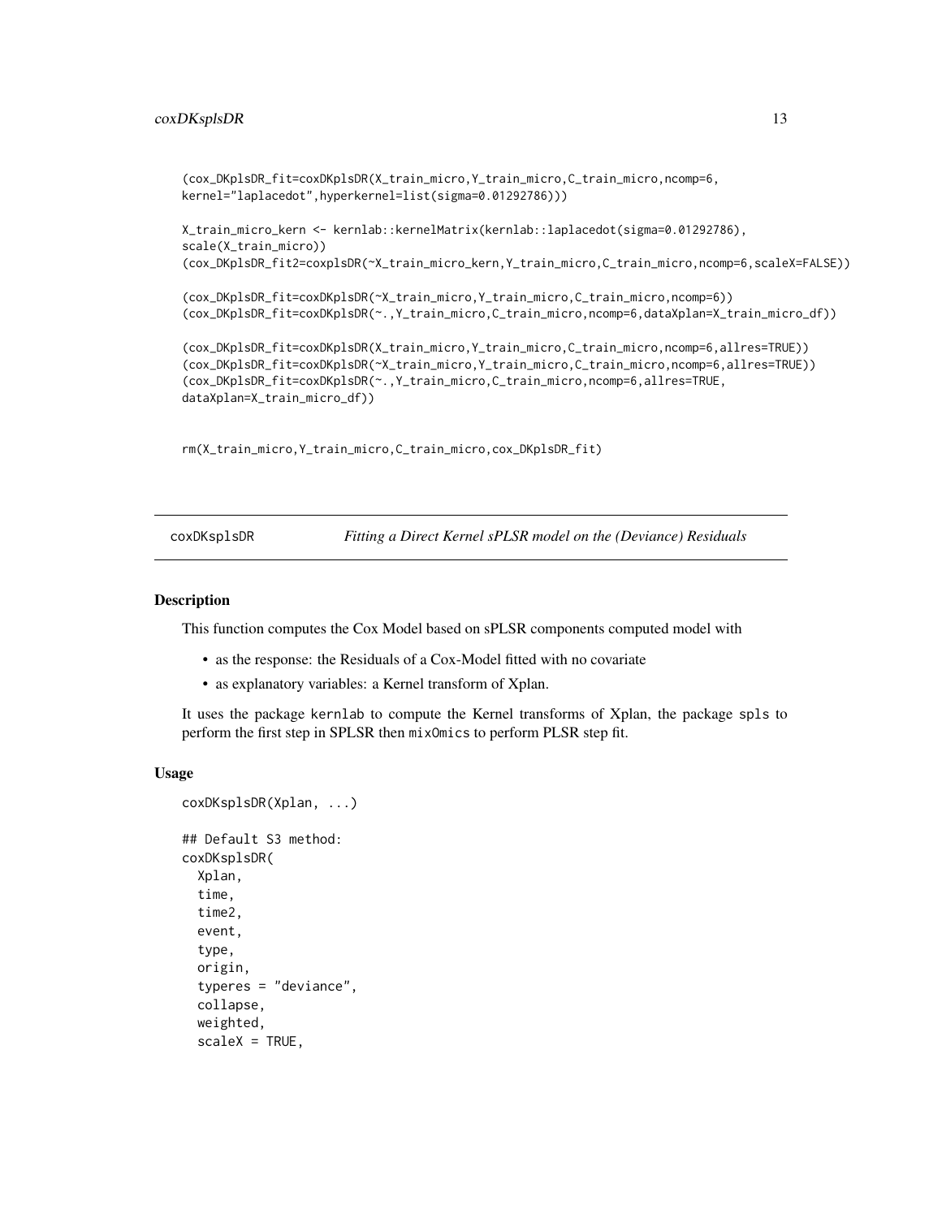```
(cox_DKplsDR_fit=coxDKplsDR(X_train_micro,Y_train_micro,C_train_micro,ncomp=6,
kernel="laplacedot",hyperkernel=list(sigma=0.01292786)))

X_train_micro_kern <- kernlab::kernelMatrix(kernlab::laplacedot(sigma=0.01292786),
scale(X_train_micro))
(cox_DKplsDR_fit2=coxplsDR(~X_train_micro_kern,Y_train_micro,C_train_micro,ncomp=6,scaleX=FALSE))

(cox_DKplsDR_fit=coxDKplsDR(~X_train_micro,Y_train_micro,C_train_micro,ncomp=6))
(cox_DKplsDR_fit=coxDKplsDR(~.,Y_train_micro,C_train_micro,ncomp=6,dataXplan=X_train_micro_df))

(cox_DKplsDR_fit=coxDKplsDR(X_train_micro,Y_train_micro,C_train_micro,ncomp=6,allres=TRUE))
(cox_DKplsDR_fit=coxDKplsDR(~X_train_micro,Y_train_micro,C_train_micro,ncomp=6,allres=TRUE))
(cox_DKplsDR_fit=coxDKplsDR(~.,Y_train_micro,C_train_micro,ncomp=6,allres=TRUE,
dataXplan=X_train_micro_df))

rm(X_train_micro,Y_train_micro,C_train_micro,cox_DKplsDR_fit)
```

## coxDKsplsDR — *Fitting a Direct Kernel sPLSR model on the (Deviance) Residuals*

### Description

This function computes the Cox Model based on sPLSR components computed model with

- as the response: the Residuals of a Cox-Model fitted with no covariate
- as explanatory variables: a Kernel transform of Xplan.

It uses the package kernlab to compute the Kernel transforms of Xplan, the package spls to perform the first step in SPLSR then mixOmics to perform PLSR step fit.

### Usage

```
coxDKsplsDR(Xplan, ...)

## Default S3 method:
coxDKsplsDR(
  Xplan,
  time,
  time2,
  event,
  type,
  origin,
  typeres = "deviance",
  collapse,
  weighted,
  scaleX = TRUE,
```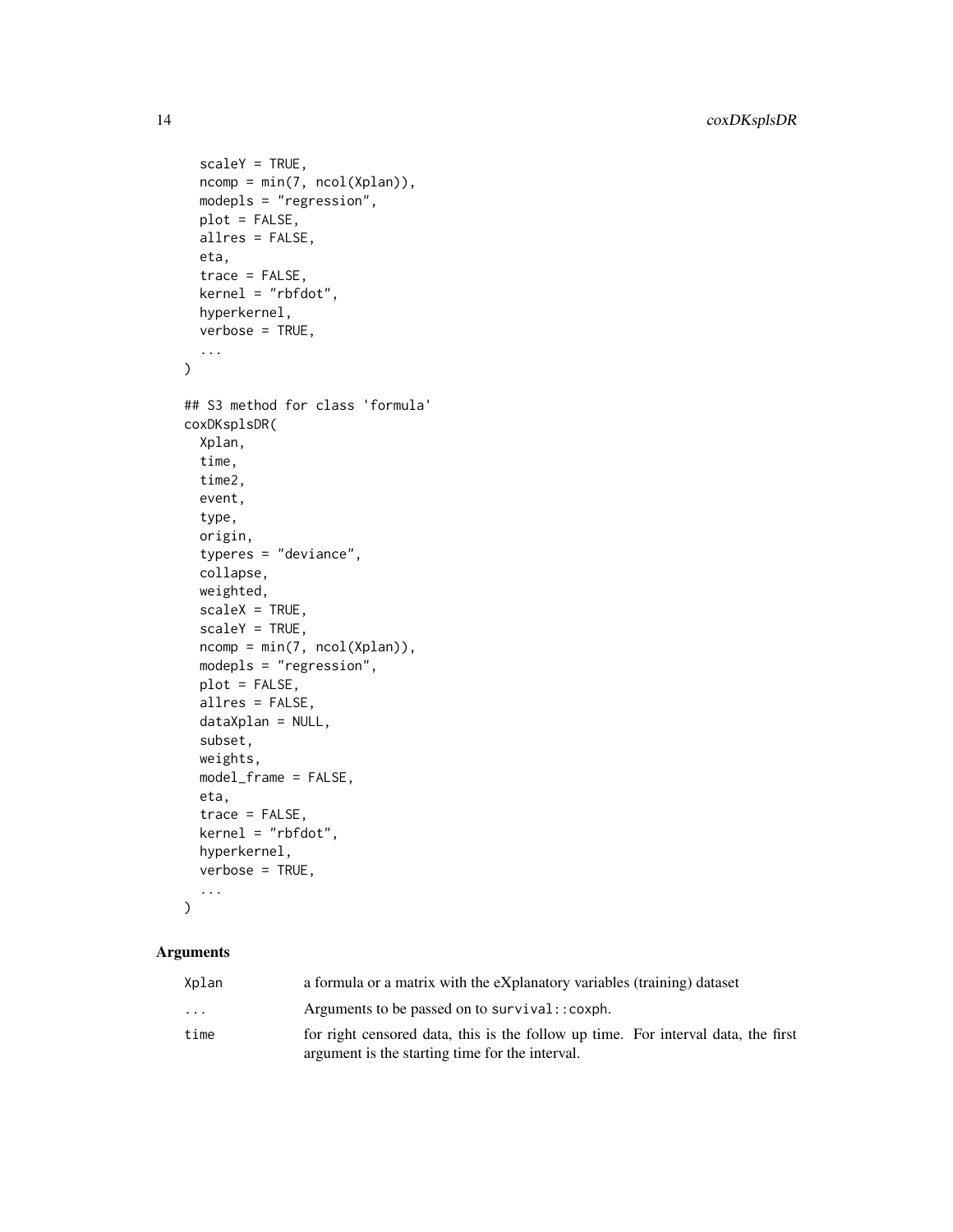```
  scaleY = TRUE,
  ncomp = min(7, ncol(Xplan)),
  modepls = "regression",
  plot = FALSE,
  allres = FALSE,
  eta,
  trace = FALSE,
  kernel = "rbfdot",
  hyperkernel,
  verbose = TRUE,
  ...
)

## S3 method for class 'formula'
coxDKsplsDR(
  Xplan,
  time,
  time2,
  event,
  type,
  origin,
  typeres = "deviance",
  collapse,
  weighted,
  scaleX = TRUE,
  scaleY = TRUE,
  ncomp = min(7, ncol(Xplan)),
  modepls = "regression",
  plot = FALSE,
  allres = FALSE,
  dataXplan = NULL,
  subset,
  weights,
  model_frame = FALSE,
  eta,
  trace = FALSE,
  kernel = "rbfdot",
  hyperkernel,
  verbose = TRUE,
  ...
)
```

## Arguments

| | |
|---|---|
| `Xplan` | a formula or a matrix with the eXplanatory variables (training) dataset |
| `...` | Arguments to be passed on to `survival::coxph`. |
| `time` | for right censored data, this is the follow up time. For interval data, the first argument is the starting time for the interval. |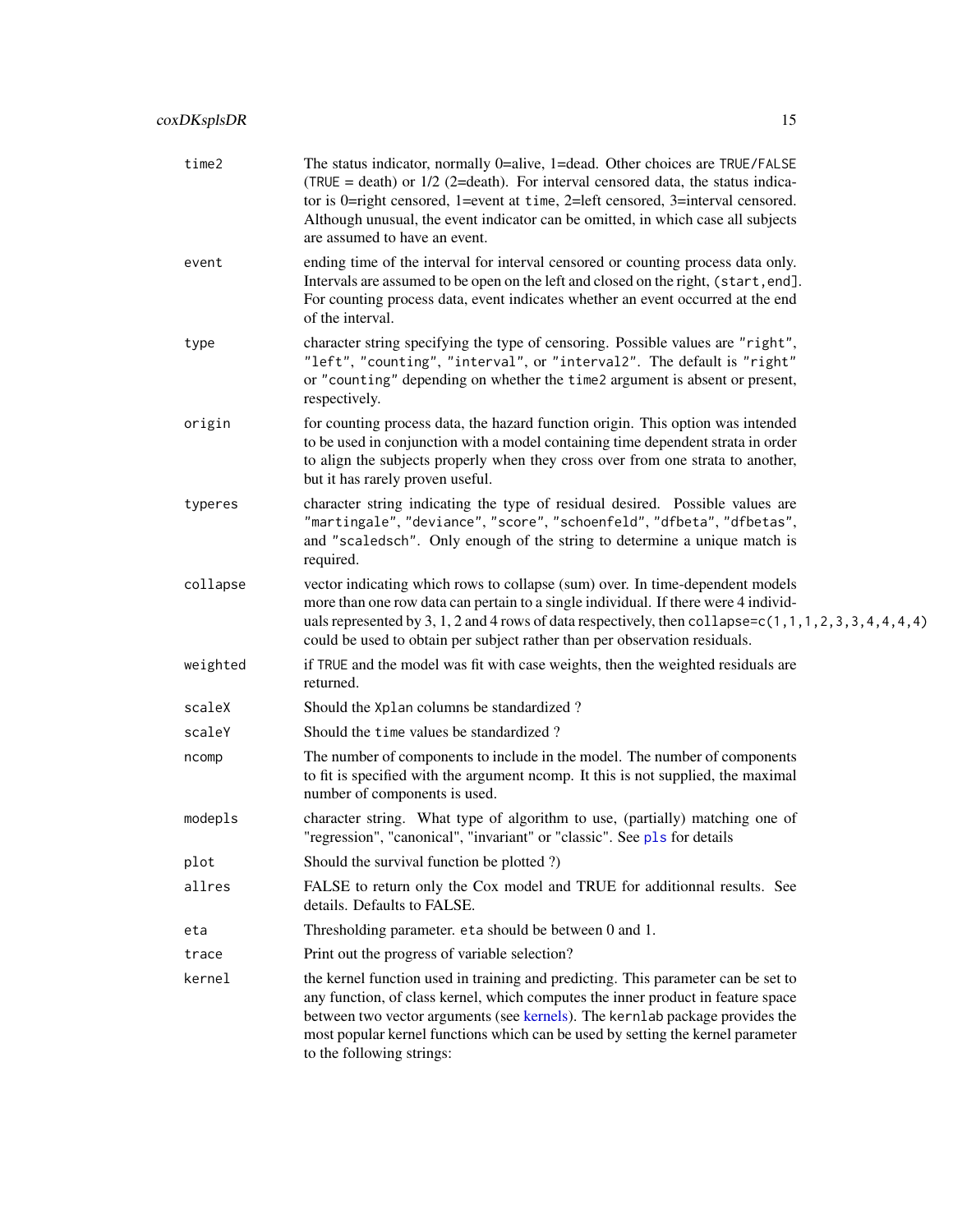| | |
|---|---|
| time2 | The status indicator, normally 0=alive, 1=dead. Other choices are `TRUE`/`FALSE` (`TRUE` = death) or 1/2 (2=death). For interval censored data, the status indicator is 0=right censored, 1=event at `time`, 2=left censored, 3=interval censored. Although unusual, the event indicator can be omitted, in which case all subjects are assumed to have an event. |
| event | ending time of the interval for interval censored or counting process data only. Intervals are assumed to be open on the left and closed on the right, `(start,end]`. For counting process data, event indicates whether an event occurred at the end of the interval. |
| type | character string specifying the type of censoring. Possible values are `"right"`, `"left"`, `"counting"`, `"interval"`, or `"interval2"`. The default is `"right"` or `"counting"` depending on whether the `time2` argument is absent or present, respectively. |
| origin | for counting process data, the hazard function origin. This option was intended to be used in conjunction with a model containing time dependent strata in order to align the subjects properly when they cross over from one strata to another, but it has rarely proven useful. |
| typeres | character string indicating the type of residual desired. Possible values are `"martingale"`, `"deviance"`, `"score"`, `"schoenfeld"`, `"dfbeta"`, `"dfbetas"`, and `"scaledsch"`. Only enough of the string to determine a unique match is required. |
| collapse | vector indicating which rows to collapse (sum) over. In time-dependent models more than one row data can pertain to a single individual. If there were 4 individuals represented by 3, 1, 2 and 4 rows of data respectively, then `collapse=c(1,1,1,2,3,3,4,4,4,4)` could be used to obtain per subject rather than per observation residuals. |
| weighted | if `TRUE` and the model was fit with case weights, then the weighted residuals are returned. |
| scaleX | Should the `Xplan` columns be standardized ? |
| scaleY | Should the `time` values be standardized ? |
| ncomp | The number of components to include in the model. The number of components to fit is specified with the argument ncomp. It this is not supplied, the maximal number of components is used. |
| modepls | character string. What type of algorithm to use, (partially) matching one of "regression", "canonical", "invariant" or "classic". See `pls` for details |
| plot | Should the survival function be plotted ?) |
| allres | FALSE to return only the Cox model and TRUE for additionnal results. See details. Defaults to FALSE. |
| eta | Thresholding parameter. `eta` should be between 0 and 1. |
| trace | Print out the progress of variable selection? |
| kernel | the kernel function used in training and predicting. This parameter can be set to any function, of class kernel, which computes the inner product in feature space between two vector arguments (see kernels). The `kernlab` package provides the most popular kernel functions which can be used by setting the kernel parameter to the following strings: |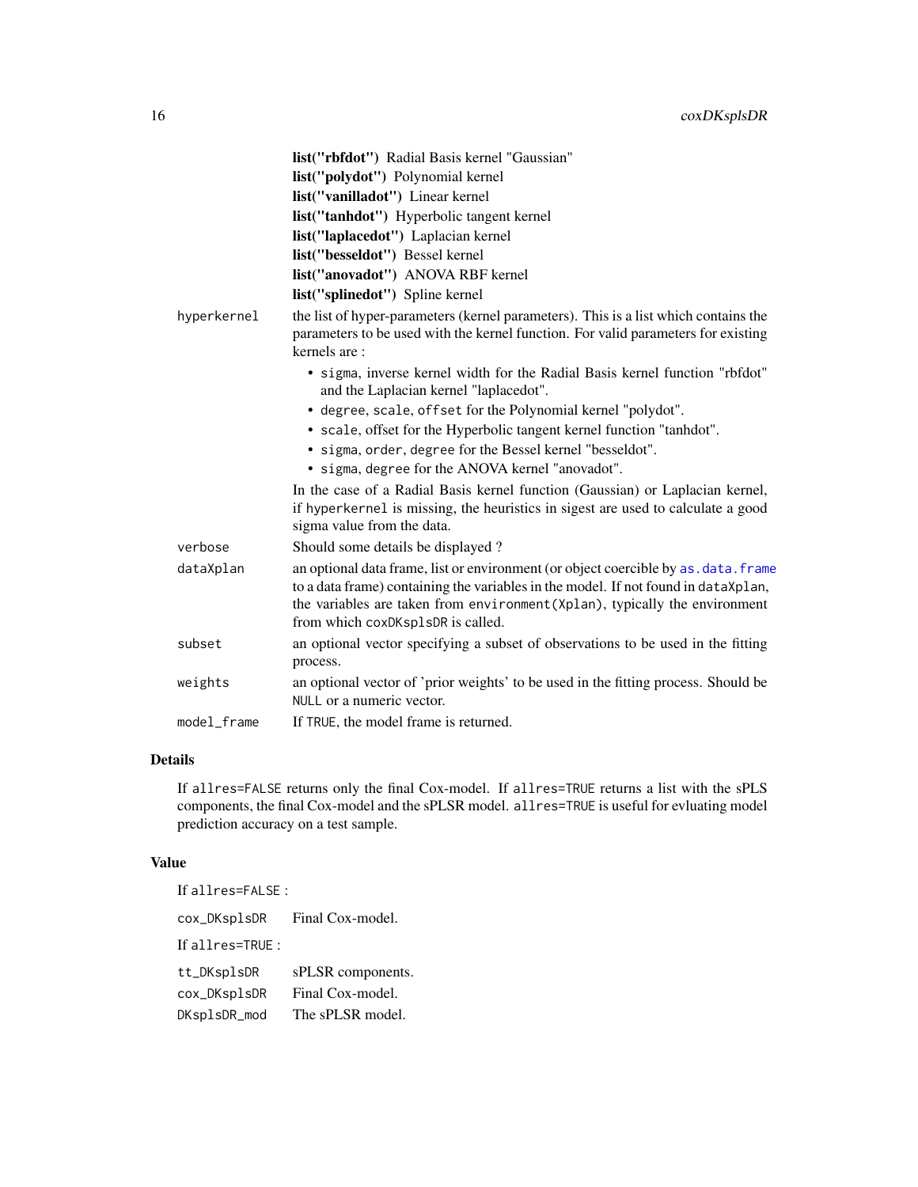**list("rbfdot")** Radial Basis kernel "Gaussian"
**list("polydot")** Polynomial kernel
**list("vanilladot")** Linear kernel
**list("tanhdot")** Hyperbolic tangent kernel
**list("laplacedot")** Laplacian kernel
**list("besseldot")** Bessel kernel
**list("anovadot")** ANOVA RBF kernel
**list("splinedot")** Spline kernel

`hyperkernel`
: the list of hyper-parameters (kernel parameters). This is a list which contains the parameters to be used with the kernel function. For valid parameters for existing kernels are :
    - `sigma`, inverse kernel width for the Radial Basis kernel function "rbfdot" and the Laplacian kernel "laplacedot".
    - `degree`, `scale`, `offset` for the Polynomial kernel "polydot".
    - `scale`, offset for the Hyperbolic tangent kernel function "tanhdot".
    - `sigma`, `order`, `degree` for the Bessel kernel "besseldot".
    - `sigma`, `degree` for the ANOVA kernel "anovadot".

  In the case of a Radial Basis kernel function (Gaussian) or Laplacian kernel, if `hyperkernel` is missing, the heuristics in sigest are used to calculate a good sigma value from the data.

`verbose`
: Should some details be displayed ?

`dataXplan`
: an optional data frame, list or environment (or object coercible by `as.data.frame` to a data frame) containing the variables in the model. If not found in `dataXplan`, the variables are taken from `environment(Xplan)`, typically the environment from which `coxDKsplsDR` is called.

`subset`
: an optional vector specifying a subset of observations to be used in the fitting process.

`weights`
: an optional vector of 'prior weights' to be used in the fitting process. Should be `NULL` or a numeric vector.

`model_frame`
: If `TRUE`, the model frame is returned.

## Details

If `allres=FALSE` returns only the final Cox-model. If `allres=TRUE` returns a list with the sPLS components, the final Cox-model and the sPLSR model. `allres=TRUE` is useful for evluating model prediction accuracy on a test sample.

## Value

If `allres=FALSE` :

`cox_DKsplsDR`
: Final Cox-model.

If `allres=TRUE` :

`tt_DKsplsDR`
: sPLSR components.

`cox_DKsplsDR`
: Final Cox-model.

`DKsplsDR_mod`
: The sPLSR model.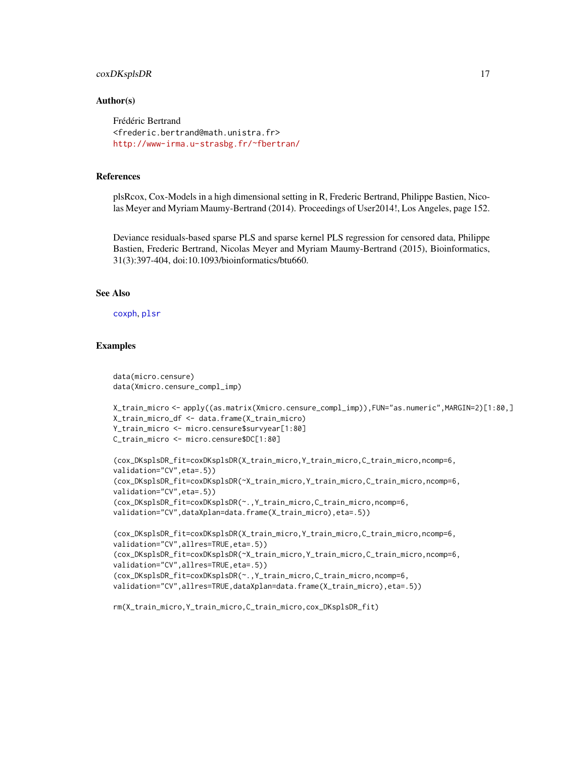## Author(s)

Frédéric Bertrand
<frederic.bertrand@math.unistra.fr>
http://www-irma.u-strasbg.fr/~fbertran/

## References

plsRcox, Cox-Models in a high dimensional setting in R, Frederic Bertrand, Philippe Bastien, Nicolas Meyer and Myriam Maumy-Bertrand (2014). Proceedings of User2014!, Los Angeles, page 152.

Deviance residuals-based sparse PLS and sparse kernel PLS regression for censored data, Philippe Bastien, Frederic Bertrand, Nicolas Meyer and Myriam Maumy-Bertrand (2015), Bioinformatics, 31(3):397-404, doi:10.1093/bioinformatics/btu660.

## See Also

coxph, plsr

## Examples

```
data(micro.censure)
data(Xmicro.censure_compl_imp)

X_train_micro <- apply((as.matrix(Xmicro.censure_compl_imp)),FUN="as.numeric",MARGIN=2)[1:80,]
X_train_micro_df <- data.frame(X_train_micro)
Y_train_micro <- micro.censure$survyear[1:80]
C_train_micro <- micro.censure$DC[1:80]

(cox_DKsplsDR_fit=coxDKsplsDR(X_train_micro,Y_train_micro,C_train_micro,ncomp=6,
validation="CV",eta=.5))
(cox_DKsplsDR_fit=coxDKsplsDR(~X_train_micro,Y_train_micro,C_train_micro,ncomp=6,
validation="CV",eta=.5))
(cox_DKsplsDR_fit=coxDKsplsDR(~.,Y_train_micro,C_train_micro,ncomp=6,
validation="CV",dataXplan=data.frame(X_train_micro),eta=.5))

(cox_DKsplsDR_fit=coxDKsplsDR(X_train_micro,Y_train_micro,C_train_micro,ncomp=6,
validation="CV",allres=TRUE,eta=.5))
(cox_DKsplsDR_fit=coxDKsplsDR(~X_train_micro,Y_train_micro,C_train_micro,ncomp=6,
validation="CV",allres=TRUE,eta=.5))
(cox_DKsplsDR_fit=coxDKsplsDR(~.,Y_train_micro,C_train_micro,ncomp=6,
validation="CV",allres=TRUE,dataXplan=data.frame(X_train_micro),eta=.5))

rm(X_train_micro,Y_train_micro,C_train_micro,cox_DKsplsDR_fit)
```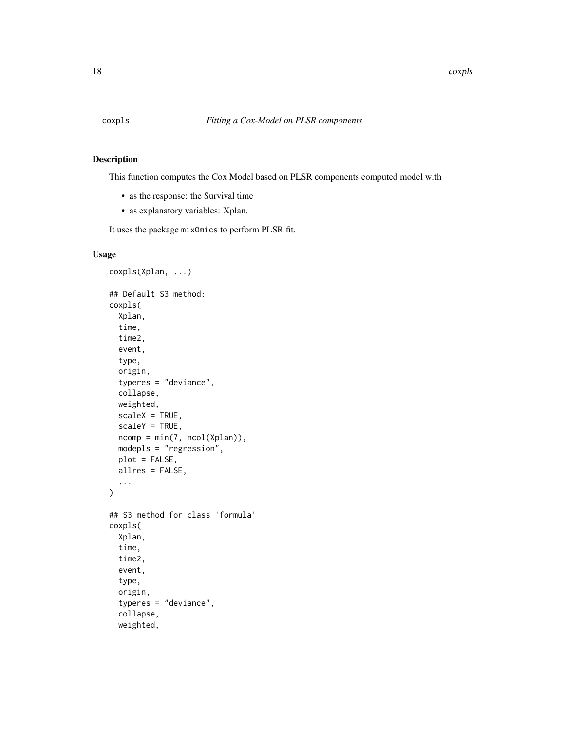coxpls — *Fitting a Cox-Model on PLSR components*

## Description

This function computes the Cox Model based on PLSR components computed model with

- as the response: the Survival time
- as explanatory variables: Xplan.

It uses the package `mixOmics` to perform PLSR fit.

## Usage

```
coxpls(Xplan, ...)

## Default S3 method:
coxpls(
  Xplan,
  time,
  time2,
  event,
  type,
  origin,
  typeres = "deviance",
  collapse,
  weighted,
  scaleX = TRUE,
  scaleY = TRUE,
  ncomp = min(7, ncol(Xplan)),
  modepls = "regression",
  plot = FALSE,
  allres = FALSE,
  ...
)

## S3 method for class 'formula'
coxpls(
  Xplan,
  time,
  time2,
  event,
  type,
  origin,
  typeres = "deviance",
  collapse,
  weighted,
```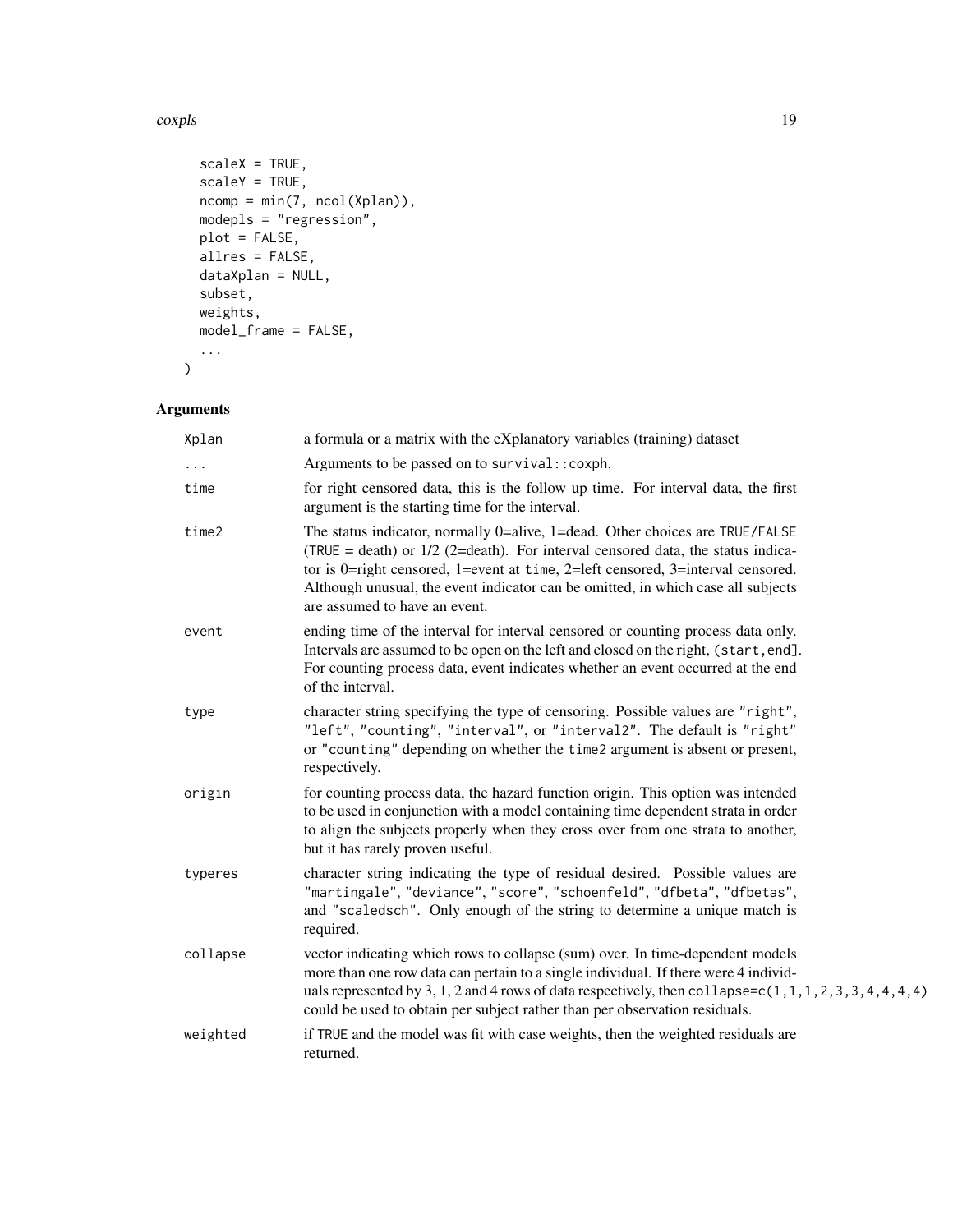```
  scaleX = TRUE,
  scaleY = TRUE,
  ncomp = min(7, ncol(Xplan)),
  modepls = "regression",
  plot = FALSE,
  allres = FALSE,
  dataXplan = NULL,
  subset,
  weights,
  model_frame = FALSE,
  ...
)
```

## Arguments

| | |
|---|---|
| Xplan | a formula or a matrix with the eXplanatory variables (training) dataset |
| ... | Arguments to be passed on to `survival::coxph`. |
| time | for right censored data, this is the follow up time. For interval data, the first argument is the starting time for the interval. |
| time2 | The status indicator, normally 0=alive, 1=dead. Other choices are TRUE/FALSE (TRUE = death) or 1/2 (2=death). For interval censored data, the status indicator is 0=right censored, 1=event at `time`, 2=left censored, 3=interval censored. Although unusual, the event indicator can be omitted, in which case all subjects are assumed to have an event. |
| event | ending time of the interval for interval censored or counting process data only. Intervals are assumed to be open on the left and closed on the right, `(start,end]`. For counting process data, event indicates whether an event occurred at the end of the interval. |
| type | character string specifying the type of censoring. Possible values are "right", "left", "counting", "interval", or "interval2". The default is "right" or "counting" depending on whether the `time2` argument is absent or present, respectively. |
| origin | for counting process data, the hazard function origin. This option was intended to be used in conjunction with a model containing time dependent strata in order to align the subjects properly when they cross over from one strata to another, but it has rarely proven useful. |
| typeres | character string indicating the type of residual desired. Possible values are "martingale", "deviance", "score", "schoenfeld", "dfbeta", "dfbetas", and "scaledsch". Only enough of the string to determine a unique match is required. |
| collapse | vector indicating which rows to collapse (sum) over. In time-dependent models more than one row data can pertain to a single individual. If there were 4 individuals represented by 3, 1, 2 and 4 rows of data respectively, then `collapse=c(1,1,1,2,3,3,4,4,4,4)` could be used to obtain per subject rather than per observation residuals. |
| weighted | if TRUE and the model was fit with case weights, then the weighted residuals are returned. |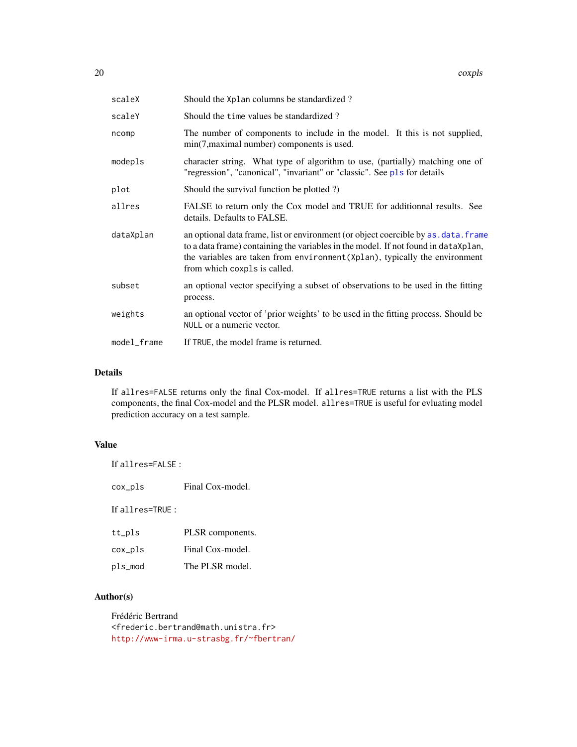| | |
|---|---|
| scaleX | Should the Xplan columns be standardized ? |
| scaleY | Should the time values be standardized ? |
| ncomp | The number of components to include in the model. It this is not supplied, min(7,maximal number) components is used. |
| modepls | character string. What type of algorithm to use, (partially) matching one of "regression", "canonical", "invariant" or "classic". See pls for details |
| plot | Should the survival function be plotted ?) |
| allres | FALSE to return only the Cox model and TRUE for additionnal results. See details. Defaults to FALSE. |
| dataXplan | an optional data frame, list or environment (or object coercible by as.data.frame to a data frame) containing the variables in the model. If not found in dataXplan, the variables are taken from environment(Xplan), typically the environment from which coxpls is called. |
| subset | an optional vector specifying a subset of observations to be used in the fitting process. |
| weights | an optional vector of 'prior weights' to be used in the fitting process. Should be NULL or a numeric vector. |
| model_frame | If TRUE, the model frame is returned. |

## Details

If allres=FALSE returns only the final Cox-model. If allres=TRUE returns a list with the PLS components, the final Cox-model and the PLSR model. allres=TRUE is useful for evluating model prediction accuracy on a test sample.

## Value

If allres=FALSE :

| | |
|---|---|
| cox_pls | Final Cox-model. |

If allres=TRUE :

| | |
|---|---|
| tt_pls | PLSR components. |
| cox_pls | Final Cox-model. |
| pls_mod | The PLSR model. |

## Author(s)

Frédéric Bertrand
<frederic.bertrand@math.unistra.fr>
http://www-irma.u-strasbg.fr/~fbertran/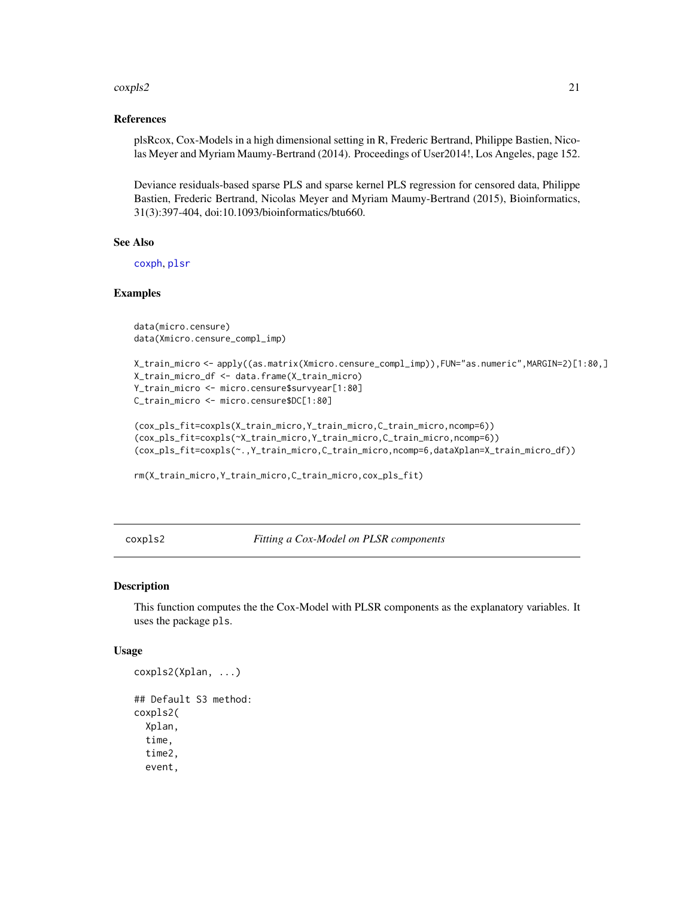### References

plsRcox, Cox-Models in a high dimensional setting in R, Frederic Bertrand, Philippe Bastien, Nicolas Meyer and Myriam Maumy-Bertrand (2014). Proceedings of User2014!, Los Angeles, page 152.

Deviance residuals-based sparse PLS and sparse kernel PLS regression for censored data, Philippe Bastien, Frederic Bertrand, Nicolas Meyer and Myriam Maumy-Bertrand (2015), Bioinformatics, 31(3):397-404, doi:10.1093/bioinformatics/btu660.

### See Also

coxph, plsr

### Examples

```
data(micro.censure)
data(Xmicro.censure_compl_imp)

X_train_micro <- apply((as.matrix(Xmicro.censure_compl_imp)),FUN="as.numeric",MARGIN=2)[1:80,]
X_train_micro_df <- data.frame(X_train_micro)
Y_train_micro <- micro.censure$survyear[1:80]
C_train_micro <- micro.censure$DC[1:80]

(cox_pls_fit=coxpls(X_train_micro,Y_train_micro,C_train_micro,ncomp=6))
(cox_pls_fit=coxpls(~X_train_micro,Y_train_micro,C_train_micro,ncomp=6))
(cox_pls_fit=coxpls(~.,Y_train_micro,C_train_micro,ncomp=6,dataXplan=X_train_micro_df))

rm(X_train_micro,Y_train_micro,C_train_micro,cox_pls_fit)
```

---

## coxpls2 &nbsp;&nbsp;&nbsp; *Fitting a Cox-Model on PLSR components*

### Description

This function computes the the Cox-Model with PLSR components as the explanatory variables. It uses the package pls.

### Usage

```
coxpls2(Xplan, ...)

## Default S3 method:
coxpls2(
  Xplan,
  time,
  time2,
  event,
```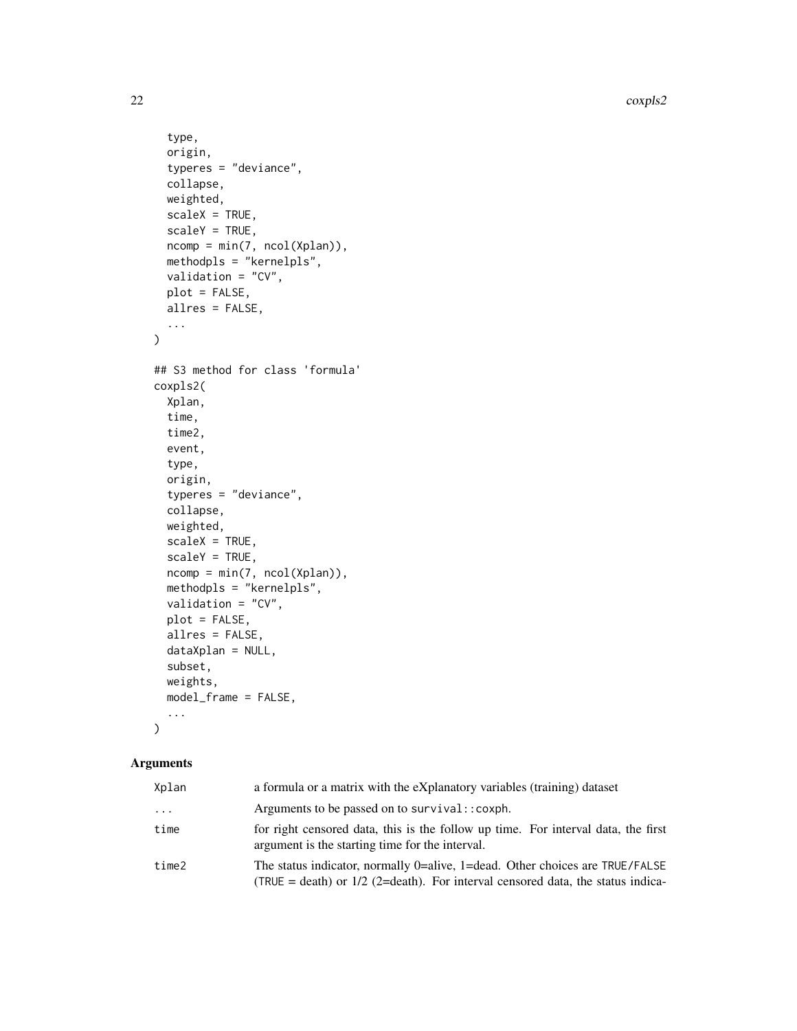```
  type,
  origin,
  typeres = "deviance",
  collapse,
  weighted,
  scaleX = TRUE,
  scaleY = TRUE,
  ncomp = min(7, ncol(Xplan)),
  methodpls = "kernelpls",
  validation = "CV",
  plot = FALSE,
  allres = FALSE,
  ...
)

## S3 method for class 'formula'
coxpls2(
  Xplan,
  time,
  time2,
  event,
  type,
  origin,
  typeres = "deviance",
  collapse,
  weighted,
  scaleX = TRUE,
  scaleY = TRUE,
  ncomp = min(7, ncol(Xplan)),
  methodpls = "kernelpls",
  validation = "CV",
  plot = FALSE,
  allres = FALSE,
  dataXplan = NULL,
  subset,
  weights,
  model_frame = FALSE,
  ...
)
```

## Arguments

| | |
|---|---|
| Xplan | a formula or a matrix with the eXplanatory variables (training) dataset |
| ... | Arguments to be passed on to survival::coxph. |
| time | for right censored data, this is the follow up time. For interval data, the first argument is the starting time for the interval. |
| time2 | The status indicator, normally 0=alive, 1=dead. Other choices are TRUE/FALSE (TRUE = death) or 1/2 (2=death). For interval censored data, the status indica- |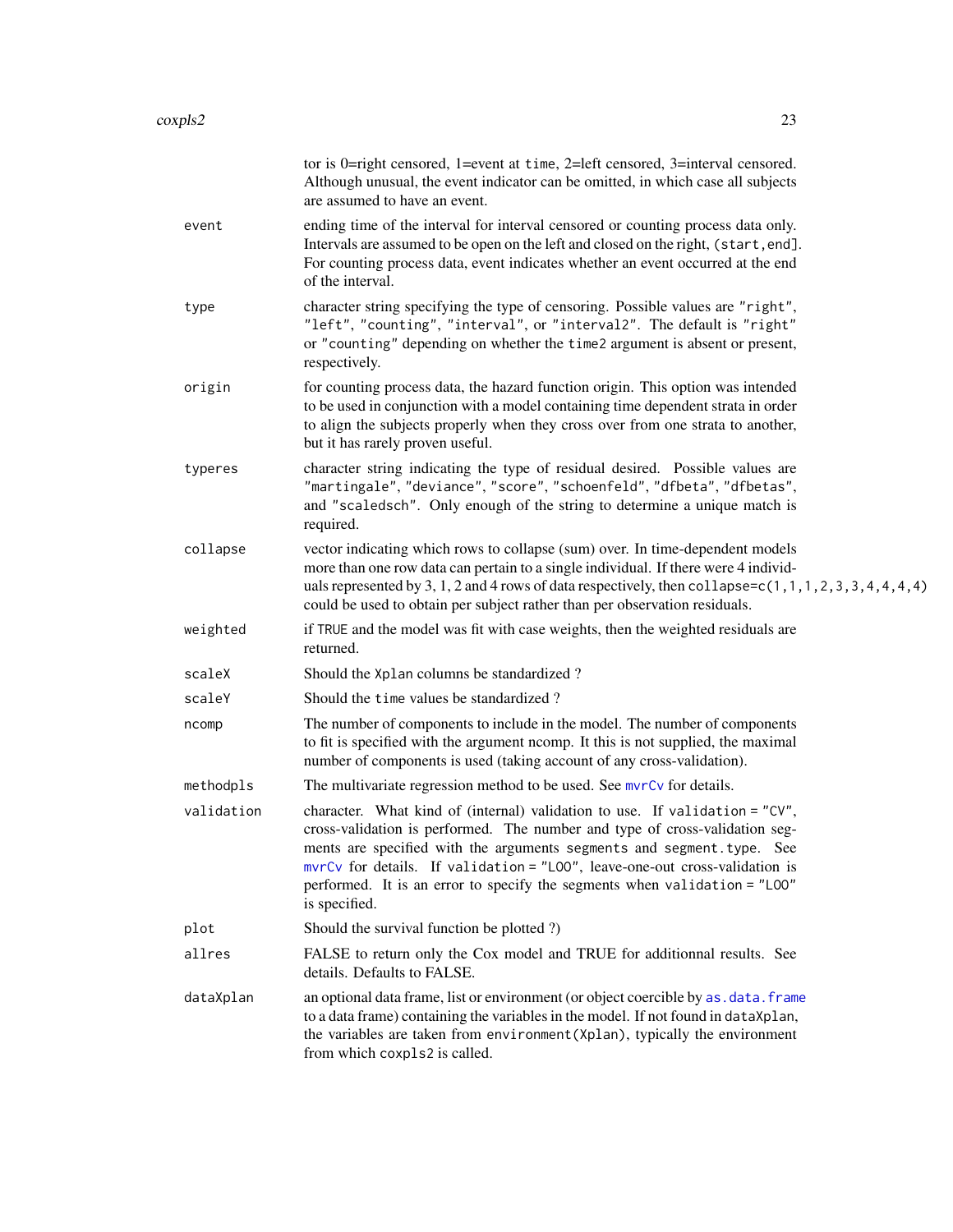tor is 0=right censored, 1=event at `time`, 2=left censored, 3=interval censored. Although unusual, the event indicator can be omitted, in which case all subjects are assumed to have an event.

| | |
|---|---|
| `event` | ending time of the interval for interval censored or counting process data only. Intervals are assumed to be open on the left and closed on the right, `(start,end]`. For counting process data, event indicates whether an event occurred at the end of the interval. |
| `type` | character string specifying the type of censoring. Possible values are `"right"`, `"left"`, `"counting"`, `"interval"`, or `"interval2"`. The default is `"right"` or `"counting"` depending on whether the `time2` argument is absent or present, respectively. |
| `origin` | for counting process data, the hazard function origin. This option was intended to be used in conjunction with a model containing time dependent strata in order to align the subjects properly when they cross over from one strata to another, but it has rarely proven useful. |
| `typeres` | character string indicating the type of residual desired. Possible values are `"martingale"`, `"deviance"`, `"score"`, `"schoenfeld"`, `"dfbeta"`, `"dfbetas"`, and `"scaledsch"`. Only enough of the string to determine a unique match is required. |
| `collapse` | vector indicating which rows to collapse (sum) over. In time-dependent models more than one row data can pertain to a single individual. If there were 4 individuals represented by 3, 1, 2 and 4 rows of data respectively, then `collapse=c(1,1,1,2,3,3,4,4,4,4)` could be used to obtain per subject rather than per observation residuals. |
| `weighted` | if `TRUE` and the model was fit with case weights, then the weighted residuals are returned. |
| `scaleX` | Should the `Xplan` columns be standardized ? |
| `scaleY` | Should the `time` values be standardized ? |
| `ncomp` | The number of components to include in the model. The number of components to fit is specified with the argument ncomp. It this is not supplied, the maximal number of components is used (taking account of any cross-validation). |
| `methodpls` | The multivariate regression method to be used. See `mvrCv` for details. |
| `validation` | character. What kind of (internal) validation to use. If `validation = "CV"`, cross-validation is performed. The number and type of cross-validation segments are specified with the arguments `segments` and `segment.type`. See `mvrCv` for details. If `validation = "LOO"`, leave-one-out cross-validation is performed. It is an error to specify the segments when `validation = "LOO"` is specified. |
| `plot` | Should the survival function be plotted ?) |
| `allres` | FALSE to return only the Cox model and TRUE for additionnal results. See details. Defaults to FALSE. |
| `dataXplan` | an optional data frame, list or environment (or object coercible by `as.data.frame` to a data frame) containing the variables in the model. If not found in `dataXplan`, the variables are taken from `environment(Xplan)`, typically the environment from which `coxpls2` is called. |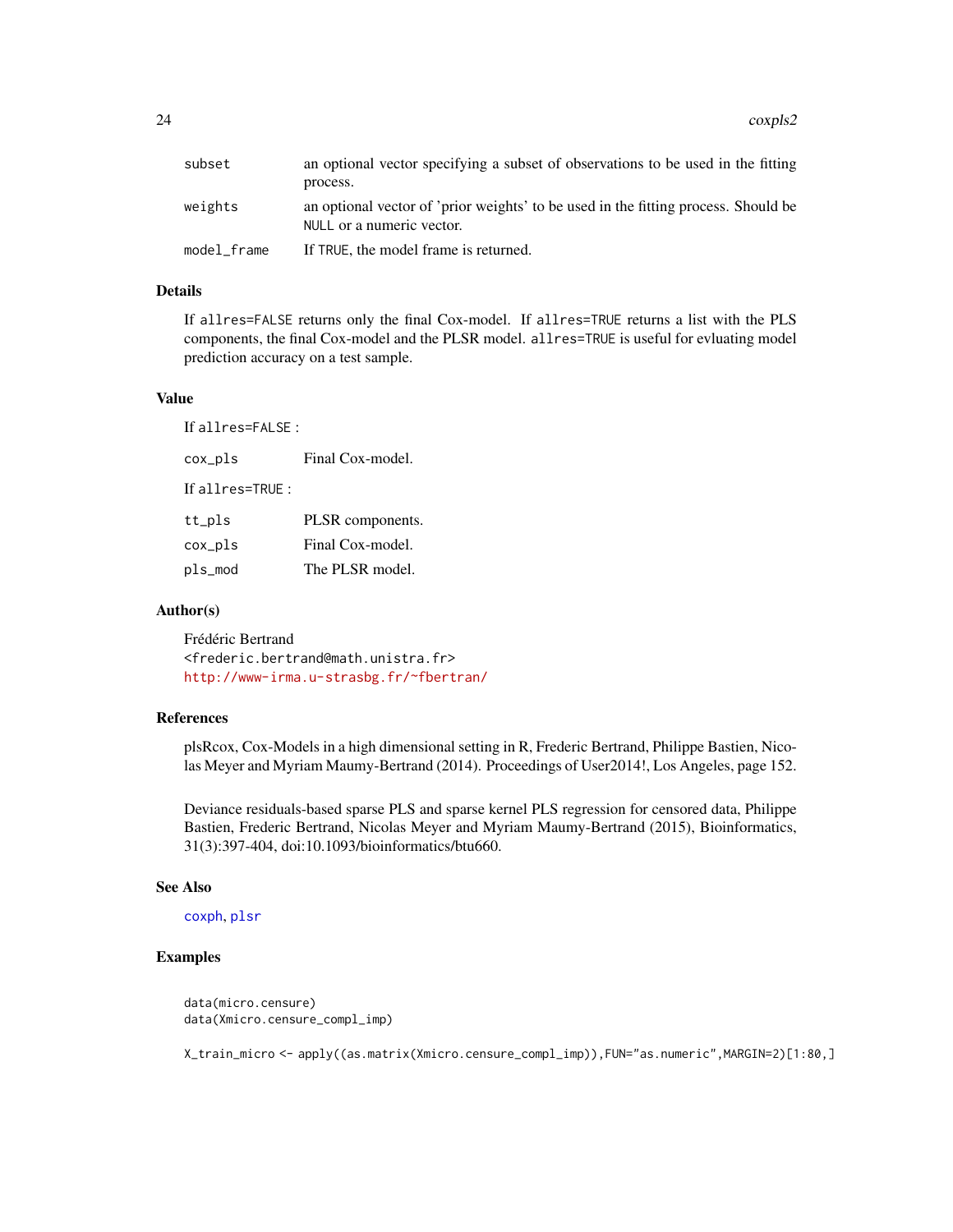| | |
|---|---|
| subset | an optional vector specifying a subset of observations to be used in the fitting process. |
| weights | an optional vector of 'prior weights' to be used in the fitting process. Should be NULL or a numeric vector. |
| model_frame | If TRUE, the model frame is returned. |

## Details

If allres=FALSE returns only the final Cox-model. If allres=TRUE returns a list with the PLS components, the final Cox-model and the PLSR model. allres=TRUE is useful for evluating model prediction accuracy on a test sample.

## Value

If allres=FALSE :

| | |
|---|---|
| cox_pls | Final Cox-model. |

If allres=TRUE :

| | |
|---|---|
| tt_pls | PLSR components. |
| cox_pls | Final Cox-model. |
| pls_mod | The PLSR model. |

## Author(s)

Frédéric Bertrand
<frederic.bertrand@math.unistra.fr>
http://www-irma.u-strasbg.fr/~fbertran/

## References

plsRcox, Cox-Models in a high dimensional setting in R, Frederic Bertrand, Philippe Bastien, Nicolas Meyer and Myriam Maumy-Bertrand (2014). Proceedings of User2014!, Los Angeles, page 152.

Deviance residuals-based sparse PLS and sparse kernel PLS regression for censored data, Philippe Bastien, Frederic Bertrand, Nicolas Meyer and Myriam Maumy-Bertrand (2015), Bioinformatics, 31(3):397-404, doi:10.1093/bioinformatics/btu660.

## See Also

coxph, plsr

## Examples

```
data(micro.censure)
data(Xmicro.censure_compl_imp)

X_train_micro <- apply((as.matrix(Xmicro.censure_compl_imp)),FUN="as.numeric",MARGIN=2)[1:80,]
```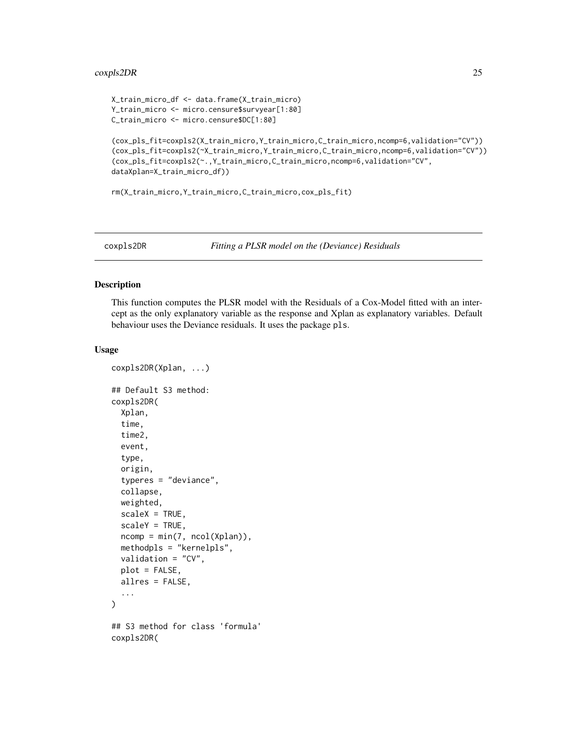```
X_train_micro_df <- data.frame(X_train_micro)
Y_train_micro <- micro.censure$survyear[1:80]
C_train_micro <- micro.censure$DC[1:80]

(cox_pls_fit=coxpls2(X_train_micro,Y_train_micro,C_train_micro,ncomp=6,validation="CV"))
(cox_pls_fit=coxpls2(~X_train_micro,Y_train_micro,C_train_micro,ncomp=6,validation="CV"))
(cox_pls_fit=coxpls2(~.,Y_train_micro,C_train_micro,ncomp=6,validation="CV",
dataXplan=X_train_micro_df))

rm(X_train_micro,Y_train_micro,C_train_micro,cox_pls_fit)
```

---

## coxpls2DR — *Fitting a PLSR model on the (Deviance) Residuals*

---

### Description

This function computes the PLSR model with the Residuals of a Cox-Model fitted with an intercept as the only explanatory variable as the response and Xplan as explanatory variables. Default behaviour uses the Deviance residuals. It uses the package `pls`.

### Usage

```
coxpls2DR(Xplan, ...)

## Default S3 method:
coxpls2DR(
  Xplan,
  time,
  time2,
  event,
  type,
  origin,
  typeres = "deviance",
  collapse,
  weighted,
  scaleX = TRUE,
  scaleY = TRUE,
  ncomp = min(7, ncol(Xplan)),
  methodpls = "kernelpls",
  validation = "CV",
  plot = FALSE,
  allres = FALSE,
  ...
)

## S3 method for class 'formula'
coxpls2DR(
```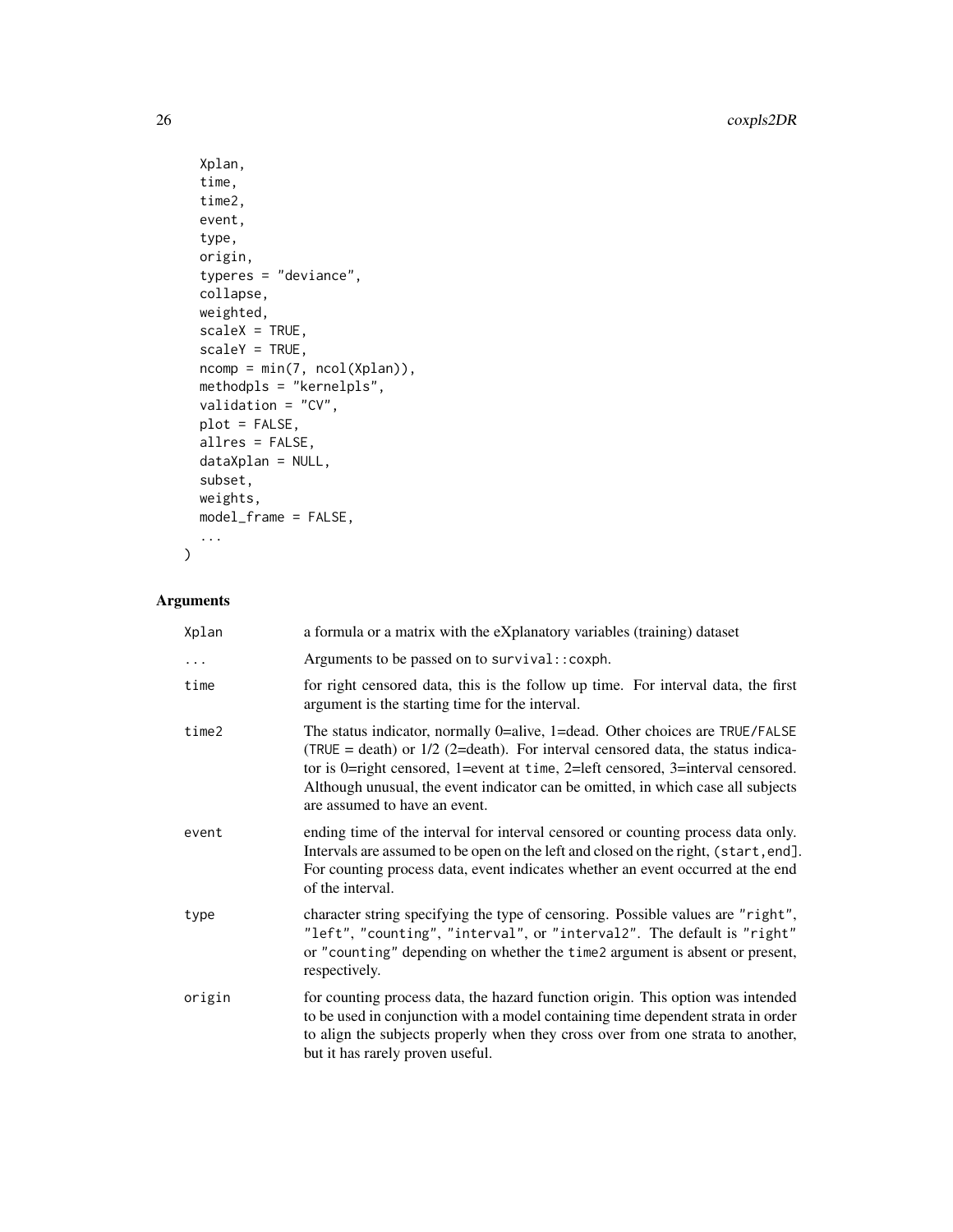```
  Xplan,
  time,
  time2,
  event,
  type,
  origin,
  typeres = "deviance",
  collapse,
  weighted,
  scaleX = TRUE,
  scaleY = TRUE,
  ncomp = min(7, ncol(Xplan)),
  methodpls = "kernelpls",
  validation = "CV",
  plot = FALSE,
  allres = FALSE,
  dataXplan = NULL,
  subset,
  weights,
  model_frame = FALSE,
  ...
)
```

## Arguments

| | |
|---|---|
| `Xplan` | a formula or a matrix with the eXplanatory variables (training) dataset |
| `...` | Arguments to be passed on to `survival::coxph`. |
| `time` | for right censored data, this is the follow up time. For interval data, the first argument is the starting time for the interval. |
| `time2` | The status indicator, normally 0=alive, 1=dead. Other choices are `TRUE`/`FALSE` (`TRUE` = death) or 1/2 (2=death). For interval censored data, the status indicator is 0=right censored, 1=event at `time`, 2=left censored, 3=interval censored. Although unusual, the event indicator can be omitted, in which case all subjects are assumed to have an event. |
| `event` | ending time of the interval for interval censored or counting process data only. Intervals are assumed to be open on the left and closed on the right, `(start,end]`. For counting process data, event indicates whether an event occurred at the end of the interval. |
| `type` | character string specifying the type of censoring. Possible values are `"right"`, `"left"`, `"counting"`, `"interval"`, or `"interval2"`. The default is `"right"` or `"counting"` depending on whether the `time2` argument is absent or present, respectively. |
| `origin` | for counting process data, the hazard function origin. This option was intended to be used in conjunction with a model containing time dependent strata in order to align the subjects properly when they cross over from one strata to another, but it has rarely proven useful. |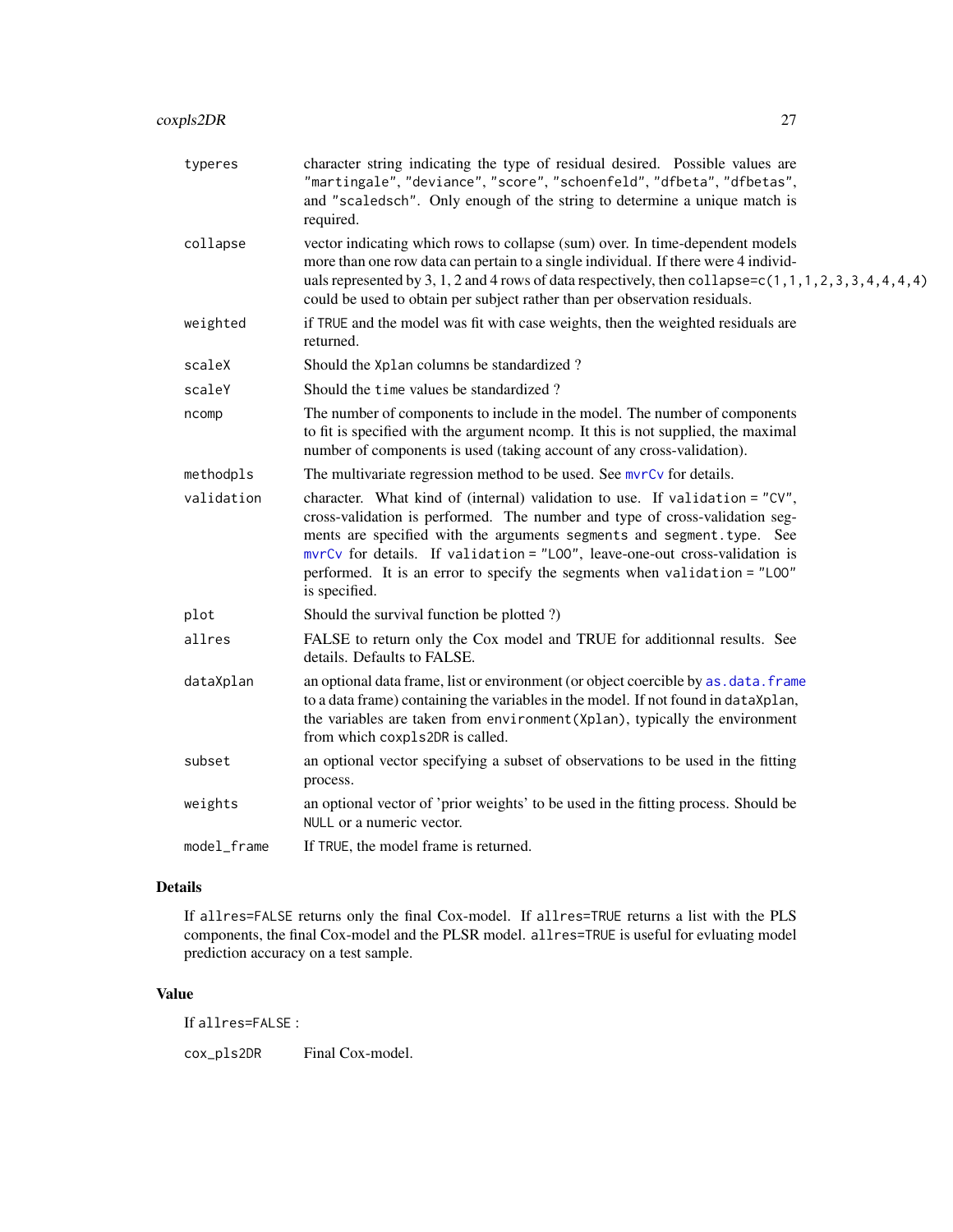| | |
|---|---|
| typeres | character string indicating the type of residual desired. Possible values are "martingale", "deviance", "score", "schoenfeld", "dfbeta", "dfbetas", and "scaledsch". Only enough of the string to determine a unique match is required. |
| collapse | vector indicating which rows to collapse (sum) over. In time-dependent models more than one row data can pertain to a single individual. If there were 4 individuals represented by 3, 1, 2 and 4 rows of data respectively, then collapse=c(1,1,1,2,3,3,4,4,4,4) could be used to obtain per subject rather than per observation residuals. |
| weighted | if TRUE and the model was fit with case weights, then the weighted residuals are returned. |
| scaleX | Should the Xplan columns be standardized ? |
| scaleY | Should the time values be standardized ? |
| ncomp | The number of components to include in the model. The number of components to fit is specified with the argument ncomp. It this is not supplied, the maximal number of components is used (taking account of any cross-validation). |
| methodpls | The multivariate regression method to be used. See mvrCv for details. |
| validation | character. What kind of (internal) validation to use. If validation = "CV", cross-validation is performed. The number and type of cross-validation segments are specified with the arguments segments and segment.type. See mvrCv for details. If validation = "LOO", leave-one-out cross-validation is performed. It is an error to specify the segments when validation = "LOO" is specified. |
| plot | Should the survival function be plotted ?) |
| allres | FALSE to return only the Cox model and TRUE for additionnal results. See details. Defaults to FALSE. |
| dataXplan | an optional data frame, list or environment (or object coercible by as.data.frame to a data frame) containing the variables in the model. If not found in dataXplan, the variables are taken from environment(Xplan), typically the environment from which coxpls2DR is called. |
| subset | an optional vector specifying a subset of observations to be used in the fitting process. |
| weights | an optional vector of 'prior weights' to be used in the fitting process. Should be NULL or a numeric vector. |
| model_frame | If TRUE, the model frame is returned. |

## Details

If allres=FALSE returns only the final Cox-model. If allres=TRUE returns a list with the PLS components, the final Cox-model and the PLSR model. allres=TRUE is useful for evluating model prediction accuracy on a test sample.

## Value

If allres=FALSE :

| | |
|---|---|
| cox_pls2DR | Final Cox-model. |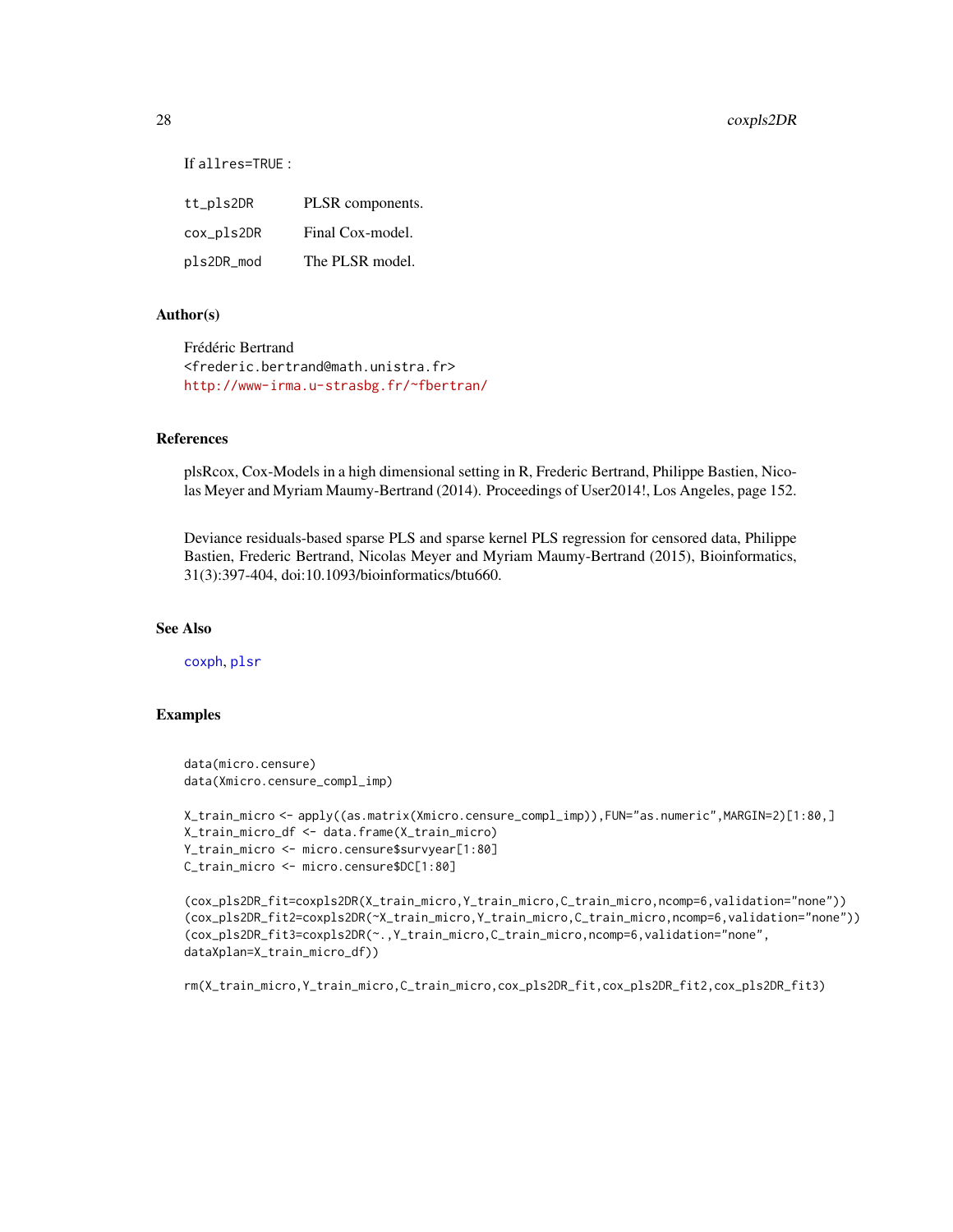If allres=TRUE :

| | |
|---|---|
| tt_pls2DR | PLSR components. |
| cox_pls2DR | Final Cox-model. |
| pls2DR_mod | The PLSR model. |

## Author(s)

Frédéric Bertrand
<frederic.bertrand@math.unistra.fr>
http://www-irma.u-strasbg.fr/~fbertran/

## References

plsRcox, Cox-Models in a high dimensional setting in R, Frederic Bertrand, Philippe Bastien, Nicolas Meyer and Myriam Maumy-Bertrand (2014). Proceedings of User2014!, Los Angeles, page 152.

Deviance residuals-based sparse PLS and sparse kernel PLS regression for censored data, Philippe Bastien, Frederic Bertrand, Nicolas Meyer and Myriam Maumy-Bertrand (2015), Bioinformatics, 31(3):397-404, doi:10.1093/bioinformatics/btu660.

## See Also

coxph, plsr

## Examples

```
data(micro.censure)
data(Xmicro.censure_compl_imp)

X_train_micro <- apply((as.matrix(Xmicro.censure_compl_imp)),FUN="as.numeric",MARGIN=2)[1:80,]
X_train_micro_df <- data.frame(X_train_micro)
Y_train_micro <- micro.censure$survyear[1:80]
C_train_micro <- micro.censure$DC[1:80]

(cox_pls2DR_fit=coxpls2DR(X_train_micro,Y_train_micro,C_train_micro,ncomp=6,validation="none"))
(cox_pls2DR_fit2=coxpls2DR(~X_train_micro,Y_train_micro,C_train_micro,ncomp=6,validation="none"))
(cox_pls2DR_fit3=coxpls2DR(~.,Y_train_micro,C_train_micro,ncomp=6,validation="none",
dataXplan=X_train_micro_df))

rm(X_train_micro,Y_train_micro,C_train_micro,cox_pls2DR_fit,cox_pls2DR_fit2,cox_pls2DR_fit3)
```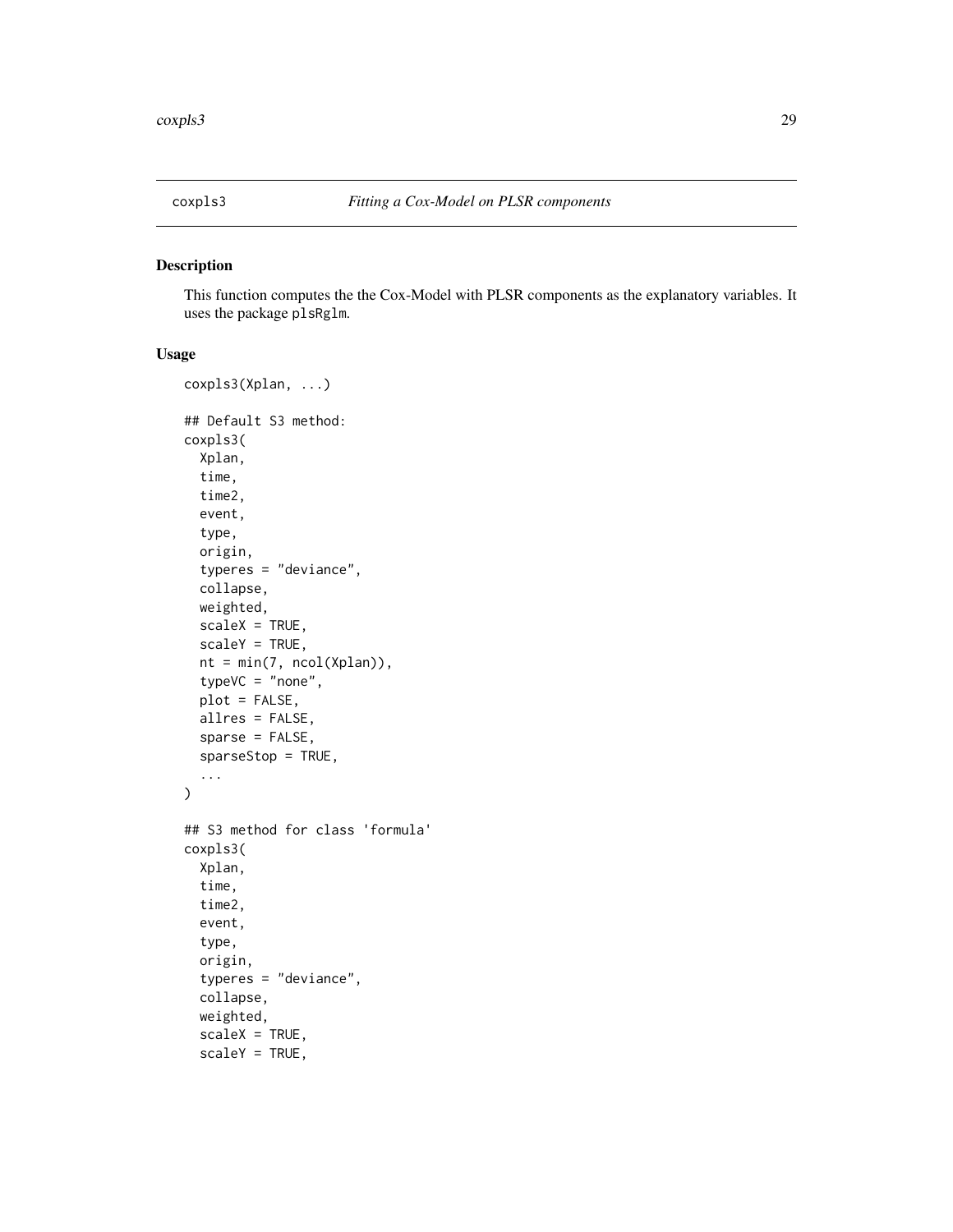# coxpls3 — *Fitting a Cox-Model on PLSR components*

## Description

This function computes the the Cox-Model with PLSR components as the explanatory variables. It uses the package plsRglm.

## Usage

```
coxpls3(Xplan, ...)

## Default S3 method:
coxpls3(
  Xplan,
  time,
  time2,
  event,
  type,
  origin,
  typeres = "deviance",
  collapse,
  weighted,
  scaleX = TRUE,
  scaleY = TRUE,
  nt = min(7, ncol(Xplan)),
  typeVC = "none",
  plot = FALSE,
  allres = FALSE,
  sparse = FALSE,
  sparseStop = TRUE,
  ...
)

## S3 method for class 'formula'
coxpls3(
  Xplan,
  time,
  time2,
  event,
  type,
  origin,
  typeres = "deviance",
  collapse,
  weighted,
  scaleX = TRUE,
  scaleY = TRUE,
```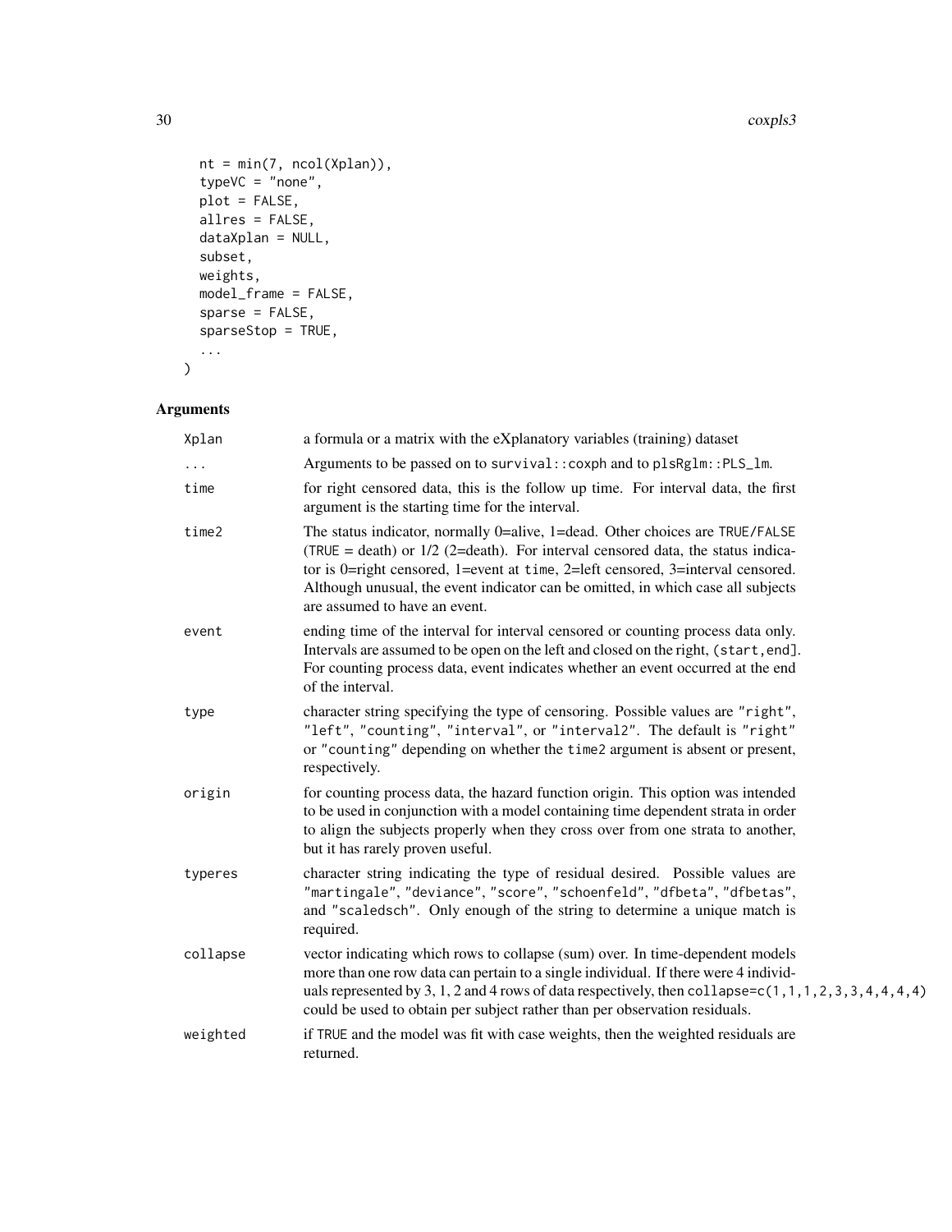```
  nt = min(7, ncol(Xplan)),
  typeVC = "none",
  plot = FALSE,
  allres = FALSE,
  dataXplan = NULL,
  subset,
  weights,
  model_frame = FALSE,
  sparse = FALSE,
  sparseStop = TRUE,
  ...
)
```

## Arguments

| Argument | Description |
|---|---|
| Xplan | a formula or a matrix with the eXplanatory variables (training) dataset |
| ... | Arguments to be passed on to `survival::coxph` and to `plsRglm::PLS_lm`. |
| time | for right censored data, this is the follow up time. For interval data, the first argument is the starting time for the interval. |
| time2 | The status indicator, normally 0=alive, 1=dead. Other choices are TRUE/FALSE (TRUE = death) or 1/2 (2=death). For interval censored data, the status indicator is 0=right censored, 1=event at `time`, 2=left censored, 3=interval censored. Although unusual, the event indicator can be omitted, in which case all subjects are assumed to have an event. |
| event | ending time of the interval for interval censored or counting process data only. Intervals are assumed to be open on the left and closed on the right, `(start,end]`. For counting process data, event indicates whether an event occurred at the end of the interval. |
| type | character string specifying the type of censoring. Possible values are `"right"`, `"left"`, `"counting"`, `"interval"`, or `"interval2"`. The default is `"right"` or `"counting"` depending on whether the `time2` argument is absent or present, respectively. |
| origin | for counting process data, the hazard function origin. This option was intended to be used in conjunction with a model containing time dependent strata in order to align the subjects properly when they cross over from one strata to another, but it has rarely proven useful. |
| typeres | character string indicating the type of residual desired. Possible values are `"martingale"`, `"deviance"`, `"score"`, `"schoenfeld"`, `"dfbeta"`, `"dfbetas"`, and `"scaledsch"`. Only enough of the string to determine a unique match is required. |
| collapse | vector indicating which rows to collapse (sum) over. In time-dependent models more than one row data can pertain to a single individual. If there were 4 individuals represented by 3, 1, 2 and 4 rows of data respectively, then `collapse=c(1,1,1,2,3,3,4,4,4,4)` could be used to obtain per subject rather than per observation residuals. |
| weighted | if TRUE and the model was fit with case weights, then the weighted residuals are returned. |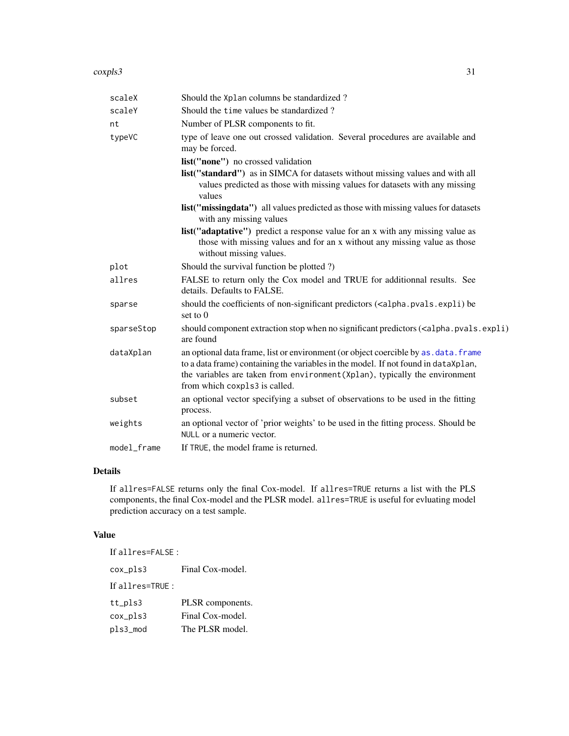| | |
|---|---|
| scaleX | Should the Xplan columns be standardized ? |
| scaleY | Should the time values be standardized ? |
| nt | Number of PLSR components to fit. |
| typeVC | type of leave one out crossed validation. Several procedures are available and may be forced.<br>**list("none")** no crossed validation<br>**list("standard")** as in SIMCA for datasets without missing values and with all values predicted as those with missing values for datasets with any missing values<br>**list("missingdata")** all values predicted as those with missing values for datasets with any missing values<br>**list("adaptative")** predict a response value for an x with any missing value as those with missing values and for an x without any missing value as those without missing values. |
| plot | Should the survival function be plotted ?) |
| allres | FALSE to return only the Cox model and TRUE for additionnal results. See details. Defaults to FALSE. |
| sparse | should the coefficients of non-significant predictors (<alpha.pvals.expli) be set to 0 |
| sparseStop | should component extraction stop when no significant predictors (<alpha.pvals.expli) are found |
| dataXplan | an optional data frame, list or environment (or object coercible by as.data.frame to a data frame) containing the variables in the model. If not found in dataXplan, the variables are taken from environment(Xplan), typically the environment from which coxpls3 is called. |
| subset | an optional vector specifying a subset of observations to be used in the fitting process. |
| weights | an optional vector of 'prior weights' to be used in the fitting process. Should be NULL or a numeric vector. |
| model_frame | If TRUE, the model frame is returned. |

## Details

If allres=FALSE returns only the final Cox-model. If allres=TRUE returns a list with the PLS components, the final Cox-model and the PLSR model. allres=TRUE is useful for evluating model prediction accuracy on a test sample.

## Value

If allres=FALSE :

| | |
|---|---|
| cox_pls3 | Final Cox-model. |

If allres=TRUE :

| | |
|---|---|
| tt_pls3 | PLSR components. |
| cox_pls3 | Final Cox-model. |
| pls3_mod | The PLSR model. |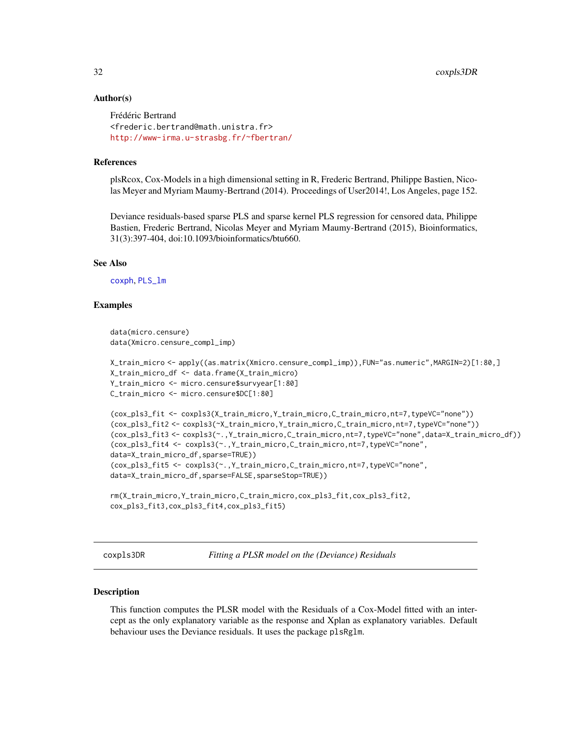### Author(s)

Frédéric Bertrand
<frederic.bertrand@math.unistra.fr>
http://www-irma.u-strasbg.fr/~fbertran/

### References

plsRcox, Cox-Models in a high dimensional setting in R, Frederic Bertrand, Philippe Bastien, Nicolas Meyer and Myriam Maumy-Bertrand (2014). Proceedings of User2014!, Los Angeles, page 152.

Deviance residuals-based sparse PLS and sparse kernel PLS regression for censored data, Philippe Bastien, Frederic Bertrand, Nicolas Meyer and Myriam Maumy-Bertrand (2015), Bioinformatics, 31(3):397-404, doi:10.1093/bioinformatics/btu660.

### See Also

coxph, PLS_lm

### Examples

```
data(micro.censure)
data(Xmicro.censure_compl_imp)

X_train_micro <- apply((as.matrix(Xmicro.censure_compl_imp)),FUN="as.numeric",MARGIN=2)[1:80,]
X_train_micro_df <- data.frame(X_train_micro)
Y_train_micro <- micro.censure$survyear[1:80]
C_train_micro <- micro.censure$DC[1:80]

(cox_pls3_fit <- coxpls3(X_train_micro,Y_train_micro,C_train_micro,nt=7,typeVC="none"))
(cox_pls3_fit2 <- coxpls3(~X_train_micro,Y_train_micro,C_train_micro,nt=7,typeVC="none"))
(cox_pls3_fit3 <- coxpls3(~.,Y_train_micro,C_train_micro,nt=7,typeVC="none",data=X_train_micro_df))
(cox_pls3_fit4 <- coxpls3(~.,Y_train_micro,C_train_micro,nt=7,typeVC="none",
data=X_train_micro_df,sparse=TRUE))
(cox_pls3_fit5 <- coxpls3(~.,Y_train_micro,C_train_micro,nt=7,typeVC="none",
data=X_train_micro_df,sparse=FALSE,sparseStop=TRUE))

rm(X_train_micro,Y_train_micro,C_train_micro,cox_pls3_fit,cox_pls3_fit2,
cox_pls3_fit3,cox_pls3_fit4,cox_pls3_fit5)
```

---

## coxpls3DR — *Fitting a PLSR model on the (Deviance) Residuals*

### Description

This function computes the PLSR model with the Residuals of a Cox-Model fitted with an intercept as the only explanatory variable as the response and Xplan as explanatory variables. Default behaviour uses the Deviance residuals. It uses the package plsRglm.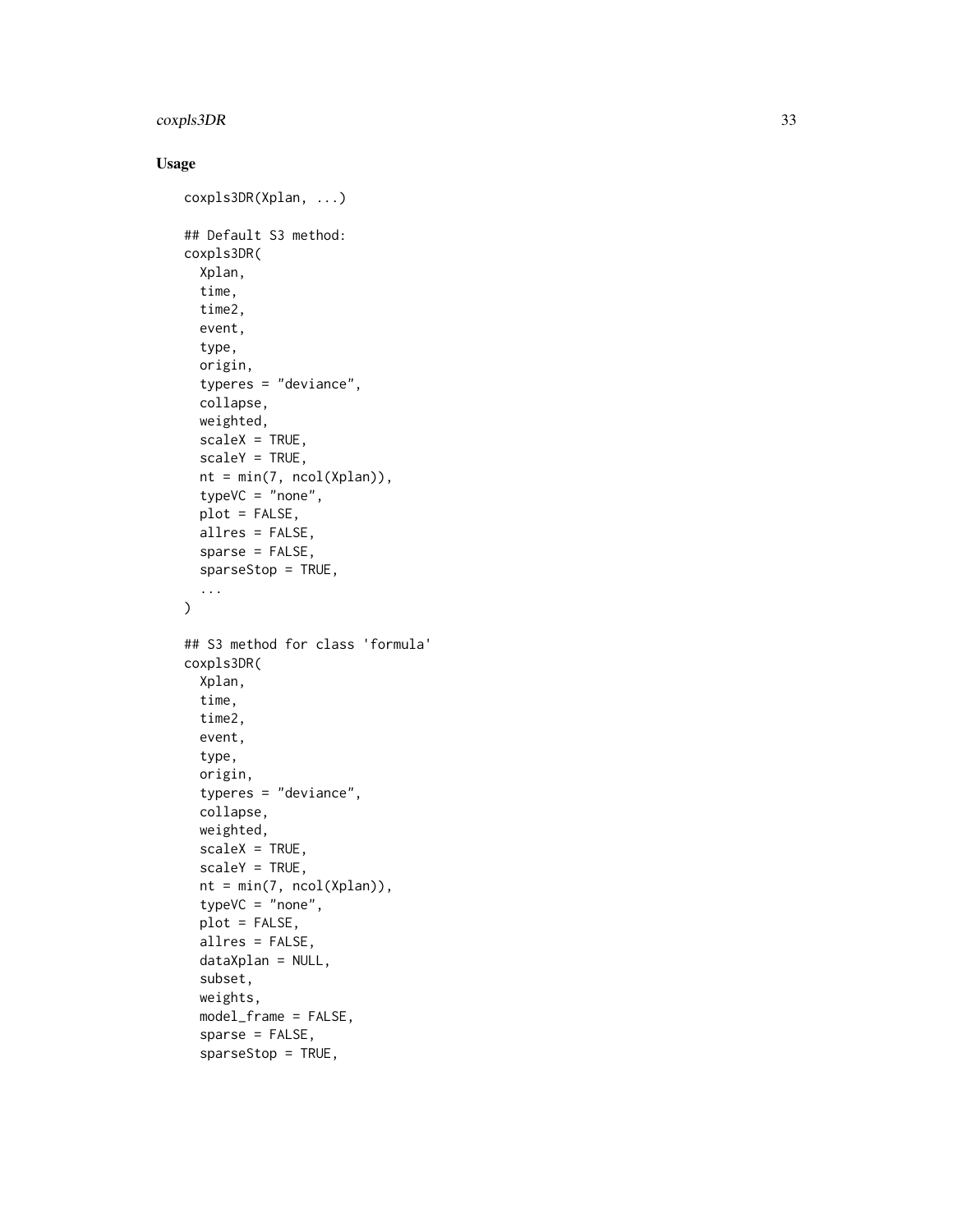## Usage

```
coxpls3DR(Xplan, ...)

## Default S3 method:
coxpls3DR(
  Xplan,
  time,
  time2,
  event,
  type,
  origin,
  typeres = "deviance",
  collapse,
  weighted,
  scaleX = TRUE,
  scaleY = TRUE,
  nt = min(7, ncol(Xplan)),
  typeVC = "none",
  plot = FALSE,
  allres = FALSE,
  sparse = FALSE,
  sparseStop = TRUE,
  ...
)

## S3 method for class 'formula'
coxpls3DR(
  Xplan,
  time,
  time2,
  event,
  type,
  origin,
  typeres = "deviance",
  collapse,
  weighted,
  scaleX = TRUE,
  scaleY = TRUE,
  nt = min(7, ncol(Xplan)),
  typeVC = "none",
  plot = FALSE,
  allres = FALSE,
  dataXplan = NULL,
  subset,
  weights,
  model_frame = FALSE,
  sparse = FALSE,
  sparseStop = TRUE,
```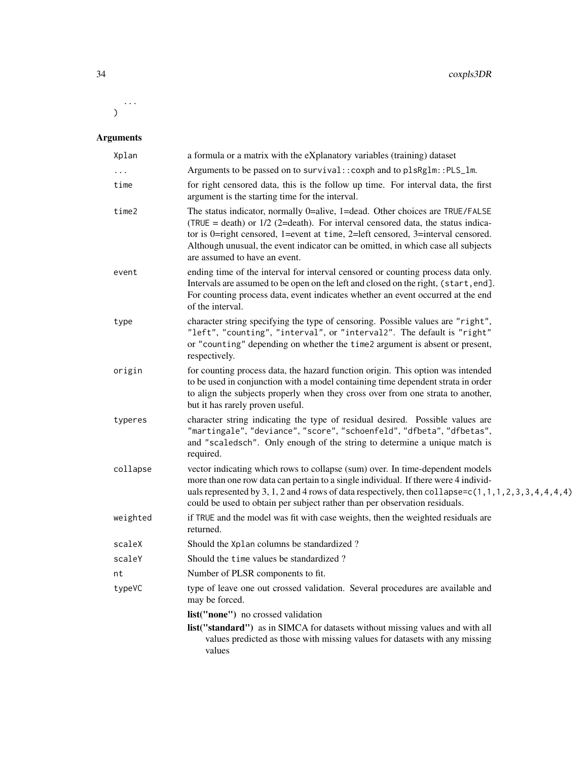```
  ...
)
```

## Arguments

| | |
|---|---|
| `Xplan` | a formula or a matrix with the eXplanatory variables (training) dataset |
| `...` | Arguments to be passed on to `survival::coxph` and to `plsRglm::PLS_lm`. |
| `time` | for right censored data, this is the follow up time. For interval data, the first argument is the starting time for the interval. |
| `time2` | The status indicator, normally 0=alive, 1=dead. Other choices are `TRUE`/`FALSE` (`TRUE` = death) or 1/2 (2=death). For interval censored data, the status indicator is 0=right censored, 1=event at `time`, 2=left censored, 3=interval censored. Although unusual, the event indicator can be omitted, in which case all subjects are assumed to have an event. |
| `event` | ending time of the interval for interval censored or counting process data only. Intervals are assumed to be open on the left and closed on the right, `(start,end]`. For counting process data, event indicates whether an event occurred at the end of the interval. |
| `type` | character string specifying the type of censoring. Possible values are `"right"`, `"left"`, `"counting"`, `"interval"`, or `"interval2"`. The default is `"right"` or `"counting"` depending on whether the `time2` argument is absent or present, respectively. |
| `origin` | for counting process data, the hazard function origin. This option was intended to be used in conjunction with a model containing time dependent strata in order to align the subjects properly when they cross over from one strata to another, but it has rarely proven useful. |
| `typeres` | character string indicating the type of residual desired. Possible values are `"martingale"`, `"deviance"`, `"score"`, `"schoenfeld"`, `"dfbeta"`, `"dfbetas"`, and `"scaledsch"`. Only enough of the string to determine a unique match is required. |
| `collapse` | vector indicating which rows to collapse (sum) over. In time-dependent models more than one row data can pertain to a single individual. If there were 4 individuals represented by 3, 1, 2 and 4 rows of data respectively, then `collapse=c(1,1,1,2,3,3,4,4,4,4)` could be used to obtain per subject rather than per observation residuals. |
| `weighted` | if `TRUE` and the model was fit with case weights, then the weighted residuals are returned. |
| `scaleX` | Should the `Xplan` columns be standardized ? |
| `scaleY` | Should the `time` values be standardized ? |
| `nt` | Number of PLSR components to fit. |
| `typeVC` | type of leave one out crossed validation. Several procedures are available and may be forced. |

- **list("none")** no crossed validation
- **list("standard")** as in SIMCA for datasets without missing values and with all values predicted as those with missing values for datasets with any missing values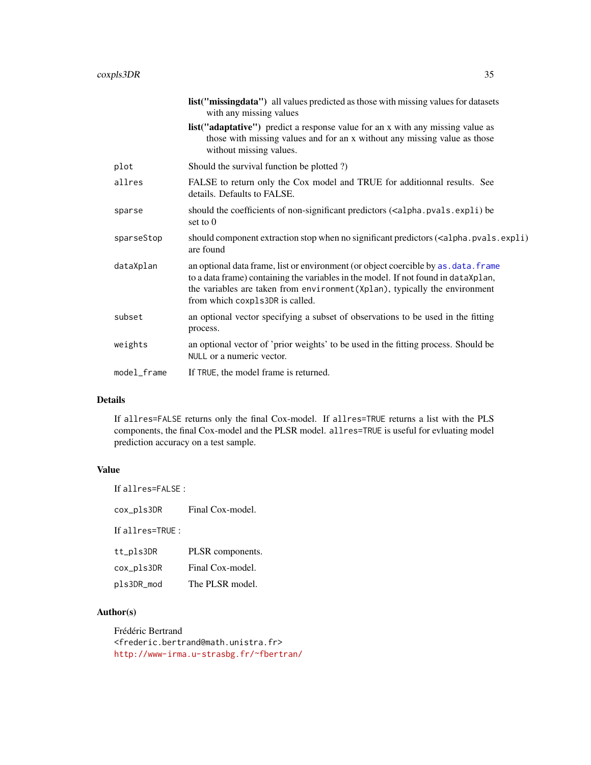**list("missingdata")** all values predicted as those with missing values for datasets with any missing values

**list("adaptative")** predict a response value for an x with any missing value as those with missing values and for an x without any missing value as those without missing values.

| | |
|---|---|
| plot | Should the survival function be plotted ?) |
| allres | FALSE to return only the Cox model and TRUE for additionnal results. See details. Defaults to FALSE. |
| sparse | should the coefficients of non-significant predictors (<alpha.pvals.expli) be set to 0 |
| sparseStop | should component extraction stop when no significant predictors (<alpha.pvals.expli) are found |
| dataXplan | an optional data frame, list or environment (or object coercible by as.data.frame to a data frame) containing the variables in the model. If not found in dataXplan, the variables are taken from environment(Xplan), typically the environment from which coxpls3DR is called. |
| subset | an optional vector specifying a subset of observations to be used in the fitting process. |
| weights | an optional vector of 'prior weights' to be used in the fitting process. Should be NULL or a numeric vector. |
| model_frame | If TRUE, the model frame is returned. |

## Details

If allres=FALSE returns only the final Cox-model. If allres=TRUE returns a list with the PLS components, the final Cox-model and the PLSR model. allres=TRUE is useful for evluating model prediction accuracy on a test sample.

## Value

If allres=FALSE :

| | |
|---|---|
| cox_pls3DR | Final Cox-model. |

If allres=TRUE :

| | |
|---|---|
| tt_pls3DR | PLSR components. |
| cox_pls3DR | Final Cox-model. |
| pls3DR_mod | The PLSR model. |

## Author(s)

Frédéric Bertrand
<frederic.bertrand@math.unistra.fr>
http://www-irma.u-strasbg.fr/~fbertran/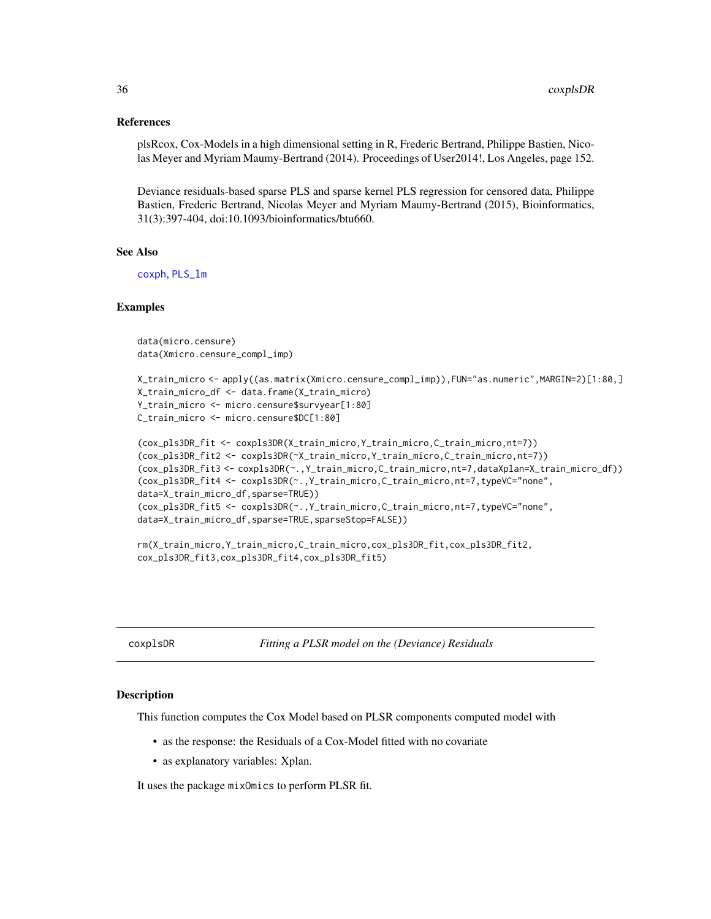### References

plsRcox, Cox-Models in a high dimensional setting in R, Frederic Bertrand, Philippe Bastien, Nicolas Meyer and Myriam Maumy-Bertrand (2014). Proceedings of User2014!, Los Angeles, page 152.

Deviance residuals-based sparse PLS and sparse kernel PLS regression for censored data, Philippe Bastien, Frederic Bertrand, Nicolas Meyer and Myriam Maumy-Bertrand (2015), Bioinformatics, 31(3):397-404, doi:10.1093/bioinformatics/btu660.

### See Also

coxph, PLS_lm

### Examples

```
data(micro.censure)
data(Xmicro.censure_compl_imp)

X_train_micro <- apply((as.matrix(Xmicro.censure_compl_imp)),FUN="as.numeric",MARGIN=2)[1:80,]
X_train_micro_df <- data.frame(X_train_micro)
Y_train_micro <- micro.censure$survyear[1:80]
C_train_micro <- micro.censure$DC[1:80]

(cox_pls3DR_fit <- coxpls3DR(X_train_micro,Y_train_micro,C_train_micro,nt=7))
(cox_pls3DR_fit2 <- coxpls3DR(~X_train_micro,Y_train_micro,C_train_micro,nt=7))
(cox_pls3DR_fit3 <- coxpls3DR(~.,Y_train_micro,C_train_micro,nt=7,dataXplan=X_train_micro_df))
(cox_pls3DR_fit4 <- coxpls3DR(~.,Y_train_micro,C_train_micro,nt=7,typeVC="none",
data=X_train_micro_df,sparse=TRUE))
(cox_pls3DR_fit5 <- coxpls3DR(~.,Y_train_micro,C_train_micro,nt=7,typeVC="none",
data=X_train_micro_df,sparse=TRUE,sparseStop=FALSE))

rm(X_train_micro,Y_train_micro,C_train_micro,cox_pls3DR_fit,cox_pls3DR_fit2,
cox_pls3DR_fit3,cox_pls3DR_fit4,cox_pls3DR_fit5)
```

---

## coxplsDR *Fitting a PLSR model on the (Deviance) Residuals*

### Description

This function computes the Cox Model based on PLSR components computed model with

- as the response: the Residuals of a Cox-Model fitted with no covariate
- as explanatory variables: Xplan.

It uses the package mixOmics to perform PLSR fit.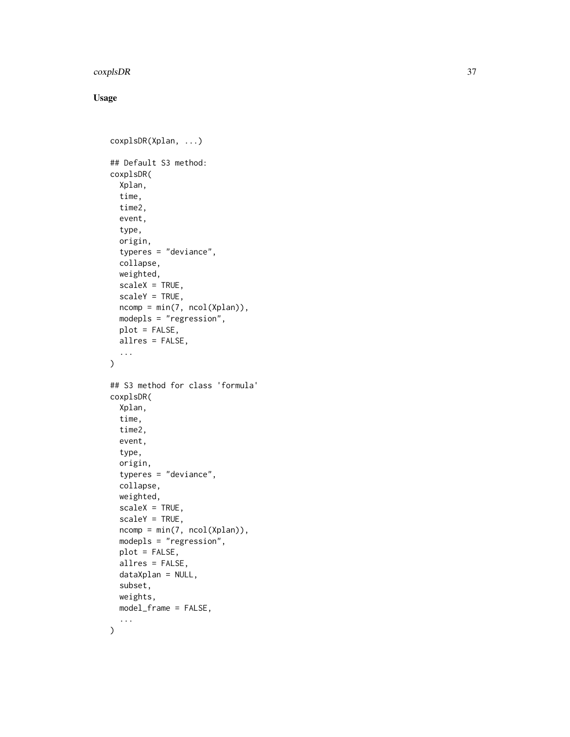## Usage

```
coxplsDR(Xplan, ...)

## Default S3 method:
coxplsDR(
  Xplan,
  time,
  time2,
  event,
  type,
  origin,
  typeres = "deviance",
  collapse,
  weighted,
  scaleX = TRUE,
  scaleY = TRUE,
  ncomp = min(7, ncol(Xplan)),
  modepls = "regression",
  plot = FALSE,
  allres = FALSE,
  ...
)

## S3 method for class 'formula'
coxplsDR(
  Xplan,
  time,
  time2,
  event,
  type,
  origin,
  typeres = "deviance",
  collapse,
  weighted,
  scaleX = TRUE,
  scaleY = TRUE,
  ncomp = min(7, ncol(Xplan)),
  modepls = "regression",
  plot = FALSE,
  allres = FALSE,
  dataXplan = NULL,
  subset,
  weights,
  model_frame = FALSE,
  ...
)
```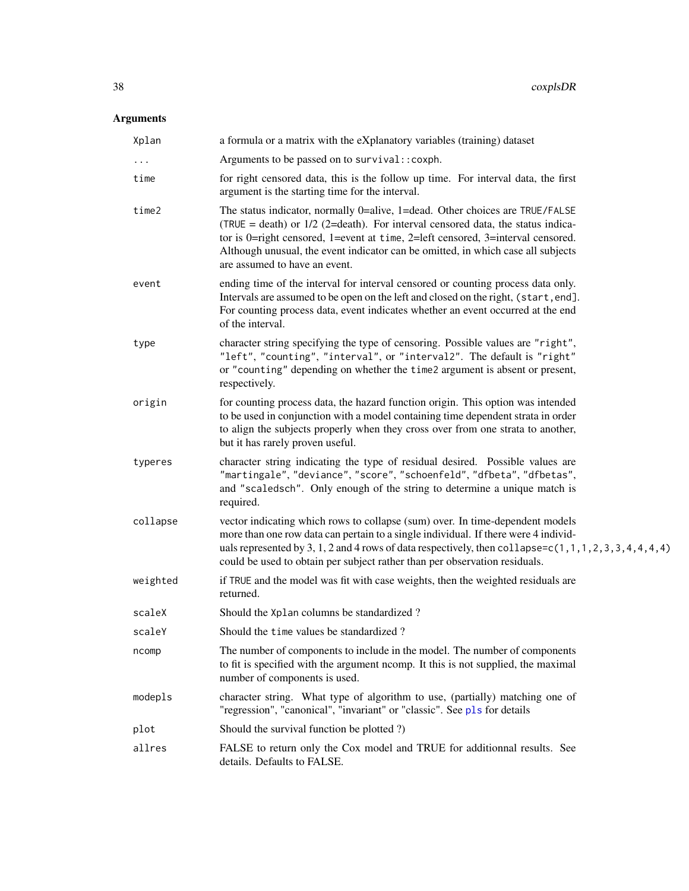## Arguments

| | |
|---|---|
| `Xplan` | a formula or a matrix with the eXplanatory variables (training) dataset |
| `...` | Arguments to be passed on to `survival::coxph`. |
| `time` | for right censored data, this is the follow up time. For interval data, the first argument is the starting time for the interval. |
| `time2` | The status indicator, normally 0=alive, 1=dead. Other choices are `TRUE`/`FALSE` (`TRUE` = death) or 1/2 (2=death). For interval censored data, the status indicator is 0=right censored, 1=event at `time`, 2=left censored, 3=interval censored. Although unusual, the event indicator can be omitted, in which case all subjects are assumed to have an event. |
| `event` | ending time of the interval for interval censored or counting process data only. Intervals are assumed to be open on the left and closed on the right, `(start,end]`. For counting process data, event indicates whether an event occurred at the end of the interval. |
| `type` | character string specifying the type of censoring. Possible values are `"right"`, `"left"`, `"counting"`, `"interval"`, or `"interval2"`. The default is `"right"` or `"counting"` depending on whether the `time2` argument is absent or present, respectively. |
| `origin` | for counting process data, the hazard function origin. This option was intended to be used in conjunction with a model containing time dependent strata in order to align the subjects properly when they cross over from one strata to another, but it has rarely proven useful. |
| `typeres` | character string indicating the type of residual desired. Possible values are `"martingale"`, `"deviance"`, `"score"`, `"schoenfeld"`, `"dfbeta"`, `"dfbetas"`, and `"scaledsch"`. Only enough of the string to determine a unique match is required. |
| `collapse` | vector indicating which rows to collapse (sum) over. In time-dependent models more than one row data can pertain to a single individual. If there were 4 individuals represented by 3, 1, 2 and 4 rows of data respectively, then `collapse=c(1,1,1,2,3,3,4,4,4,4)` could be used to obtain per subject rather than per observation residuals. |
| `weighted` | if `TRUE` and the model was fit with case weights, then the weighted residuals are returned. |
| `scaleX` | Should the `Xplan` columns be standardized ? |
| `scaleY` | Should the `time` values be standardized ? |
| `ncomp` | The number of components to include in the model. The number of components to fit is specified with the argument ncomp. It this is not supplied, the maximal number of components is used. |
| `modepls` | character string. What type of algorithm to use, (partially) matching one of "regression", "canonical", "invariant" or "classic". See `pls` for details |
| `plot` | Should the survival function be plotted ?) |
| `allres` | FALSE to return only the Cox model and TRUE for additionnal results. See details. Defaults to FALSE. |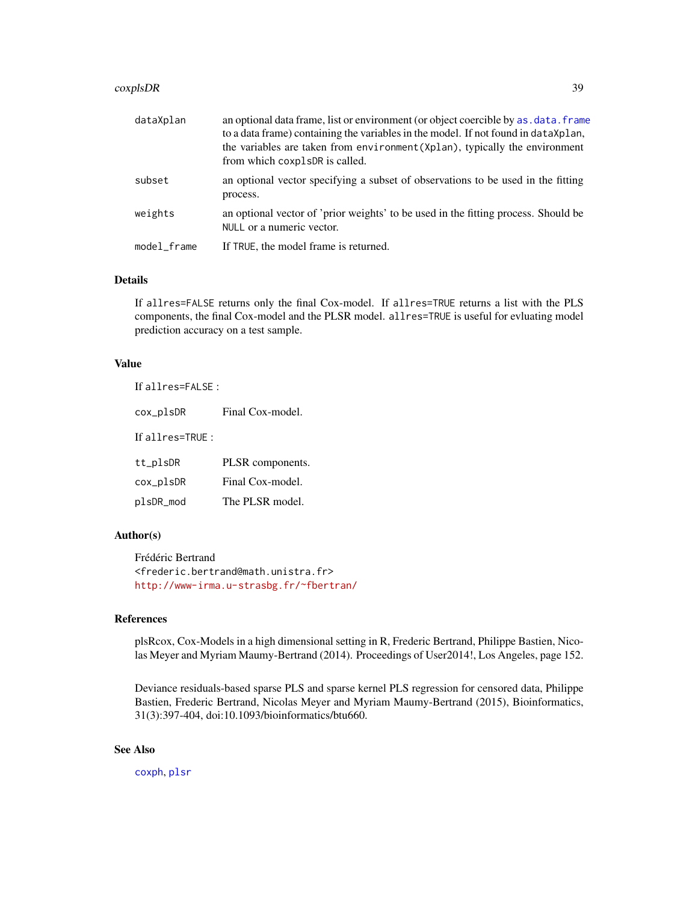| | |
|---|---|
| dataXplan | an optional data frame, list or environment (or object coercible by as.data.frame to a data frame) containing the variables in the model. If not found in dataXplan, the variables are taken from environment(Xplan), typically the environment from which coxplsDR is called. |
| subset | an optional vector specifying a subset of observations to be used in the fitting process. |
| weights | an optional vector of 'prior weights' to be used in the fitting process. Should be NULL or a numeric vector. |
| model_frame | If TRUE, the model frame is returned. |

## Details

If allres=FALSE returns only the final Cox-model. If allres=TRUE returns a list with the PLS components, the final Cox-model and the PLSR model. allres=TRUE is useful for evluating model prediction accuracy on a test sample.

## Value

If allres=FALSE :

| | |
|---|---|
| cox_plsDR | Final Cox-model. |

If allres=TRUE :

| | |
|---|---|
| tt_plsDR | PLSR components. |
| cox_plsDR | Final Cox-model. |
| plsDR_mod | The PLSR model. |

## Author(s)

Frédéric Bertrand
<frederic.bertrand@math.unistra.fr>
http://www-irma.u-strasbg.fr/~fbertran/

## References

plsRcox, Cox-Models in a high dimensional setting in R, Frederic Bertrand, Philippe Bastien, Nicolas Meyer and Myriam Maumy-Bertrand (2014). Proceedings of User2014!, Los Angeles, page 152.

Deviance residuals-based sparse PLS and sparse kernel PLS regression for censored data, Philippe Bastien, Frederic Bertrand, Nicolas Meyer and Myriam Maumy-Bertrand (2015), Bioinformatics, 31(3):397-404, doi:10.1093/bioinformatics/btu660.

## See Also

coxph, plsr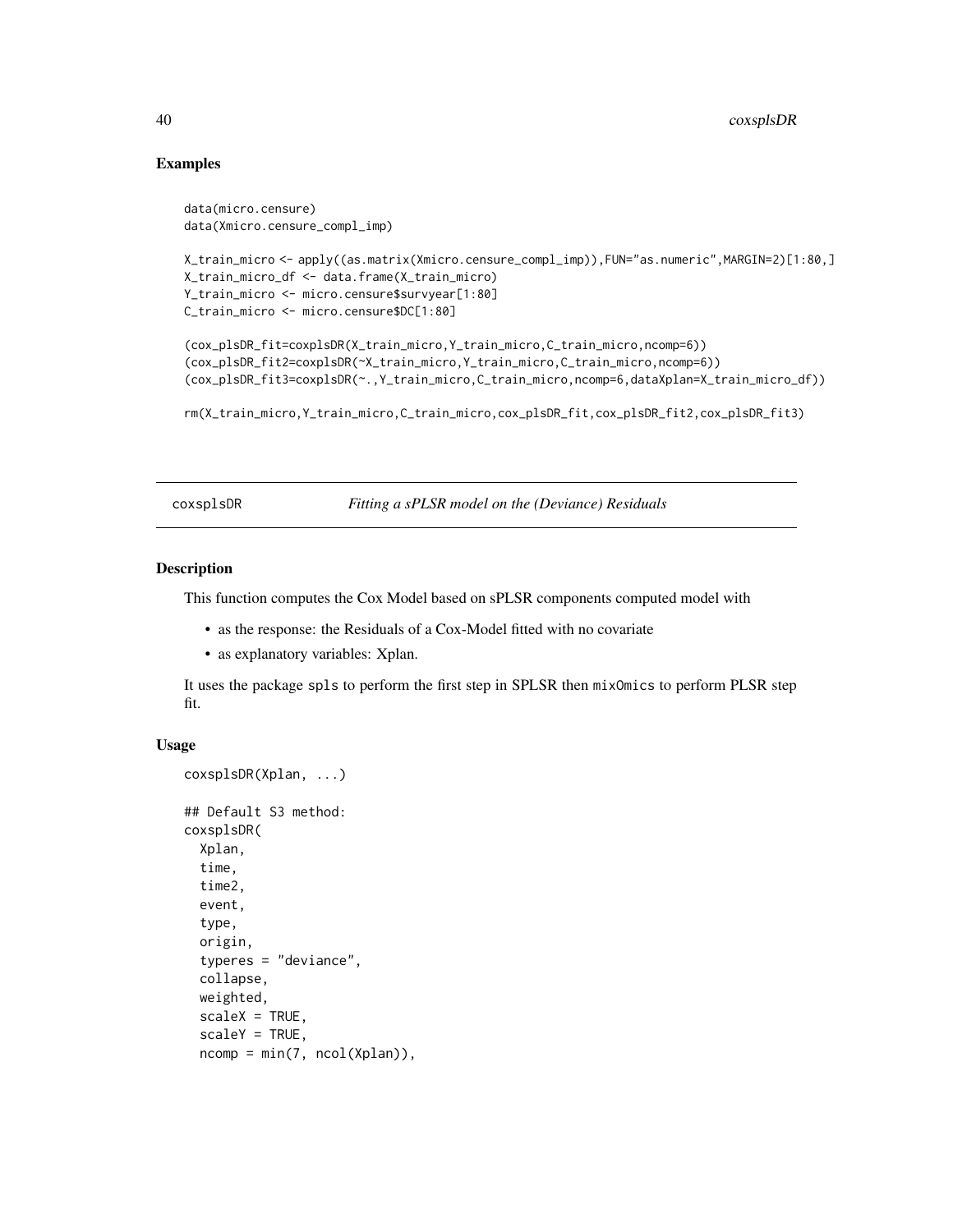## Examples

```
data(micro.censure)
data(Xmicro.censure_compl_imp)

X_train_micro <- apply((as.matrix(Xmicro.censure_compl_imp)),FUN="as.numeric",MARGIN=2)[1:80,]
X_train_micro_df <- data.frame(X_train_micro)
Y_train_micro <- micro.censure$survyear[1:80]
C_train_micro <- micro.censure$DC[1:80]

(cox_plsDR_fit=coxplsDR(X_train_micro,Y_train_micro,C_train_micro,ncomp=6))
(cox_plsDR_fit2=coxplsDR(~X_train_micro,Y_train_micro,C_train_micro,ncomp=6))
(cox_plsDR_fit3=coxplsDR(~.,Y_train_micro,C_train_micro,ncomp=6,dataXplan=X_train_micro_df))

rm(X_train_micro,Y_train_micro,C_train_micro,cox_plsDR_fit,cox_plsDR_fit2,cox_plsDR_fit3)
```

---

# coxsplsDR *Fitting a sPLSR model on the (Deviance) Residuals*

## Description

This function computes the Cox Model based on sPLSR components computed model with

- as the response: the Residuals of a Cox-Model fitted with no covariate
- as explanatory variables: Xplan.

It uses the package spls to perform the first step in SPLSR then mixOmics to perform PLSR step fit.

## Usage

```
coxsplsDR(Xplan, ...)

## Default S3 method:
coxsplsDR(
  Xplan,
  time,
  time2,
  event,
  type,
  origin,
  typeres = "deviance",
  collapse,
  weighted,
  scaleX = TRUE,
  scaleY = TRUE,
  ncomp = min(7, ncol(Xplan)),
```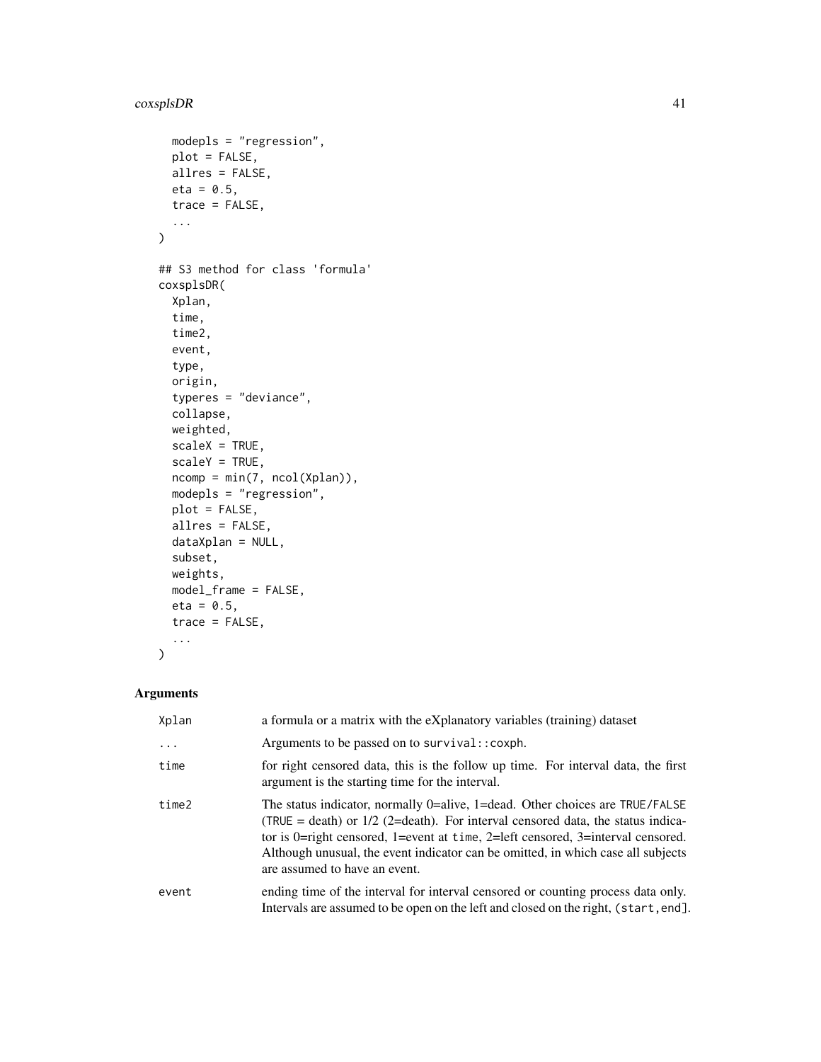```
  modepls = "regression",
  plot = FALSE,
  allres = FALSE,
  eta = 0.5,
  trace = FALSE,
  ...
)

## S3 method for class 'formula'
coxsplsDR(
  Xplan,
  time,
  time2,
  event,
  type,
  origin,
  typeres = "deviance",
  collapse,
  weighted,
  scaleX = TRUE,
  scaleY = TRUE,
  ncomp = min(7, ncol(Xplan)),
  modepls = "regression",
  plot = FALSE,
  allres = FALSE,
  dataXplan = NULL,
  subset,
  weights,
  model_frame = FALSE,
  eta = 0.5,
  trace = FALSE,
  ...
)
```

## Arguments

| | |
|---|---|
| Xplan | a formula or a matrix with the eXplanatory variables (training) dataset |
| ... | Arguments to be passed on to `survival::coxph`. |
| time | for right censored data, this is the follow up time. For interval data, the first argument is the starting time for the interval. |
| time2 | The status indicator, normally 0=alive, 1=dead. Other choices are TRUE/FALSE (TRUE = death) or 1/2 (2=death). For interval censored data, the status indicator is 0=right censored, 1=event at `time`, 2=left censored, 3=interval censored. Although unusual, the event indicator can be omitted, in which case all subjects are assumed to have an event. |
| event | ending time of the interval for interval censored or counting process data only. Intervals are assumed to be open on the left and closed on the right, `(start, end]`. |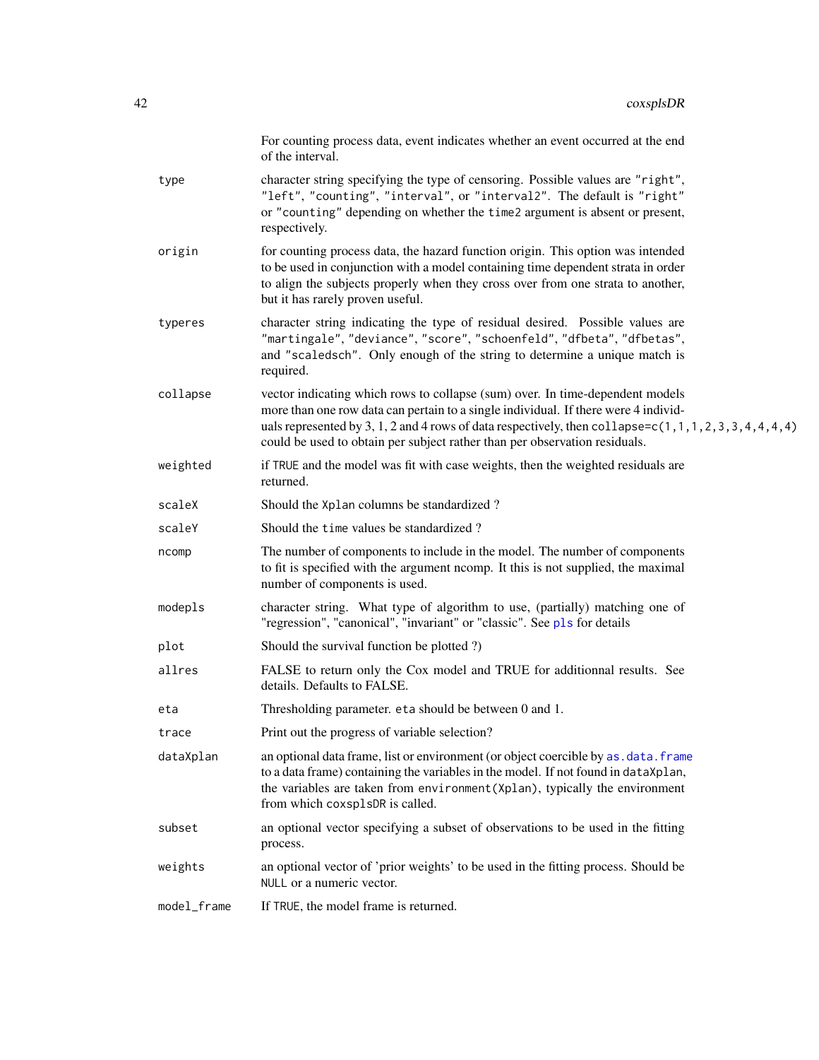| | |
|---|---|
| | For counting process data, event indicates whether an event occurred at the end of the interval. |
| `type` | character string specifying the type of censoring. Possible values are `"right"`, `"left"`, `"counting"`, `"interval"`, or `"interval2"`. The default is `"right"` or `"counting"` depending on whether the `time2` argument is absent or present, respectively. |
| `origin` | for counting process data, the hazard function origin. This option was intended to be used in conjunction with a model containing time dependent strata in order to align the subjects properly when they cross over from one strata to another, but it has rarely proven useful. |
| `typeres` | character string indicating the type of residual desired. Possible values are `"martingale"`, `"deviance"`, `"score"`, `"schoenfeld"`, `"dfbeta"`, `"dfbetas"`, and `"scaledsch"`. Only enough of the string to determine a unique match is required. |
| `collapse` | vector indicating which rows to collapse (sum) over. In time-dependent models more than one row data can pertain to a single individual. If there were 4 individuals represented by 3, 1, 2 and 4 rows of data respectively, then `collapse=c(1,1,1,2,3,3,4,4,4,4)` could be used to obtain per subject rather than per observation residuals. |
| `weighted` | if `TRUE` and the model was fit with case weights, then the weighted residuals are returned. |
| `scaleX` | Should the `Xplan` columns be standardized ? |
| `scaleY` | Should the `time` values be standardized ? |
| `ncomp` | The number of components to include in the model. The number of components to fit is specified with the argument ncomp. It this is not supplied, the maximal number of components is used. |
| `modepls` | character string. What type of algorithm to use, (partially) matching one of "regression", "canonical", "invariant" or "classic". See `pls` for details |
| `plot` | Should the survival function be plotted ?) |
| `allres` | FALSE to return only the Cox model and TRUE for additionnal results. See details. Defaults to FALSE. |
| `eta` | Thresholding parameter. `eta` should be between 0 and 1. |
| `trace` | Print out the progress of variable selection? |
| `dataXplan` | an optional data frame, list or environment (or object coercible by `as.data.frame` to a data frame) containing the variables in the model. If not found in `dataXplan`, the variables are taken from `environment(Xplan)`, typically the environment from which `coxsplsDR` is called. |
| `subset` | an optional vector specifying a subset of observations to be used in the fitting process. |
| `weights` | an optional vector of 'prior weights' to be used in the fitting process. Should be `NULL` or a numeric vector. |
| `model_frame` | If `TRUE`, the model frame is returned. |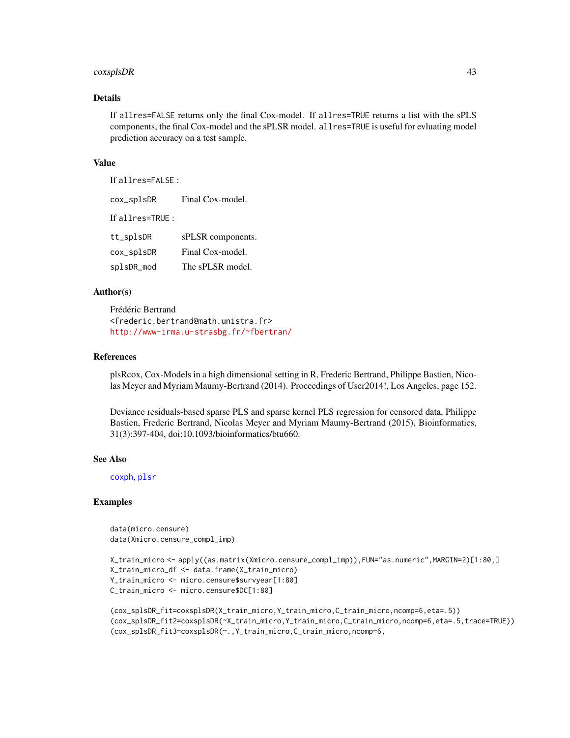### Details

If `allres=FALSE` returns only the final Cox-model. If `allres=TRUE` returns a list with the sPLS components, the final Cox-model and the sPLSR model. `allres=TRUE` is useful for evluating model prediction accuracy on a test sample.

### Value

If `allres=FALSE` :

| | |
|---|---|
| `cox_splsDR` | Final Cox-model. |

If `allres=TRUE` :

| | |
|---|---|
| `tt_splsDR` | sPLSR components. |
| `cox_splsDR` | Final Cox-model. |
| `splsDR_mod` | The sPLSR model. |

### Author(s)

Frédéric Bertrand
<frederic.bertrand@math.unistra.fr>
http://www-irma.u-strasbg.fr/~fbertran/

### References

plsRcox, Cox-Models in a high dimensional setting in R, Frederic Bertrand, Philippe Bastien, Nicolas Meyer and Myriam Maumy-Bertrand (2014). Proceedings of User2014!, Los Angeles, page 152.

Deviance residuals-based sparse PLS and sparse kernel PLS regression for censored data, Philippe Bastien, Frederic Bertrand, Nicolas Meyer and Myriam Maumy-Bertrand (2015), Bioinformatics, 31(3):397-404, doi:10.1093/bioinformatics/btu660.

### See Also

`coxph`, `plsr`

### Examples

```
data(micro.censure)
data(Xmicro.censure_compl_imp)

X_train_micro <- apply((as.matrix(Xmicro.censure_compl_imp)),FUN="as.numeric",MARGIN=2)[1:80,]
X_train_micro_df <- data.frame(X_train_micro)
Y_train_micro <- micro.censure$survyear[1:80]
C_train_micro <- micro.censure$DC[1:80]

(cox_splsDR_fit=coxsplsDR(X_train_micro,Y_train_micro,C_train_micro,ncomp=6,eta=.5))
(cox_splsDR_fit2=coxsplsDR(~X_train_micro,Y_train_micro,C_train_micro,ncomp=6,eta=.5,trace=TRUE))
(cox_splsDR_fit3=coxsplsDR(~.,Y_train_micro,C_train_micro,ncomp=6,
```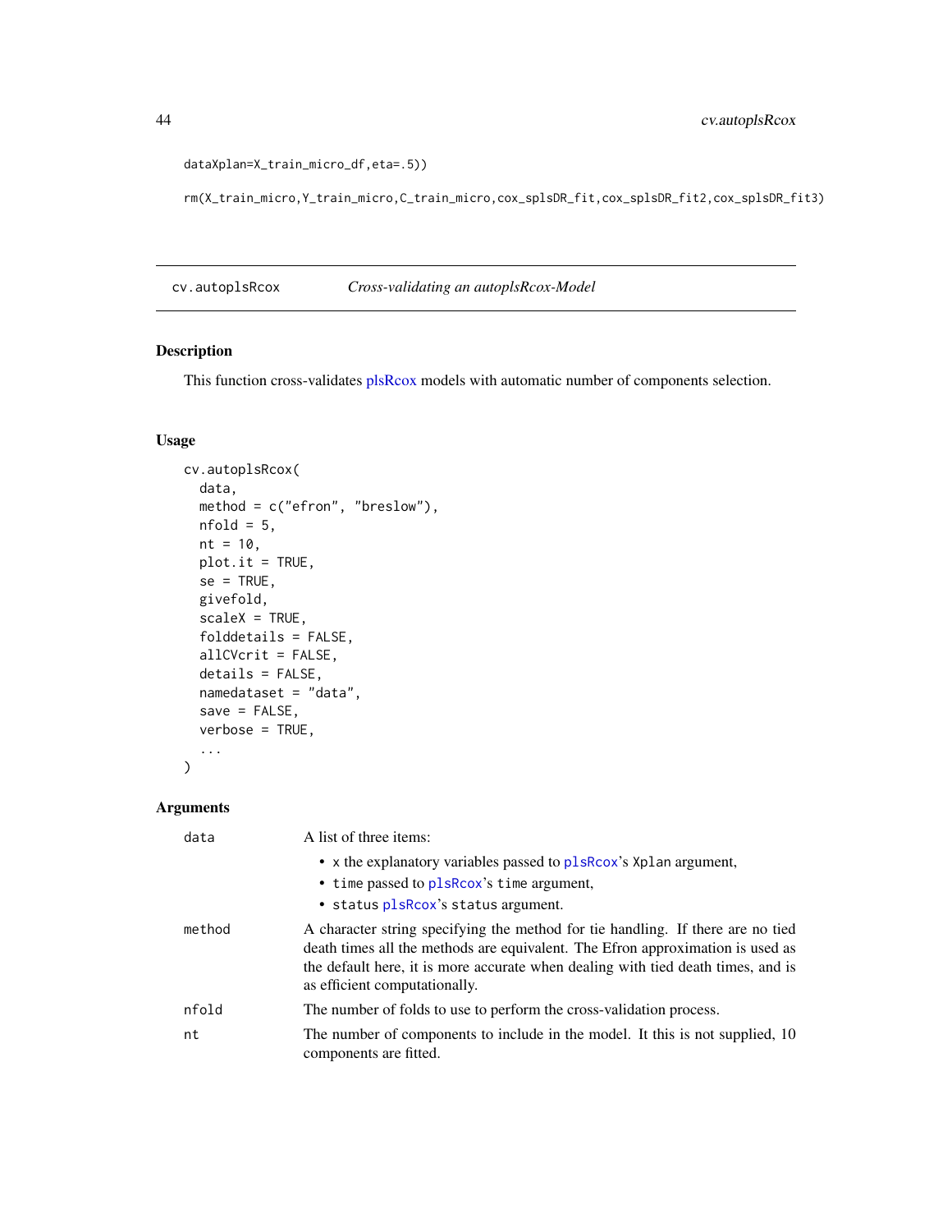```
dataXplan=X_train_micro_df,eta=.5))

rm(X_train_micro,Y_train_micro,C_train_micro,cox_splsDR_fit,cox_splsDR_fit2,cox_splsDR_fit3)
```

## cv.autoplsRcox — *Cross-validating an autoplsRcox-Model*

### Description

This function cross-validates plsRcox models with automatic number of components selection.

### Usage

```
cv.autoplsRcox(
  data,
  method = c("efron", "breslow"),
  nfold = 5,
  nt = 10,
  plot.it = TRUE,
  se = TRUE,
  givefold,
  scaleX = TRUE,
  folddetails = FALSE,
  allCVcrit = FALSE,
  details = FALSE,
  namedataset = "data",
  save = FALSE,
  verbose = TRUE,
  ...
)
```

### Arguments

`data` — A list of three items:

- `x` the explanatory variables passed to `plsRcox`'s `Xplan` argument,
- `time` passed to `plsRcox`'s `time` argument,
- `status` `plsRcox`'s `status` argument.

`method` — A character string specifying the method for tie handling. If there are no tied death times all the methods are equivalent. The Efron approximation is used as the default here, it is more accurate when dealing with tied death times, and is as efficient computationally.

`nfold` — The number of folds to use to perform the cross-validation process.

`nt` — The number of components to include in the model. It this is not supplied, 10 components are fitted.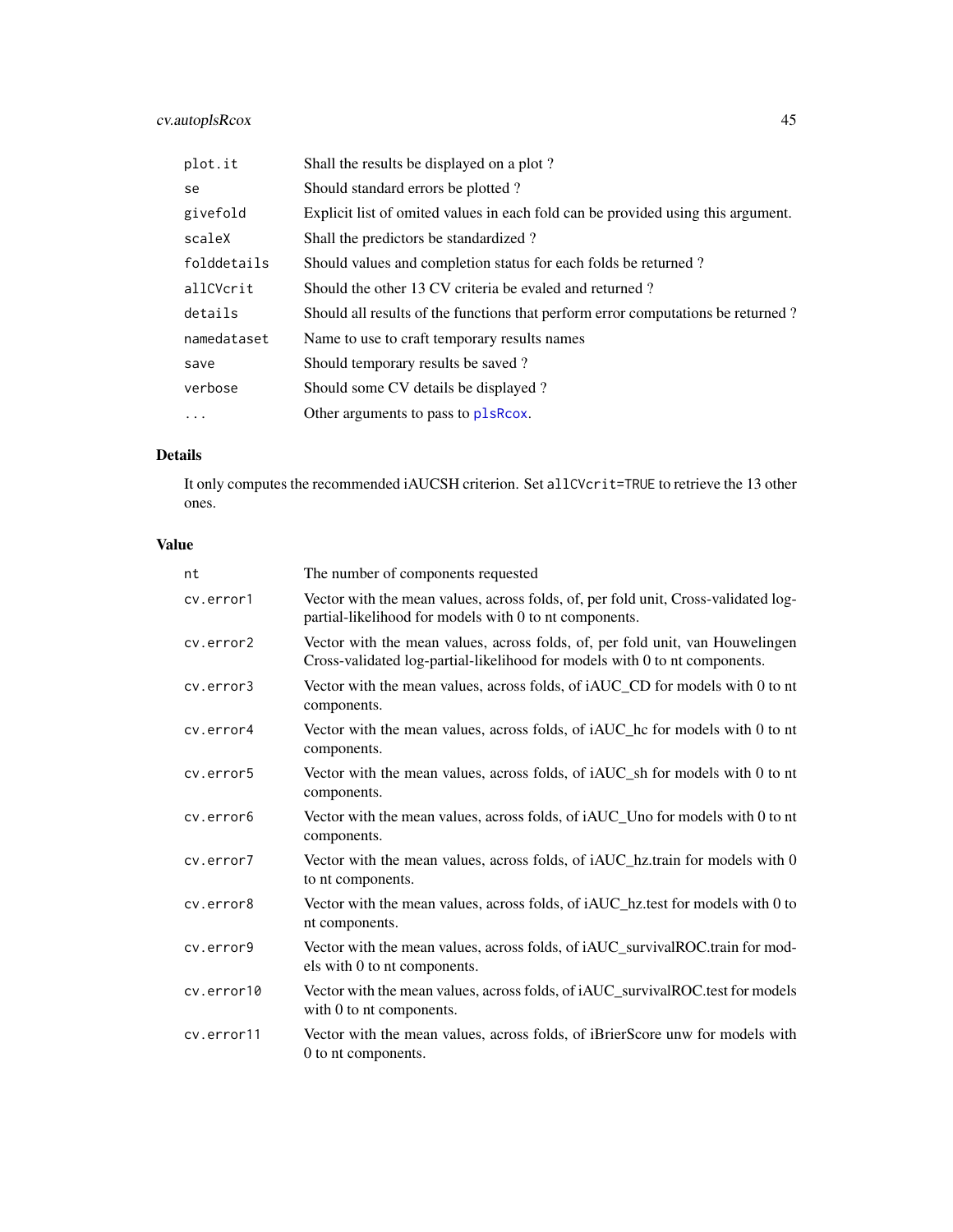| | |
|---|---|
| `plot.it` | Shall the results be displayed on a plot ? |
| `se` | Should standard errors be plotted ? |
| `givefold` | Explicit list of omited values in each fold can be provided using this argument. |
| `scaleX` | Shall the predictors be standardized ? |
| `folddetails` | Should values and completion status for each folds be returned ? |
| `allCVcrit` | Should the other 13 CV criteria be evaled and returned ? |
| `details` | Should all results of the functions that perform error computations be returned ? |
| `namedataset` | Name to use to craft temporary results names |
| `save` | Should temporary results be saved ? |
| `verbose` | Should some CV details be displayed ? |
| `...` | Other arguments to pass to `plsRcox`. |

## Details

It only computes the recommended iAUCSH criterion. Set `allCVcrit=TRUE` to retrieve the 13 other ones.

## Value

| | |
|---|---|
| `nt` | The number of components requested |
| `cv.error1` | Vector with the mean values, across folds, of, per fold unit, Cross-validated log-partial-likelihood for models with 0 to nt components. |
| `cv.error2` | Vector with the mean values, across folds, of, per fold unit, van Houwelingen Cross-validated log-partial-likelihood for models with 0 to nt components. |
| `cv.error3` | Vector with the mean values, across folds, of iAUC_CD for models with 0 to nt components. |
| `cv.error4` | Vector with the mean values, across folds, of iAUC_hc for models with 0 to nt components. |
| `cv.error5` | Vector with the mean values, across folds, of iAUC_sh for models with 0 to nt components. |
| `cv.error6` | Vector with the mean values, across folds, of iAUC_Uno for models with 0 to nt components. |
| `cv.error7` | Vector with the mean values, across folds, of iAUC_hz.train for models with 0 to nt components. |
| `cv.error8` | Vector with the mean values, across folds, of iAUC_hz.test for models with 0 to nt components. |
| `cv.error9` | Vector with the mean values, across folds, of iAUC_survivalROC.train for models with 0 to nt components. |
| `cv.error10` | Vector with the mean values, across folds, of iAUC_survivalROC.test for models with 0 to nt components. |
| `cv.error11` | Vector with the mean values, across folds, of iBrierScore unw for models with 0 to nt components. |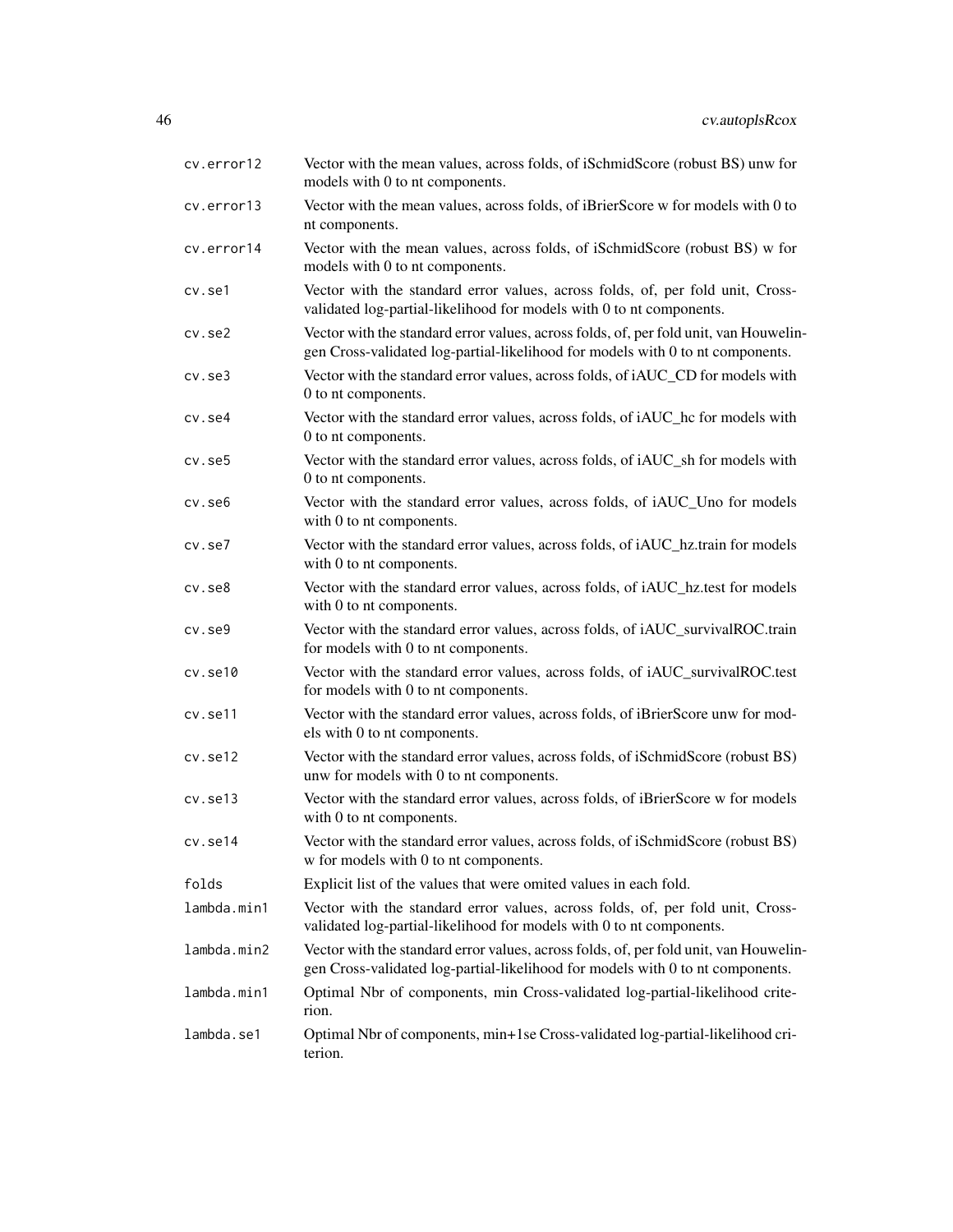| | |
|---|---|
| cv.error12 | Vector with the mean values, across folds, of iSchmidScore (robust BS) unw for models with 0 to nt components. |
| cv.error13 | Vector with the mean values, across folds, of iBrierScore w for models with 0 to nt components. |
| cv.error14 | Vector with the mean values, across folds, of iSchmidScore (robust BS) w for models with 0 to nt components. |
| cv.se1 | Vector with the standard error values, across folds, of, per fold unit, Cross-validated log-partial-likelihood for models with 0 to nt components. |
| cv.se2 | Vector with the standard error values, across folds, of, per fold unit, van Houwelingen Cross-validated log-partial-likelihood for models with 0 to nt components. |
| cv.se3 | Vector with the standard error values, across folds, of iAUC_CD for models with 0 to nt components. |
| cv.se4 | Vector with the standard error values, across folds, of iAUC_hc for models with 0 to nt components. |
| cv.se5 | Vector with the standard error values, across folds, of iAUC_sh for models with 0 to nt components. |
| cv.se6 | Vector with the standard error values, across folds, of iAUC_Uno for models with 0 to nt components. |
| cv.se7 | Vector with the standard error values, across folds, of iAUC_hz.train for models with 0 to nt components. |
| cv.se8 | Vector with the standard error values, across folds, of iAUC_hz.test for models with 0 to nt components. |
| cv.se9 | Vector with the standard error values, across folds, of iAUC_survivalROC.train for models with 0 to nt components. |
| cv.se10 | Vector with the standard error values, across folds, of iAUC_survivalROC.test for models with 0 to nt components. |
| cv.se11 | Vector with the standard error values, across folds, of iBrierScore unw for models with 0 to nt components. |
| cv.se12 | Vector with the standard error values, across folds, of iSchmidScore (robust BS) unw for models with 0 to nt components. |
| cv.se13 | Vector with the standard error values, across folds, of iBrierScore w for models with 0 to nt components. |
| cv.se14 | Vector with the standard error values, across folds, of iSchmidScore (robust BS) w for models with 0 to nt components. |
| folds | Explicit list of the values that were omited values in each fold. |
| lambda.min1 | Vector with the standard error values, across folds, of, per fold unit, Cross-validated log-partial-likelihood for models with 0 to nt components. |
| lambda.min2 | Vector with the standard error values, across folds, of, per fold unit, van Houwelingen Cross-validated log-partial-likelihood for models with 0 to nt components. |
| lambda.min1 | Optimal Nbr of components, min Cross-validated log-partial-likelihood criterion. |
| lambda.se1 | Optimal Nbr of components, min+1se Cross-validated log-partial-likelihood criterion. |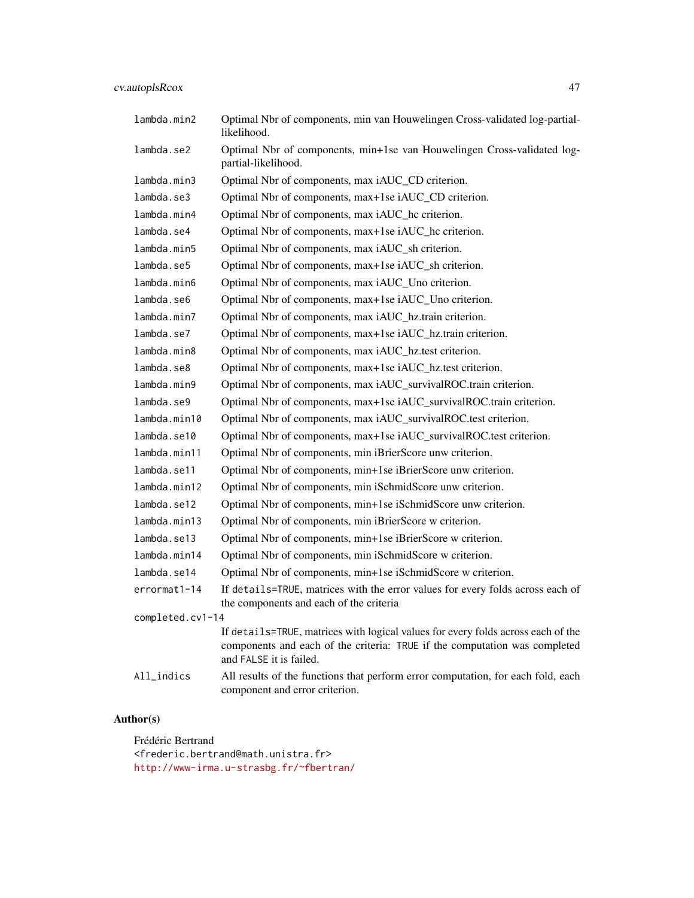| | |
|---|---|
| `lambda.min2` | Optimal Nbr of components, min van Houwelingen Cross-validated log-partial-likelihood. |
| `lambda.se2` | Optimal Nbr of components, min+1se van Houwelingen Cross-validated log-partial-likelihood. |
| `lambda.min3` | Optimal Nbr of components, max iAUC_CD criterion. |
| `lambda.se3` | Optimal Nbr of components, max+1se iAUC_CD criterion. |
| `lambda.min4` | Optimal Nbr of components, max iAUC_hc criterion. |
| `lambda.se4` | Optimal Nbr of components, max+1se iAUC_hc criterion. |
| `lambda.min5` | Optimal Nbr of components, max iAUC_sh criterion. |
| `lambda.se5` | Optimal Nbr of components, max+1se iAUC_sh criterion. |
| `lambda.min6` | Optimal Nbr of components, max iAUC_Uno criterion. |
| `lambda.se6` | Optimal Nbr of components, max+1se iAUC_Uno criterion. |
| `lambda.min7` | Optimal Nbr of components, max iAUC_hz.train criterion. |
| `lambda.se7` | Optimal Nbr of components, max+1se iAUC_hz.train criterion. |
| `lambda.min8` | Optimal Nbr of components, max iAUC_hz.test criterion. |
| `lambda.se8` | Optimal Nbr of components, max+1se iAUC_hz.test criterion. |
| `lambda.min9` | Optimal Nbr of components, max iAUC_survivalROC.train criterion. |
| `lambda.se9` | Optimal Nbr of components, max+1se iAUC_survivalROC.train criterion. |
| `lambda.min10` | Optimal Nbr of components, max iAUC_survivalROC.test criterion. |
| `lambda.se10` | Optimal Nbr of components, max+1se iAUC_survivalROC.test criterion. |
| `lambda.min11` | Optimal Nbr of components, min iBrierScore unw criterion. |
| `lambda.se11` | Optimal Nbr of components, min+1se iBrierScore unw criterion. |
| `lambda.min12` | Optimal Nbr of components, min iSchmidScore unw criterion. |
| `lambda.se12` | Optimal Nbr of components, min+1se iSchmidScore unw criterion. |
| `lambda.min13` | Optimal Nbr of components, min iBrierScore w criterion. |
| `lambda.se13` | Optimal Nbr of components, min+1se iBrierScore w criterion. |
| `lambda.min14` | Optimal Nbr of components, min iSchmidScore w criterion. |
| `lambda.se14` | Optimal Nbr of components, min+1se iSchmidScore w criterion. |
| `errormat1-14` | If `details=TRUE`, matrices with the error values for every folds across each of the components and each of the criteria |
| `completed.cv1-14` | If `details=TRUE`, matrices with logical values for every folds across each of the components and each of the criteria: `TRUE` if the computation was completed and `FALSE` it is failed. |
| `All_indics` | All results of the functions that perform error computation, for each fold, each component and error criterion. |

### Author(s)

Frédéric Bertrand
<frederic.bertrand@math.unistra.fr>
http://www-irma.u-strasbg.fr/~fbertran/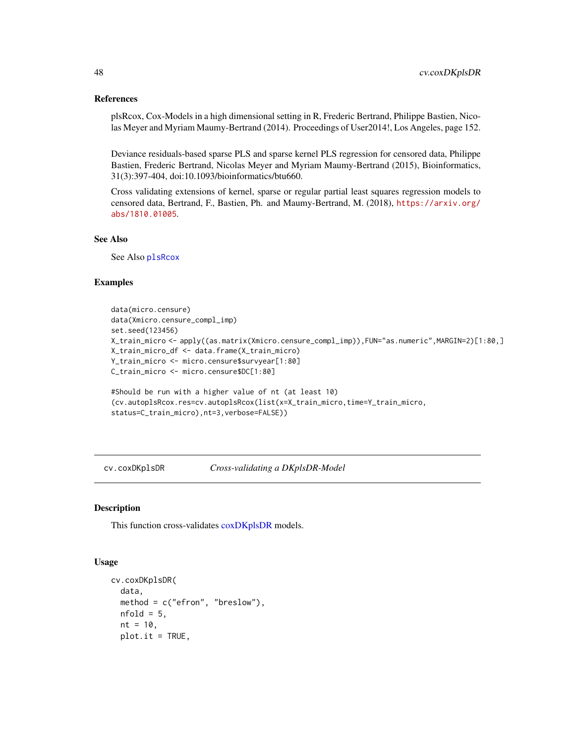### References

plsRcox, Cox-Models in a high dimensional setting in R, Frederic Bertrand, Philippe Bastien, Nicolas Meyer and Myriam Maumy-Bertrand (2014). Proceedings of User2014!, Los Angeles, page 152.

Deviance residuals-based sparse PLS and sparse kernel PLS regression for censored data, Philippe Bastien, Frederic Bertrand, Nicolas Meyer and Myriam Maumy-Bertrand (2015), Bioinformatics, 31(3):397-404, doi:10.1093/bioinformatics/btu660.

Cross validating extensions of kernel, sparse or regular partial least squares regression models to censored data, Bertrand, F., Bastien, Ph. and Maumy-Bertrand, M. (2018), https://arxiv.org/abs/1810.01005.

### See Also

See Also plsRcox

### Examples

```
data(micro.censure)
data(Xmicro.censure_compl_imp)
set.seed(123456)
X_train_micro <- apply((as.matrix(Xmicro.censure_compl_imp)),FUN="as.numeric",MARGIN=2)[1:80,]
X_train_micro_df <- data.frame(X_train_micro)
Y_train_micro <- micro.censure$survyear[1:80]
C_train_micro <- micro.censure$DC[1:80]

#Should be run with a higher value of nt (at least 10)
(cv.autoplsRcox.res=cv.autoplsRcox(list(x=X_train_micro,time=Y_train_micro,
status=C_train_micro),nt=3,verbose=FALSE))
```

---

## cv.coxDKplsDR — *Cross-validating a DKplsDR-Model*

### Description

This function cross-validates coxDKplsDR models.

### Usage

```
cv.coxDKplsDR(
  data,
  method = c("efron", "breslow"),
  nfold = 5,
  nt = 10,
  plot.it = TRUE,
```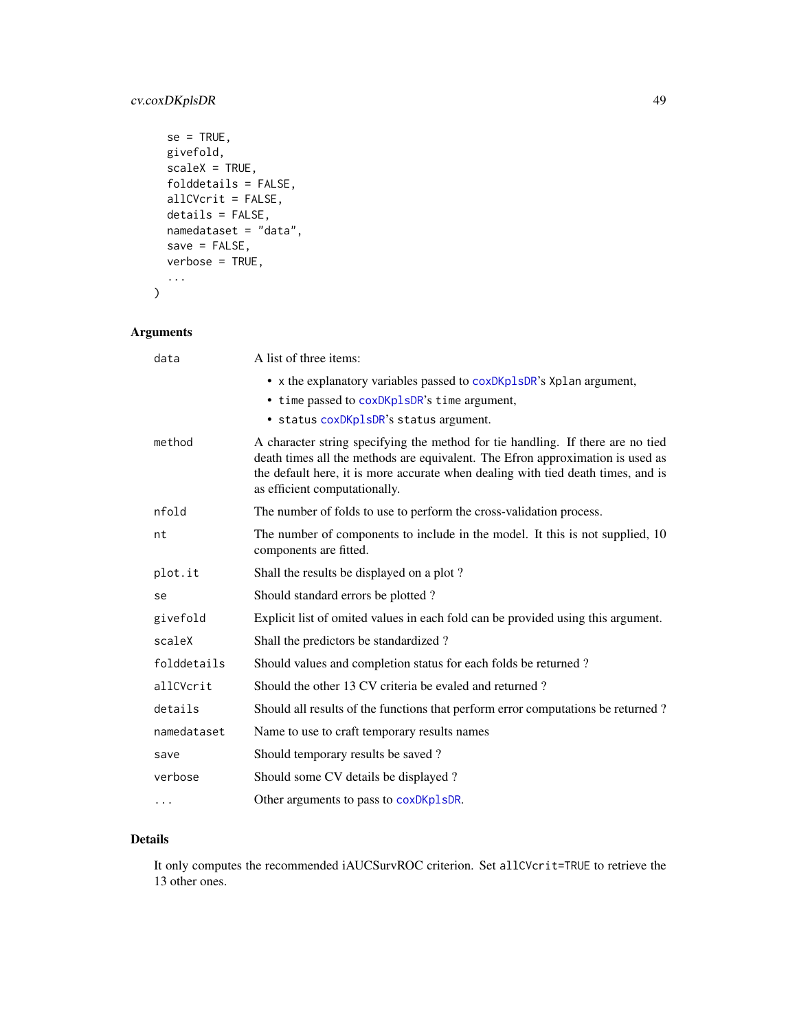```
  se = TRUE,
  givefold,
  scaleX = TRUE,
  folddetails = FALSE,
  allCVcrit = FALSE,
  details = FALSE,
  namedataset = "data",
  save = FALSE,
  verbose = TRUE,
  ...
)
```

## Arguments

| Argument | Description |
|---|---|
| `data` | A list of three items: <br>• `x` the explanatory variables passed to `coxDKplsDR`'s `Xplan` argument, <br>• `time` passed to `coxDKplsDR`'s `time` argument, <br>• `status` `coxDKplsDR`'s `status` argument. |
| `method` | A character string specifying the method for tie handling. If there are no tied death times all the methods are equivalent. The Efron approximation is used as the default here, it is more accurate when dealing with tied death times, and is as efficient computationally. |
| `nfold` | The number of folds to use to perform the cross-validation process. |
| `nt` | The number of components to include in the model. It this is not supplied, 10 components are fitted. |
| `plot.it` | Shall the results be displayed on a plot ? |
| `se` | Should standard errors be plotted ? |
| `givefold` | Explicit list of omited values in each fold can be provided using this argument. |
| `scaleX` | Shall the predictors be standardized ? |
| `folddetails` | Should values and completion status for each folds be returned ? |
| `allCVcrit` | Should the other 13 CV criteria be evaled and returned ? |
| `details` | Should all results of the functions that perform error computations be returned ? |
| `namedataset` | Name to use to craft temporary results names |
| `save` | Should temporary results be saved ? |
| `verbose` | Should some CV details be displayed ? |
| `...` | Other arguments to pass to `coxDKplsDR`. |

## Details

It only computes the recommended iAUCSurvROC criterion. Set `allCVcrit=TRUE` to retrieve the 13 other ones.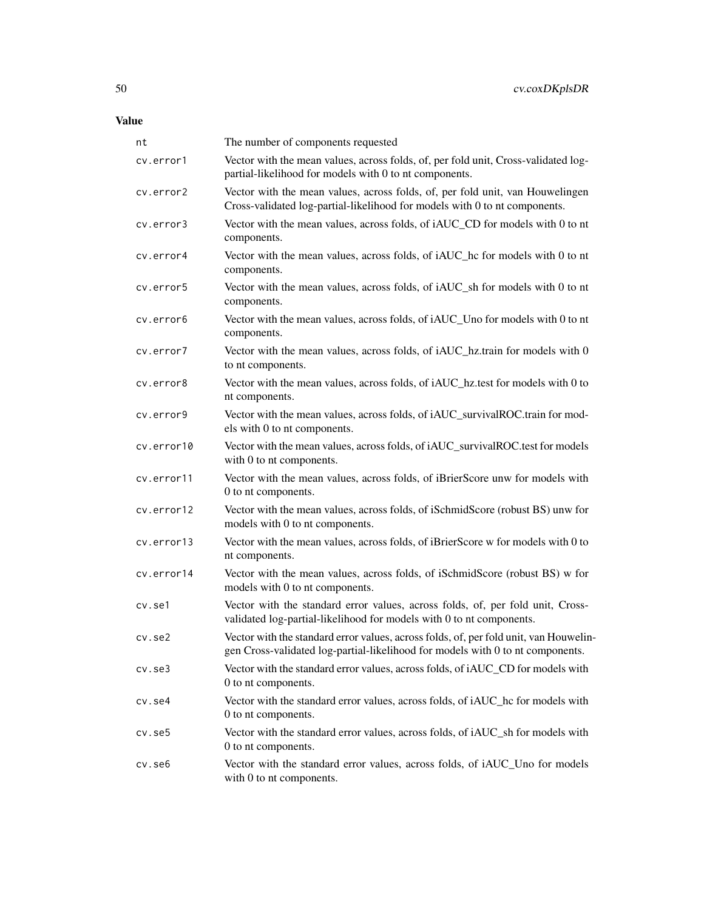## Value

| | |
|---|---|
| nt | The number of components requested |
| cv.error1 | Vector with the mean values, across folds, of, per fold unit, Cross-validated log-partial-likelihood for models with 0 to nt components. |
| cv.error2 | Vector with the mean values, across folds, of, per fold unit, van Houwelingen Cross-validated log-partial-likelihood for models with 0 to nt components. |
| cv.error3 | Vector with the mean values, across folds, of iAUC_CD for models with 0 to nt components. |
| cv.error4 | Vector with the mean values, across folds, of iAUC_hc for models with 0 to nt components. |
| cv.error5 | Vector with the mean values, across folds, of iAUC_sh for models with 0 to nt components. |
| cv.error6 | Vector with the mean values, across folds, of iAUC_Uno for models with 0 to nt components. |
| cv.error7 | Vector with the mean values, across folds, of iAUC_hz.train for models with 0 to nt components. |
| cv.error8 | Vector with the mean values, across folds, of iAUC_hz.test for models with 0 to nt components. |
| cv.error9 | Vector with the mean values, across folds, of iAUC_survivalROC.train for models with 0 to nt components. |
| cv.error10 | Vector with the mean values, across folds, of iAUC_survivalROC.test for models with 0 to nt components. |
| cv.error11 | Vector with the mean values, across folds, of iBrierScore unw for models with 0 to nt components. |
| cv.error12 | Vector with the mean values, across folds, of iSchmidScore (robust BS) unw for models with 0 to nt components. |
| cv.error13 | Vector with the mean values, across folds, of iBrierScore w for models with 0 to nt components. |
| cv.error14 | Vector with the mean values, across folds, of iSchmidScore (robust BS) w for models with 0 to nt components. |
| cv.se1 | Vector with the standard error values, across folds, of, per fold unit, Cross-validated log-partial-likelihood for models with 0 to nt components. |
| cv.se2 | Vector with the standard error values, across folds, of, per fold unit, van Houwelingen Cross-validated log-partial-likelihood for models with 0 to nt components. |
| cv.se3 | Vector with the standard error values, across folds, of iAUC_CD for models with 0 to nt components. |
| cv.se4 | Vector with the standard error values, across folds, of iAUC_hc for models with 0 to nt components. |
| cv.se5 | Vector with the standard error values, across folds, of iAUC_sh for models with 0 to nt components. |
| cv.se6 | Vector with the standard error values, across folds, of iAUC_Uno for models with 0 to nt components. |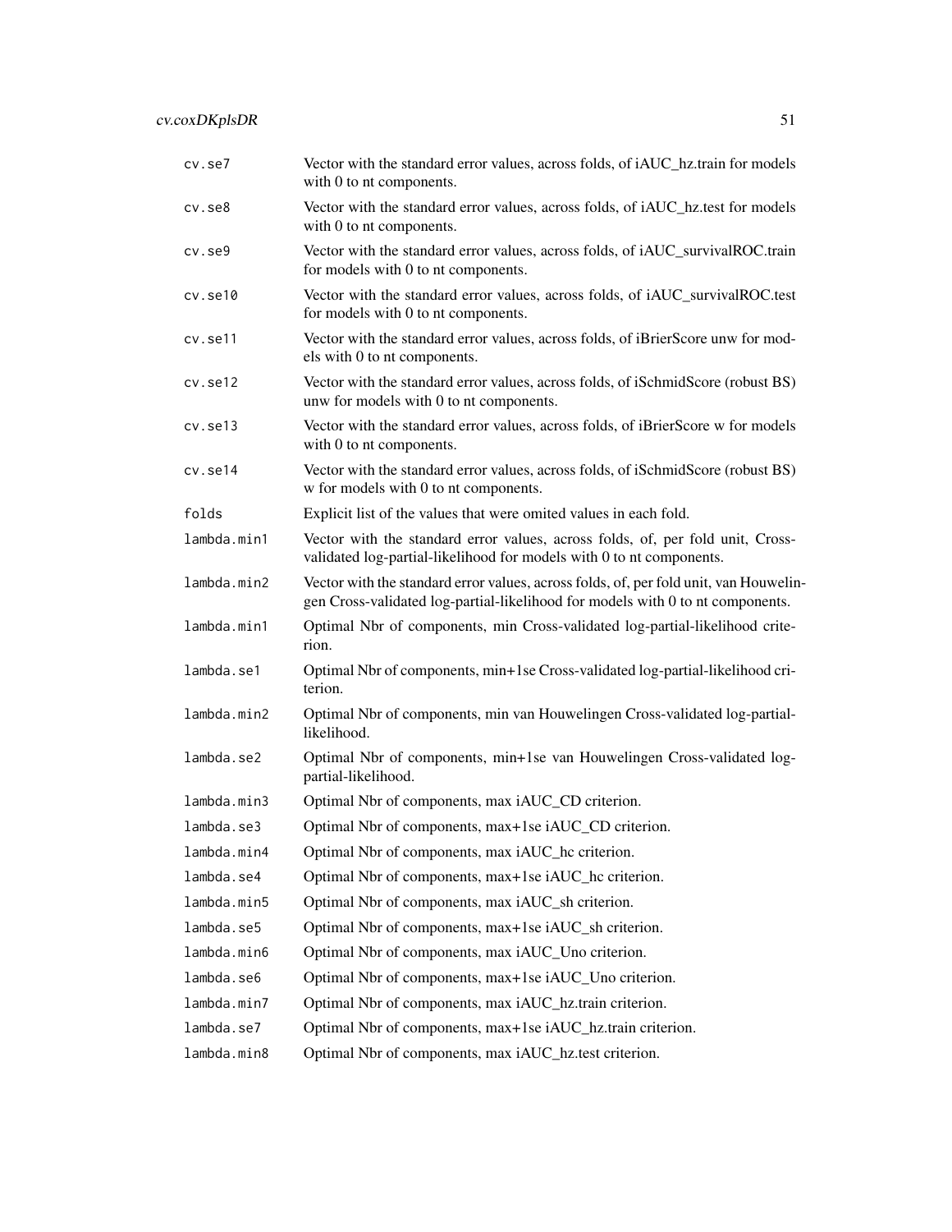| | |
|---|---|
| cv.se7 | Vector with the standard error values, across folds, of iAUC_hz.train for models with 0 to nt components. |
| cv.se8 | Vector with the standard error values, across folds, of iAUC_hz.test for models with 0 to nt components. |
| cv.se9 | Vector with the standard error values, across folds, of iAUC_survivalROC.train for models with 0 to nt components. |
| cv.se10 | Vector with the standard error values, across folds, of iAUC_survivalROC.test for models with 0 to nt components. |
| cv.se11 | Vector with the standard error values, across folds, of iBrierScore unw for models with 0 to nt components. |
| cv.se12 | Vector with the standard error values, across folds, of iSchmidScore (robust BS) unw for models with 0 to nt components. |
| cv.se13 | Vector with the standard error values, across folds, of iBrierScore w for models with 0 to nt components. |
| cv.se14 | Vector with the standard error values, across folds, of iSchmidScore (robust BS) w for models with 0 to nt components. |
| folds | Explicit list of the values that were omited values in each fold. |
| lambda.min1 | Vector with the standard error values, across folds, of, per fold unit, Cross-validated log-partial-likelihood for models with 0 to nt components. |
| lambda.min2 | Vector with the standard error values, across folds, of, per fold unit, van Houwelingen Cross-validated log-partial-likelihood for models with 0 to nt components. |
| lambda.min1 | Optimal Nbr of components, min Cross-validated log-partial-likelihood criterion. |
| lambda.se1 | Optimal Nbr of components, min+1se Cross-validated log-partial-likelihood criterion. |
| lambda.min2 | Optimal Nbr of components, min van Houwelingen Cross-validated log-partial-likelihood. |
| lambda.se2 | Optimal Nbr of components, min+1se van Houwelingen Cross-validated log-partial-likelihood. |
| lambda.min3 | Optimal Nbr of components, max iAUC_CD criterion. |
| lambda.se3 | Optimal Nbr of components, max+1se iAUC_CD criterion. |
| lambda.min4 | Optimal Nbr of components, max iAUC_hc criterion. |
| lambda.se4 | Optimal Nbr of components, max+1se iAUC_hc criterion. |
| lambda.min5 | Optimal Nbr of components, max iAUC_sh criterion. |
| lambda.se5 | Optimal Nbr of components, max+1se iAUC_sh criterion. |
| lambda.min6 | Optimal Nbr of components, max iAUC_Uno criterion. |
| lambda.se6 | Optimal Nbr of components, max+1se iAUC_Uno criterion. |
| lambda.min7 | Optimal Nbr of components, max iAUC_hz.train criterion. |
| lambda.se7 | Optimal Nbr of components, max+1se iAUC_hz.train criterion. |
| lambda.min8 | Optimal Nbr of components, max iAUC_hz.test criterion. |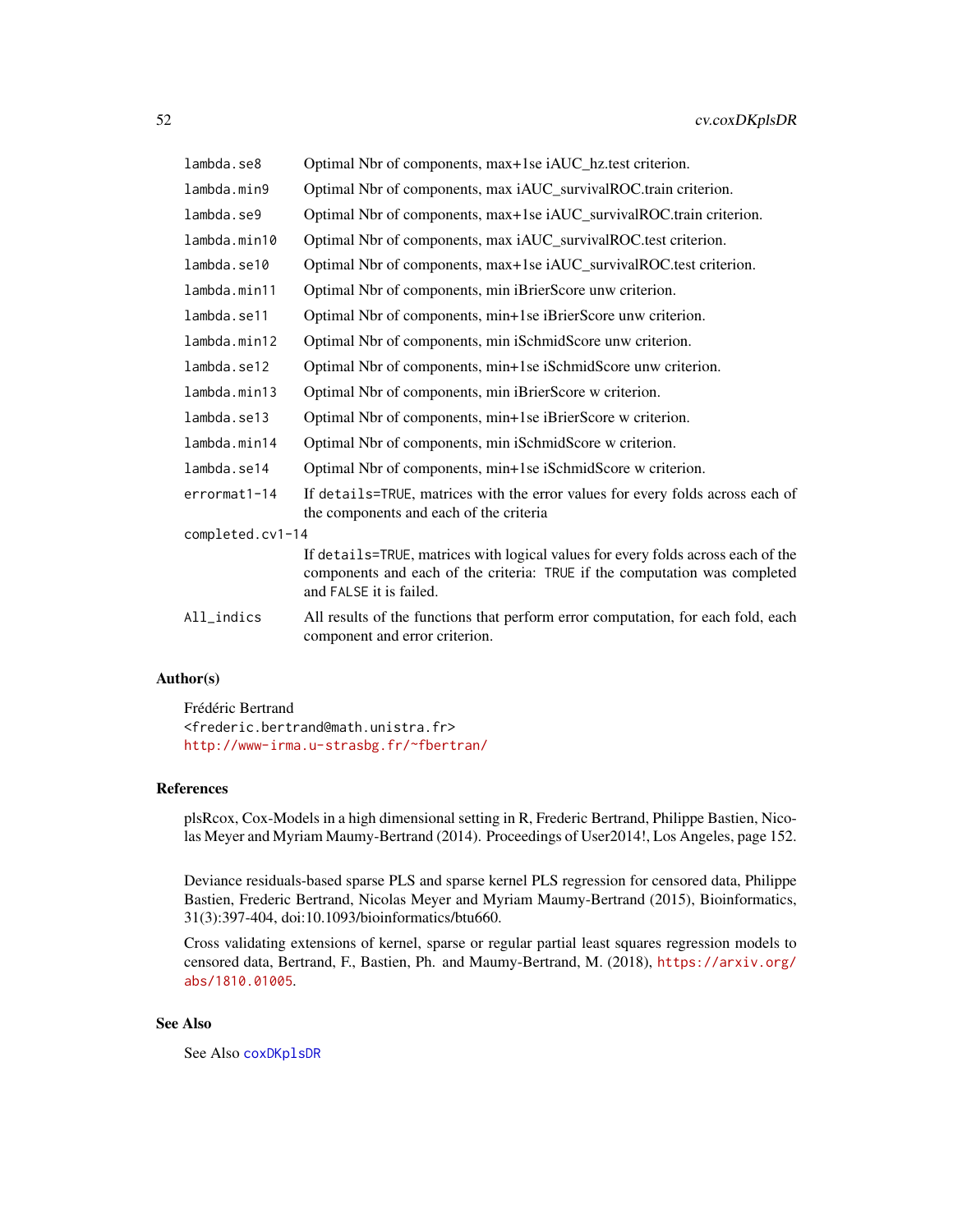| | |
|---|---|
| lambda.se8 | Optimal Nbr of components, max+1se iAUC_hz.test criterion. |
| lambda.min9 | Optimal Nbr of components, max iAUC_survivalROC.train criterion. |
| lambda.se9 | Optimal Nbr of components, max+1se iAUC_survivalROC.train criterion. |
| lambda.min10 | Optimal Nbr of components, max iAUC_survivalROC.test criterion. |
| lambda.se10 | Optimal Nbr of components, max+1se iAUC_survivalROC.test criterion. |
| lambda.min11 | Optimal Nbr of components, min iBrierScore unw criterion. |
| lambda.se11 | Optimal Nbr of components, min+1se iBrierScore unw criterion. |
| lambda.min12 | Optimal Nbr of components, min iSchmidScore unw criterion. |
| lambda.se12 | Optimal Nbr of components, min+1se iSchmidScore unw criterion. |
| lambda.min13 | Optimal Nbr of components, min iBrierScore w criterion. |
| lambda.se13 | Optimal Nbr of components, min+1se iBrierScore w criterion. |
| lambda.min14 | Optimal Nbr of components, min iSchmidScore w criterion. |
| lambda.se14 | Optimal Nbr of components, min+1se iSchmidScore w criterion. |
| errormat1-14 | If details=TRUE, matrices with the error values for every folds across each of the components and each of the criteria |
| completed.cv1-14 | If details=TRUE, matrices with logical values for every folds across each of the components and each of the criteria: TRUE if the computation was completed and FALSE it is failed. |
| All_indics | All results of the functions that perform error computation, for each fold, each component and error criterion. |

## Author(s)

Frédéric Bertrand
<frederic.bertrand@math.unistra.fr>
http://www-irma.u-strasbg.fr/~fbertran/

## References

plsRcox, Cox-Models in a high dimensional setting in R, Frederic Bertrand, Philippe Bastien, Nicolas Meyer and Myriam Maumy-Bertrand (2014). Proceedings of User2014!, Los Angeles, page 152.

Deviance residuals-based sparse PLS and sparse kernel PLS regression for censored data, Philippe Bastien, Frederic Bertrand, Nicolas Meyer and Myriam Maumy-Bertrand (2015), Bioinformatics, 31(3):397-404, doi:10.1093/bioinformatics/btu660.

Cross validating extensions of kernel, sparse or regular partial least squares regression models to censored data, Bertrand, F., Bastien, Ph. and Maumy-Bertrand, M. (2018), https://arxiv.org/abs/1810.01005.

## See Also

See Also coxDKplsDR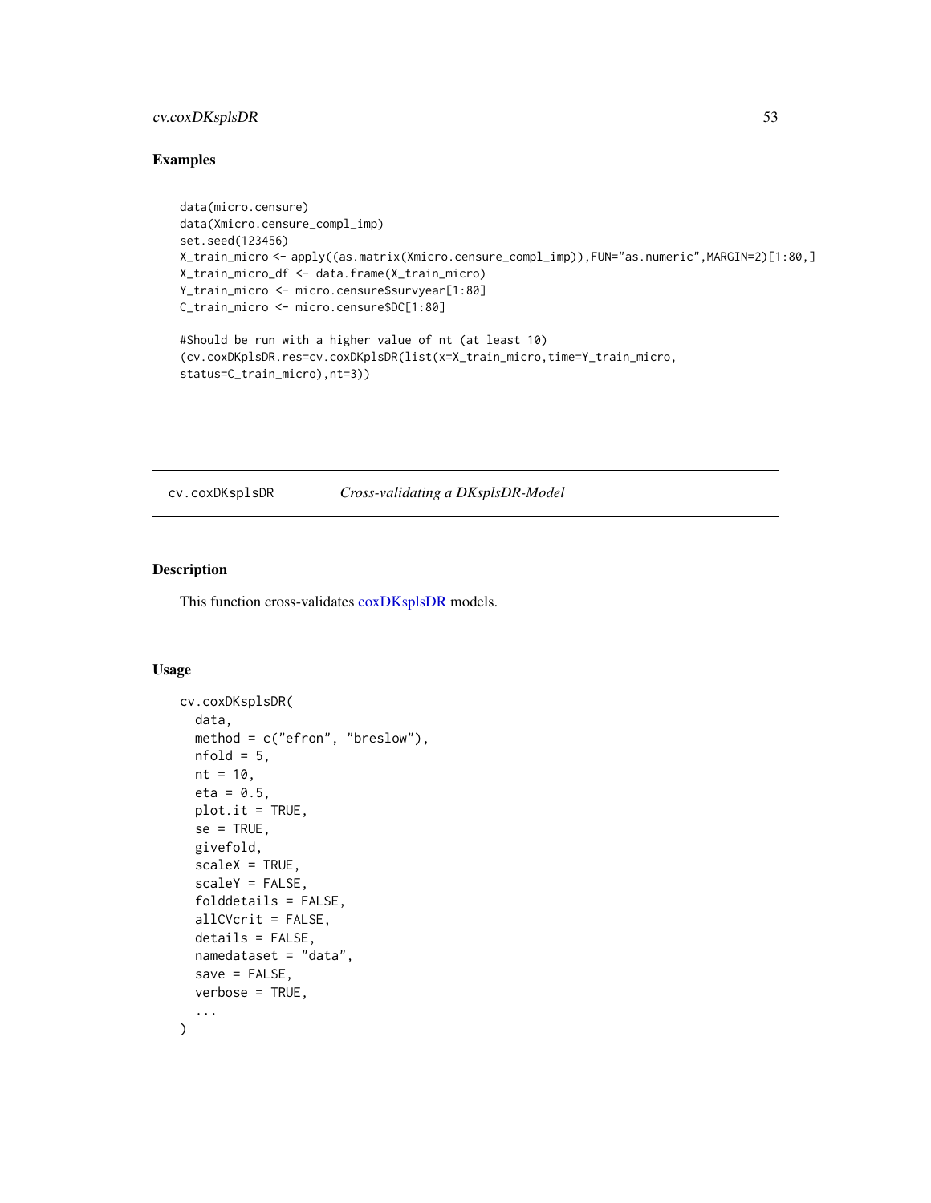## Examples

```
data(micro.censure)
data(Xmicro.censure_compl_imp)
set.seed(123456)
X_train_micro <- apply((as.matrix(Xmicro.censure_compl_imp)),FUN="as.numeric",MARGIN=2)[1:80,]
X_train_micro_df <- data.frame(X_train_micro)
Y_train_micro <- micro.censure$survyear[1:80]
C_train_micro <- micro.censure$DC[1:80]

#Should be run with a higher value of nt (at least 10)
(cv.coxDKplsDR.res=cv.coxDKplsDR(list(x=X_train_micro,time=Y_train_micro,
status=C_train_micro),nt=3))
```

---

# cv.coxDKsplsDR *Cross-validating a DKsplsDR-Model*

## Description

This function cross-validates coxDKsplsDR models.

## Usage

```
cv.coxDKsplsDR(
  data,
  method = c("efron", "breslow"),
  nfold = 5,
  nt = 10,
  eta = 0.5,
  plot.it = TRUE,
  se = TRUE,
  givefold,
  scaleX = TRUE,
  scaleY = FALSE,
  folddetails = FALSE,
  allCVcrit = FALSE,
  details = FALSE,
  namedataset = "data",
  save = FALSE,
  verbose = TRUE,
  ...
)
```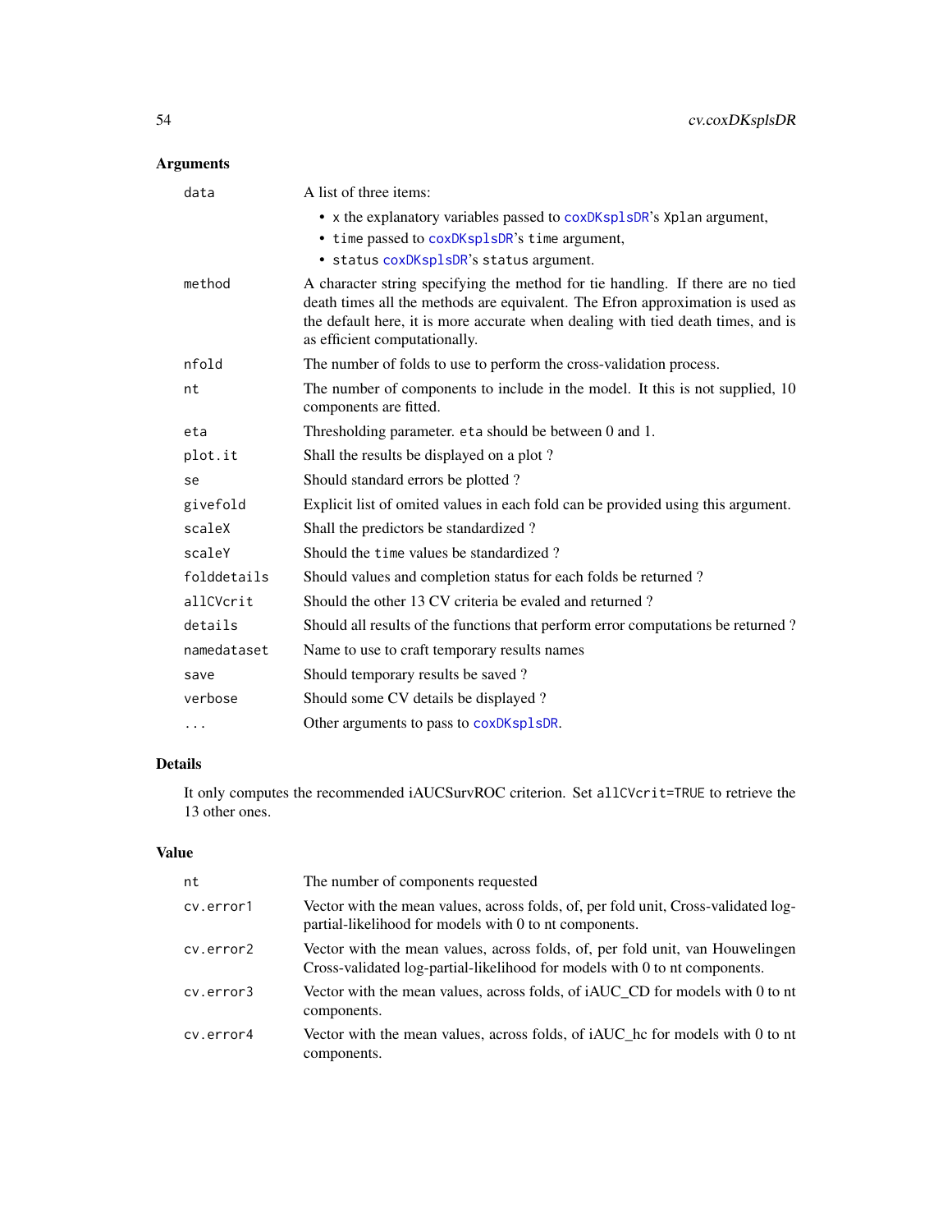## Arguments

| | |
|---|---|
| `data` | A list of three items: <br>• `x` the explanatory variables passed to `coxDKsplsDR`'s `Xplan` argument, <br>• `time` passed to `coxDKsplsDR`'s `time` argument, <br>• `status` `coxDKsplsDR`'s `status` argument. |
| `method` | A character string specifying the method for tie handling. If there are no tied death times all the methods are equivalent. The Efron approximation is used as the default here, it is more accurate when dealing with tied death times, and is as efficient computationally. |
| `nfold` | The number of folds to use to perform the cross-validation process. |
| `nt` | The number of components to include in the model. It this is not supplied, 10 components are fitted. |
| `eta` | Thresholding parameter. `eta` should be between 0 and 1. |
| `plot.it` | Shall the results be displayed on a plot ? |
| `se` | Should standard errors be plotted ? |
| `givefold` | Explicit list of omited values in each fold can be provided using this argument. |
| `scaleX` | Shall the predictors be standardized ? |
| `scaleY` | Should the `time` values be standardized ? |
| `folddetails` | Should values and completion status for each folds be returned ? |
| `allCVcrit` | Should the other 13 CV criteria be evaled and returned ? |
| `details` | Should all results of the functions that perform error computations be returned ? |
| `namedataset` | Name to use to craft temporary results names |
| `save` | Should temporary results be saved ? |
| `verbose` | Should some CV details be displayed ? |
| `...` | Other arguments to pass to `coxDKsplsDR`. |

## Details

It only computes the recommended iAUCSurvROC criterion. Set `allCVcrit=TRUE` to retrieve the 13 other ones.

## Value

| | |
|---|---|
| `nt` | The number of components requested |
| `cv.error1` | Vector with the mean values, across folds, of, per fold unit, Cross-validated log-partial-likelihood for models with 0 to nt components. |
| `cv.error2` | Vector with the mean values, across folds, of, per fold unit, van Houwelingen Cross-validated log-partial-likelihood for models with 0 to nt components. |
| `cv.error3` | Vector with the mean values, across folds, of iAUC_CD for models with 0 to nt components. |
| `cv.error4` | Vector with the mean values, across folds, of iAUC_hc for models with 0 to nt components. |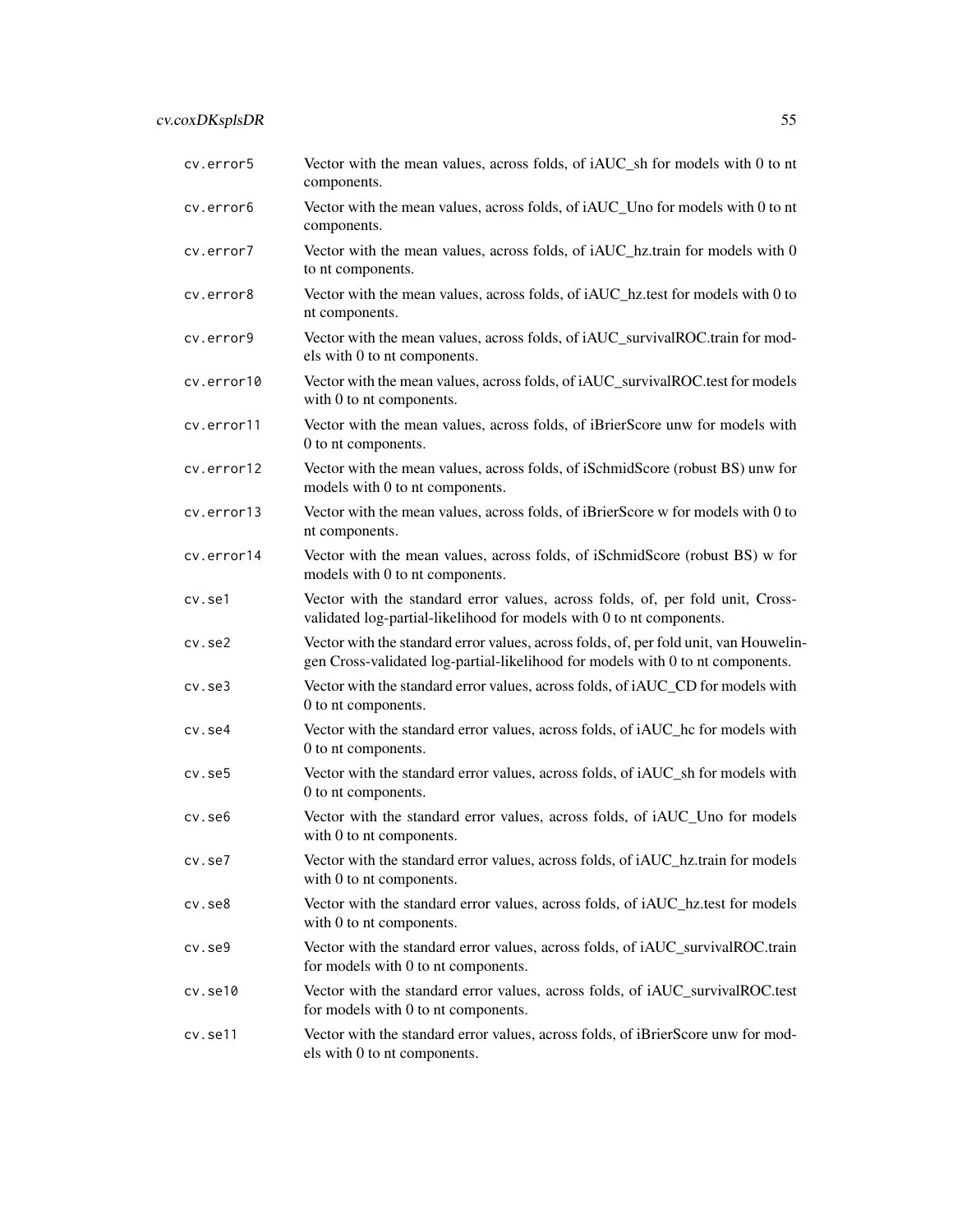| | |
|---|---|
| cv.error5 | Vector with the mean values, across folds, of iAUC_sh for models with 0 to nt components. |
| cv.error6 | Vector with the mean values, across folds, of iAUC_Uno for models with 0 to nt components. |
| cv.error7 | Vector with the mean values, across folds, of iAUC_hz.train for models with 0 to nt components. |
| cv.error8 | Vector with the mean values, across folds, of iAUC_hz.test for models with 0 to nt components. |
| cv.error9 | Vector with the mean values, across folds, of iAUC_survivalROC.train for models with 0 to nt components. |
| cv.error10 | Vector with the mean values, across folds, of iAUC_survivalROC.test for models with 0 to nt components. |
| cv.error11 | Vector with the mean values, across folds, of iBrierScore unw for models with 0 to nt components. |
| cv.error12 | Vector with the mean values, across folds, of iSchmidScore (robust BS) unw for models with 0 to nt components. |
| cv.error13 | Vector with the mean values, across folds, of iBrierScore w for models with 0 to nt components. |
| cv.error14 | Vector with the mean values, across folds, of iSchmidScore (robust BS) w for models with 0 to nt components. |
| cv.se1 | Vector with the standard error values, across folds, of, per fold unit, Cross-validated log-partial-likelihood for models with 0 to nt components. |
| cv.se2 | Vector with the standard error values, across folds, of, per fold unit, van Houwelingen Cross-validated log-partial-likelihood for models with 0 to nt components. |
| cv.se3 | Vector with the standard error values, across folds, of iAUC_CD for models with 0 to nt components. |
| cv.se4 | Vector with the standard error values, across folds, of iAUC_hc for models with 0 to nt components. |
| cv.se5 | Vector with the standard error values, across folds, of iAUC_sh for models with 0 to nt components. |
| cv.se6 | Vector with the standard error values, across folds, of iAUC_Uno for models with 0 to nt components. |
| cv.se7 | Vector with the standard error values, across folds, of iAUC_hz.train for models with 0 to nt components. |
| cv.se8 | Vector with the standard error values, across folds, of iAUC_hz.test for models with 0 to nt components. |
| cv.se9 | Vector with the standard error values, across folds, of iAUC_survivalROC.train for models with 0 to nt components. |
| cv.se10 | Vector with the standard error values, across folds, of iAUC_survivalROC.test for models with 0 to nt components. |
| cv.se11 | Vector with the standard error values, across folds, of iBrierScore unw for models with 0 to nt components. |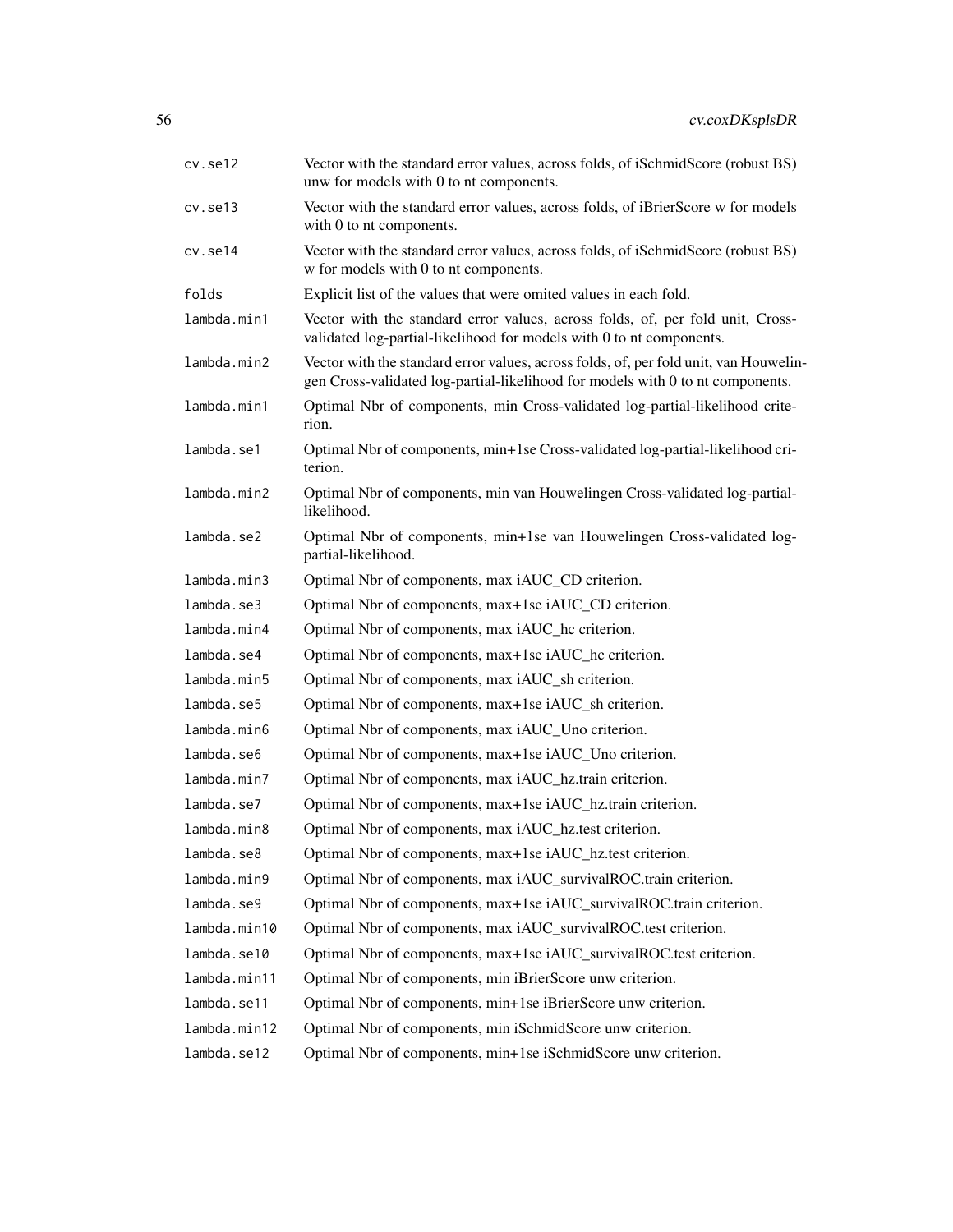| | |
|---|---|
| cv.se12 | Vector with the standard error values, across folds, of iSchmidScore (robust BS) unw for models with 0 to nt components. |
| cv.se13 | Vector with the standard error values, across folds, of iBrierScore w for models with 0 to nt components. |
| cv.se14 | Vector with the standard error values, across folds, of iSchmidScore (robust BS) w for models with 0 to nt components. |
| folds | Explicit list of the values that were omited values in each fold. |
| lambda.min1 | Vector with the standard error values, across folds, of, per fold unit, Cross-validated log-partial-likelihood for models with 0 to nt components. |
| lambda.min2 | Vector with the standard error values, across folds, of, per fold unit, van Houwelingen Cross-validated log-partial-likelihood for models with 0 to nt components. |
| lambda.min1 | Optimal Nbr of components, min Cross-validated log-partial-likelihood criterion. |
| lambda.se1 | Optimal Nbr of components, min+1se Cross-validated log-partial-likelihood criterion. |
| lambda.min2 | Optimal Nbr of components, min van Houwelingen Cross-validated log-partial-likelihood. |
| lambda.se2 | Optimal Nbr of components, min+1se van Houwelingen Cross-validated log-partial-likelihood. |
| lambda.min3 | Optimal Nbr of components, max iAUC_CD criterion. |
| lambda.se3 | Optimal Nbr of components, max+1se iAUC_CD criterion. |
| lambda.min4 | Optimal Nbr of components, max iAUC_hc criterion. |
| lambda.se4 | Optimal Nbr of components, max+1se iAUC_hc criterion. |
| lambda.min5 | Optimal Nbr of components, max iAUC_sh criterion. |
| lambda.se5 | Optimal Nbr of components, max+1se iAUC_sh criterion. |
| lambda.min6 | Optimal Nbr of components, max iAUC_Uno criterion. |
| lambda.se6 | Optimal Nbr of components, max+1se iAUC_Uno criterion. |
| lambda.min7 | Optimal Nbr of components, max iAUC_hz.train criterion. |
| lambda.se7 | Optimal Nbr of components, max+1se iAUC_hz.train criterion. |
| lambda.min8 | Optimal Nbr of components, max iAUC_hz.test criterion. |
| lambda.se8 | Optimal Nbr of components, max+1se iAUC_hz.test criterion. |
| lambda.min9 | Optimal Nbr of components, max iAUC_survivalROC.train criterion. |
| lambda.se9 | Optimal Nbr of components, max+1se iAUC_survivalROC.train criterion. |
| lambda.min10 | Optimal Nbr of components, max iAUC_survivalROC.test criterion. |
| lambda.se10 | Optimal Nbr of components, max+1se iAUC_survivalROC.test criterion. |
| lambda.min11 | Optimal Nbr of components, min iBrierScore unw criterion. |
| lambda.se11 | Optimal Nbr of components, min+1se iBrierScore unw criterion. |
| lambda.min12 | Optimal Nbr of components, min iSchmidScore unw criterion. |
| lambda.se12 | Optimal Nbr of components, min+1se iSchmidScore unw criterion. |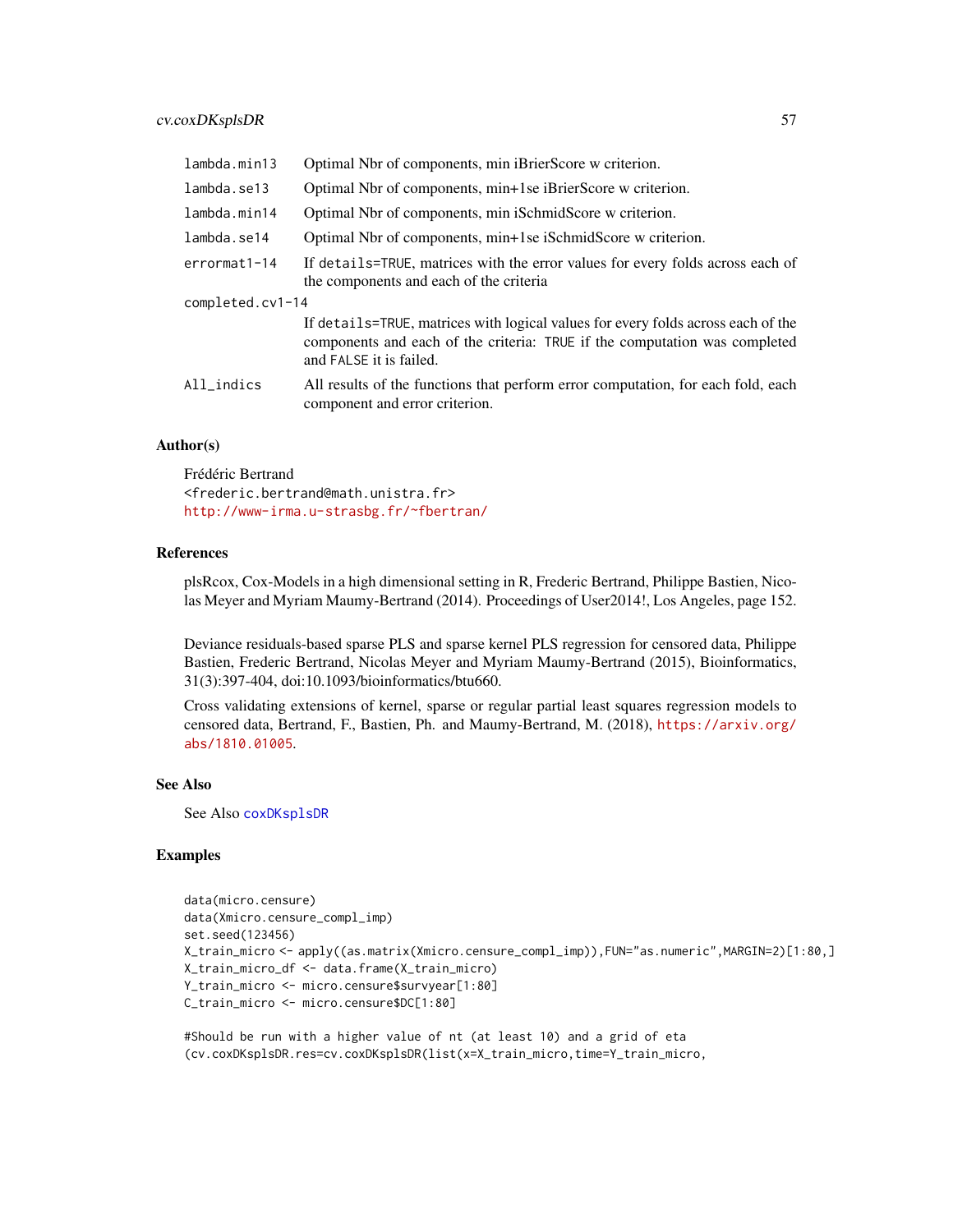| | |
|---|---|
| `lambda.min13` | Optimal Nbr of components, min iBrierScore w criterion. |
| `lambda.se13` | Optimal Nbr of components, min+1se iBrierScore w criterion. |
| `lambda.min14` | Optimal Nbr of components, min iSchmidScore w criterion. |
| `lambda.se14` | Optimal Nbr of components, min+1se iSchmidScore w criterion. |
| `errormat1-14` | If `details=TRUE`, matrices with the error values for every folds across each of the components and each of the criteria |
| `completed.cv1-14` | If `details=TRUE`, matrices with logical values for every folds across each of the components and each of the criteria: `TRUE` if the computation was completed and `FALSE` it is failed. |
| `All_indics` | All results of the functions that perform error computation, for each fold, each component and error criterion. |

## Author(s)

Frédéric Bertrand
<frederic.bertrand@math.unistra.fr>
http://www-irma.u-strasbg.fr/~fbertran/

## References

plsRcox, Cox-Models in a high dimensional setting in R, Frederic Bertrand, Philippe Bastien, Nicolas Meyer and Myriam Maumy-Bertrand (2014). Proceedings of User2014!, Los Angeles, page 152.

Deviance residuals-based sparse PLS and sparse kernel PLS regression for censored data, Philippe Bastien, Frederic Bertrand, Nicolas Meyer and Myriam Maumy-Bertrand (2015), Bioinformatics, 31(3):397-404, doi:10.1093/bioinformatics/btu660.

Cross validating extensions of kernel, sparse or regular partial least squares regression models to censored data, Bertrand, F., Bastien, Ph. and Maumy-Bertrand, M. (2018), https://arxiv.org/abs/1810.01005.

## See Also

See Also `coxDKsplsDR`

## Examples

```
data(micro.censure)
data(Xmicro.censure_compl_imp)
set.seed(123456)
X_train_micro <- apply((as.matrix(Xmicro.censure_compl_imp)),FUN="as.numeric",MARGIN=2)[1:80,]
X_train_micro_df <- data.frame(X_train_micro)
Y_train_micro <- micro.censure$survyear[1:80]
C_train_micro <- micro.censure$DC[1:80]

#Should be run with a higher value of nt (at least 10) and a grid of eta
(cv.coxDKsplsDR.res=cv.coxDKsplsDR(list(x=X_train_micro,time=Y_train_micro,
```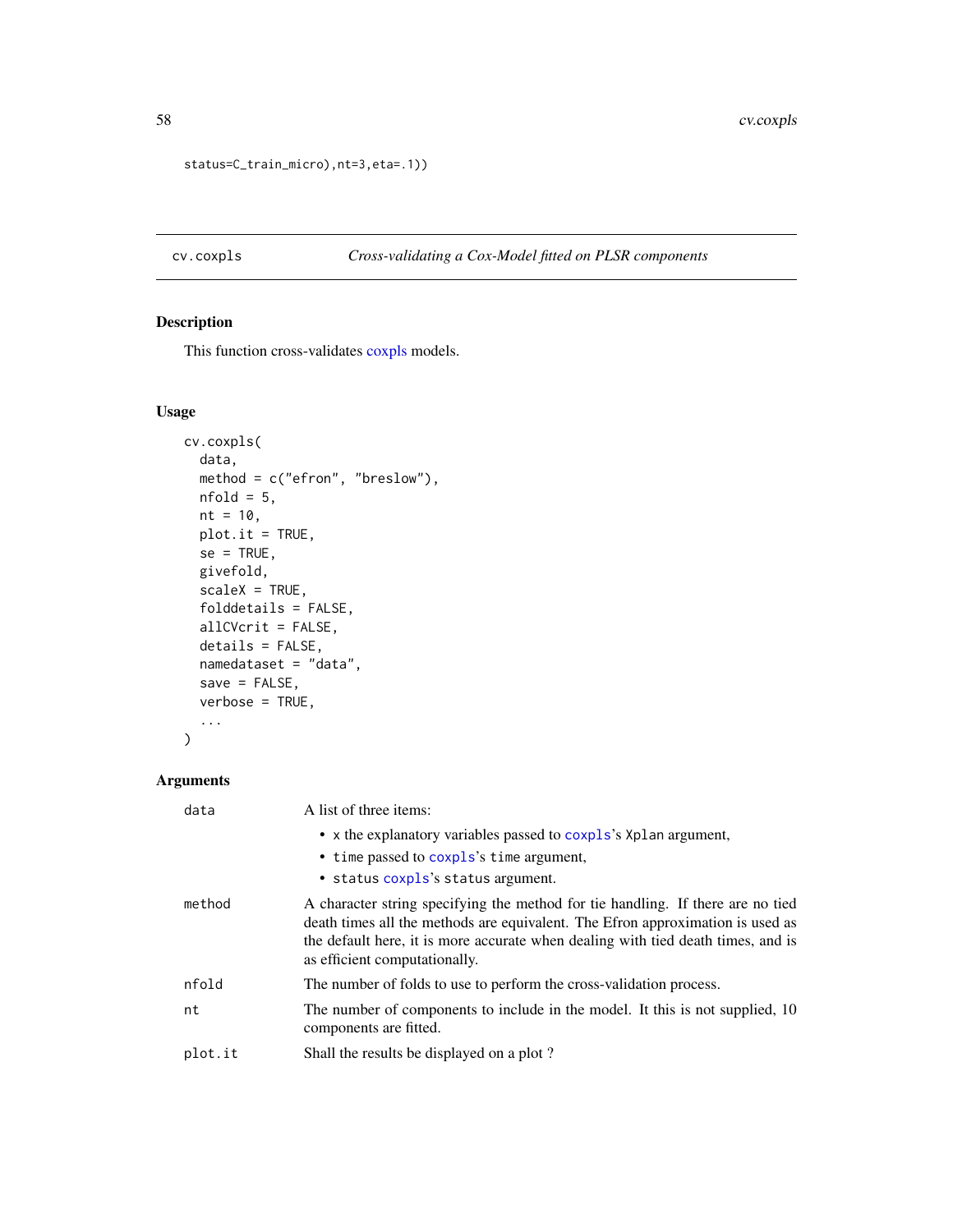```
status=C_train_micro),nt=3,eta=.1))
```

## cv.coxpls — *Cross-validating a Cox-Model fitted on PLSR components*

### Description

This function cross-validates coxpls models.

### Usage

```
cv.coxpls(
  data,
  method = c("efron", "breslow"),
  nfold = 5,
  nt = 10,
  plot.it = TRUE,
  se = TRUE,
  givefold,
  scaleX = TRUE,
  folddetails = FALSE,
  allCVcrit = FALSE,
  details = FALSE,
  namedataset = "data",
  save = FALSE,
  verbose = TRUE,
  ...
)
```

### Arguments

| | |
|---|---|
| `data` | A list of three items: <br>• `x` the explanatory variables passed to `coxpls`'s `Xplan` argument,<br>• `time` passed to `coxpls`'s `time` argument,<br>• `status` `coxpls`'s `status` argument. |
| `method` | A character string specifying the method for tie handling. If there are no tied death times all the methods are equivalent. The Efron approximation is used as the default here, it is more accurate when dealing with tied death times, and is as efficient computationally. |
| `nfold` | The number of folds to use to perform the cross-validation process. |
| `nt` | The number of components to include in the model. It this is not supplied, 10 components are fitted. |
| `plot.it` | Shall the results be displayed on a plot ? |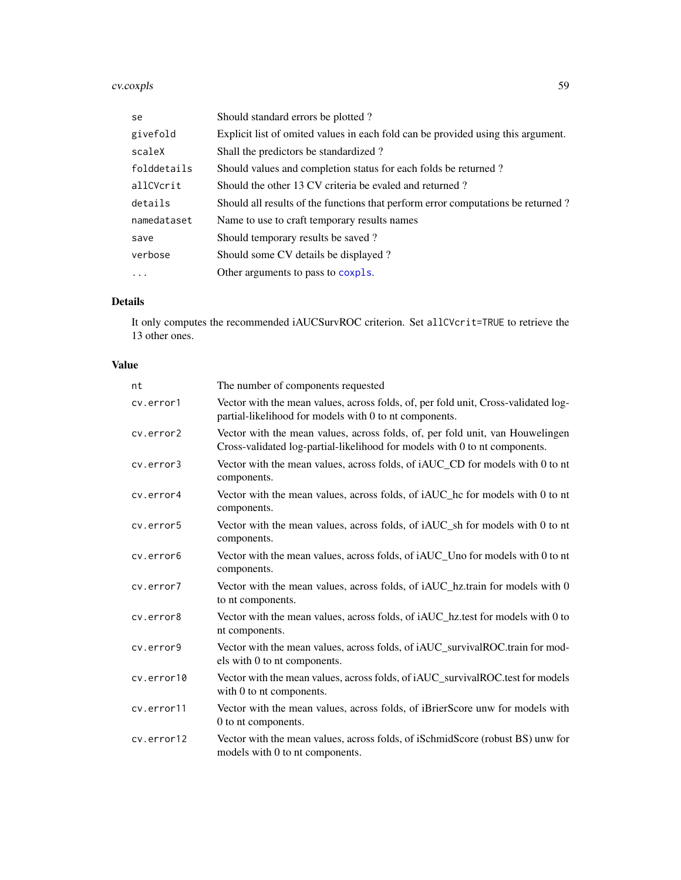| | |
|---|---|
| se | Should standard errors be plotted ? |
| givefold | Explicit list of omited values in each fold can be provided using this argument. |
| scaleX | Shall the predictors be standardized ? |
| folddetails | Should values and completion status for each folds be returned ? |
| allCVcrit | Should the other 13 CV criteria be evaled and returned ? |
| details | Should all results of the functions that perform error computations be returned ? |
| namedataset | Name to use to craft temporary results names |
| save | Should temporary results be saved ? |
| verbose | Should some CV details be displayed ? |
| ... | Other arguments to pass to `coxpls`. |

### Details

It only computes the recommended iAUCSurvROC criterion. Set `allCVcrit=TRUE` to retrieve the 13 other ones.

### Value

| | |
|---|---|
| nt | The number of components requested |
| cv.error1 | Vector with the mean values, across folds, of, per fold unit, Cross-validated log-partial-likelihood for models with 0 to nt components. |
| cv.error2 | Vector with the mean values, across folds, of, per fold unit, van Houwelingen Cross-validated log-partial-likelihood for models with 0 to nt components. |
| cv.error3 | Vector with the mean values, across folds, of iAUC_CD for models with 0 to nt components. |
| cv.error4 | Vector with the mean values, across folds, of iAUC_hc for models with 0 to nt components. |
| cv.error5 | Vector with the mean values, across folds, of iAUC_sh for models with 0 to nt components. |
| cv.error6 | Vector with the mean values, across folds, of iAUC_Uno for models with 0 to nt components. |
| cv.error7 | Vector with the mean values, across folds, of iAUC_hz.train for models with 0 to nt components. |
| cv.error8 | Vector with the mean values, across folds, of iAUC_hz.test for models with 0 to nt components. |
| cv.error9 | Vector with the mean values, across folds, of iAUC_survivalROC.train for models with 0 to nt components. |
| cv.error10 | Vector with the mean values, across folds, of iAUC_survivalROC.test for models with 0 to nt components. |
| cv.error11 | Vector with the mean values, across folds, of iBrierScore unw for models with 0 to nt components. |
| cv.error12 | Vector with the mean values, across folds, of iSchmidScore (robust BS) unw for models with 0 to nt components. |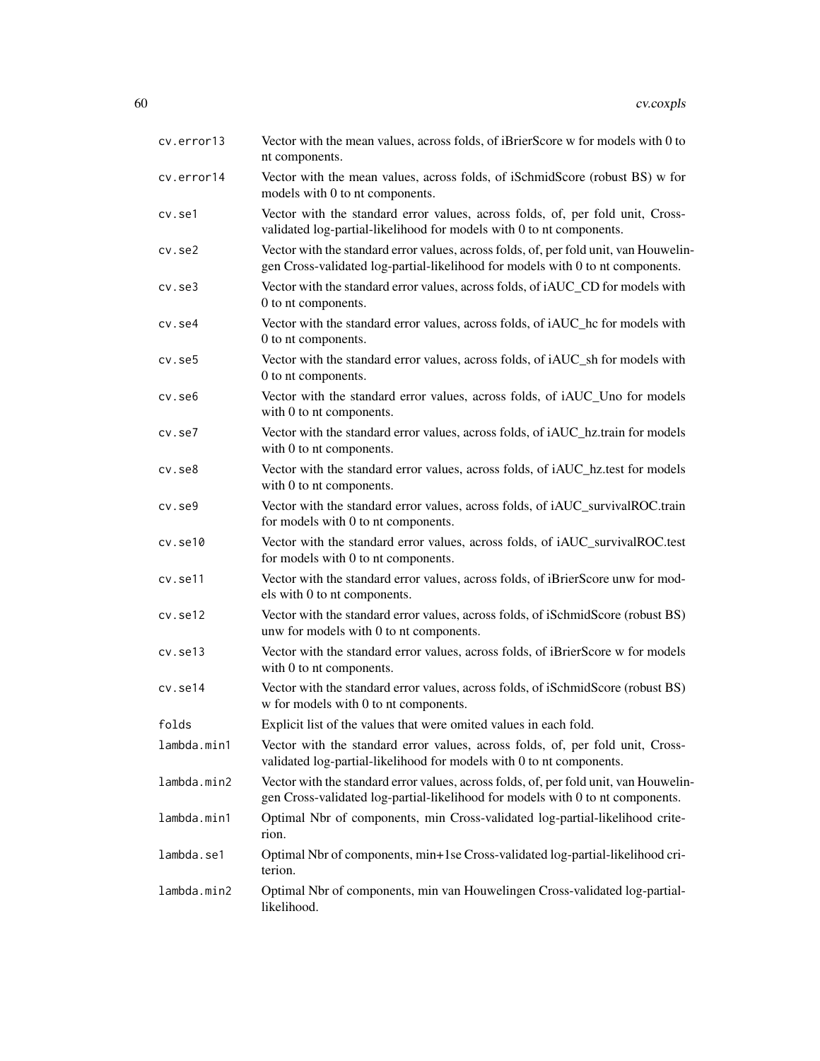| | |
|---|---|
| cv.error13 | Vector with the mean values, across folds, of iBrierScore w for models with 0 to nt components. |
| cv.error14 | Vector with the mean values, across folds, of iSchmidScore (robust BS) w for models with 0 to nt components. |
| cv.se1 | Vector with the standard error values, across folds, of, per fold unit, Cross-validated log-partial-likelihood for models with 0 to nt components. |
| cv.se2 | Vector with the standard error values, across folds, of, per fold unit, van Houwelingen Cross-validated log-partial-likelihood for models with 0 to nt components. |
| cv.se3 | Vector with the standard error values, across folds, of iAUC_CD for models with 0 to nt components. |
| cv.se4 | Vector with the standard error values, across folds, of iAUC_hc for models with 0 to nt components. |
| cv.se5 | Vector with the standard error values, across folds, of iAUC_sh for models with 0 to nt components. |
| cv.se6 | Vector with the standard error values, across folds, of iAUC_Uno for models with 0 to nt components. |
| cv.se7 | Vector with the standard error values, across folds, of iAUC_hz.train for models with 0 to nt components. |
| cv.se8 | Vector with the standard error values, across folds, of iAUC_hz.test for models with 0 to nt components. |
| cv.se9 | Vector with the standard error values, across folds, of iAUC_survivalROC.train for models with 0 to nt components. |
| cv.se10 | Vector with the standard error values, across folds, of iAUC_survivalROC.test for models with 0 to nt components. |
| cv.se11 | Vector with the standard error values, across folds, of iBrierScore unw for models with 0 to nt components. |
| cv.se12 | Vector with the standard error values, across folds, of iSchmidScore (robust BS) unw for models with 0 to nt components. |
| cv.se13 | Vector with the standard error values, across folds, of iBrierScore w for models with 0 to nt components. |
| cv.se14 | Vector with the standard error values, across folds, of iSchmidScore (robust BS) w for models with 0 to nt components. |
| folds | Explicit list of the values that were omited values in each fold. |
| lambda.min1 | Vector with the standard error values, across folds, of, per fold unit, Cross-validated log-partial-likelihood for models with 0 to nt components. |
| lambda.min2 | Vector with the standard error values, across folds, of, per fold unit, van Houwelingen Cross-validated log-partial-likelihood for models with 0 to nt components. |
| lambda.min1 | Optimal Nbr of components, min Cross-validated log-partial-likelihood criterion. |
| lambda.se1 | Optimal Nbr of components, min+1se Cross-validated log-partial-likelihood criterion. |
| lambda.min2 | Optimal Nbr of components, min van Houwelingen Cross-validated log-partial-likelihood. |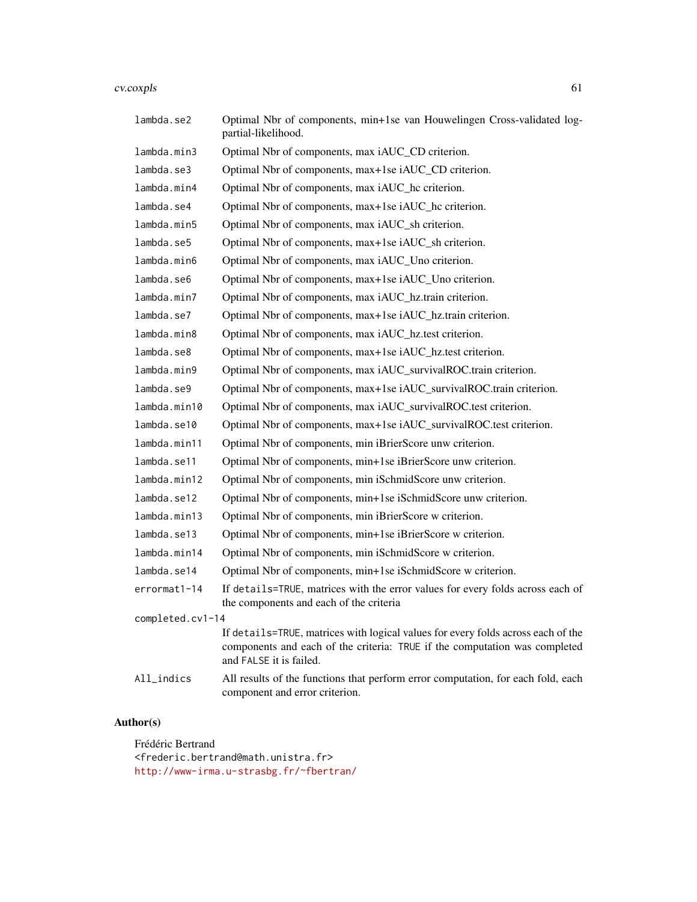| | |
|---|---|
| `lambda.se2` | Optimal Nbr of components, min+1se van Houwelingen Cross-validated log-partial-likelihood. |
| `lambda.min3` | Optimal Nbr of components, max iAUC_CD criterion. |
| `lambda.se3` | Optimal Nbr of components, max+1se iAUC_CD criterion. |
| `lambda.min4` | Optimal Nbr of components, max iAUC_hc criterion. |
| `lambda.se4` | Optimal Nbr of components, max+1se iAUC_hc criterion. |
| `lambda.min5` | Optimal Nbr of components, max iAUC_sh criterion. |
| `lambda.se5` | Optimal Nbr of components, max+1se iAUC_sh criterion. |
| `lambda.min6` | Optimal Nbr of components, max iAUC_Uno criterion. |
| `lambda.se6` | Optimal Nbr of components, max+1se iAUC_Uno criterion. |
| `lambda.min7` | Optimal Nbr of components, max iAUC_hz.train criterion. |
| `lambda.se7` | Optimal Nbr of components, max+1se iAUC_hz.train criterion. |
| `lambda.min8` | Optimal Nbr of components, max iAUC_hz.test criterion. |
| `lambda.se8` | Optimal Nbr of components, max+1se iAUC_hz.test criterion. |
| `lambda.min9` | Optimal Nbr of components, max iAUC_survivalROC.train criterion. |
| `lambda.se9` | Optimal Nbr of components, max+1se iAUC_survivalROC.train criterion. |
| `lambda.min10` | Optimal Nbr of components, max iAUC_survivalROC.test criterion. |
| `lambda.se10` | Optimal Nbr of components, max+1se iAUC_survivalROC.test criterion. |
| `lambda.min11` | Optimal Nbr of components, min iBrierScore unw criterion. |
| `lambda.se11` | Optimal Nbr of components, min+1se iBrierScore unw criterion. |
| `lambda.min12` | Optimal Nbr of components, min iSchmidScore unw criterion. |
| `lambda.se12` | Optimal Nbr of components, min+1se iSchmidScore unw criterion. |
| `lambda.min13` | Optimal Nbr of components, min iBrierScore w criterion. |
| `lambda.se13` | Optimal Nbr of components, min+1se iBrierScore w criterion. |
| `lambda.min14` | Optimal Nbr of components, min iSchmidScore w criterion. |
| `lambda.se14` | Optimal Nbr of components, min+1se iSchmidScore w criterion. |
| `errormat1-14` | If `details=TRUE`, matrices with the error values for every folds across each of the components and each of the criteria |
| `completed.cv1-14` | If `details=TRUE`, matrices with logical values for every folds across each of the components and each of the criteria: `TRUE` if the computation was completed and `FALSE` it is failed. |
| `All_indics` | All results of the functions that perform error computation, for each fold, each component and error criterion. |

## Author(s)

Frédéric Bertrand
<frederic.bertrand@math.unistra.fr>
http://www-irma.u-strasbg.fr/~fbertran/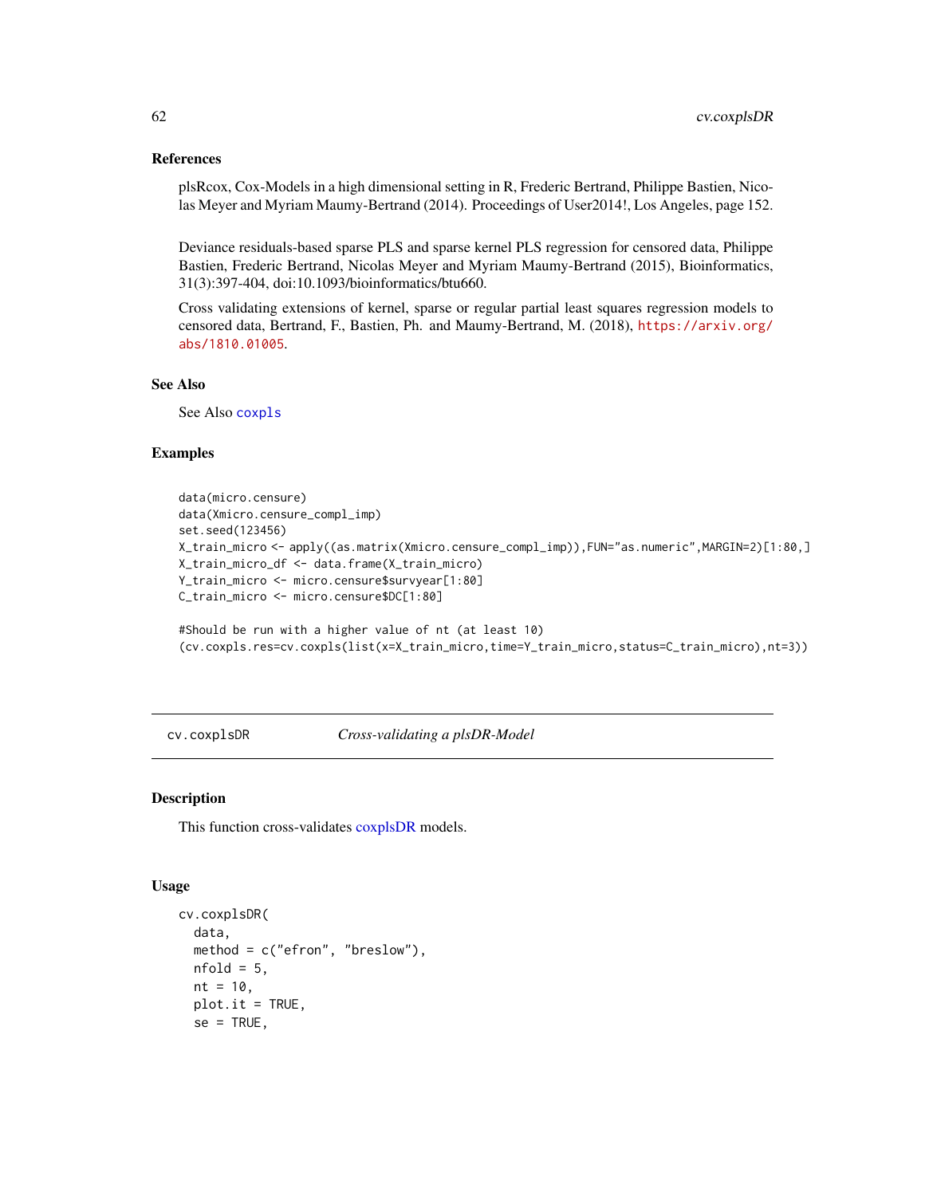### References

plsRcox, Cox-Models in a high dimensional setting in R, Frederic Bertrand, Philippe Bastien, Nicolas Meyer and Myriam Maumy-Bertrand (2014). Proceedings of User2014!, Los Angeles, page 152.

Deviance residuals-based sparse PLS and sparse kernel PLS regression for censored data, Philippe Bastien, Frederic Bertrand, Nicolas Meyer and Myriam Maumy-Bertrand (2015), Bioinformatics, 31(3):397-404, doi:10.1093/bioinformatics/btu660.

Cross validating extensions of kernel, sparse or regular partial least squares regression models to censored data, Bertrand, F., Bastien, Ph. and Maumy-Bertrand, M. (2018), https://arxiv.org/abs/1810.01005.

### See Also

See Also coxpls

### Examples

```
data(micro.censure)
data(Xmicro.censure_compl_imp)
set.seed(123456)
X_train_micro <- apply((as.matrix(Xmicro.censure_compl_imp)),FUN="as.numeric",MARGIN=2)[1:80,]
X_train_micro_df <- data.frame(X_train_micro)
Y_train_micro <- micro.censure$survyear[1:80]
C_train_micro <- micro.censure$DC[1:80]

#Should be run with a higher value of nt (at least 10)
(cv.coxpls.res=cv.coxpls(list(x=X_train_micro,time=Y_train_micro,status=C_train_micro),nt=3))
```

---

## cv.coxplsDR — *Cross-validating a plsDR-Model*

### Description

This function cross-validates coxplsDR models.

### Usage

```
cv.coxplsDR(
  data,
  method = c("efron", "breslow"),
  nfold = 5,
  nt = 10,
  plot.it = TRUE,
  se = TRUE,
```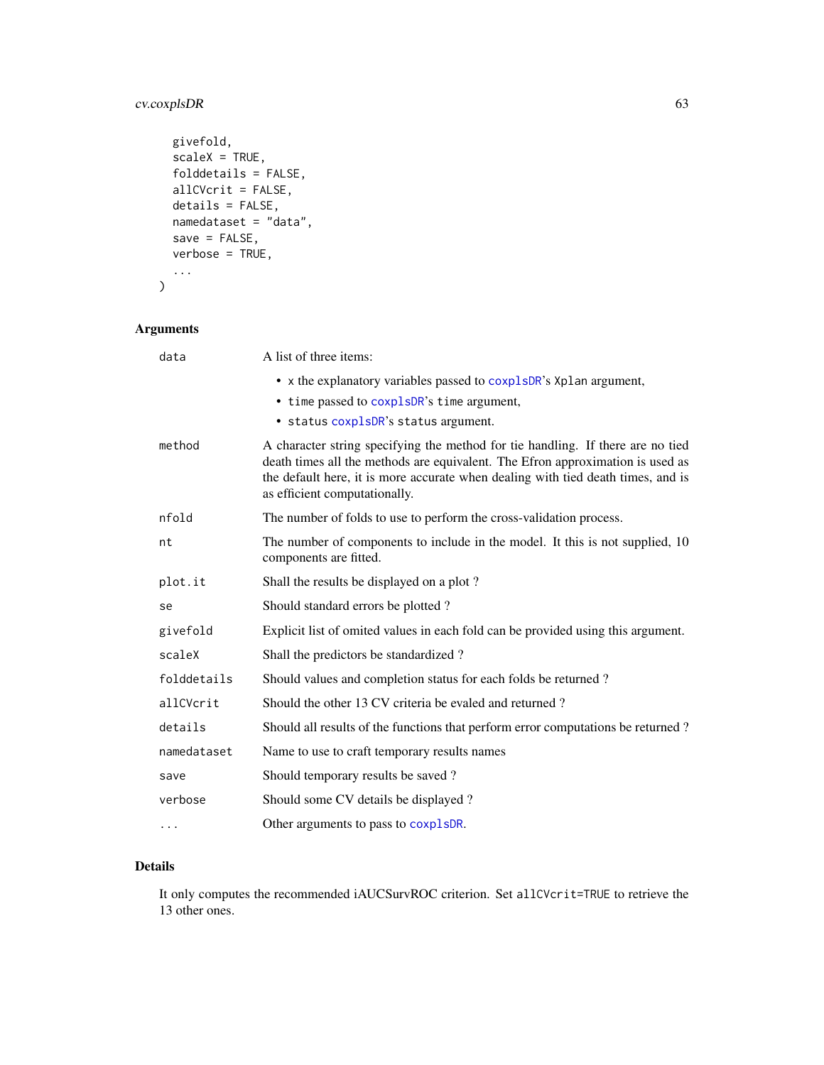```
  givefold,
  scaleX = TRUE,
  folddetails = FALSE,
  allCVcrit = FALSE,
  details = FALSE,
  namedataset = "data",
  save = FALSE,
  verbose = TRUE,
  ...
)
```

## Arguments

| | |
|---|---|
| data | A list of three items: <br>• x the explanatory variables passed to coxplsDR's Xplan argument, <br>• time passed to coxplsDR's time argument, <br>• status coxplsDR's status argument. |
| method | A character string specifying the method for tie handling. If there are no tied death times all the methods are equivalent. The Efron approximation is used as the default here, it is more accurate when dealing with tied death times, and is as efficient computationally. |
| nfold | The number of folds to use to perform the cross-validation process. |
| nt | The number of components to include in the model. It this is not supplied, 10 components are fitted. |
| plot.it | Shall the results be displayed on a plot ? |
| se | Should standard errors be plotted ? |
| givefold | Explicit list of omited values in each fold can be provided using this argument. |
| scaleX | Shall the predictors be standardized ? |
| folddetails | Should values and completion status for each folds be returned ? |
| allCVcrit | Should the other 13 CV criteria be evaled and returned ? |
| details | Should all results of the functions that perform error computations be returned ? |
| namedataset | Name to use to craft temporary results names |
| save | Should temporary results be saved ? |
| verbose | Should some CV details be displayed ? |
| ... | Other arguments to pass to coxplsDR. |

## Details

It only computes the recommended iAUCSurvROC criterion. Set allCVcrit=TRUE to retrieve the 13 other ones.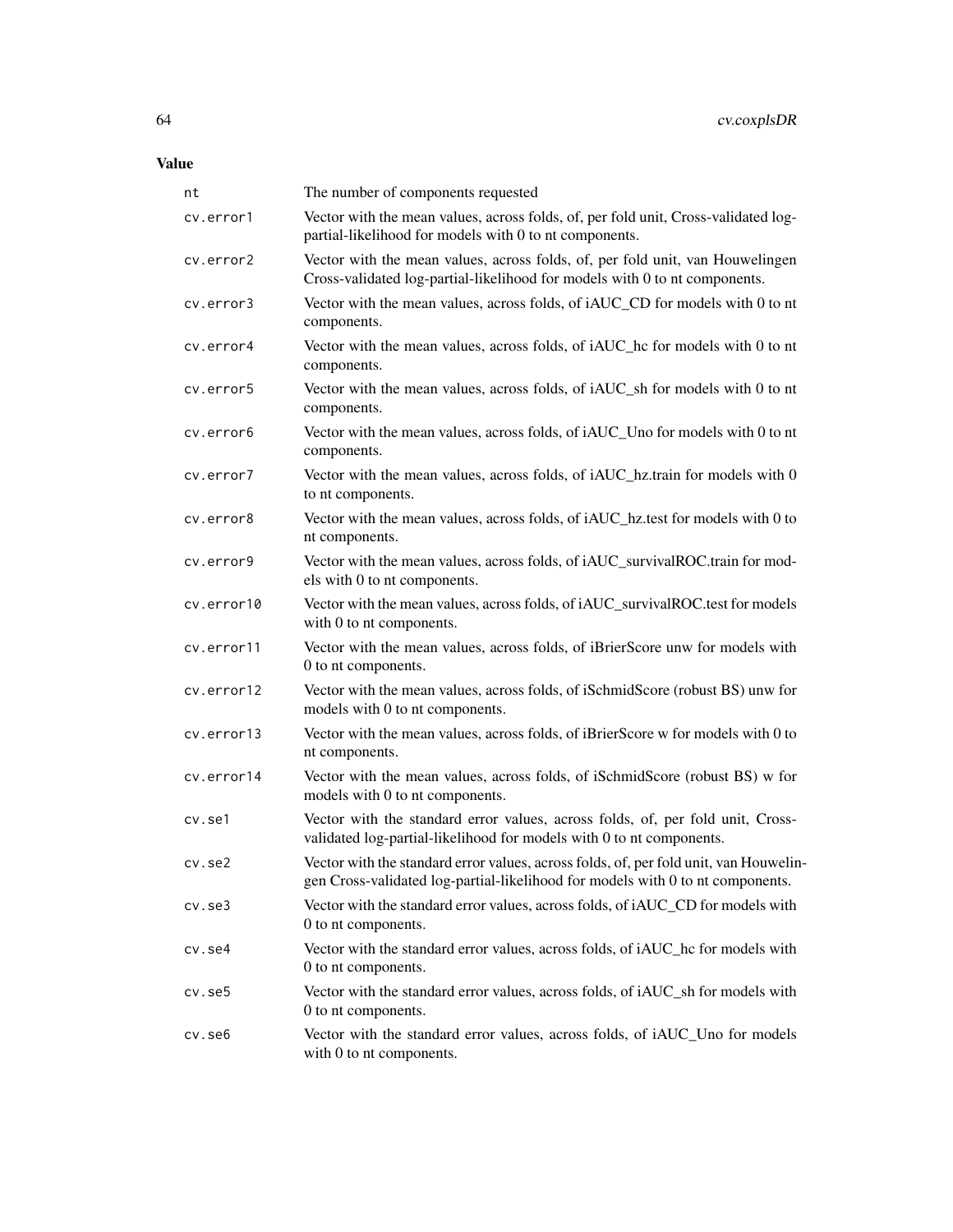## Value

| | |
|---|---|
| nt | The number of components requested |
| cv.error1 | Vector with the mean values, across folds, of, per fold unit, Cross-validated log-partial-likelihood for models with 0 to nt components. |
| cv.error2 | Vector with the mean values, across folds, of, per fold unit, van Houwelingen Cross-validated log-partial-likelihood for models with 0 to nt components. |
| cv.error3 | Vector with the mean values, across folds, of iAUC_CD for models with 0 to nt components. |
| cv.error4 | Vector with the mean values, across folds, of iAUC_hc for models with 0 to nt components. |
| cv.error5 | Vector with the mean values, across folds, of iAUC_sh for models with 0 to nt components. |
| cv.error6 | Vector with the mean values, across folds, of iAUC_Uno for models with 0 to nt components. |
| cv.error7 | Vector with the mean values, across folds, of iAUC_hz.train for models with 0 to nt components. |
| cv.error8 | Vector with the mean values, across folds, of iAUC_hz.test for models with 0 to nt components. |
| cv.error9 | Vector with the mean values, across folds, of iAUC_survivalROC.train for models with 0 to nt components. |
| cv.error10 | Vector with the mean values, across folds, of iAUC_survivalROC.test for models with 0 to nt components. |
| cv.error11 | Vector with the mean values, across folds, of iBrierScore unw for models with 0 to nt components. |
| cv.error12 | Vector with the mean values, across folds, of iSchmidScore (robust BS) unw for models with 0 to nt components. |
| cv.error13 | Vector with the mean values, across folds, of iBrierScore w for models with 0 to nt components. |
| cv.error14 | Vector with the mean values, across folds, of iSchmidScore (robust BS) w for models with 0 to nt components. |
| cv.se1 | Vector with the standard error values, across folds, of, per fold unit, Cross-validated log-partial-likelihood for models with 0 to nt components. |
| cv.se2 | Vector with the standard error values, across folds, of, per fold unit, van Houwelingen Cross-validated log-partial-likelihood for models with 0 to nt components. |
| cv.se3 | Vector with the standard error values, across folds, of iAUC_CD for models with 0 to nt components. |
| cv.se4 | Vector with the standard error values, across folds, of iAUC_hc for models with 0 to nt components. |
| cv.se5 | Vector with the standard error values, across folds, of iAUC_sh for models with 0 to nt components. |
| cv.se6 | Vector with the standard error values, across folds, of iAUC_Uno for models with 0 to nt components. |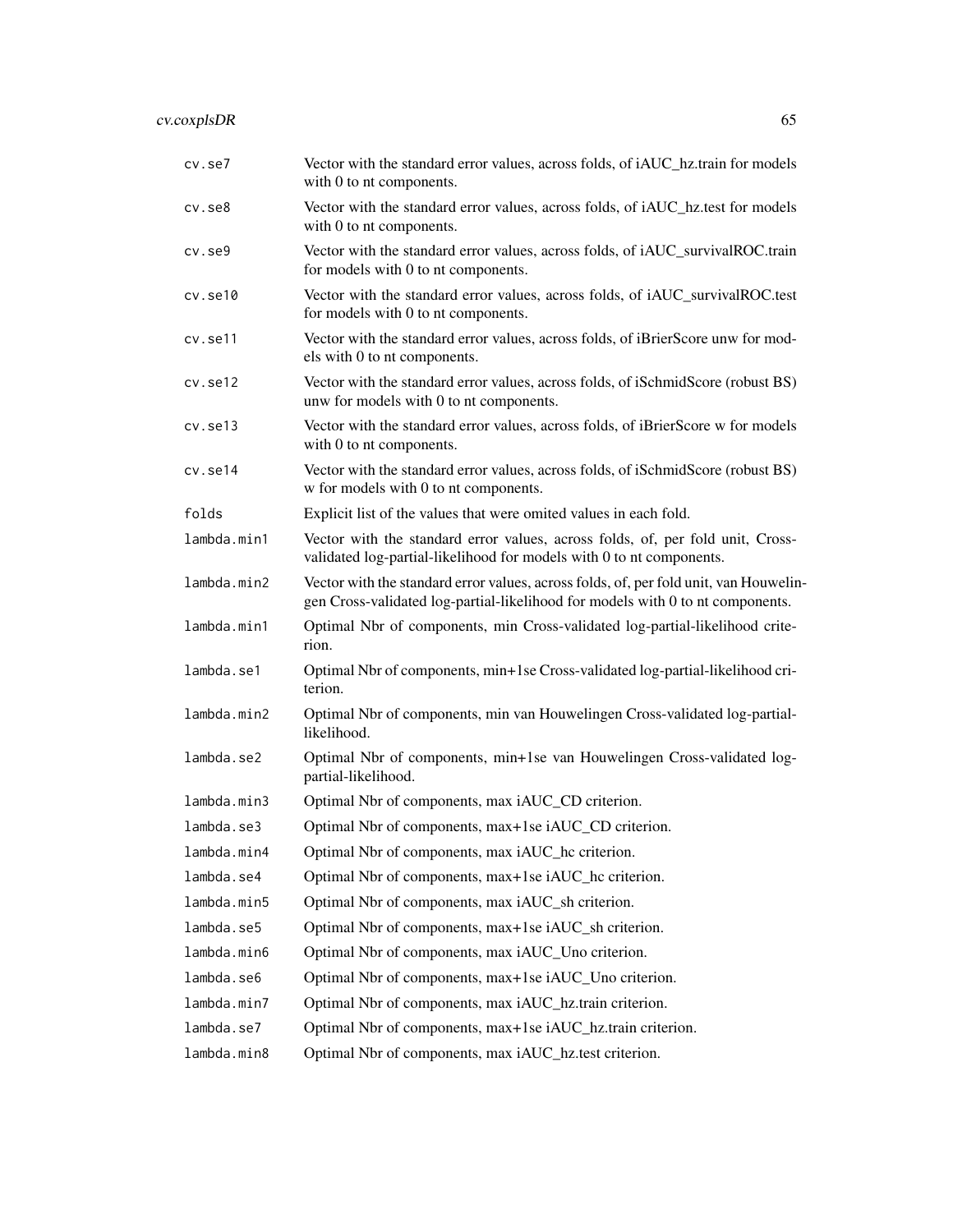| | |
|---|---|
| cv.se7 | Vector with the standard error values, across folds, of iAUC_hz.train for models with 0 to nt components. |
| cv.se8 | Vector with the standard error values, across folds, of iAUC_hz.test for models with 0 to nt components. |
| cv.se9 | Vector with the standard error values, across folds, of iAUC_survivalROC.train for models with 0 to nt components. |
| cv.se10 | Vector with the standard error values, across folds, of iAUC_survivalROC.test for models with 0 to nt components. |
| cv.se11 | Vector with the standard error values, across folds, of iBrierScore unw for models with 0 to nt components. |
| cv.se12 | Vector with the standard error values, across folds, of iSchmidScore (robust BS) unw for models with 0 to nt components. |
| cv.se13 | Vector with the standard error values, across folds, of iBrierScore w for models with 0 to nt components. |
| cv.se14 | Vector with the standard error values, across folds, of iSchmidScore (robust BS) w for models with 0 to nt components. |
| folds | Explicit list of the values that were omited values in each fold. |
| lambda.min1 | Vector with the standard error values, across folds, of, per fold unit, Cross-validated log-partial-likelihood for models with 0 to nt components. |
| lambda.min2 | Vector with the standard error values, across folds, of, per fold unit, van Houwelingen Cross-validated log-partial-likelihood for models with 0 to nt components. |
| lambda.min1 | Optimal Nbr of components, min Cross-validated log-partial-likelihood criterion. |
| lambda.se1 | Optimal Nbr of components, min+1se Cross-validated log-partial-likelihood criterion. |
| lambda.min2 | Optimal Nbr of components, min van Houwelingen Cross-validated log-partial-likelihood. |
| lambda.se2 | Optimal Nbr of components, min+1se van Houwelingen Cross-validated log-partial-likelihood. |
| lambda.min3 | Optimal Nbr of components, max iAUC_CD criterion. |
| lambda.se3 | Optimal Nbr of components, max+1se iAUC_CD criterion. |
| lambda.min4 | Optimal Nbr of components, max iAUC_hc criterion. |
| lambda.se4 | Optimal Nbr of components, max+1se iAUC_hc criterion. |
| lambda.min5 | Optimal Nbr of components, max iAUC_sh criterion. |
| lambda.se5 | Optimal Nbr of components, max+1se iAUC_sh criterion. |
| lambda.min6 | Optimal Nbr of components, max iAUC_Uno criterion. |
| lambda.se6 | Optimal Nbr of components, max+1se iAUC_Uno criterion. |
| lambda.min7 | Optimal Nbr of components, max iAUC_hz.train criterion. |
| lambda.se7 | Optimal Nbr of components, max+1se iAUC_hz.train criterion. |
| lambda.min8 | Optimal Nbr of components, max iAUC_hz.test criterion. |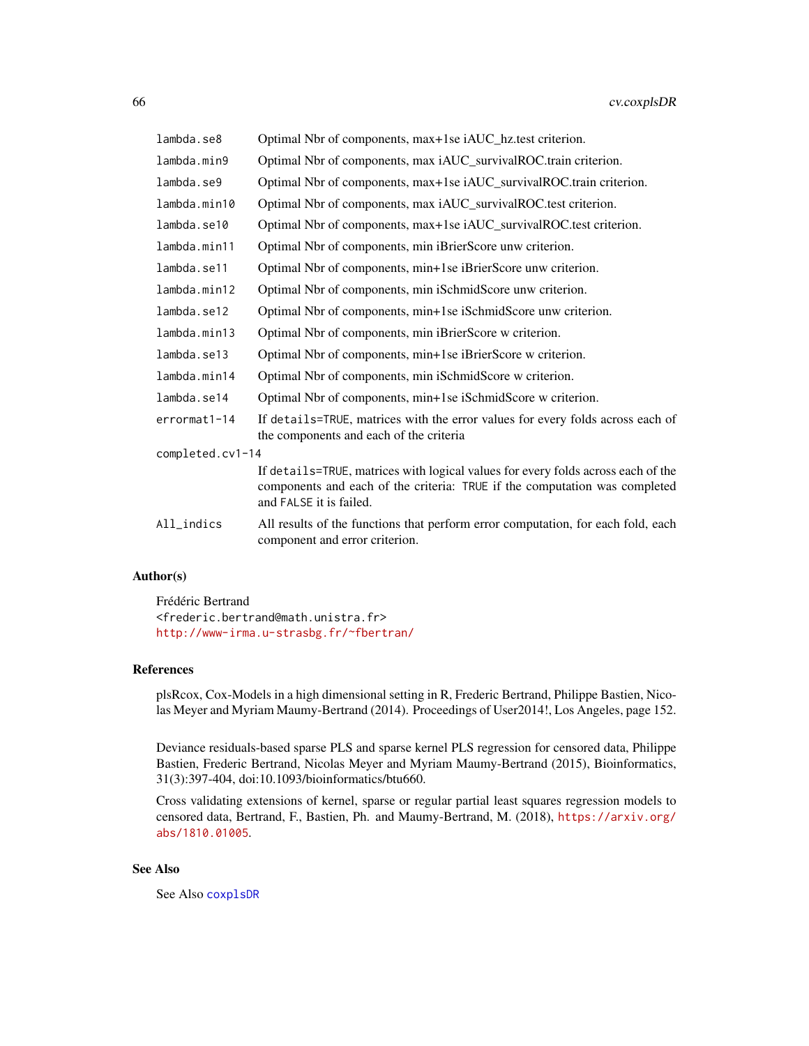| | |
|---|---|
| `lambda.se8` | Optimal Nbr of components, max+1se iAUC_hz.test criterion. |
| `lambda.min9` | Optimal Nbr of components, max iAUC_survivalROC.train criterion. |
| `lambda.se9` | Optimal Nbr of components, max+1se iAUC_survivalROC.train criterion. |
| `lambda.min10` | Optimal Nbr of components, max iAUC_survivalROC.test criterion. |
| `lambda.se10` | Optimal Nbr of components, max+1se iAUC_survivalROC.test criterion. |
| `lambda.min11` | Optimal Nbr of components, min iBrierScore unw criterion. |
| `lambda.se11` | Optimal Nbr of components, min+1se iBrierScore unw criterion. |
| `lambda.min12` | Optimal Nbr of components, min iSchmidScore unw criterion. |
| `lambda.se12` | Optimal Nbr of components, min+1se iSchmidScore unw criterion. |
| `lambda.min13` | Optimal Nbr of components, min iBrierScore w criterion. |
| `lambda.se13` | Optimal Nbr of components, min+1se iBrierScore w criterion. |
| `lambda.min14` | Optimal Nbr of components, min iSchmidScore w criterion. |
| `lambda.se14` | Optimal Nbr of components, min+1se iSchmidScore w criterion. |
| `errormat1-14` | If `details=TRUE`, matrices with the error values for every folds across each of the components and each of the criteria |
| `completed.cv1-14` | If `details=TRUE`, matrices with logical values for every folds across each of the components and each of the criteria: `TRUE` if the computation was completed and `FALSE` it is failed. |
| `All_indics` | All results of the functions that perform error computation, for each fold, each component and error criterion. |

## Author(s)

Frédéric Bertrand
<frederic.bertrand@math.unistra.fr>
http://www-irma.u-strasbg.fr/~fbertran/

## References

plsRcox, Cox-Models in a high dimensional setting in R, Frederic Bertrand, Philippe Bastien, Nicolas Meyer and Myriam Maumy-Bertrand (2014). Proceedings of User2014!, Los Angeles, page 152.

Deviance residuals-based sparse PLS and sparse kernel PLS regression for censored data, Philippe Bastien, Frederic Bertrand, Nicolas Meyer and Myriam Maumy-Bertrand (2015), Bioinformatics, 31(3):397-404, doi:10.1093/bioinformatics/btu660.

Cross validating extensions of kernel, sparse or regular partial least squares regression models to censored data, Bertrand, F., Bastien, Ph. and Maumy-Bertrand, M. (2018), https://arxiv.org/abs/1810.01005.

## See Also

See Also `coxplsDR`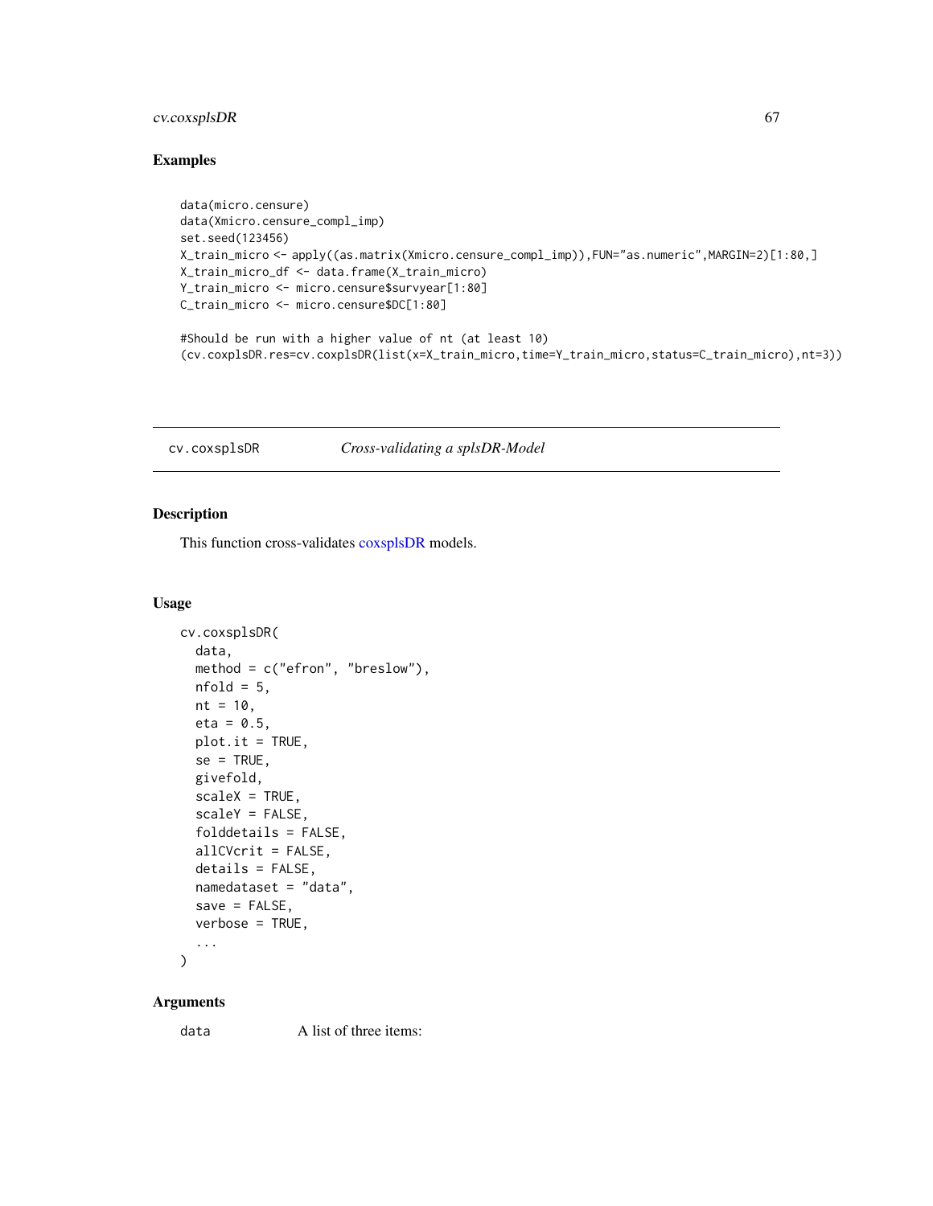## Examples

```
data(micro.censure)
data(Xmicro.censure_compl_imp)
set.seed(123456)
X_train_micro <- apply((as.matrix(Xmicro.censure_compl_imp)),FUN="as.numeric",MARGIN=2)[1:80,]
X_train_micro_df <- data.frame(X_train_micro)
Y_train_micro <- micro.censure$survyear[1:80]
C_train_micro <- micro.censure$DC[1:80]

#Should be run with a higher value of nt (at least 10)
(cv.coxplsDR.res=cv.coxplsDR(list(x=X_train_micro,time=Y_train_micro,status=C_train_micro),nt=3))
```

---

# cv.coxsplsDR — *Cross-validating a splsDR-Model*

## Description

This function cross-validates coxsplsDR models.

## Usage

```
cv.coxsplsDR(
  data,
  method = c("efron", "breslow"),
  nfold = 5,
  nt = 10,
  eta = 0.5,
  plot.it = TRUE,
  se = TRUE,
  givefold,
  scaleX = TRUE,
  scaleY = FALSE,
  folddetails = FALSE,
  allCVcrit = FALSE,
  details = FALSE,
  namedataset = "data",
  save = FALSE,
  verbose = TRUE,
  ...
)
```

## Arguments

`data` A list of three items: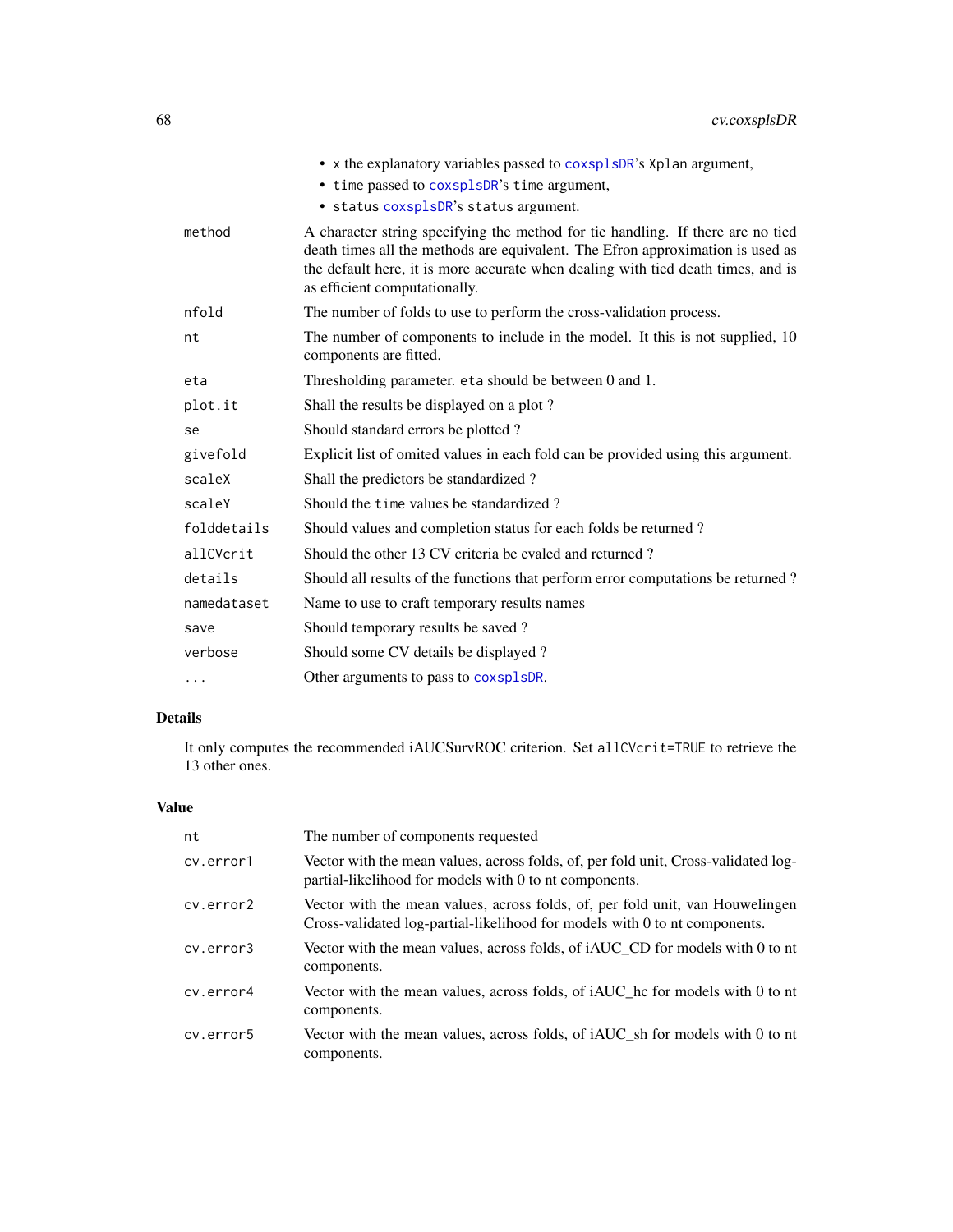- x the explanatory variables passed to coxsplsDR's Xplan argument,
- time passed to coxsplsDR's time argument,
- status coxsplsDR's status argument.

| | |
|---|---|
| method | A character string specifying the method for tie handling. If there are no tied death times all the methods are equivalent. The Efron approximation is used as the default here, it is more accurate when dealing with tied death times, and is as efficient computationally. |
| nfold | The number of folds to use to perform the cross-validation process. |
| nt | The number of components to include in the model. It this is not supplied, 10 components are fitted. |
| eta | Thresholding parameter. eta should be between 0 and 1. |
| plot.it | Shall the results be displayed on a plot ? |
| se | Should standard errors be plotted ? |
| givefold | Explicit list of omited values in each fold can be provided using this argument. |
| scaleX | Shall the predictors be standardized ? |
| scaleY | Should the time values be standardized ? |
| folddetails | Should values and completion status for each folds be returned ? |
| allCVcrit | Should the other 13 CV criteria be evaled and returned ? |
| details | Should all results of the functions that perform error computations be returned ? |
| namedataset | Name to use to craft temporary results names |
| save | Should temporary results be saved ? |
| verbose | Should some CV details be displayed ? |
| ... | Other arguments to pass to coxsplsDR. |

## Details

It only computes the recommended iAUCSurvROC criterion. Set allCVcrit=TRUE to retrieve the 13 other ones.

## Value

| | |
|---|---|
| nt | The number of components requested |
| cv.error1 | Vector with the mean values, across folds, of, per fold unit, Cross-validated log-partial-likelihood for models with 0 to nt components. |
| cv.error2 | Vector with the mean values, across folds, of, per fold unit, van Houwelingen Cross-validated log-partial-likelihood for models with 0 to nt components. |
| cv.error3 | Vector with the mean values, across folds, of iAUC_CD for models with 0 to nt components. |
| cv.error4 | Vector with the mean values, across folds, of iAUC_hc for models with 0 to nt components. |
| cv.error5 | Vector with the mean values, across folds, of iAUC_sh for models with 0 to nt components. |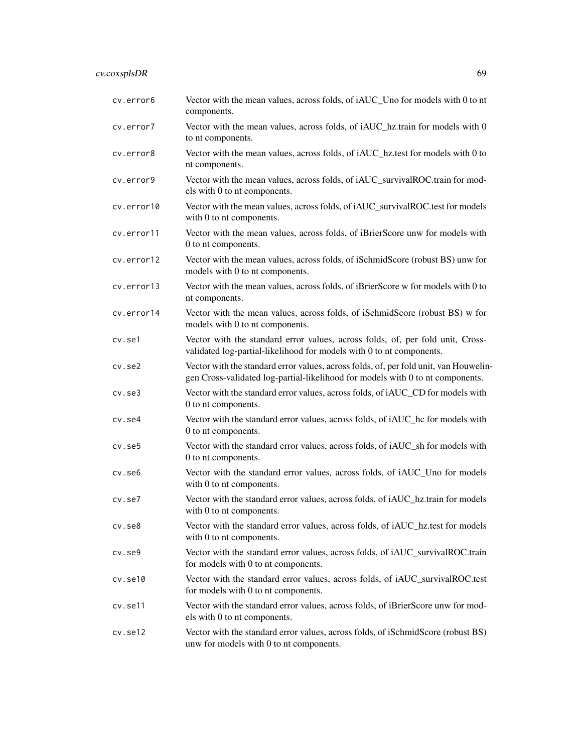cv.error6
: Vector with the mean values, across folds, of iAUC_Uno for models with 0 to nt components.

cv.error7
: Vector with the mean values, across folds, of iAUC_hz.train for models with 0 to nt components.

cv.error8
: Vector with the mean values, across folds, of iAUC_hz.test for models with 0 to nt components.

cv.error9
: Vector with the mean values, across folds, of iAUC_survivalROC.train for models with 0 to nt components.

cv.error10
: Vector with the mean values, across folds, of iAUC_survivalROC.test for models with 0 to nt components.

cv.error11
: Vector with the mean values, across folds, of iBrierScore unw for models with 0 to nt components.

cv.error12
: Vector with the mean values, across folds, of iSchmidScore (robust BS) unw for models with 0 to nt components.

cv.error13
: Vector with the mean values, across folds, of iBrierScore w for models with 0 to nt components.

cv.error14
: Vector with the mean values, across folds, of iSchmidScore (robust BS) w for models with 0 to nt components.

cv.se1
: Vector with the standard error values, across folds, of, per fold unit, Cross-validated log-partial-likelihood for models with 0 to nt components.

cv.se2
: Vector with the standard error values, across folds, of, per fold unit, van Houwelingen Cross-validated log-partial-likelihood for models with 0 to nt components.

cv.se3
: Vector with the standard error values, across folds, of iAUC_CD for models with 0 to nt components.

cv.se4
: Vector with the standard error values, across folds, of iAUC_hc for models with 0 to nt components.

cv.se5
: Vector with the standard error values, across folds, of iAUC_sh for models with 0 to nt components.

cv.se6
: Vector with the standard error values, across folds, of iAUC_Uno for models with 0 to nt components.

cv.se7
: Vector with the standard error values, across folds, of iAUC_hz.train for models with 0 to nt components.

cv.se8
: Vector with the standard error values, across folds, of iAUC_hz.test for models with 0 to nt components.

cv.se9
: Vector with the standard error values, across folds, of iAUC_survivalROC.train for models with 0 to nt components.

cv.se10
: Vector with the standard error values, across folds, of iAUC_survivalROC.test for models with 0 to nt components.

cv.se11
: Vector with the standard error values, across folds, of iBrierScore unw for models with 0 to nt components.

cv.se12
: Vector with the standard error values, across folds, of iSchmidScore (robust BS) unw for models with 0 to nt components.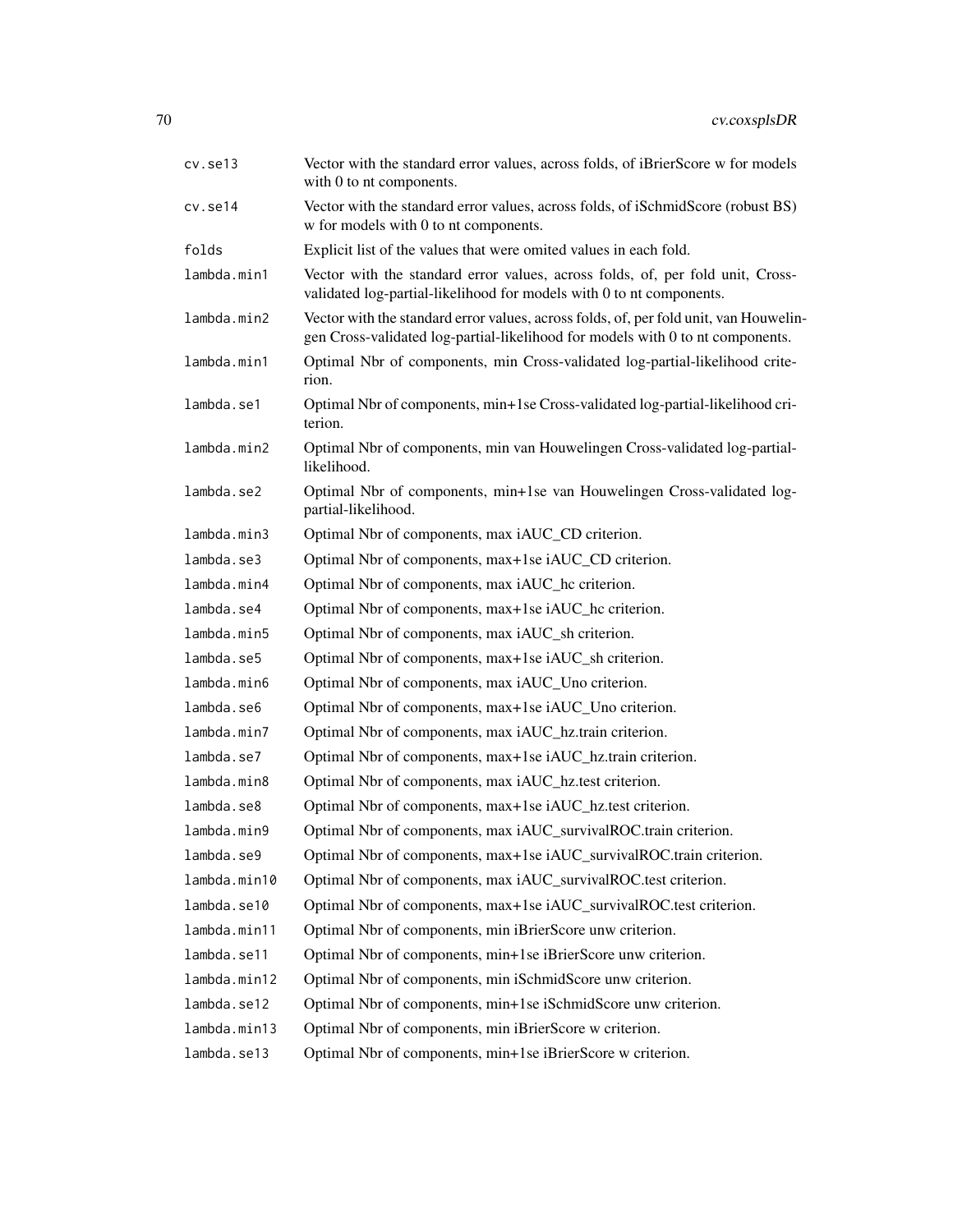| | |
|---|---|
| cv.se13 | Vector with the standard error values, across folds, of iBrierScore w for models with 0 to nt components. |
| cv.se14 | Vector with the standard error values, across folds, of iSchmidScore (robust BS) w for models with 0 to nt components. |
| folds | Explicit list of the values that were omited values in each fold. |
| lambda.min1 | Vector with the standard error values, across folds, of, per fold unit, Cross-validated log-partial-likelihood for models with 0 to nt components. |
| lambda.min2 | Vector with the standard error values, across folds, of, per fold unit, van Houwelingen Cross-validated log-partial-likelihood for models with 0 to nt components. |
| lambda.min1 | Optimal Nbr of components, min Cross-validated log-partial-likelihood criterion. |
| lambda.se1 | Optimal Nbr of components, min+1se Cross-validated log-partial-likelihood criterion. |
| lambda.min2 | Optimal Nbr of components, min van Houwelingen Cross-validated log-partial-likelihood. |
| lambda.se2 | Optimal Nbr of components, min+1se van Houwelingen Cross-validated log-partial-likelihood. |
| lambda.min3 | Optimal Nbr of components, max iAUC_CD criterion. |
| lambda.se3 | Optimal Nbr of components, max+1se iAUC_CD criterion. |
| lambda.min4 | Optimal Nbr of components, max iAUC_hc criterion. |
| lambda.se4 | Optimal Nbr of components, max+1se iAUC_hc criterion. |
| lambda.min5 | Optimal Nbr of components, max iAUC_sh criterion. |
| lambda.se5 | Optimal Nbr of components, max+1se iAUC_sh criterion. |
| lambda.min6 | Optimal Nbr of components, max iAUC_Uno criterion. |
| lambda.se6 | Optimal Nbr of components, max+1se iAUC_Uno criterion. |
| lambda.min7 | Optimal Nbr of components, max iAUC_hz.train criterion. |
| lambda.se7 | Optimal Nbr of components, max+1se iAUC_hz.train criterion. |
| lambda.min8 | Optimal Nbr of components, max iAUC_hz.test criterion. |
| lambda.se8 | Optimal Nbr of components, max+1se iAUC_hz.test criterion. |
| lambda.min9 | Optimal Nbr of components, max iAUC_survivalROC.train criterion. |
| lambda.se9 | Optimal Nbr of components, max+1se iAUC_survivalROC.train criterion. |
| lambda.min10 | Optimal Nbr of components, max iAUC_survivalROC.test criterion. |
| lambda.se10 | Optimal Nbr of components, max+1se iAUC_survivalROC.test criterion. |
| lambda.min11 | Optimal Nbr of components, min iBrierScore unw criterion. |
| lambda.se11 | Optimal Nbr of components, min+1se iBrierScore unw criterion. |
| lambda.min12 | Optimal Nbr of components, min iSchmidScore unw criterion. |
| lambda.se12 | Optimal Nbr of components, min+1se iSchmidScore unw criterion. |
| lambda.min13 | Optimal Nbr of components, min iBrierScore w criterion. |
| lambda.se13 | Optimal Nbr of components, min+1se iBrierScore w criterion. |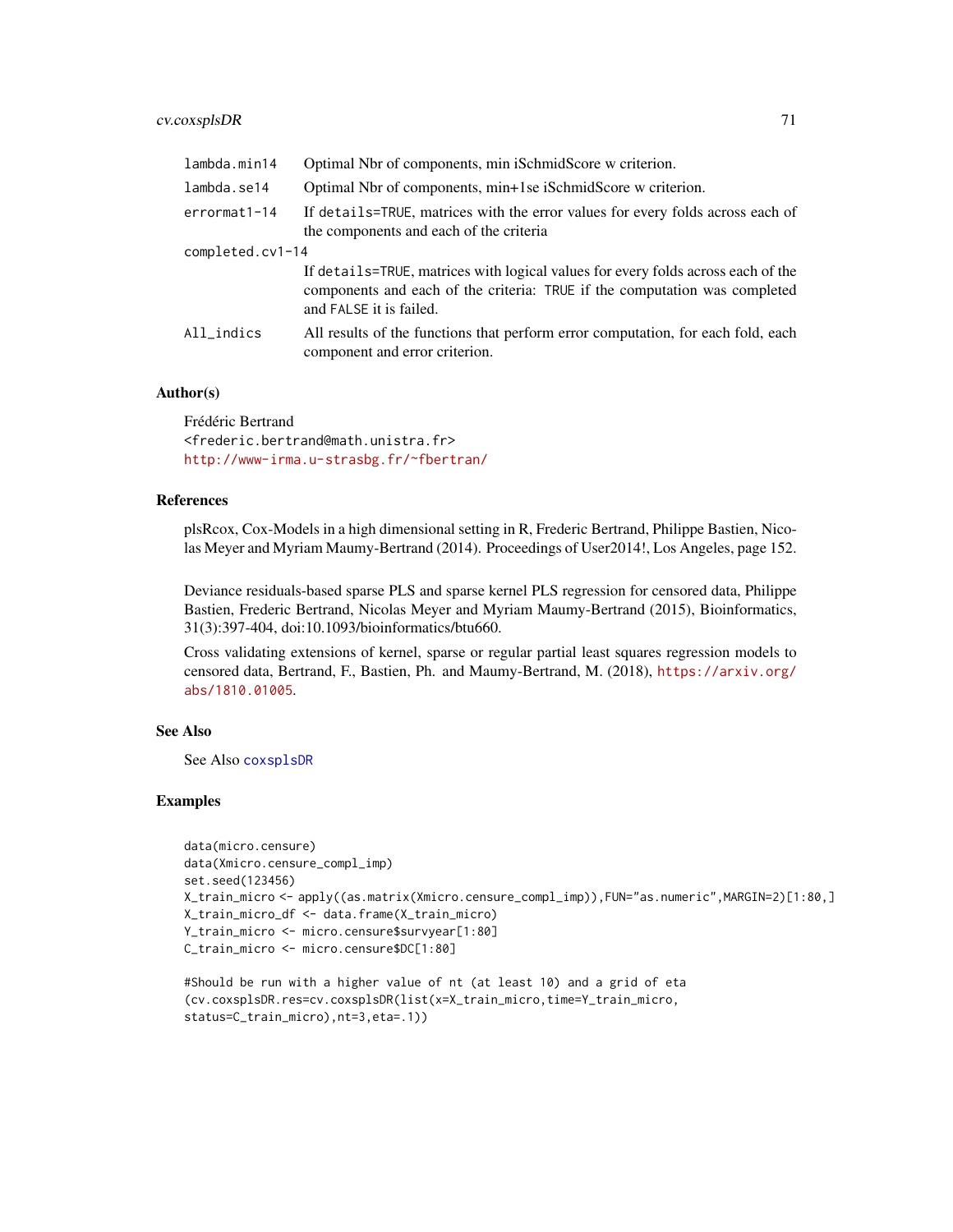| | |
|---|---|
| `lambda.min14` | Optimal Nbr of components, min iSchmidScore w criterion. |
| `lambda.se14` | Optimal Nbr of components, min+1se iSchmidScore w criterion. |
| `errormat1-14` | If `details=TRUE`, matrices with the error values for every folds across each of the components and each of the criteria |
| `completed.cv1-14` | If `details=TRUE`, matrices with logical values for every folds across each of the components and each of the criteria: `TRUE` if the computation was completed and `FALSE` it is failed. |
| `All_indics` | All results of the functions that perform error computation, for each fold, each component and error criterion. |

### Author(s)

Frédéric Bertrand
<frederic.bertrand@math.unistra.fr>
http://www-irma.u-strasbg.fr/~fbertran/

### References

plsRcox, Cox-Models in a high dimensional setting in R, Frederic Bertrand, Philippe Bastien, Nicolas Meyer and Myriam Maumy-Bertrand (2014). Proceedings of User2014!, Los Angeles, page 152.

Deviance residuals-based sparse PLS and sparse kernel PLS regression for censored data, Philippe Bastien, Frederic Bertrand, Nicolas Meyer and Myriam Maumy-Bertrand (2015), Bioinformatics, 31(3):397-404, doi:10.1093/bioinformatics/btu660.

Cross validating extensions of kernel, sparse or regular partial least squares regression models to censored data, Bertrand, F., Bastien, Ph. and Maumy-Bertrand, M. (2018), https://arxiv.org/abs/1810.01005.

### See Also

See Also `coxsplsDR`

### Examples

```
data(micro.censure)
data(Xmicro.censure_compl_imp)
set.seed(123456)
X_train_micro <- apply((as.matrix(Xmicro.censure_compl_imp)),FUN="as.numeric",MARGIN=2)[1:80,]
X_train_micro_df <- data.frame(X_train_micro)
Y_train_micro <- micro.censure$survyear[1:80]
C_train_micro <- micro.censure$DC[1:80]

#Should be run with a higher value of nt (at least 10) and a grid of eta
(cv.coxsplsDR.res=cv.coxsplsDR(list(x=X_train_micro,time=Y_train_micro,
status=C_train_micro),nt=3,eta=.1))
```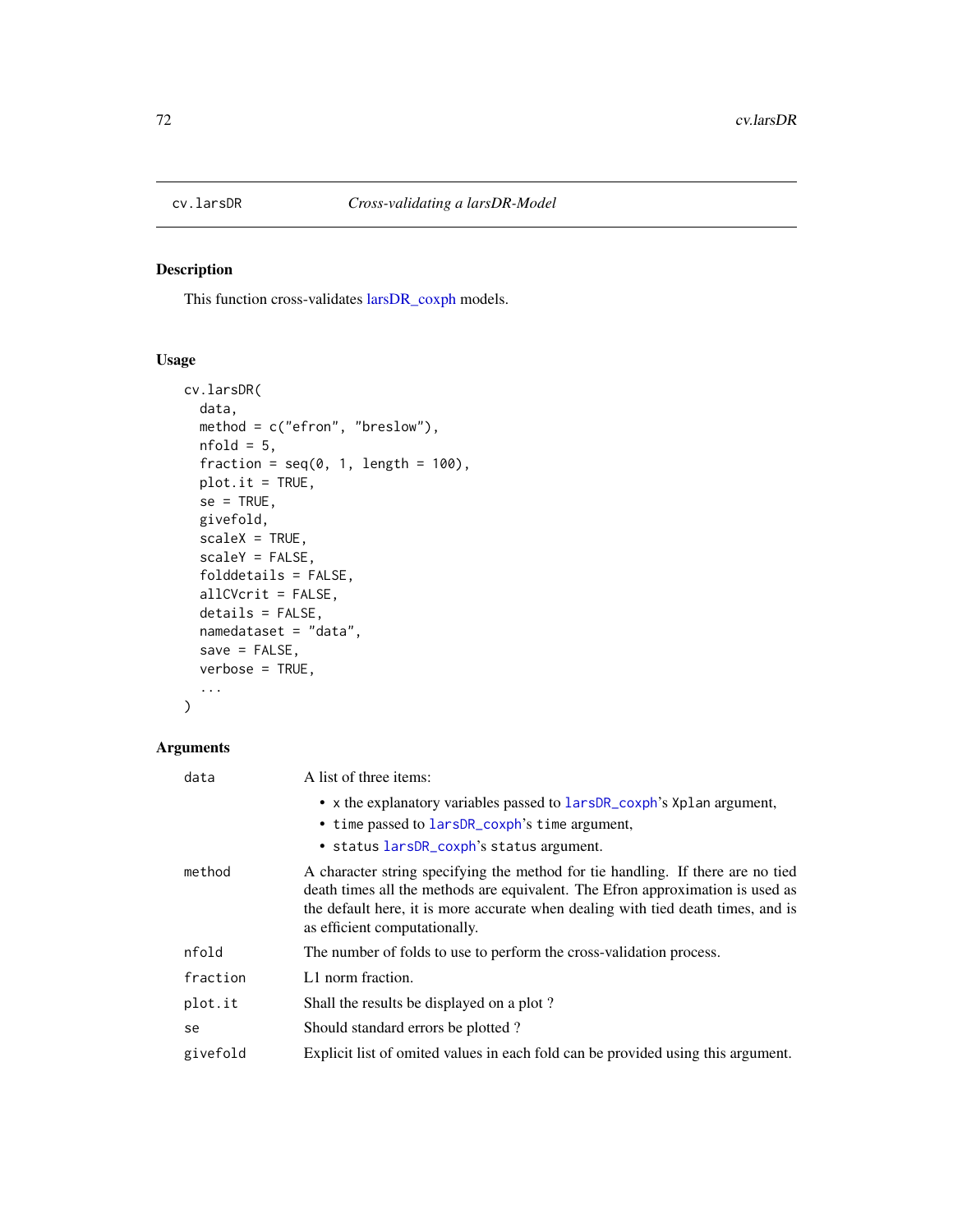`cv.larsDR` *Cross-validating a larsDR-Model*

## Description

This function cross-validates larsDR_coxph models.

## Usage

```
cv.larsDR(
  data,
  method = c("efron", "breslow"),
  nfold = 5,
  fraction = seq(0, 1, length = 100),
  plot.it = TRUE,
  se = TRUE,
  givefold,
  scaleX = TRUE,
  scaleY = FALSE,
  folddetails = FALSE,
  allCVcrit = FALSE,
  details = FALSE,
  namedataset = "data",
  save = FALSE,
  verbose = TRUE,
  ...
)
```

## Arguments

| | |
|---|---|
| `data` | A list of three items:<br>• `x` the explanatory variables passed to `larsDR_coxph`'s `Xplan` argument,<br>• `time` passed to `larsDR_coxph`'s `time` argument,<br>• `status` `larsDR_coxph`'s `status` argument. |
| `method` | A character string specifying the method for tie handling. If there are no tied death times all the methods are equivalent. The Efron approximation is used as the default here, it is more accurate when dealing with tied death times, and is as efficient computationally. |
| `nfold` | The number of folds to use to perform the cross-validation process. |
| `fraction` | L1 norm fraction. |
| `plot.it` | Shall the results be displayed on a plot ? |
| `se` | Should standard errors be plotted ? |
| `givefold` | Explicit list of omited values in each fold can be provided using this argument. |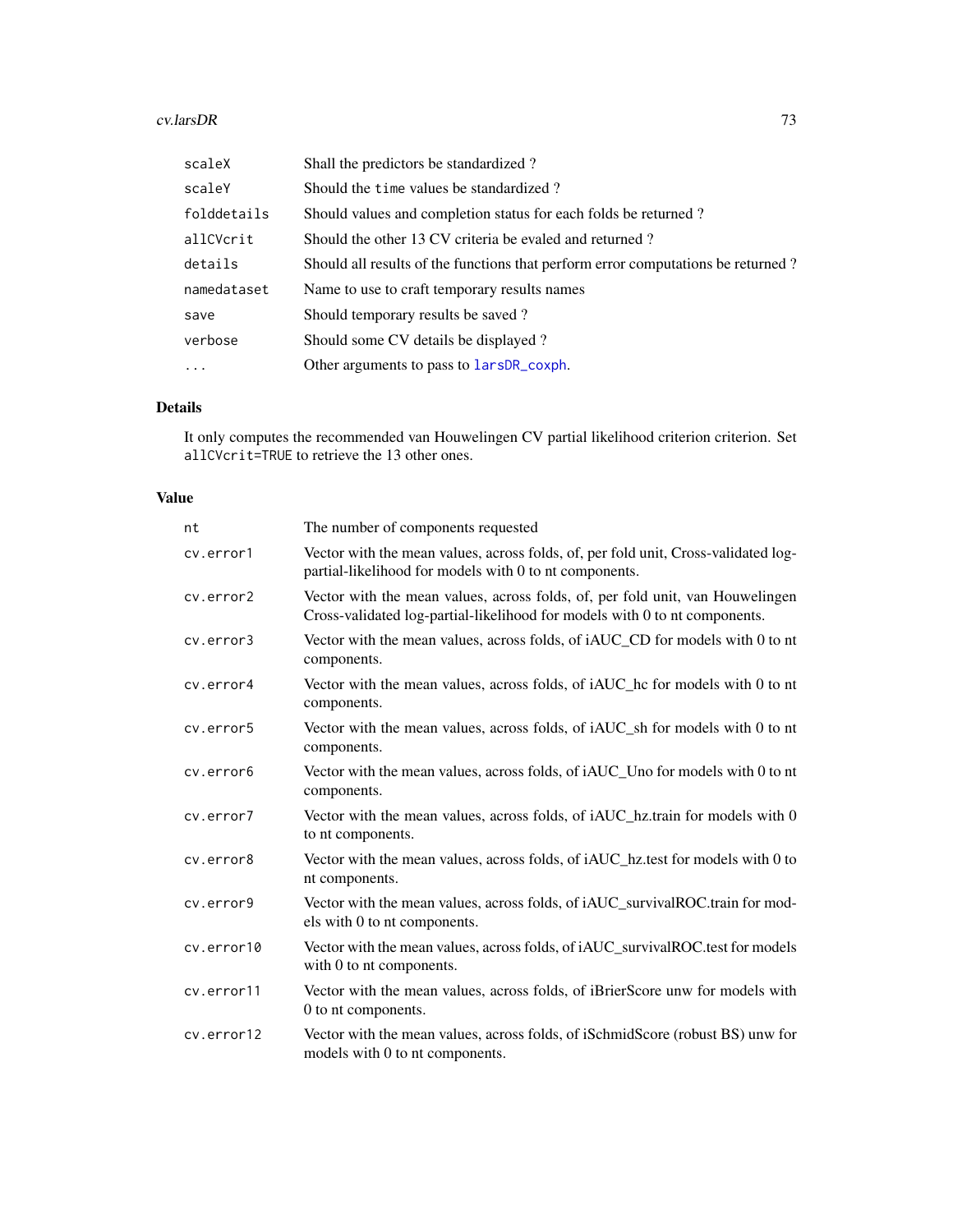| | |
|---|---|
| `scaleX` | Shall the predictors be standardized ? |
| `scaleY` | Should the `time` values be standardized ? |
| `folddetails` | Should values and completion status for each folds be returned ? |
| `allCVcrit` | Should the other 13 CV criteria be evaled and returned ? |
| `details` | Should all results of the functions that perform error computations be returned ? |
| `namedataset` | Name to use to craft temporary results names |
| `save` | Should temporary results be saved ? |
| `verbose` | Should some CV details be displayed ? |
| `...` | Other arguments to pass to `larsDR_coxph`. |

## Details

It only computes the recommended van Houwelingen CV partial likelihood criterion criterion. Set `allCVcrit=TRUE` to retrieve the 13 other ones.

## Value

| | |
|---|---|
| `nt` | The number of components requested |
| `cv.error1` | Vector with the mean values, across folds, of, per fold unit, Cross-validated log-partial-likelihood for models with 0 to nt components. |
| `cv.error2` | Vector with the mean values, across folds, of, per fold unit, van Houwelingen Cross-validated log-partial-likelihood for models with 0 to nt components. |
| `cv.error3` | Vector with the mean values, across folds, of iAUC_CD for models with 0 to nt components. |
| `cv.error4` | Vector with the mean values, across folds, of iAUC_hc for models with 0 to nt components. |
| `cv.error5` | Vector with the mean values, across folds, of iAUC_sh for models with 0 to nt components. |
| `cv.error6` | Vector with the mean values, across folds, of iAUC_Uno for models with 0 to nt components. |
| `cv.error7` | Vector with the mean values, across folds, of iAUC_hz.train for models with 0 to nt components. |
| `cv.error8` | Vector with the mean values, across folds, of iAUC_hz.test for models with 0 to nt components. |
| `cv.error9` | Vector with the mean values, across folds, of iAUC_survivalROC.train for models with 0 to nt components. |
| `cv.error10` | Vector with the mean values, across folds, of iAUC_survivalROC.test for models with 0 to nt components. |
| `cv.error11` | Vector with the mean values, across folds, of iBrierScore unw for models with 0 to nt components. |
| `cv.error12` | Vector with the mean values, across folds, of iSchmidScore (robust BS) unw for models with 0 to nt components. |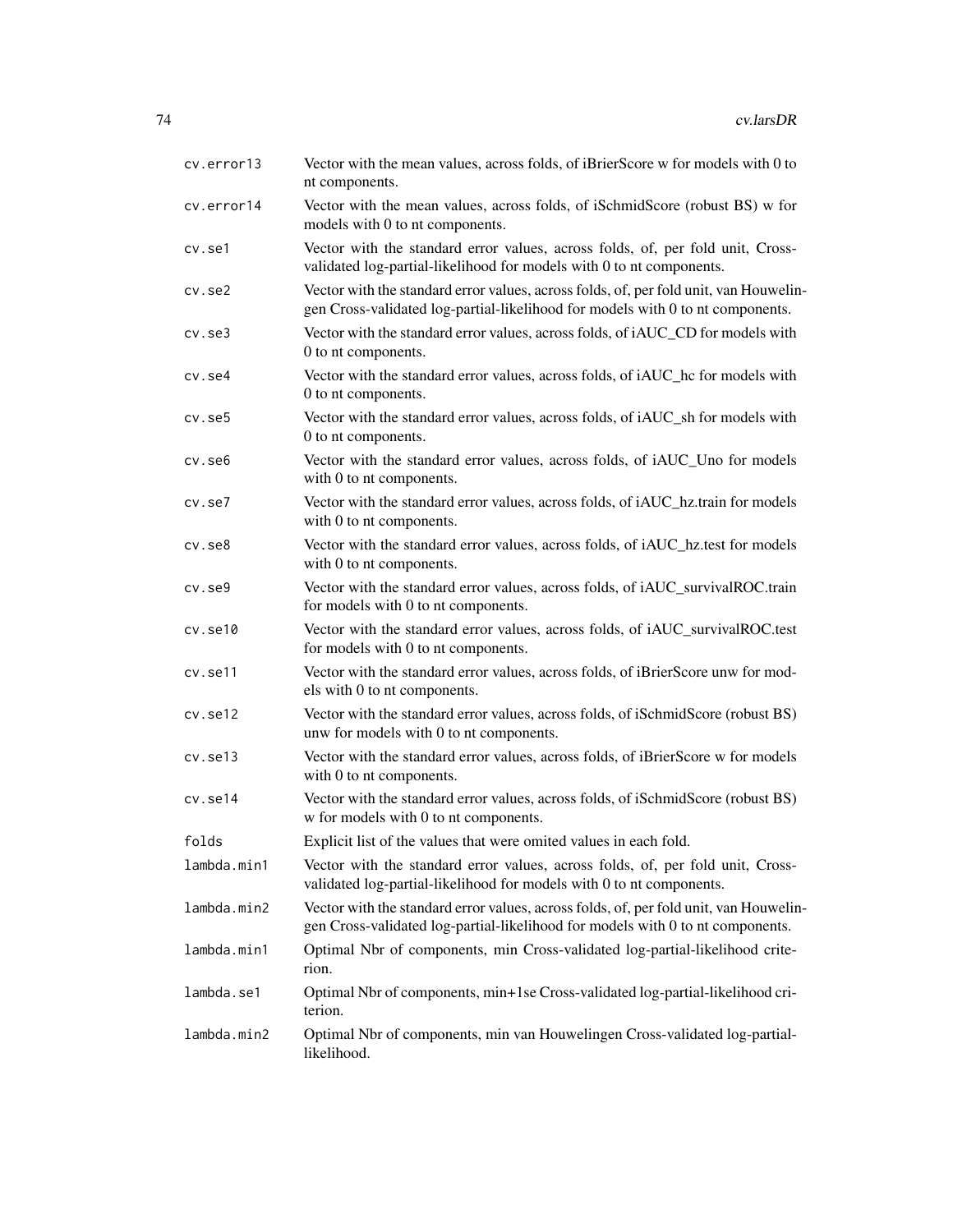| | |
|---|---|
| cv.error13 | Vector with the mean values, across folds, of iBrierScore w for models with 0 to nt components. |
| cv.error14 | Vector with the mean values, across folds, of iSchmidScore (robust BS) w for models with 0 to nt components. |
| cv.se1 | Vector with the standard error values, across folds, of, per fold unit, Cross-validated log-partial-likelihood for models with 0 to nt components. |
| cv.se2 | Vector with the standard error values, across folds, of, per fold unit, van Houwelingen Cross-validated log-partial-likelihood for models with 0 to nt components. |
| cv.se3 | Vector with the standard error values, across folds, of iAUC_CD for models with 0 to nt components. |
| cv.se4 | Vector with the standard error values, across folds, of iAUC_hc for models with 0 to nt components. |
| cv.se5 | Vector with the standard error values, across folds, of iAUC_sh for models with 0 to nt components. |
| cv.se6 | Vector with the standard error values, across folds, of iAUC_Uno for models with 0 to nt components. |
| cv.se7 | Vector with the standard error values, across folds, of iAUC_hz.train for models with 0 to nt components. |
| cv.se8 | Vector with the standard error values, across folds, of iAUC_hz.test for models with 0 to nt components. |
| cv.se9 | Vector with the standard error values, across folds, of iAUC_survivalROC.train for models with 0 to nt components. |
| cv.se10 | Vector with the standard error values, across folds, of iAUC_survivalROC.test for models with 0 to nt components. |
| cv.se11 | Vector with the standard error values, across folds, of iBrierScore unw for models with 0 to nt components. |
| cv.se12 | Vector with the standard error values, across folds, of iSchmidScore (robust BS) unw for models with 0 to nt components. |
| cv.se13 | Vector with the standard error values, across folds, of iBrierScore w for models with 0 to nt components. |
| cv.se14 | Vector with the standard error values, across folds, of iSchmidScore (robust BS) w for models with 0 to nt components. |
| folds | Explicit list of the values that were omited values in each fold. |
| lambda.min1 | Vector with the standard error values, across folds, of, per fold unit, Cross-validated log-partial-likelihood for models with 0 to nt components. |
| lambda.min2 | Vector with the standard error values, across folds, of, per fold unit, van Houwelingen Cross-validated log-partial-likelihood for models with 0 to nt components. |
| lambda.min1 | Optimal Nbr of components, min Cross-validated log-partial-likelihood criterion. |
| lambda.se1 | Optimal Nbr of components, min+1se Cross-validated log-partial-likelihood criterion. |
| lambda.min2 | Optimal Nbr of components, min van Houwelingen Cross-validated log-partial-likelihood. |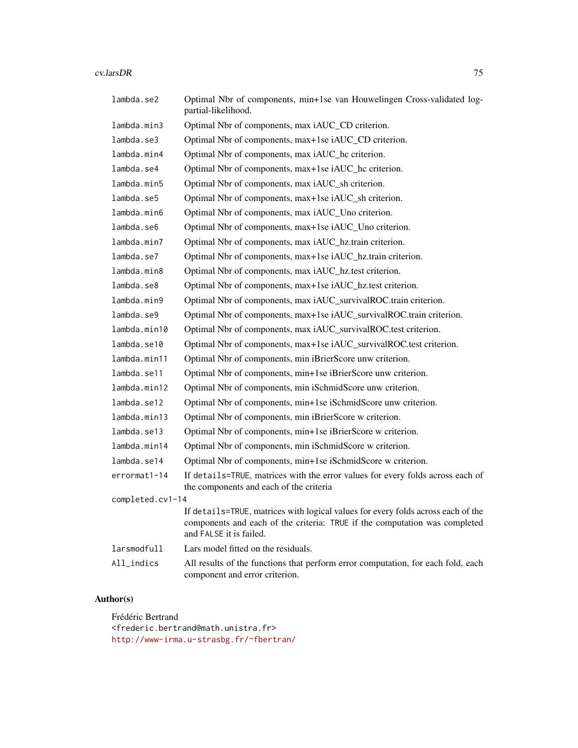| | |
|---|---|
| `lambda.se2` | Optimal Nbr of components, min+1se van Houwelingen Cross-validated log-partial-likelihood. |
| `lambda.min3` | Optimal Nbr of components, max iAUC_CD criterion. |
| `lambda.se3` | Optimal Nbr of components, max+1se iAUC_CD criterion. |
| `lambda.min4` | Optimal Nbr of components, max iAUC_hc criterion. |
| `lambda.se4` | Optimal Nbr of components, max+1se iAUC_hc criterion. |
| `lambda.min5` | Optimal Nbr of components, max iAUC_sh criterion. |
| `lambda.se5` | Optimal Nbr of components, max+1se iAUC_sh criterion. |
| `lambda.min6` | Optimal Nbr of components, max iAUC_Uno criterion. |
| `lambda.se6` | Optimal Nbr of components, max+1se iAUC_Uno criterion. |
| `lambda.min7` | Optimal Nbr of components, max iAUC_hz.train criterion. |
| `lambda.se7` | Optimal Nbr of components, max+1se iAUC_hz.train criterion. |
| `lambda.min8` | Optimal Nbr of components, max iAUC_hz.test criterion. |
| `lambda.se8` | Optimal Nbr of components, max+1se iAUC_hz.test criterion. |
| `lambda.min9` | Optimal Nbr of components, max iAUC_survivalROC.train criterion. |
| `lambda.se9` | Optimal Nbr of components, max+1se iAUC_survivalROC.train criterion. |
| `lambda.min10` | Optimal Nbr of components, max iAUC_survivalROC.test criterion. |
| `lambda.se10` | Optimal Nbr of components, max+1se iAUC_survivalROC.test criterion. |
| `lambda.min11` | Optimal Nbr of components, min iBrierScore unw criterion. |
| `lambda.se11` | Optimal Nbr of components, min+1se iBrierScore unw criterion. |
| `lambda.min12` | Optimal Nbr of components, min iSchmidScore unw criterion. |
| `lambda.se12` | Optimal Nbr of components, min+1se iSchmidScore unw criterion. |
| `lambda.min13` | Optimal Nbr of components, min iBrierScore w criterion. |
| `lambda.se13` | Optimal Nbr of components, min+1se iBrierScore w criterion. |
| `lambda.min14` | Optimal Nbr of components, min iSchmidScore w criterion. |
| `lambda.se14` | Optimal Nbr of components, min+1se iSchmidScore w criterion. |
| `errormat1-14` | If `details=TRUE`, matrices with the error values for every folds across each of the components and each of the criteria |
| `completed.cv1-14` | If `details=TRUE`, matrices with logical values for every folds across each of the components and each of the criteria: `TRUE` if the computation was completed and `FALSE` it is failed. |
| `larsmodfull` | Lars model fitted on the residuals. |
| `All_indics` | All results of the functions that perform error computation, for each fold, each component and error criterion. |

## Author(s)

Frédéric Bertrand
<frederic.bertrand@math.unistra.fr>
http://www-irma.u-strasbg.fr/~fbertran/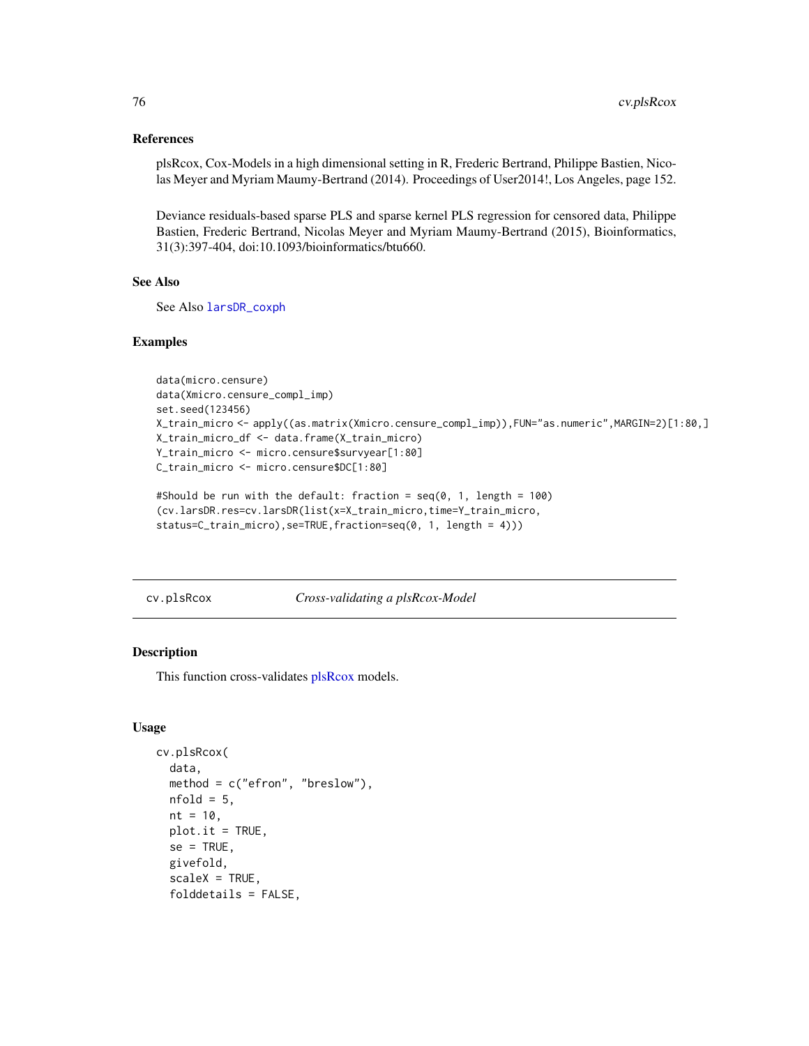## References

plsRcox, Cox-Models in a high dimensional setting in R, Frederic Bertrand, Philippe Bastien, Nicolas Meyer and Myriam Maumy-Bertrand (2014). Proceedings of User2014!, Los Angeles, page 152.

Deviance residuals-based sparse PLS and sparse kernel PLS regression for censored data, Philippe Bastien, Frederic Bertrand, Nicolas Meyer and Myriam Maumy-Bertrand (2015), Bioinformatics, 31(3):397-404, doi:10.1093/bioinformatics/btu660.

## See Also

See Also larsDR_coxph

## Examples

```
data(micro.censure)
data(Xmicro.censure_compl_imp)
set.seed(123456)
X_train_micro <- apply((as.matrix(Xmicro.censure_compl_imp)),FUN="as.numeric",MARGIN=2)[1:80,]
X_train_micro_df <- data.frame(X_train_micro)
Y_train_micro <- micro.censure$survyear[1:80]
C_train_micro <- micro.censure$DC[1:80]

#Should be run with the default: fraction = seq(0, 1, length = 100)
(cv.larsDR.res=cv.larsDR(list(x=X_train_micro,time=Y_train_micro,
status=C_train_micro),se=TRUE,fraction=seq(0, 1, length = 4)))
```

---

# cv.plsRcox — *Cross-validating a plsRcox-Model*

## Description

This function cross-validates plsRcox models.

## Usage

```
cv.plsRcox(
  data,
  method = c("efron", "breslow"),
  nfold = 5,
  nt = 10,
  plot.it = TRUE,
  se = TRUE,
  givefold,
  scaleX = TRUE,
  folddetails = FALSE,
```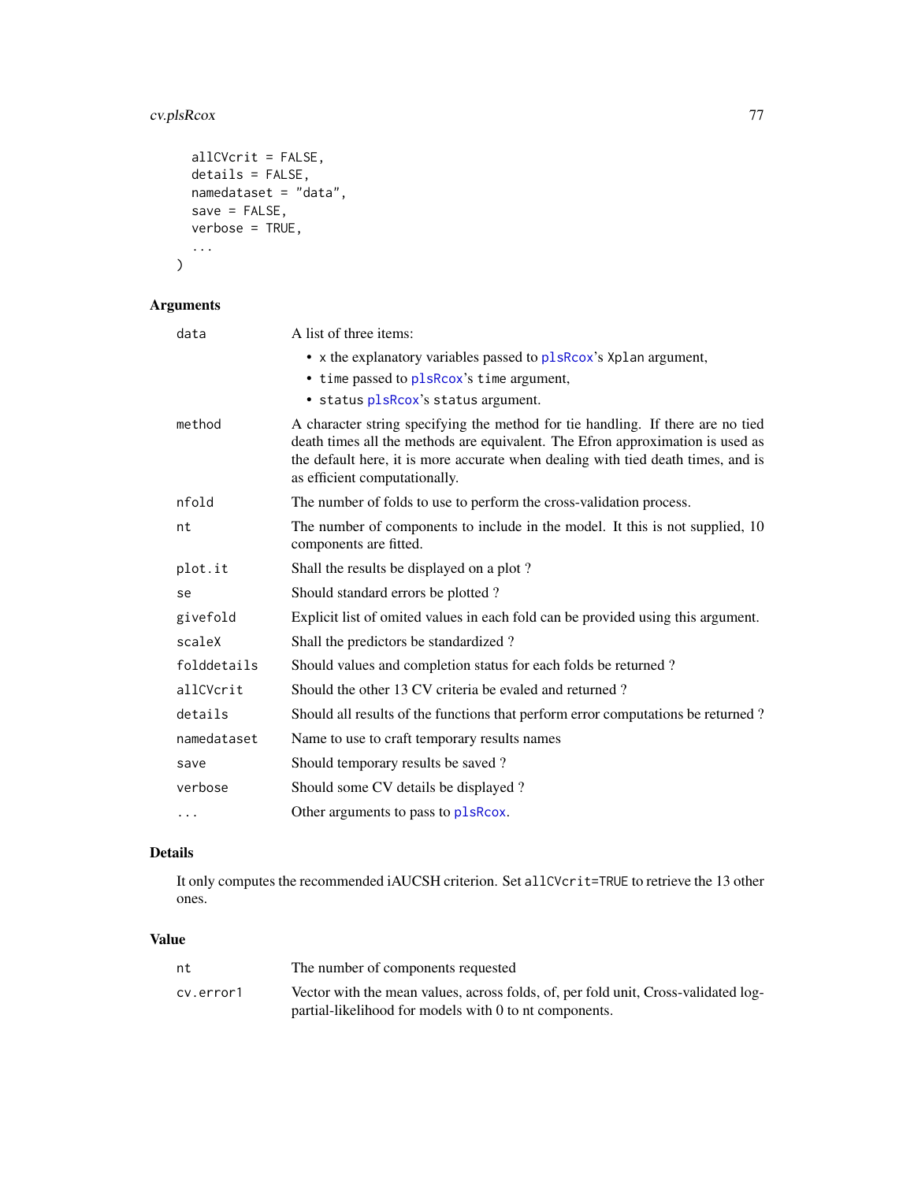```
  allCVcrit = FALSE,
  details = FALSE,
  namedataset = "data",
  save = FALSE,
  verbose = TRUE,
  ...
)
```

## Arguments

| | |
|---|---|
| data | A list of three items: <br>• x the explanatory variables passed to plsRcox's Xplan argument, <br>• time passed to plsRcox's time argument, <br>• status plsRcox's status argument. |
| method | A character string specifying the method for tie handling. If there are no tied death times all the methods are equivalent. The Efron approximation is used as the default here, it is more accurate when dealing with tied death times, and is as efficient computationally. |
| nfold | The number of folds to use to perform the cross-validation process. |
| nt | The number of components to include in the model. It this is not supplied, 10 components are fitted. |
| plot.it | Shall the results be displayed on a plot ? |
| se | Should standard errors be plotted ? |
| givefold | Explicit list of omited values in each fold can be provided using this argument. |
| scaleX | Shall the predictors be standardized ? |
| folddetails | Should values and completion status for each folds be returned ? |
| allCVcrit | Should the other 13 CV criteria be evaled and returned ? |
| details | Should all results of the functions that perform error computations be returned ? |
| namedataset | Name to use to craft temporary results names |
| save | Should temporary results be saved ? |
| verbose | Should some CV details be displayed ? |
| ... | Other arguments to pass to plsRcox. |

## Details

It only computes the recommended iAUCSH criterion. Set allCVcrit=TRUE to retrieve the 13 other ones.

## Value

| | |
|---|---|
| nt | The number of components requested |
| cv.error1 | Vector with the mean values, across folds, of, per fold unit, Cross-validated log-partial-likelihood for models with 0 to nt components. |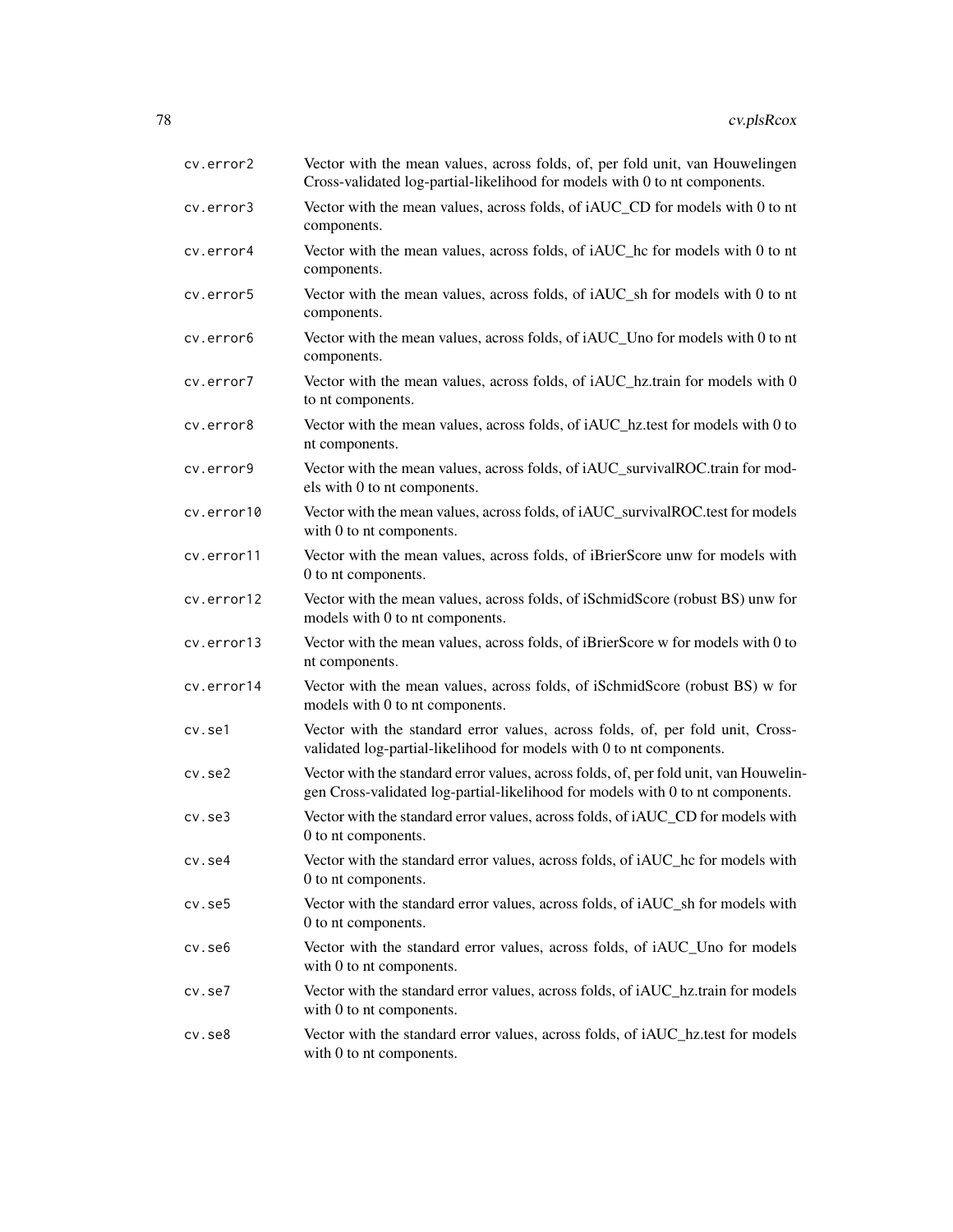cv.error2
: Vector with the mean values, across folds, of, per fold unit, van Houwelingen Cross-validated log-partial-likelihood for models with 0 to nt components.

cv.error3
: Vector with the mean values, across folds, of iAUC_CD for models with 0 to nt components.

cv.error4
: Vector with the mean values, across folds, of iAUC_hc for models with 0 to nt components.

cv.error5
: Vector with the mean values, across folds, of iAUC_sh for models with 0 to nt components.

cv.error6
: Vector with the mean values, across folds, of iAUC_Uno for models with 0 to nt components.

cv.error7
: Vector with the mean values, across folds, of iAUC_hz.train for models with 0 to nt components.

cv.error8
: Vector with the mean values, across folds, of iAUC_hz.test for models with 0 to nt components.

cv.error9
: Vector with the mean values, across folds, of iAUC_survivalROC.train for models with 0 to nt components.

cv.error10
: Vector with the mean values, across folds, of iAUC_survivalROC.test for models with 0 to nt components.

cv.error11
: Vector with the mean values, across folds, of iBrierScore unw for models with 0 to nt components.

cv.error12
: Vector with the mean values, across folds, of iSchmidScore (robust BS) unw for models with 0 to nt components.

cv.error13
: Vector with the mean values, across folds, of iBrierScore w for models with 0 to nt components.

cv.error14
: Vector with the mean values, across folds, of iSchmidScore (robust BS) w for models with 0 to nt components.

cv.se1
: Vector with the standard error values, across folds, of, per fold unit, Cross-validated log-partial-likelihood for models with 0 to nt components.

cv.se2
: Vector with the standard error values, across folds, of, per fold unit, van Houwelingen Cross-validated log-partial-likelihood for models with 0 to nt components.

cv.se3
: Vector with the standard error values, across folds, of iAUC_CD for models with 0 to nt components.

cv.se4
: Vector with the standard error values, across folds, of iAUC_hc for models with 0 to nt components.

cv.se5
: Vector with the standard error values, across folds, of iAUC_sh for models with 0 to nt components.

cv.se6
: Vector with the standard error values, across folds, of iAUC_Uno for models with 0 to nt components.

cv.se7
: Vector with the standard error values, across folds, of iAUC_hz.train for models with 0 to nt components.

cv.se8
: Vector with the standard error values, across folds, of iAUC_hz.test for models with 0 to nt components.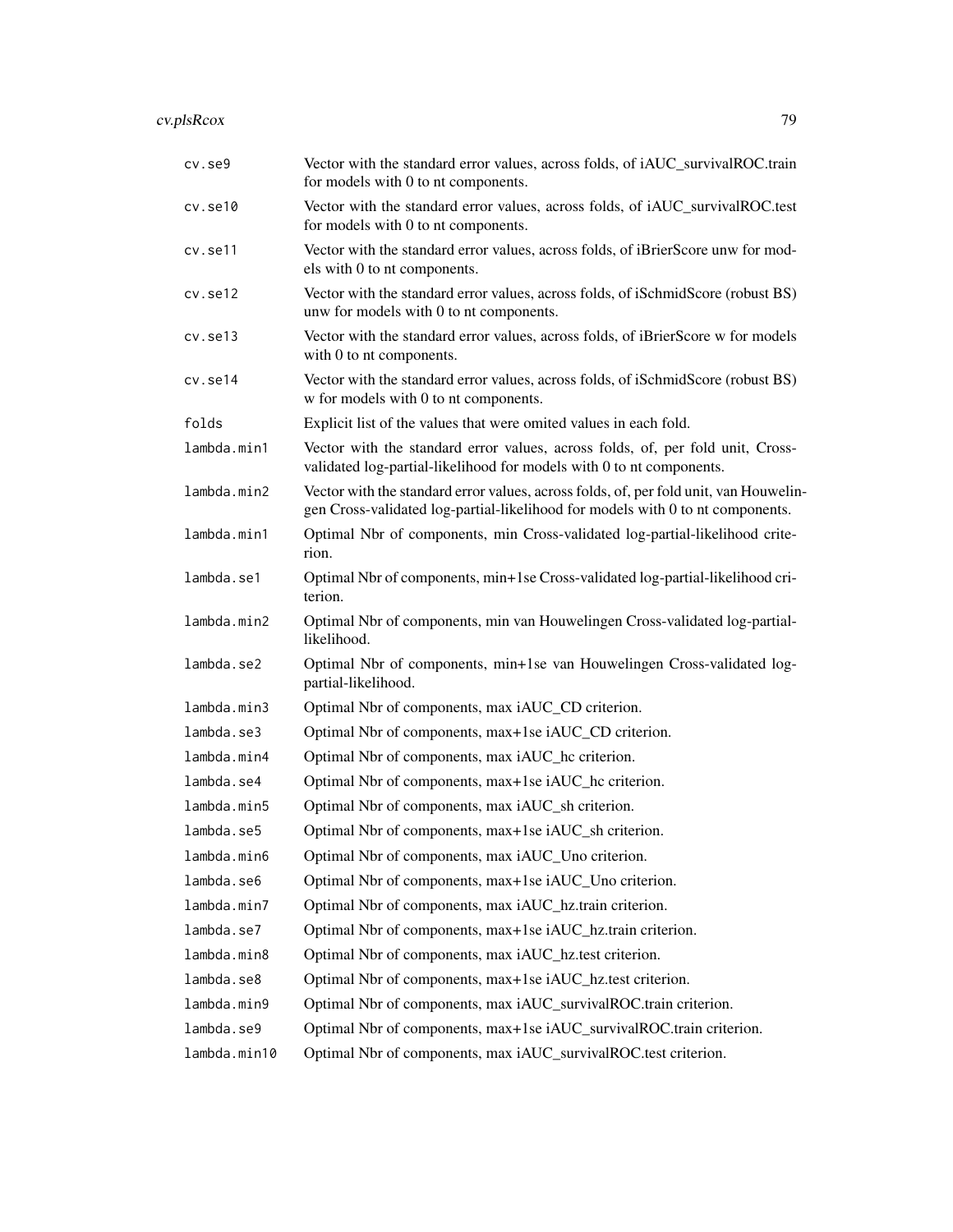| | |
|---|---|
| cv.se9 | Vector with the standard error values, across folds, of iAUC_survivalROC.train for models with 0 to nt components. |
| cv.se10 | Vector with the standard error values, across folds, of iAUC_survivalROC.test for models with 0 to nt components. |
| cv.se11 | Vector with the standard error values, across folds, of iBrierScore unw for models with 0 to nt components. |
| cv.se12 | Vector with the standard error values, across folds, of iSchmidScore (robust BS) unw for models with 0 to nt components. |
| cv.se13 | Vector with the standard error values, across folds, of iBrierScore w for models with 0 to nt components. |
| cv.se14 | Vector with the standard error values, across folds, of iSchmidScore (robust BS) w for models with 0 to nt components. |
| folds | Explicit list of the values that were omited values in each fold. |
| lambda.min1 | Vector with the standard error values, across folds, of, per fold unit, Cross-validated log-partial-likelihood for models with 0 to nt components. |
| lambda.min2 | Vector with the standard error values, across folds, of, per fold unit, van Houwelingen Cross-validated log-partial-likelihood for models with 0 to nt components. |
| lambda.min1 | Optimal Nbr of components, min Cross-validated log-partial-likelihood criterion. |
| lambda.se1 | Optimal Nbr of components, min+1se Cross-validated log-partial-likelihood criterion. |
| lambda.min2 | Optimal Nbr of components, min van Houwelingen Cross-validated log-partial-likelihood. |
| lambda.se2 | Optimal Nbr of components, min+1se van Houwelingen Cross-validated log-partial-likelihood. |
| lambda.min3 | Optimal Nbr of components, max iAUC_CD criterion. |
| lambda.se3 | Optimal Nbr of components, max+1se iAUC_CD criterion. |
| lambda.min4 | Optimal Nbr of components, max iAUC_hc criterion. |
| lambda.se4 | Optimal Nbr of components, max+1se iAUC_hc criterion. |
| lambda.min5 | Optimal Nbr of components, max iAUC_sh criterion. |
| lambda.se5 | Optimal Nbr of components, max+1se iAUC_sh criterion. |
| lambda.min6 | Optimal Nbr of components, max iAUC_Uno criterion. |
| lambda.se6 | Optimal Nbr of components, max+1se iAUC_Uno criterion. |
| lambda.min7 | Optimal Nbr of components, max iAUC_hz.train criterion. |
| lambda.se7 | Optimal Nbr of components, max+1se iAUC_hz.train criterion. |
| lambda.min8 | Optimal Nbr of components, max iAUC_hz.test criterion. |
| lambda.se8 | Optimal Nbr of components, max+1se iAUC_hz.test criterion. |
| lambda.min9 | Optimal Nbr of components, max iAUC_survivalROC.train criterion. |
| lambda.se9 | Optimal Nbr of components, max+1se iAUC_survivalROC.train criterion. |
| lambda.min10 | Optimal Nbr of components, max iAUC_survivalROC.test criterion. |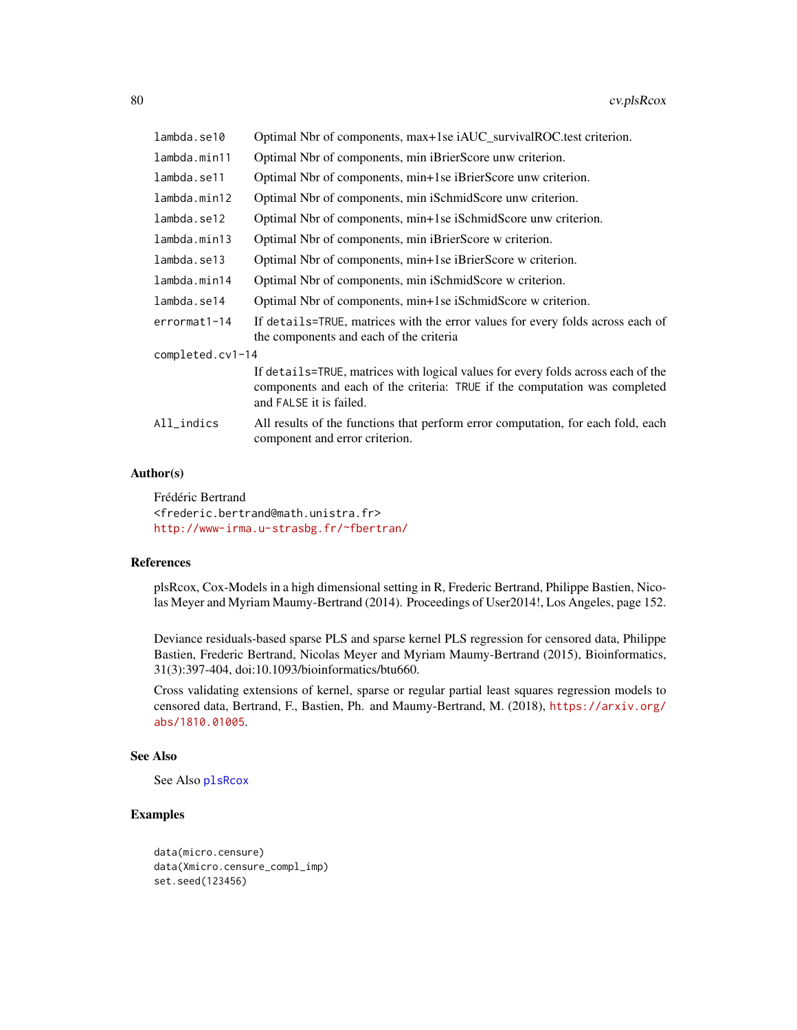| | |
|---|---|
| lambda.se10 | Optimal Nbr of components, max+1se iAUC_survivalROC.test criterion. |
| lambda.min11 | Optimal Nbr of components, min iBrierScore unw criterion. |
| lambda.se11 | Optimal Nbr of components, min+1se iBrierScore unw criterion. |
| lambda.min12 | Optimal Nbr of components, min iSchmidScore unw criterion. |
| lambda.se12 | Optimal Nbr of components, min+1se iSchmidScore unw criterion. |
| lambda.min13 | Optimal Nbr of components, min iBrierScore w criterion. |
| lambda.se13 | Optimal Nbr of components, min+1se iBrierScore w criterion. |
| lambda.min14 | Optimal Nbr of components, min iSchmidScore w criterion. |
| lambda.se14 | Optimal Nbr of components, min+1se iSchmidScore w criterion. |
| errormat1-14 | If details=TRUE, matrices with the error values for every folds across each of the components and each of the criteria |
| completed.cv1-14 | If details=TRUE, matrices with logical values for every folds across each of the components and each of the criteria: TRUE if the computation was completed and FALSE it is failed. |
| All_indics | All results of the functions that perform error computation, for each fold, each component and error criterion. |

## Author(s)

Frédéric Bertrand
<frederic.bertrand@math.unistra.fr>
http://www-irma.u-strasbg.fr/~fbertran/

## References

plsRcox, Cox-Models in a high dimensional setting in R, Frederic Bertrand, Philippe Bastien, Nicolas Meyer and Myriam Maumy-Bertrand (2014). Proceedings of User2014!, Los Angeles, page 152.

Deviance residuals-based sparse PLS and sparse kernel PLS regression for censored data, Philippe Bastien, Frederic Bertrand, Nicolas Meyer and Myriam Maumy-Bertrand (2015), Bioinformatics, 31(3):397-404, doi:10.1093/bioinformatics/btu660.

Cross validating extensions of kernel, sparse or regular partial least squares regression models to censored data, Bertrand, F., Bastien, Ph. and Maumy-Bertrand, M. (2018), https://arxiv.org/abs/1810.01005.

## See Also

See Also plsRcox

## Examples

```
data(micro.censure)
data(Xmicro.censure_compl_imp)
set.seed(123456)
```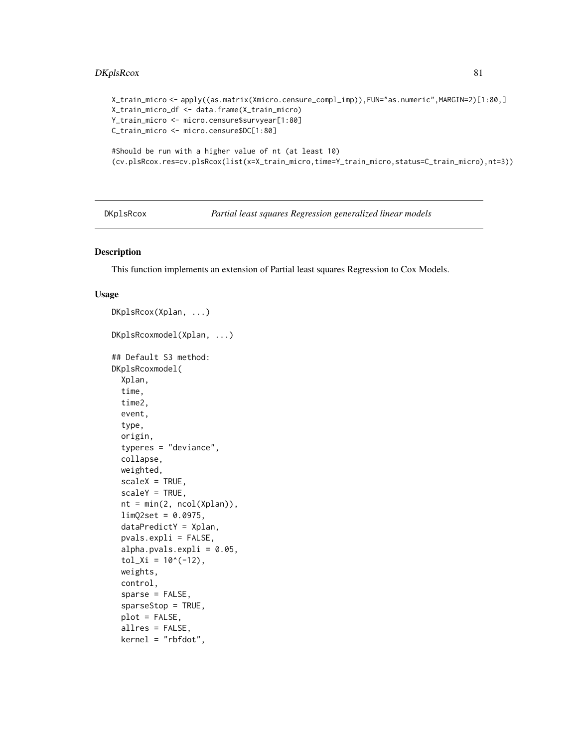```
X_train_micro <- apply((as.matrix(Xmicro.censure_compl_imp)),FUN="as.numeric",MARGIN=2)[1:80,]
X_train_micro_df <- data.frame(X_train_micro)
Y_train_micro <- micro.censure$survyear[1:80]
C_train_micro <- micro.censure$DC[1:80]

#Should be run with a higher value of nt (at least 10)
(cv.plsRcox.res=cv.plsRcox(list(x=X_train_micro,time=Y_train_micro,status=C_train_micro),nt=3))
```

## DKplsRcox — *Partial least squares Regression generalized linear models*

### Description

This function implements an extension of Partial least squares Regression to Cox Models.

### Usage

```
DKplsRcox(Xplan, ...)

DKplsRcoxmodel(Xplan, ...)

## Default S3 method:
DKplsRcoxmodel(
  Xplan,
  time,
  time2,
  event,
  type,
  origin,
  typeres = "deviance",
  collapse,
  weighted,
  scaleX = TRUE,
  scaleY = TRUE,
  nt = min(2, ncol(Xplan)),
  limQ2set = 0.0975,
  dataPredictY = Xplan,
  pvals.expli = FALSE,
  alpha.pvals.expli = 0.05,
  tol_Xi = 10^(-12),
  weights,
  control,
  sparse = FALSE,
  sparseStop = TRUE,
  plot = FALSE,
  allres = FALSE,
  kernel = "rbfdot",
```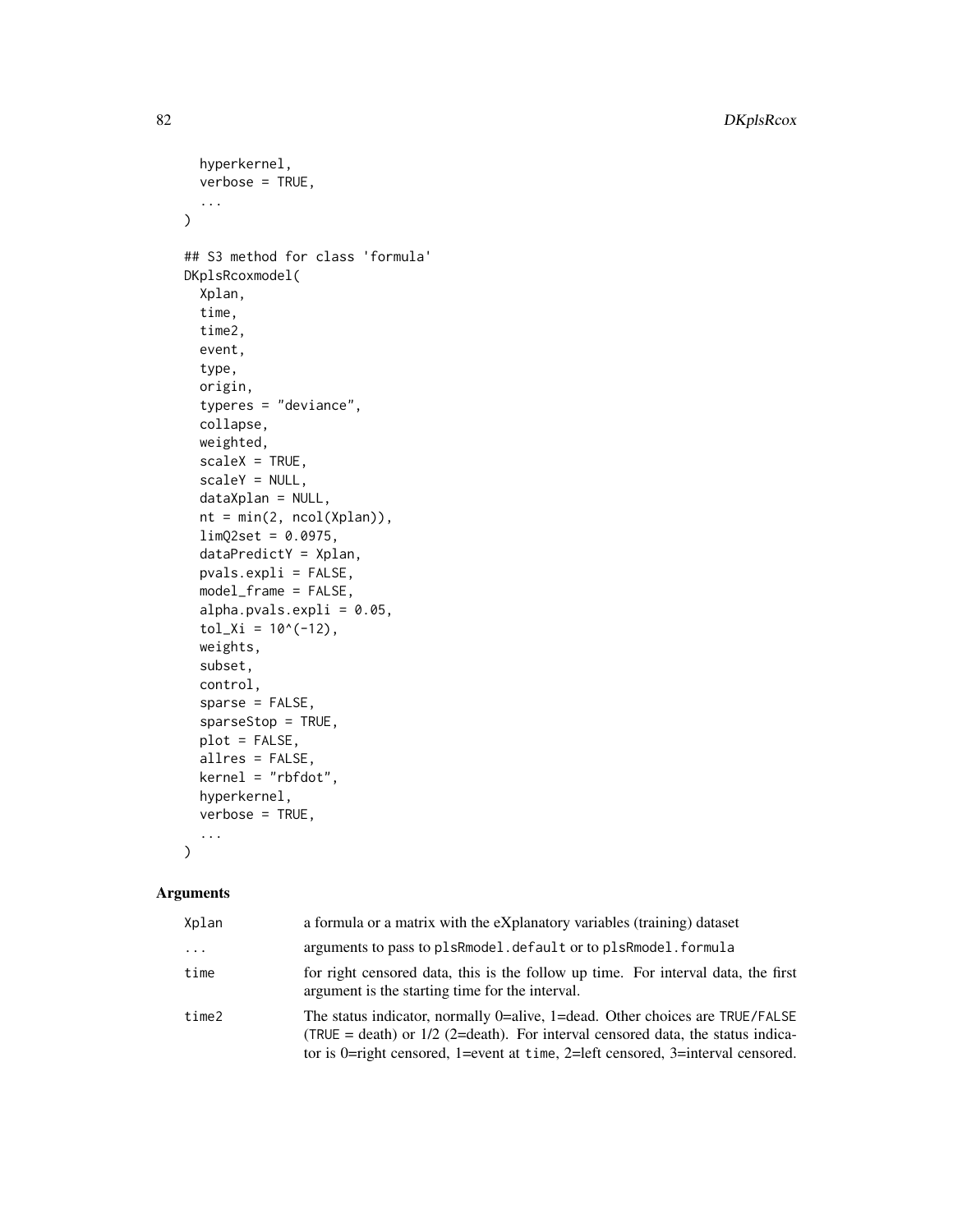```
  hyperkernel,
  verbose = TRUE,
  ...
)

## S3 method for class 'formula'
DKplsRcoxmodel(
  Xplan,
  time,
  time2,
  event,
  type,
  origin,
  typeres = "deviance",
  collapse,
  weighted,
  scaleX = TRUE,
  scaleY = NULL,
  dataXplan = NULL,
  nt = min(2, ncol(Xplan)),
  limQ2set = 0.0975,
  dataPredictY = Xplan,
  pvals.expli = FALSE,
  model_frame = FALSE,
  alpha.pvals.expli = 0.05,
  tol_Xi = 10^(-12),
  weights,
  subset,
  control,
  sparse = FALSE,
  sparseStop = TRUE,
  plot = FALSE,
  allres = FALSE,
  kernel = "rbfdot",
  hyperkernel,
  verbose = TRUE,
  ...
)
```

## Arguments

| | |
|---|---|
| Xplan | a formula or a matrix with the eXplanatory variables (training) dataset |
| ... | arguments to pass to `plsRmodel.default` or to `plsRmodel.formula` |
| time | for right censored data, this is the follow up time. For interval data, the first argument is the starting time for the interval. |
| time2 | The status indicator, normally 0=alive, 1=dead. Other choices are `TRUE/FALSE` (`TRUE` = death) or 1/2 (2=death). For interval censored data, the status indicator is 0=right censored, 1=event at `time`, 2=left censored, 3=interval censored. |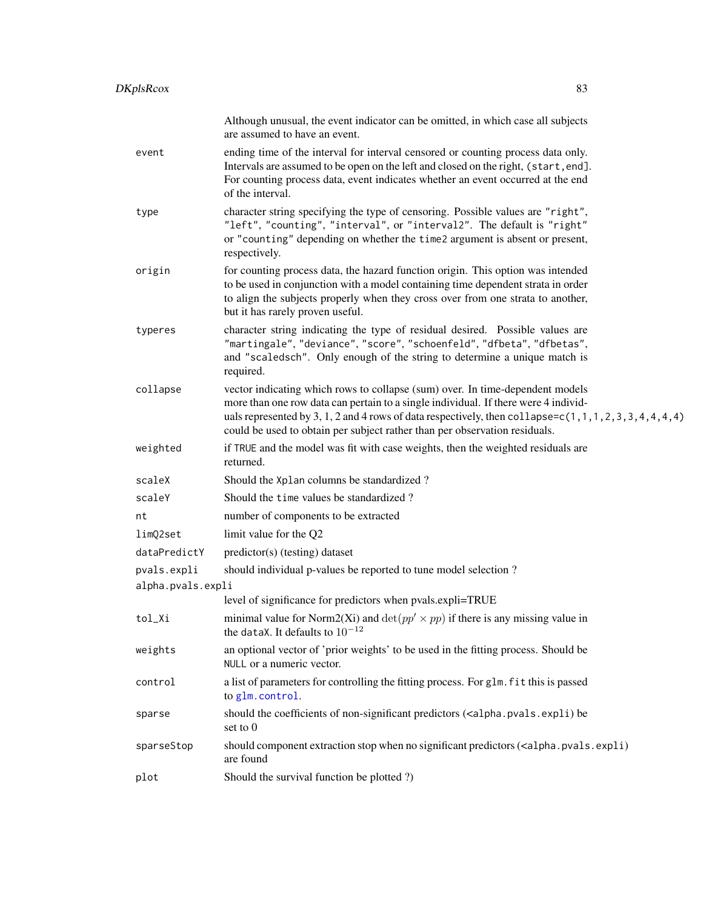Although unusual, the event indicator can be omitted, in which case all subjects are assumed to have an event.

| | |
|---|---|
| `event` | ending time of the interval for interval censored or counting process data only. Intervals are assumed to be open on the left and closed on the right, `(start,end]`. For counting process data, event indicates whether an event occurred at the end of the interval. |
| `type` | character string specifying the type of censoring. Possible values are `"right"`, `"left"`, `"counting"`, `"interval"`, or `"interval2"`. The default is `"right"` or `"counting"` depending on whether the `time2` argument is absent or present, respectively. |
| `origin` | for counting process data, the hazard function origin. This option was intended to be used in conjunction with a model containing time dependent strata in order to align the subjects properly when they cross over from one strata to another, but it has rarely proven useful. |
| `typeres` | character string indicating the type of residual desired. Possible values are `"martingale"`, `"deviance"`, `"score"`, `"schoenfeld"`, `"dfbeta"`, `"dfbetas"`, and `"scaledsch"`. Only enough of the string to determine a unique match is required. |
| `collapse` | vector indicating which rows to collapse (sum) over. In time-dependent models more than one row data can pertain to a single individual. If there were 4 individuals represented by 3, 1, 2 and 4 rows of data respectively, then `collapse=c(1,1,1,2,3,3,4,4,4,4)` could be used to obtain per subject rather than per observation residuals. |
| `weighted` | if `TRUE` and the model was fit with case weights, then the weighted residuals are returned. |
| `scaleX` | Should the `Xplan` columns be standardized ? |
| `scaleY` | Should the `time` values be standardized ? |
| `nt` | number of components to be extracted |
| `limQ2set` | limit value for the Q2 |
| `dataPredictY` | predictor(s) (testing) dataset |
| `pvals.expli` | should individual p-values be reported to tune model selection ? |
| `alpha.pvals.expli` | level of significance for predictors when pvals.expli=TRUE |
| `tol_Xi` | minimal value for Norm2(Xi) and $\det(pp' \times pp)$ if there is any missing value in the `dataX`. It defaults to $10^{-12}$ |
| `weights` | an optional vector of 'prior weights' to be used in the fitting process. Should be `NULL` or a numeric vector. |
| `control` | a list of parameters for controlling the fitting process. For `glm.fit` this is passed to `glm.control`. |
| `sparse` | should the coefficients of non-significant predictors (`<alpha.pvals.expli`) be set to 0 |
| `sparseStop` | should component extraction stop when no significant predictors (`<alpha.pvals.expli`) are found |
| `plot` | Should the survival function be plotted ?) |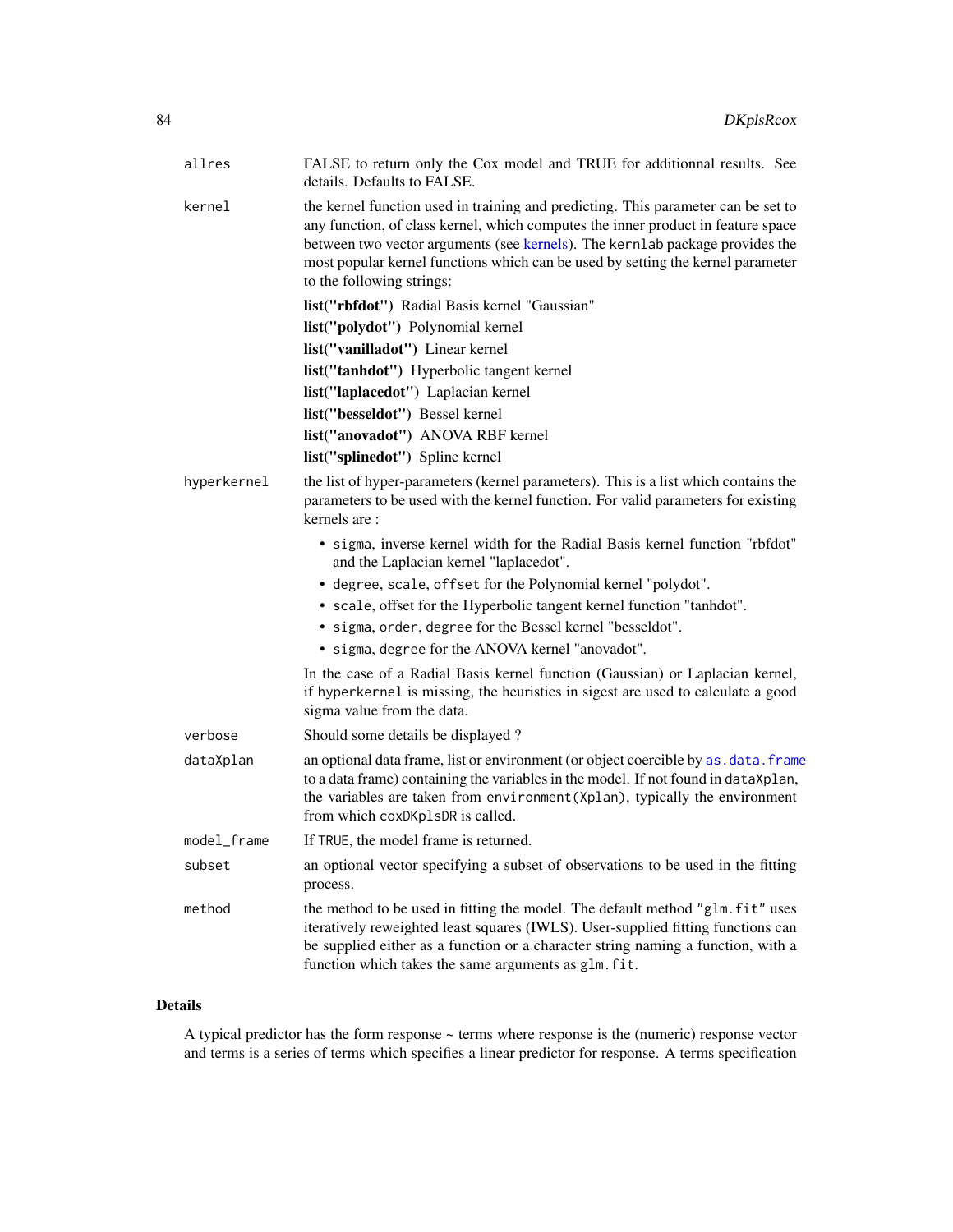allres
: FALSE to return only the Cox model and TRUE for additionnal results. See details. Defaults to FALSE.

kernel
: the kernel function used in training and predicting. This parameter can be set to any function, of class kernel, which computes the inner product in feature space between two vector arguments (see kernels). The kernlab package provides the most popular kernel functions which can be used by setting the kernel parameter to the following strings:

  **list("rbfdot")** Radial Basis kernel "Gaussian"
  **list("polydot")** Polynomial kernel
  **list("vanilladot")** Linear kernel
  **list("tanhdot")** Hyperbolic tangent kernel
  **list("laplacedot")** Laplacian kernel
  **list("besseldot")** Bessel kernel
  **list("anovadot")** ANOVA RBF kernel
  **list("splinedot")** Spline kernel

hyperkernel
: the list of hyper-parameters (kernel parameters). This is a list which contains the parameters to be used with the kernel function. For valid parameters for existing kernels are :

  - sigma, inverse kernel width for the Radial Basis kernel function "rbfdot" and the Laplacian kernel "laplacedot".
  - degree, scale, offset for the Polynomial kernel "polydot".
  - scale, offset for the Hyperbolic tangent kernel function "tanhdot".
  - sigma, order, degree for the Bessel kernel "besseldot".
  - sigma, degree for the ANOVA kernel "anovadot".

  In the case of a Radial Basis kernel function (Gaussian) or Laplacian kernel, if hyperkernel is missing, the heuristics in sigest are used to calculate a good sigma value from the data.

verbose
: Should some details be displayed ?

dataXplan
: an optional data frame, list or environment (or object coercible by as.data.frame to a data frame) containing the variables in the model. If not found in dataXplan, the variables are taken from environment(Xplan), typically the environment from which coxDKplsDR is called.

model_frame
: If TRUE, the model frame is returned.

subset
: an optional vector specifying a subset of observations to be used in the fitting process.

method
: the method to be used in fitting the model. The default method "glm.fit" uses iteratively reweighted least squares (IWLS). User-supplied fitting functions can be supplied either as a function or a character string naming a function, with a function which takes the same arguments as glm.fit.

## Details

A typical predictor has the form response ~ terms where response is the (numeric) response vector and terms is a series of terms which specifies a linear predictor for response. A terms specification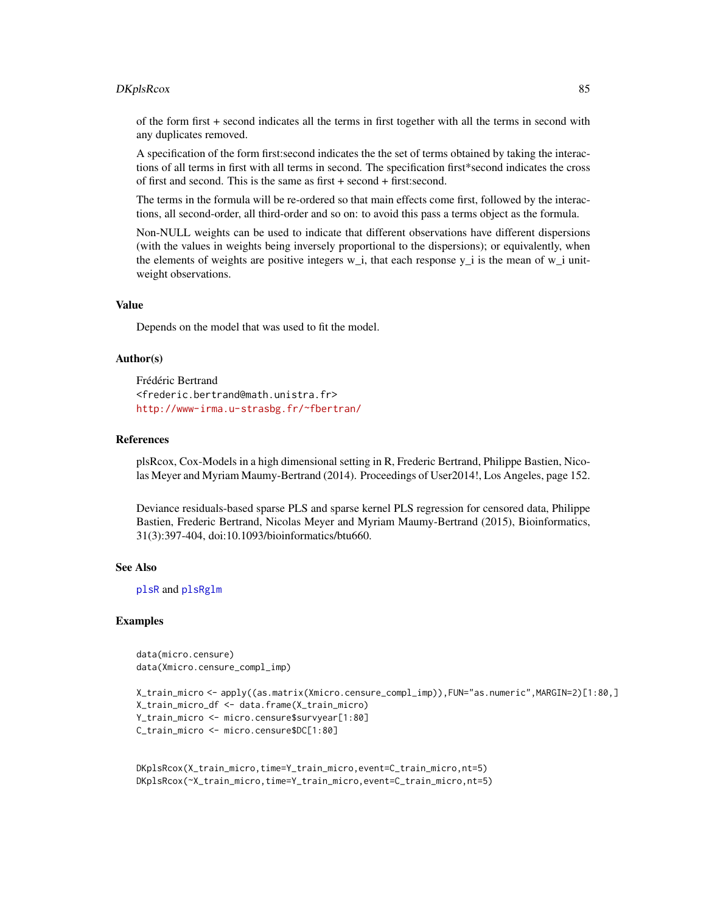of the form first + second indicates all the terms in first together with all the terms in second with any duplicates removed.

A specification of the form first:second indicates the the set of terms obtained by taking the interactions of all terms in first with all terms in second. The specification first*second indicates the cross of first and second. This is the same as first + second + first:second.

The terms in the formula will be re-ordered so that main effects come first, followed by the interactions, all second-order, all third-order and so on: to avoid this pass a terms object as the formula.

Non-NULL weights can be used to indicate that different observations have different dispersions (with the values in weights being inversely proportional to the dispersions); or equivalently, when the elements of weights are positive integers w_i, that each response y_i is the mean of w_i unit-weight observations.

## Value

Depends on the model that was used to fit the model.

## Author(s)

Frédéric Bertrand
<frederic.bertrand@math.unistra.fr>
http://www-irma.u-strasbg.fr/~fbertran/

## References

plsRcox, Cox-Models in a high dimensional setting in R, Frederic Bertrand, Philippe Bastien, Nicolas Meyer and Myriam Maumy-Bertrand (2014). Proceedings of User2014!, Los Angeles, page 152.

Deviance residuals-based sparse PLS and sparse kernel PLS regression for censored data, Philippe Bastien, Frederic Bertrand, Nicolas Meyer and Myriam Maumy-Bertrand (2015), Bioinformatics, 31(3):397-404, doi:10.1093/bioinformatics/btu660.

## See Also

plsR and plsRglm

## Examples

```
data(micro.censure)
data(Xmicro.censure_compl_imp)

X_train_micro <- apply((as.matrix(Xmicro.censure_compl_imp)),FUN="as.numeric",MARGIN=2)[1:80,]
X_train_micro_df <- data.frame(X_train_micro)
Y_train_micro <- micro.censure$survyear[1:80]
C_train_micro <- micro.censure$DC[1:80]


DKplsRcox(X_train_micro,time=Y_train_micro,event=C_train_micro,nt=5)
DKplsRcox(~X_train_micro,time=Y_train_micro,event=C_train_micro,nt=5)
```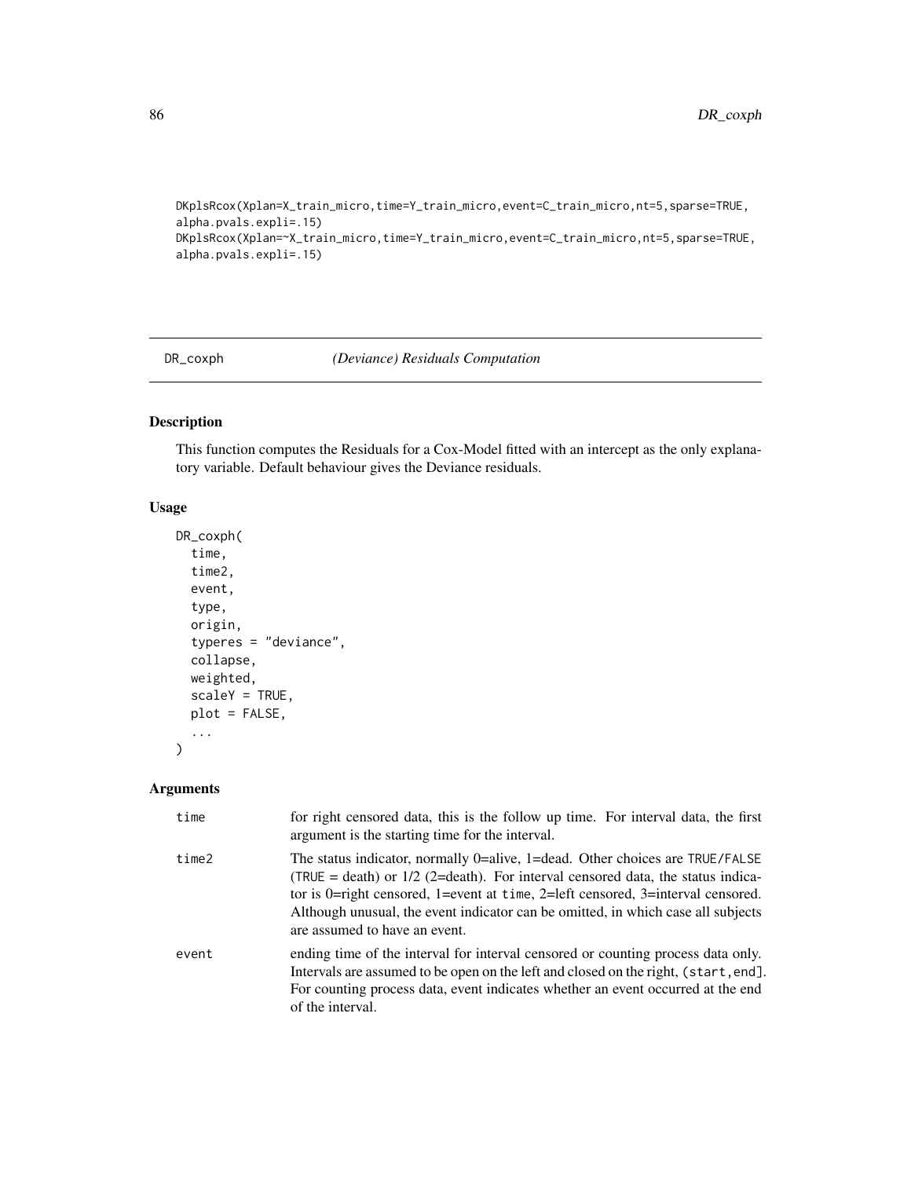```
DKplsRcox(Xplan=X_train_micro,time=Y_train_micro,event=C_train_micro,nt=5,sparse=TRUE,
alpha.pvals.expli=.15)
DKplsRcox(Xplan=~X_train_micro,time=Y_train_micro,event=C_train_micro,nt=5,sparse=TRUE,
alpha.pvals.expli=.15)
```

## DR_coxph — *(Deviance) Residuals Computation*

### Description

This function computes the Residuals for a Cox-Model fitted with an intercept as the only explanatory variable. Default behaviour gives the Deviance residuals.

### Usage

```
DR_coxph(
  time,
  time2,
  event,
  type,
  origin,
  typeres = "deviance",
  collapse,
  weighted,
  scaleY = TRUE,
  plot = FALSE,
  ...
)
```

### Arguments

| | |
|---|---|
| time | for right censored data, this is the follow up time. For interval data, the first argument is the starting time for the interval. |
| time2 | The status indicator, normally 0=alive, 1=dead. Other choices are TRUE/FALSE (TRUE = death) or 1/2 (2=death). For interval censored data, the status indicator is 0=right censored, 1=event at time, 2=left censored, 3=interval censored. Although unusual, the event indicator can be omitted, in which case all subjects are assumed to have an event. |
| event | ending time of the interval for interval censored or counting process data only. Intervals are assumed to be open on the left and closed on the right, (start,end]. For counting process data, event indicates whether an event occurred at the end of the interval. |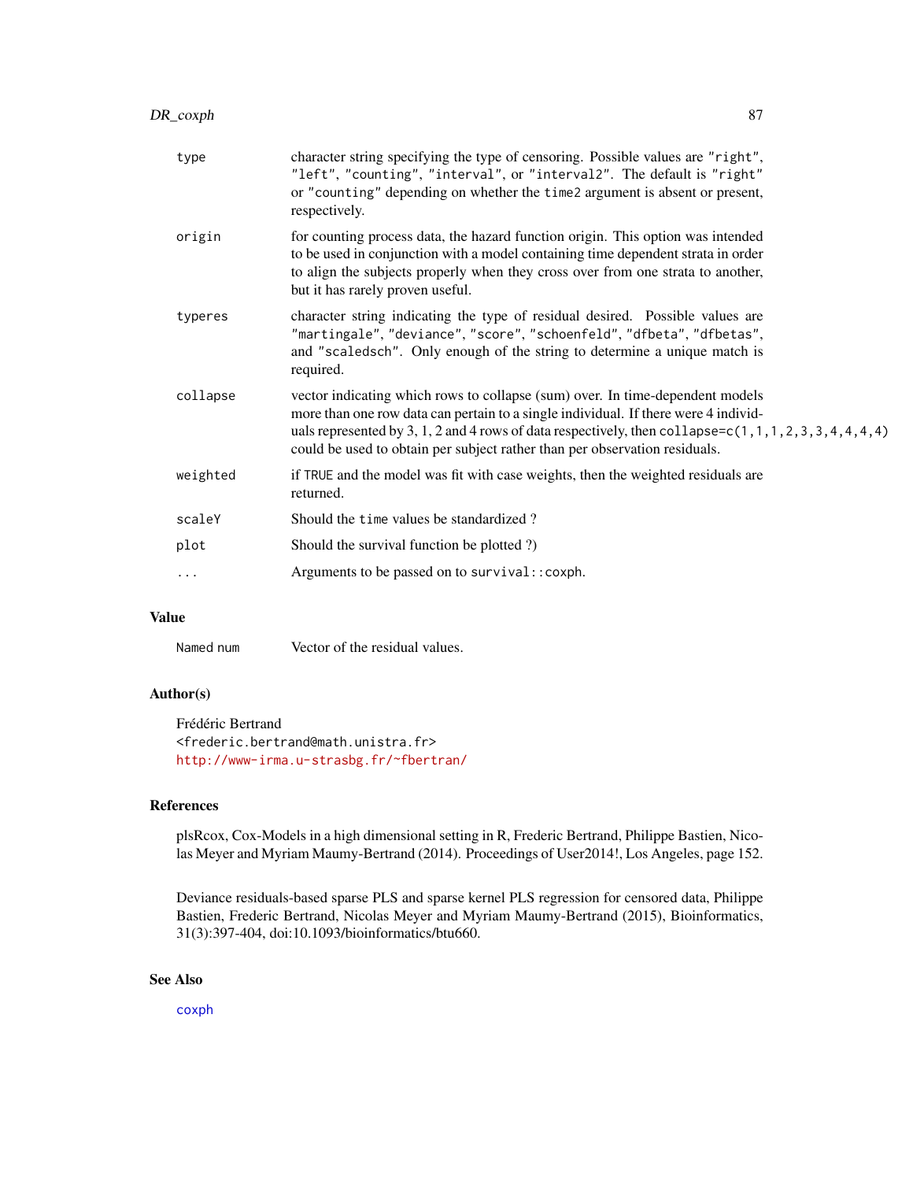| | |
|---|---|
| `type` | character string specifying the type of censoring. Possible values are `"right"`, `"left"`, `"counting"`, `"interval"`, or `"interval2"`. The default is `"right"` or `"counting"` depending on whether the `time2` argument is absent or present, respectively. |
| `origin` | for counting process data, the hazard function origin. This option was intended to be used in conjunction with a model containing time dependent strata in order to align the subjects properly when they cross over from one strata to another, but it has rarely proven useful. |
| `typeres` | character string indicating the type of residual desired. Possible values are `"martingale"`, `"deviance"`, `"score"`, `"schoenfeld"`, `"dfbeta"`, `"dfbetas"`, and `"scaledsch"`. Only enough of the string to determine a unique match is required. |
| `collapse` | vector indicating which rows to collapse (sum) over. In time-dependent models more than one row data can pertain to a single individual. If there were 4 individuals represented by 3, 1, 2 and 4 rows of data respectively, then `collapse=c(1,1,1,2,3,3,4,4,4,4)` could be used to obtain per subject rather than per observation residuals. |
| `weighted` | if `TRUE` and the model was fit with case weights, then the weighted residuals are returned. |
| `scaleY` | Should the `time` values be standardized ? |
| `plot` | Should the survival function be plotted ?) |
| `...` | Arguments to be passed on to `survival::coxph`. |

## Value

| | |
|---|---|
| `Named num` | Vector of the residual values. |

## Author(s)

Frédéric Bertrand
<frederic.bertrand@math.unistra.fr>
http://www-irma.u-strasbg.fr/~fbertran/

## References

plsRcox, Cox-Models in a high dimensional setting in R, Frederic Bertrand, Philippe Bastien, Nicolas Meyer and Myriam Maumy-Bertrand (2014). Proceedings of User2014!, Los Angeles, page 152.

Deviance residuals-based sparse PLS and sparse kernel PLS regression for censored data, Philippe Bastien, Frederic Bertrand, Nicolas Meyer and Myriam Maumy-Bertrand (2015), Bioinformatics, 31(3):397-404, doi:10.1093/bioinformatics/btu660.

## See Also

`coxph`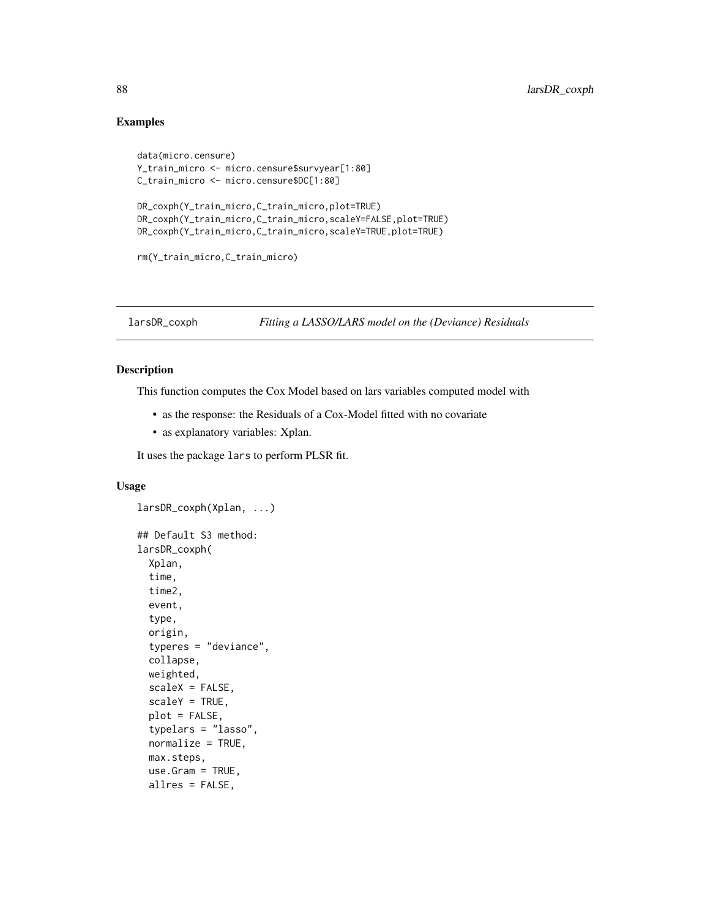## Examples

```
data(micro.censure)
Y_train_micro <- micro.censure$survyear[1:80]
C_train_micro <- micro.censure$DC[1:80]

DR_coxph(Y_train_micro,C_train_micro,plot=TRUE)
DR_coxph(Y_train_micro,C_train_micro,scaleY=FALSE,plot=TRUE)
DR_coxph(Y_train_micro,C_train_micro,scaleY=TRUE,plot=TRUE)

rm(Y_train_micro,C_train_micro)
```

---

# larsDR_coxph — *Fitting a LASSO/LARS model on the (Deviance) Residuals*

## Description

This function computes the Cox Model based on lars variables computed model with

- as the response: the Residuals of a Cox-Model fitted with no covariate
- as explanatory variables: Xplan.

It uses the package `lars` to perform PLSR fit.

## Usage

```
larsDR_coxph(Xplan, ...)

## Default S3 method:
larsDR_coxph(
  Xplan,
  time,
  time2,
  event,
  type,
  origin,
  typeres = "deviance",
  collapse,
  weighted,
  scaleX = FALSE,
  scaleY = TRUE,
  plot = FALSE,
  typelars = "lasso",
  normalize = TRUE,
  max.steps,
  use.Gram = TRUE,
  allres = FALSE,
```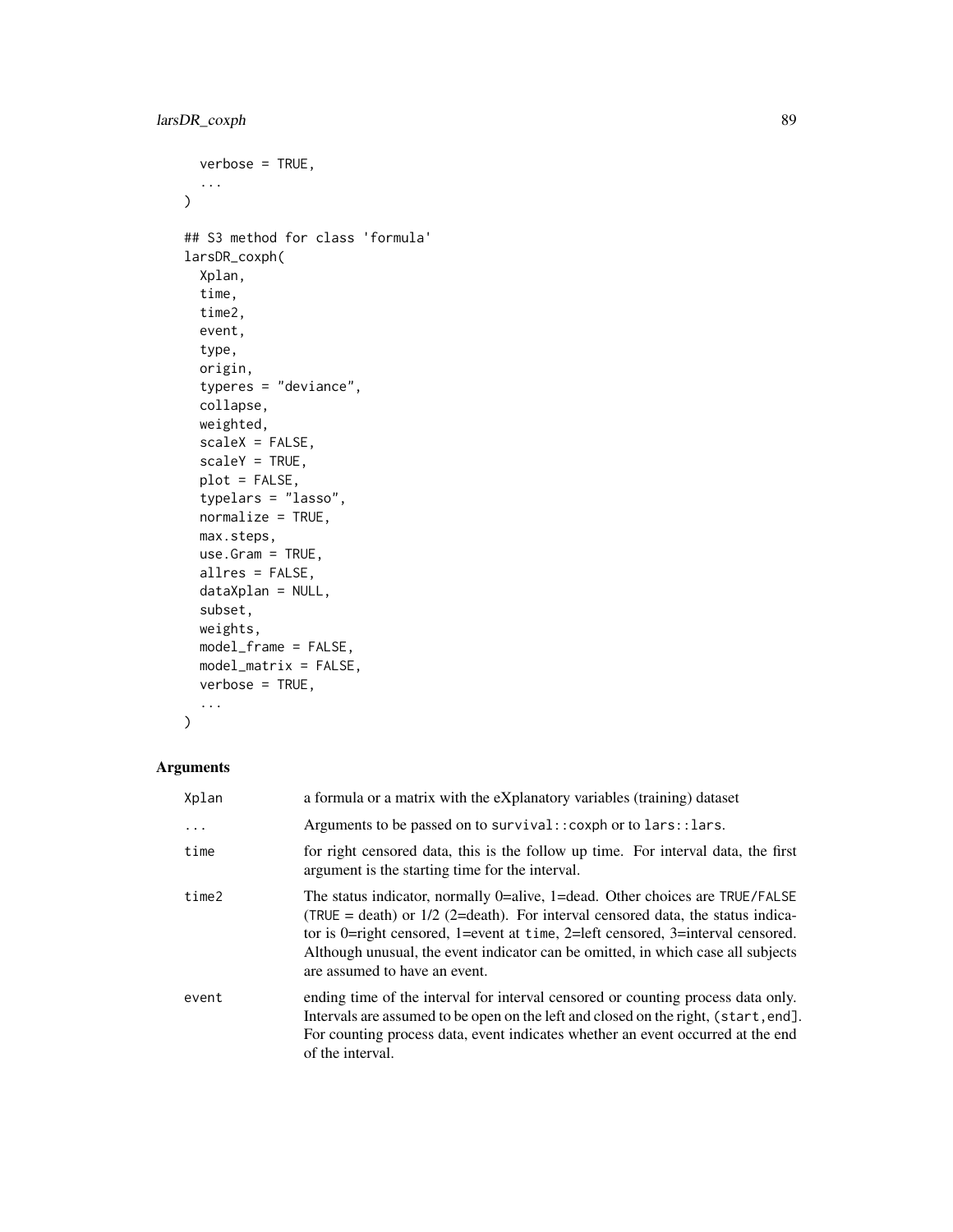```
  verbose = TRUE,
  ...
)

## S3 method for class 'formula'
larsDR_coxph(
  Xplan,
  time,
  time2,
  event,
  type,
  origin,
  typeres = "deviance",
  collapse,
  weighted,
  scaleX = FALSE,
  scaleY = TRUE,
  plot = FALSE,
  typelars = "lasso",
  normalize = TRUE,
  max.steps,
  use.Gram = TRUE,
  allres = FALSE,
  dataXplan = NULL,
  subset,
  weights,
  model_frame = FALSE,
  model_matrix = FALSE,
  verbose = TRUE,
  ...
)
```

## Arguments

| | |
|---|---|
| Xplan | a formula or a matrix with the eXplanatory variables (training) dataset |
| ... | Arguments to be passed on to `survival::coxph` or to `lars::lars`. |
| time | for right censored data, this is the follow up time. For interval data, the first argument is the starting time for the interval. |
| time2 | The status indicator, normally 0=alive, 1=dead. Other choices are `TRUE`/`FALSE` (`TRUE` = death) or 1/2 (2=death). For interval censored data, the status indicator is 0=right censored, 1=event at `time`, 2=left censored, 3=interval censored. Although unusual, the event indicator can be omitted, in which case all subjects are assumed to have an event. |
| event | ending time of the interval for interval censored or counting process data only. Intervals are assumed to be open on the left and closed on the right, `(start,end]`. For counting process data, event indicates whether an event occurred at the end of the interval. |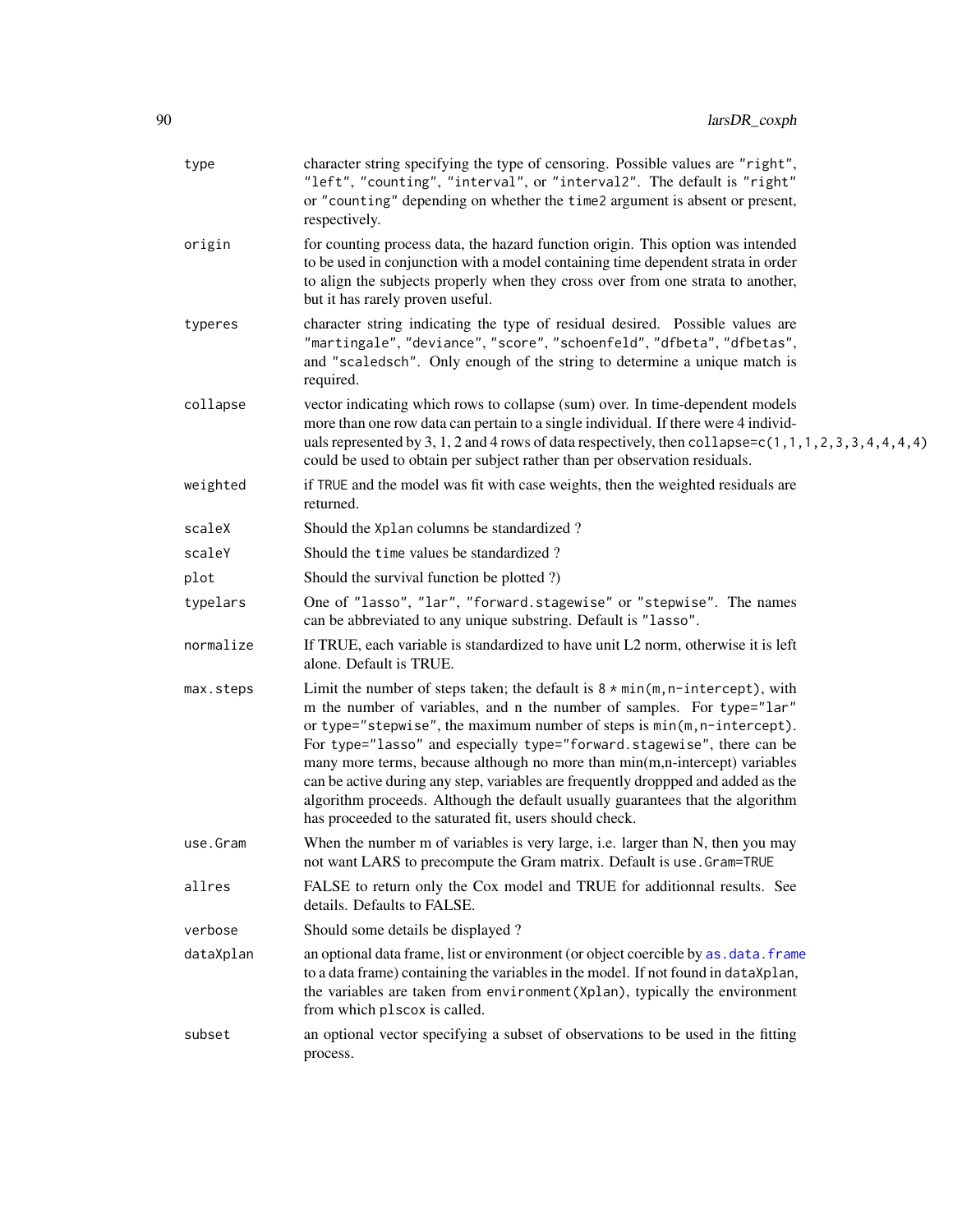| | |
|---|---|
| type | character string specifying the type of censoring. Possible values are "right", "left", "counting", "interval", or "interval2". The default is "right" or "counting" depending on whether the time2 argument is absent or present, respectively. |
| origin | for counting process data, the hazard function origin. This option was intended to be used in conjunction with a model containing time dependent strata in order to align the subjects properly when they cross over from one strata to another, but it has rarely proven useful. |
| typeres | character string indicating the type of residual desired. Possible values are "martingale", "deviance", "score", "schoenfeld", "dfbeta", "dfbetas", and "scaledsch". Only enough of the string to determine a unique match is required. |
| collapse | vector indicating which rows to collapse (sum) over. In time-dependent models more than one row data can pertain to a single individual. If there were 4 individuals represented by 3, 1, 2 and 4 rows of data respectively, then `collapse=c(1,1,1,2,3,3,4,4,4,4)` could be used to obtain per subject rather than per observation residuals. |
| weighted | if TRUE and the model was fit with case weights, then the weighted residuals are returned. |
| scaleX | Should the Xplan columns be standardized ? |
| scaleY | Should the time values be standardized ? |
| plot | Should the survival function be plotted ?) |
| typelars | One of "lasso", "lar", "forward.stagewise" or "stepwise". The names can be abbreviated to any unique substring. Default is "lasso". |
| normalize | If TRUE, each variable is standardized to have unit L2 norm, otherwise it is left alone. Default is TRUE. |
| max.steps | Limit the number of steps taken; the default is `8 * min(m,n-intercept)`, with m the number of variables, and n the number of samples. For type="lar" or type="stepwise", the maximum number of steps is `min(m,n-intercept)`. For type="lasso" and especially type="forward.stagewise", there can be many more terms, because although no more than min(m,n-intercept) variables can be active during any step, variables are frequently droppped and added as the algorithm proceeds. Although the default usually guarantees that the algorithm has proceeded to the saturated fit, users should check. |
| use.Gram | When the number m of variables is very large, i.e. larger than N, then you may not want LARS to precompute the Gram matrix. Default is use.Gram=TRUE |
| allres | FALSE to return only the Cox model and TRUE for additionnal results. See details. Defaults to FALSE. |
| verbose | Should some details be displayed ? |
| dataXplan | an optional data frame, list or environment (or object coercible by as.data.frame to a data frame) containing the variables in the model. If not found in dataXplan, the variables are taken from environment(Xplan), typically the environment from which plscox is called. |
| subset | an optional vector specifying a subset of observations to be used in the fitting process. |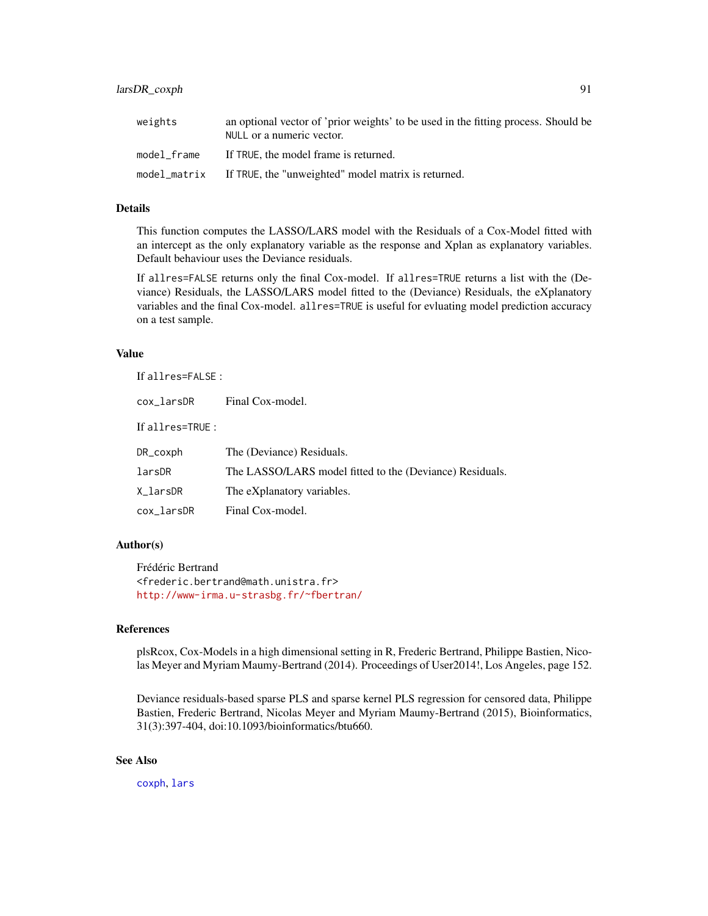| | |
|---|---|
| weights | an optional vector of 'prior weights' to be used in the fitting process. Should be NULL or a numeric vector. |
| model_frame | If TRUE, the model frame is returned. |
| model_matrix | If TRUE, the "unweighted" model matrix is returned. |

## Details

This function computes the LASSO/LARS model with the Residuals of a Cox-Model fitted with an intercept as the only explanatory variable as the response and Xplan as explanatory variables. Default behaviour uses the Deviance residuals.

If allres=FALSE returns only the final Cox-model. If allres=TRUE returns a list with the (Deviance) Residuals, the LASSO/LARS model fitted to the (Deviance) Residuals, the eXplanatory variables and the final Cox-model. allres=TRUE is useful for evluating model prediction accuracy on a test sample.

## Value

If allres=FALSE :

| | |
|---|---|
| cox_larsDR | Final Cox-model. |

If allres=TRUE :

| | |
|---|---|
| DR_coxph | The (Deviance) Residuals. |
| larsDR | The LASSO/LARS model fitted to the (Deviance) Residuals. |
| X_larsDR | The eXplanatory variables. |
| cox_larsDR | Final Cox-model. |

## Author(s)

Frédéric Bertrand
<frederic.bertrand@math.unistra.fr>
http://www-irma.u-strasbg.fr/~fbertran/

## References

plsRcox, Cox-Models in a high dimensional setting in R, Frederic Bertrand, Philippe Bastien, Nicolas Meyer and Myriam Maumy-Bertrand (2014). Proceedings of User2014!, Los Angeles, page 152.

Deviance residuals-based sparse PLS and sparse kernel PLS regression for censored data, Philippe Bastien, Frederic Bertrand, Nicolas Meyer and Myriam Maumy-Bertrand (2015), Bioinformatics, 31(3):397-404, doi:10.1093/bioinformatics/btu660.

## See Also

coxph, lars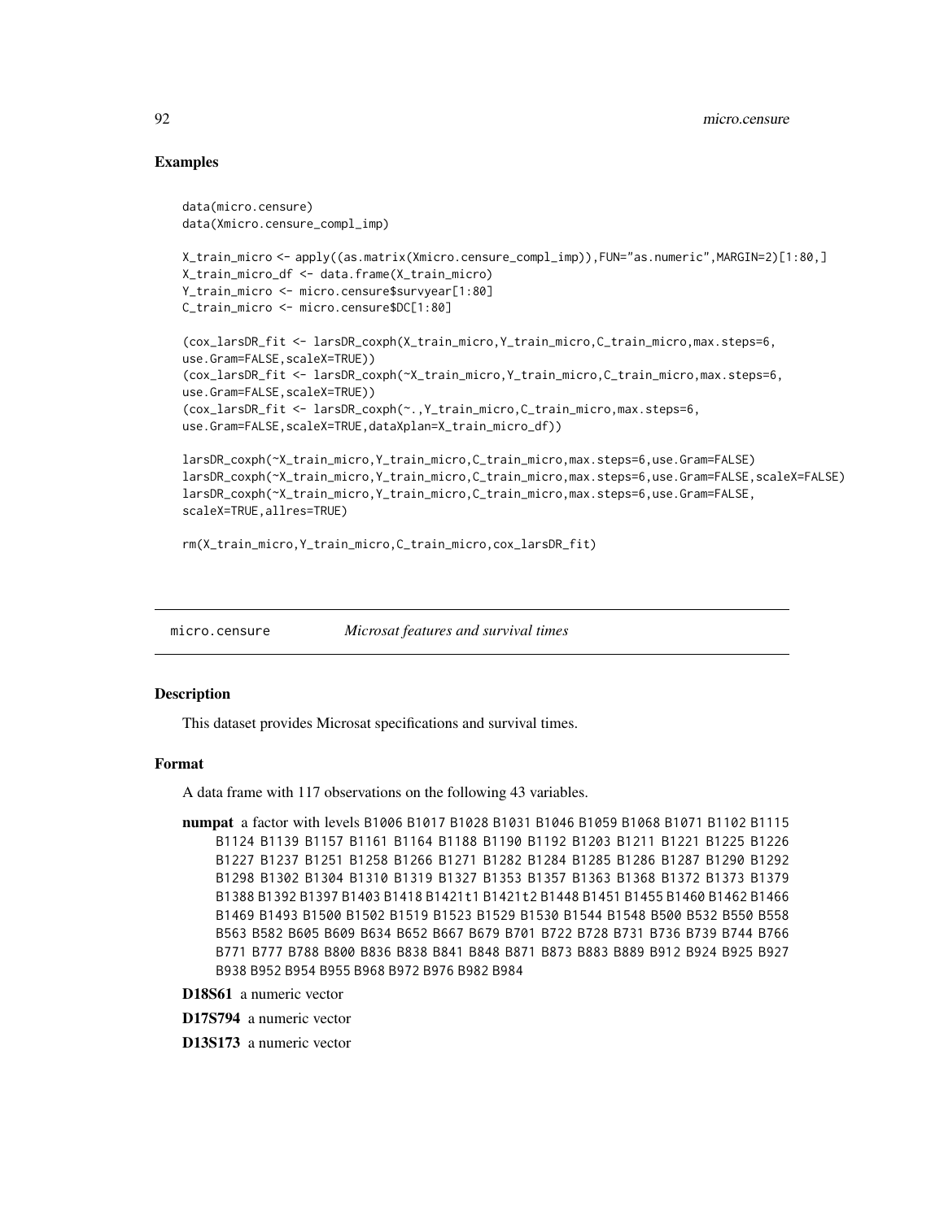### Examples

```
data(micro.censure)
data(Xmicro.censure_compl_imp)

X_train_micro <- apply((as.matrix(Xmicro.censure_compl_imp)),FUN="as.numeric",MARGIN=2)[1:80,]
X_train_micro_df <- data.frame(X_train_micro)
Y_train_micro <- micro.censure$survyear[1:80]
C_train_micro <- micro.censure$DC[1:80]

(cox_larsDR_fit <- larsDR_coxph(X_train_micro,Y_train_micro,C_train_micro,max.steps=6,
use.Gram=FALSE,scaleX=TRUE))
(cox_larsDR_fit <- larsDR_coxph(~X_train_micro,Y_train_micro,C_train_micro,max.steps=6,
use.Gram=FALSE,scaleX=TRUE))
(cox_larsDR_fit <- larsDR_coxph(~.,Y_train_micro,C_train_micro,max.steps=6,
use.Gram=FALSE,scaleX=TRUE,dataXplan=X_train_micro_df))

larsDR_coxph(~X_train_micro,Y_train_micro,C_train_micro,max.steps=6,use.Gram=FALSE)
larsDR_coxph(~X_train_micro,Y_train_micro,C_train_micro,max.steps=6,use.Gram=FALSE,scaleX=FALSE)
larsDR_coxph(~X_train_micro,Y_train_micro,C_train_micro,max.steps=6,use.Gram=FALSE,
scaleX=TRUE,allres=TRUE)

rm(X_train_micro,Y_train_micro,C_train_micro,cox_larsDR_fit)
```

---

## micro.censure — *Microsat features and survival times*

---

### Description

This dataset provides Microsat specifications and survival times.

### Format

A data frame with 117 observations on the following 43 variables.

**numpat** a factor with levels B1006 B1017 B1028 B1031 B1046 B1059 B1068 B1071 B1102 B1115 B1124 B1139 B1157 B1161 B1164 B1188 B1190 B1192 B1203 B1211 B1221 B1225 B1226 B1227 B1237 B1251 B1258 B1266 B1271 B1282 B1284 B1285 B1286 B1287 B1290 B1292 B1298 B1302 B1304 B1310 B1319 B1327 B1353 B1357 B1363 B1368 B1372 B1373 B1379 B1388 B1392 B1397 B1403 B1418 B1421t1 B1421t2 B1448 B1451 B1455 B1460 B1462 B1466 B1469 B1493 B1500 B1502 B1519 B1523 B1529 B1530 B1544 B1548 B500 B532 B550 B558 B563 B582 B605 B609 B634 B652 B667 B679 B701 B722 B728 B731 B736 B739 B744 B766 B771 B777 B788 B800 B836 B838 B841 B848 B871 B873 B883 B889 B912 B924 B925 B927 B938 B952 B954 B955 B968 B972 B976 B982 B984

**D18S61** a numeric vector

**D17S794** a numeric vector

**D13S173** a numeric vector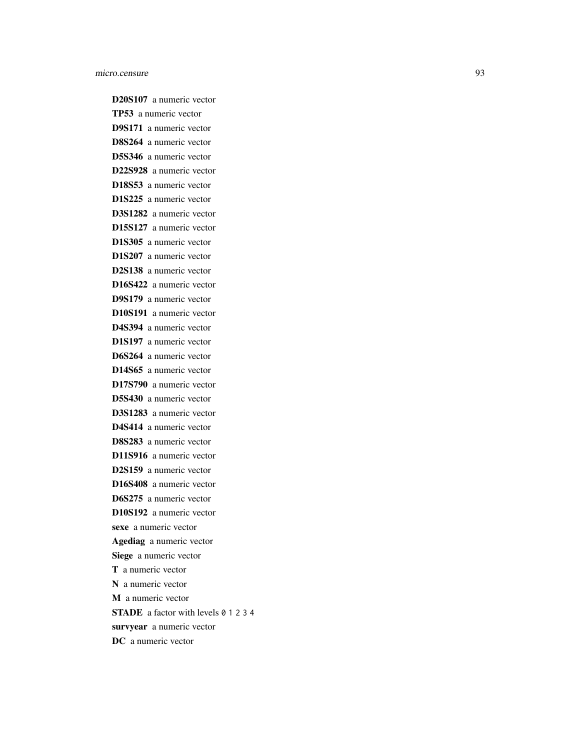**D20S107** a numeric vector

**TP53** a numeric vector

**D9S171** a numeric vector

**D8S264** a numeric vector

**D5S346** a numeric vector

**D22S928** a numeric vector

**D18S53** a numeric vector

**D1S225** a numeric vector

**D3S1282** a numeric vector

**D15S127** a numeric vector

**D1S305** a numeric vector

**D1S207** a numeric vector

**D2S138** a numeric vector

**D16S422** a numeric vector

**D9S179** a numeric vector

**D10S191** a numeric vector

**D4S394** a numeric vector

**D1S197** a numeric vector

**D6S264** a numeric vector

**D14S65** a numeric vector

**D17S790** a numeric vector

**D5S430** a numeric vector

**D3S1283** a numeric vector

**D4S414** a numeric vector

**D8S283** a numeric vector

**D11S916** a numeric vector

**D2S159** a numeric vector

**D16S408** a numeric vector

**D6S275** a numeric vector

**D10S192** a numeric vector

**sexe** a numeric vector

**Agediag** a numeric vector

**Siege** a numeric vector

**T** a numeric vector

**N** a numeric vector

**M** a numeric vector

**STADE** a factor with levels `0` `1` `2` `3` `4`

**survyear** a numeric vector

**DC** a numeric vector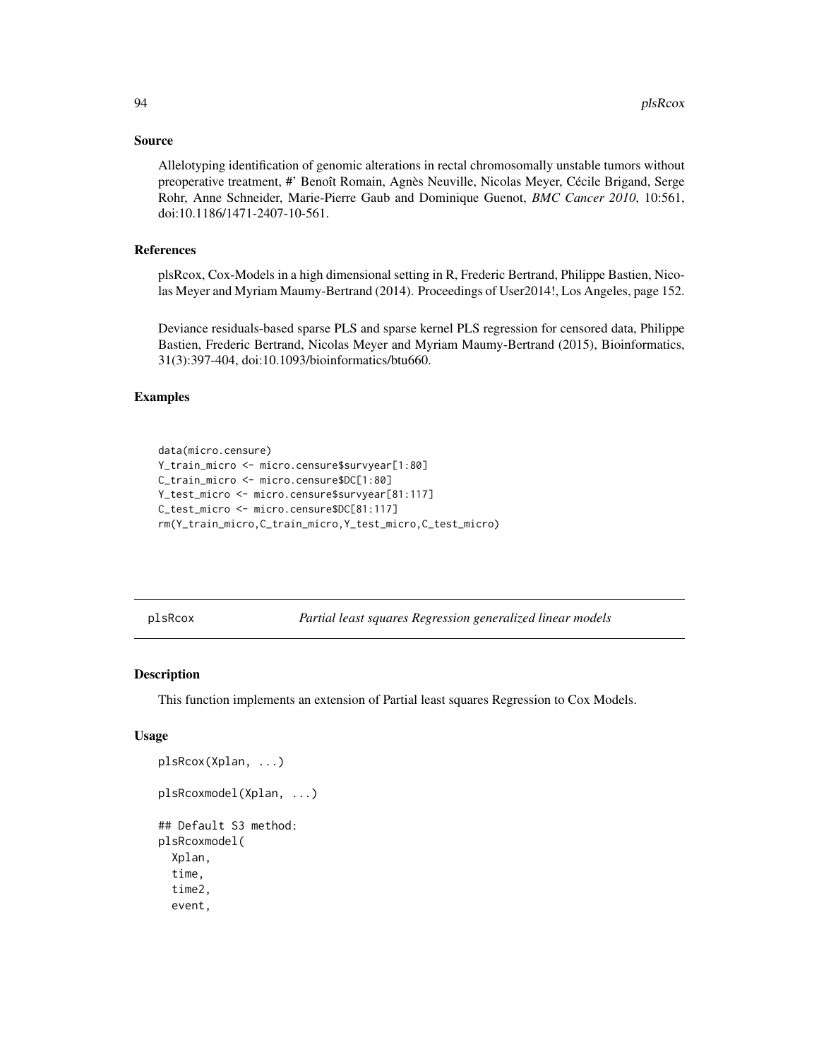### Source

Allelotyping identification of genomic alterations in rectal chromosomally unstable tumors without preoperative treatment, #' Benoît Romain, Agnès Neuville, Nicolas Meyer, Cécile Brigand, Serge Rohr, Anne Schneider, Marie-Pierre Gaub and Dominique Guenot, *BMC Cancer 2010*, 10:561, doi:10.1186/1471-2407-10-561.

### References

plsRcox, Cox-Models in a high dimensional setting in R, Frederic Bertrand, Philippe Bastien, Nicolas Meyer and Myriam Maumy-Bertrand (2014). Proceedings of User2014!, Los Angeles, page 152.

Deviance residuals-based sparse PLS and sparse kernel PLS regression for censored data, Philippe Bastien, Frederic Bertrand, Nicolas Meyer and Myriam Maumy-Bertrand (2015), Bioinformatics, 31(3):397-404, doi:10.1093/bioinformatics/btu660.

### Examples

```
data(micro.censure)
Y_train_micro <- micro.censure$survyear[1:80]
C_train_micro <- micro.censure$DC[1:80]
Y_test_micro <- micro.censure$survyear[81:117]
C_test_micro <- micro.censure$DC[81:117]
rm(Y_train_micro,C_train_micro,Y_test_micro,C_test_micro)
```

---

## plsRcox — *Partial least squares Regression generalized linear models*

### Description

This function implements an extension of Partial least squares Regression to Cox Models.

### Usage

```
plsRcox(Xplan, ...)

plsRcoxmodel(Xplan, ...)

## Default S3 method:
plsRcoxmodel(
  Xplan,
  time,
  time2,
  event,
```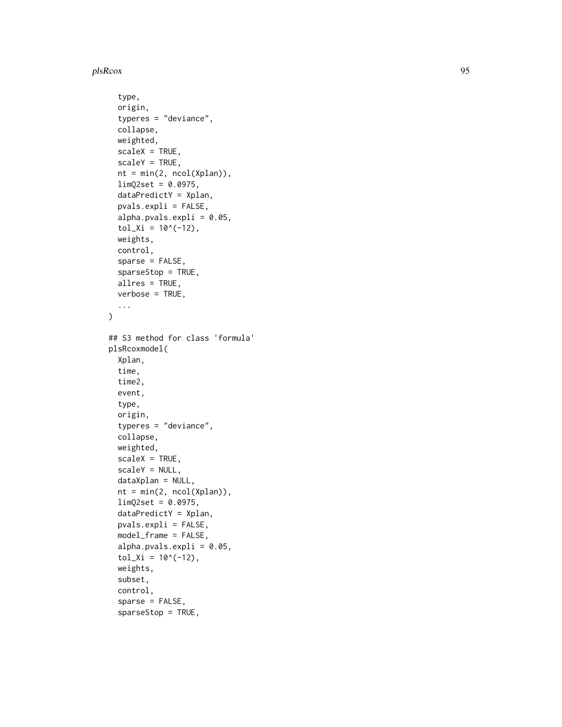```
  type,
  origin,
  typeres = "deviance",
  collapse,
  weighted,
  scaleX = TRUE,
  scaleY = TRUE,
  nt = min(2, ncol(Xplan)),
  limQ2set = 0.0975,
  dataPredictY = Xplan,
  pvals.expli = FALSE,
  alpha.pvals.expli = 0.05,
  tol_Xi = 10^(-12),
  weights,
  control,
  sparse = FALSE,
  sparseStop = TRUE,
  allres = TRUE,
  verbose = TRUE,
  ...
)

## S3 method for class 'formula'
plsRcoxmodel(
  Xplan,
  time,
  time2,
  event,
  type,
  origin,
  typeres = "deviance",
  collapse,
  weighted,
  scaleX = TRUE,
  scaleY = NULL,
  dataXplan = NULL,
  nt = min(2, ncol(Xplan)),
  limQ2set = 0.0975,
  dataPredictY = Xplan,
  pvals.expli = FALSE,
  model_frame = FALSE,
  alpha.pvals.expli = 0.05,
  tol_Xi = 10^(-12),
  weights,
  subset,
  control,
  sparse = FALSE,
  sparseStop = TRUE,
```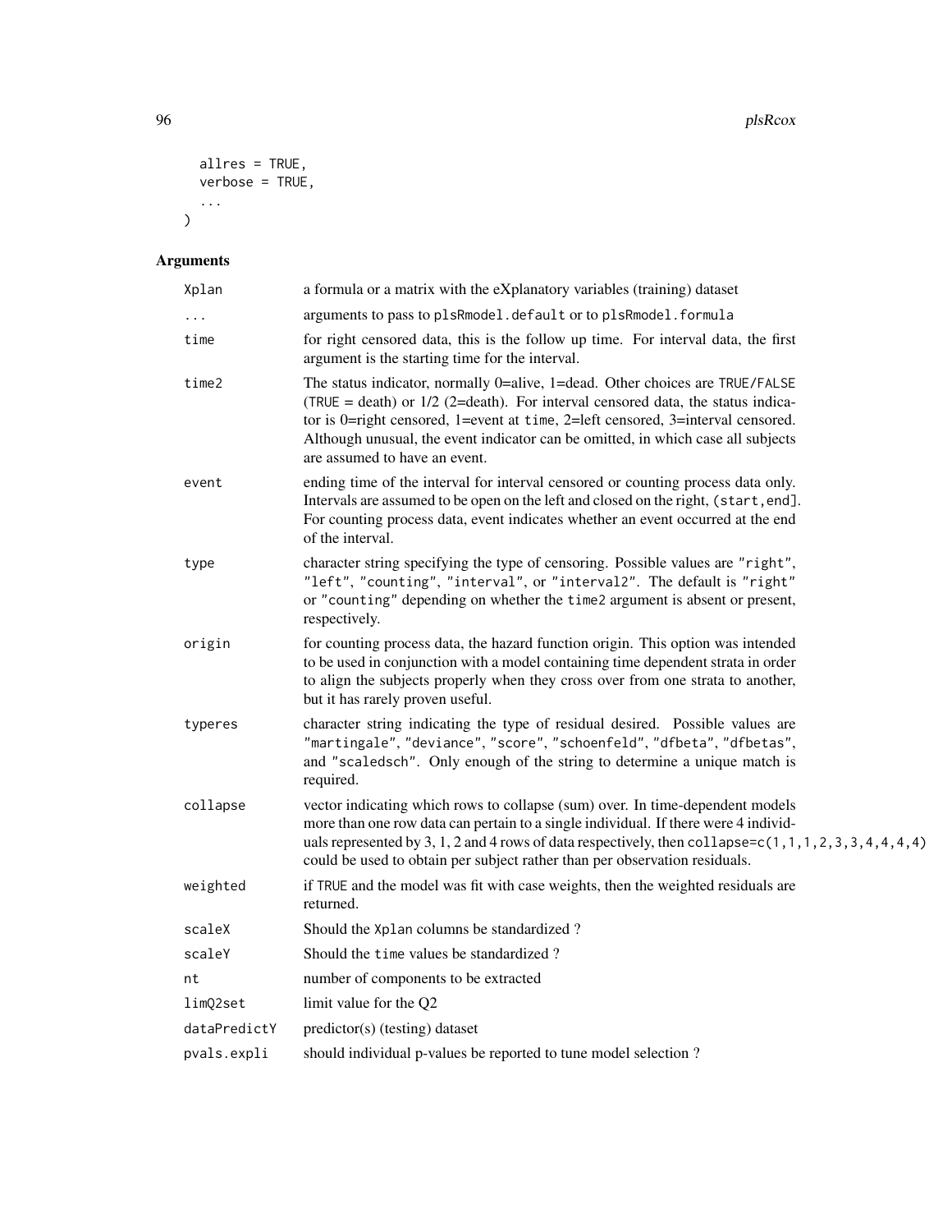```
  allres = TRUE,
  verbose = TRUE,
  ...
)
```

## Arguments

| Argument | Description |
|---|---|
| `Xplan` | a formula or a matrix with the eXplanatory variables (training) dataset |
| `...` | arguments to pass to `plsRmodel.default` or to `plsRmodel.formula` |
| `time` | for right censored data, this is the follow up time. For interval data, the first argument is the starting time for the interval. |
| `time2` | The status indicator, normally 0=alive, 1=dead. Other choices are `TRUE`/`FALSE` (`TRUE` = death) or 1/2 (2=death). For interval censored data, the status indicator is 0=right censored, 1=event at `time`, 2=left censored, 3=interval censored. Although unusual, the event indicator can be omitted, in which case all subjects are assumed to have an event. |
| `event` | ending time of the interval for interval censored or counting process data only. Intervals are assumed to be open on the left and closed on the right, `(start,end]`. For counting process data, event indicates whether an event occurred at the end of the interval. |
| `type` | character string specifying the type of censoring. Possible values are `"right"`, `"left"`, `"counting"`, `"interval"`, or `"interval2"`. The default is `"right"` or `"counting"` depending on whether the `time2` argument is absent or present, respectively. |
| `origin` | for counting process data, the hazard function origin. This option was intended to be used in conjunction with a model containing time dependent strata in order to align the subjects properly when they cross over from one strata to another, but it has rarely proven useful. |
| `typeres` | character string indicating the type of residual desired. Possible values are `"martingale"`, `"deviance"`, `"score"`, `"schoenfeld"`, `"dfbeta"`, `"dfbetas"`, and `"scaledsch"`. Only enough of the string to determine a unique match is required. |
| `collapse` | vector indicating which rows to collapse (sum) over. In time-dependent models more than one row data can pertain to a single individual. If there were 4 individuals represented by 3, 1, 2 and 4 rows of data respectively, then `collapse=c(1,1,1,2,3,3,4,4,4,4)` could be used to obtain per subject rather than per observation residuals. |
| `weighted` | if `TRUE` and the model was fit with case weights, then the weighted residuals are returned. |
| `scaleX` | Should the `Xplan` columns be standardized ? |
| `scaleY` | Should the `time` values be standardized ? |
| `nt` | number of components to be extracted |
| `limQ2set` | limit value for the Q2 |
| `dataPredictY` | predictor(s) (testing) dataset |
| `pvals.expli` | should individual p-values be reported to tune model selection ? |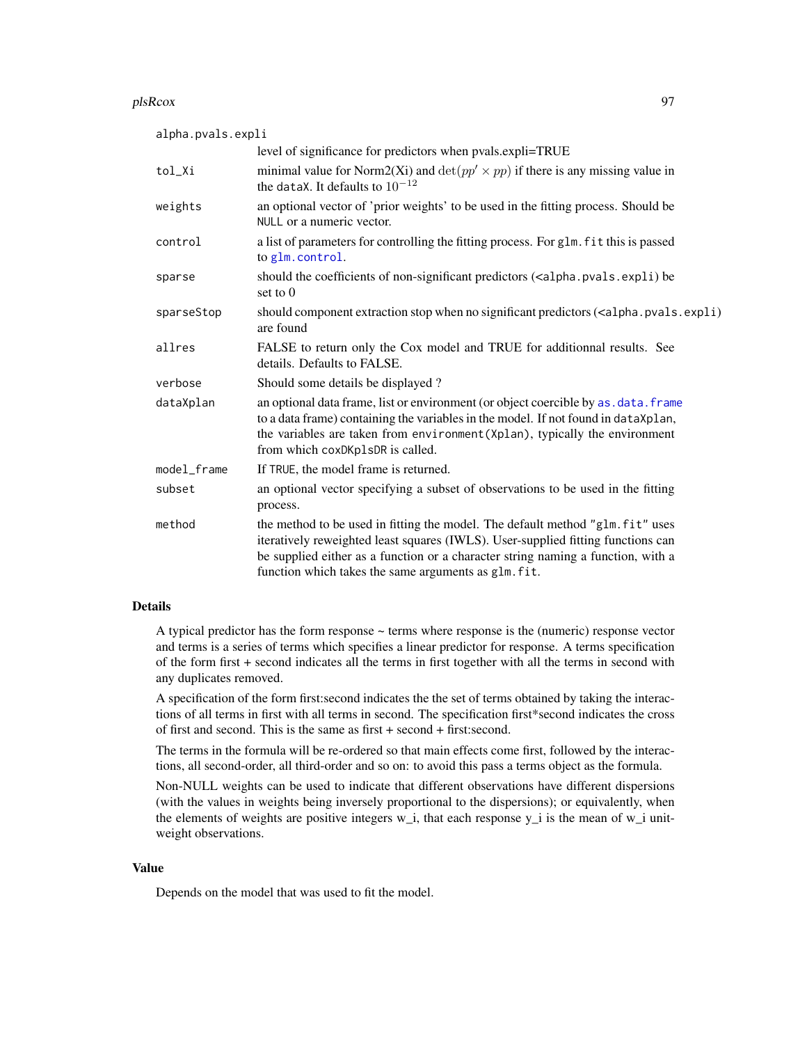| | |
|---|---|
| alpha.pvals.expli | level of significance for predictors when pvals.expli=TRUE |
| tol_Xi | minimal value for Norm2(Xi) and $\det(pp' \times pp)$ if there is any missing value in the dataX. It defaults to $10^{-12}$ |
| weights | an optional vector of 'prior weights' to be used in the fitting process. Should be NULL or a numeric vector. |
| control | a list of parameters for controlling the fitting process. For glm.fit this is passed to glm.control. |
| sparse | should the coefficients of non-significant predictors (<alpha.pvals.expli) be set to 0 |
| sparseStop | should component extraction stop when no significant predictors (<alpha.pvals.expli) are found |
| allres | FALSE to return only the Cox model and TRUE for additionnal results. See details. Defaults to FALSE. |
| verbose | Should some details be displayed ? |
| dataXplan | an optional data frame, list or environment (or object coercible by as.data.frame to a data frame) containing the variables in the model. If not found in dataXplan, the variables are taken from environment(Xplan), typically the environment from which coxDKplsDR is called. |
| model_frame | If TRUE, the model frame is returned. |
| subset | an optional vector specifying a subset of observations to be used in the fitting process. |
| method | the method to be used in fitting the model. The default method "glm.fit" uses iteratively reweighted least squares (IWLS). User-supplied fitting functions can be supplied either as a function or a character string naming a function, with a function which takes the same arguments as glm.fit. |

## Details

A typical predictor has the form response ~ terms where response is the (numeric) response vector and terms is a series of terms which specifies a linear predictor for response. A terms specification of the form first + second indicates all the terms in first together with all the terms in second with any duplicates removed.

A specification of the form first:second indicates the the set of terms obtained by taking the interactions of all terms in first with all terms in second. The specification first*second indicates the cross of first and second. This is the same as first + second + first:second.

The terms in the formula will be re-ordered so that main effects come first, followed by the interactions, all second-order, all third-order and so on: to avoid this pass a terms object as the formula.

Non-NULL weights can be used to indicate that different observations have different dispersions (with the values in weights being inversely proportional to the dispersions); or equivalently, when the elements of weights are positive integers w_i, that each response y_i is the mean of w_i unit-weight observations.

## Value

Depends on the model that was used to fit the model.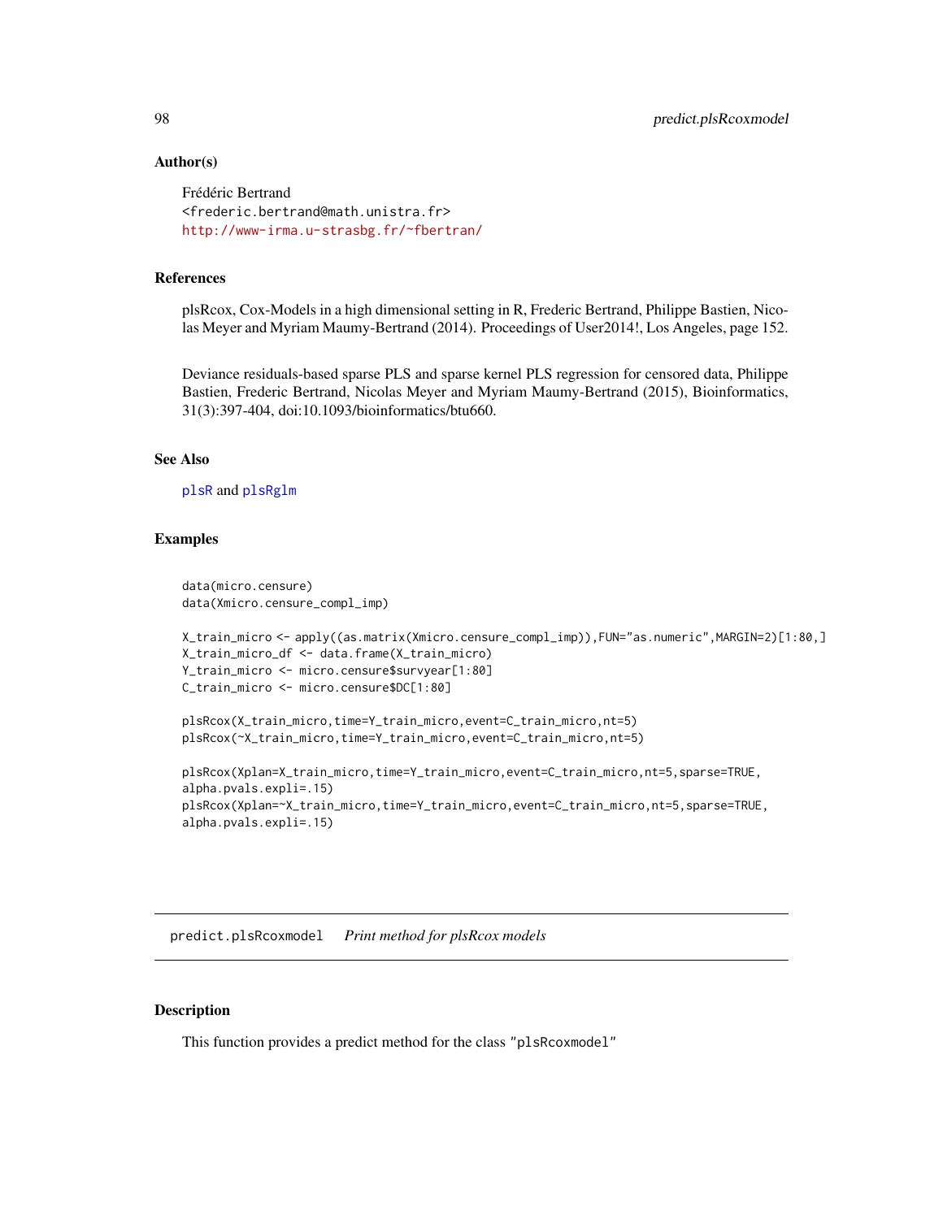## Author(s)

Frédéric Bertrand
<frederic.bertrand@math.unistra.fr>
http://www-irma.u-strasbg.fr/~fbertran/

## References

plsRcox, Cox-Models in a high dimensional setting in R, Frederic Bertrand, Philippe Bastien, Nicolas Meyer and Myriam Maumy-Bertrand (2014). Proceedings of User2014!, Los Angeles, page 152.

Deviance residuals-based sparse PLS and sparse kernel PLS regression for censored data, Philippe Bastien, Frederic Bertrand, Nicolas Meyer and Myriam Maumy-Bertrand (2015), Bioinformatics, 31(3):397-404, doi:10.1093/bioinformatics/btu660.

## See Also

plsR and plsRglm

## Examples

```
data(micro.censure)
data(Xmicro.censure_compl_imp)

X_train_micro <- apply((as.matrix(Xmicro.censure_compl_imp)),FUN="as.numeric",MARGIN=2)[1:80,]
X_train_micro_df <- data.frame(X_train_micro)
Y_train_micro <- micro.censure$survyear[1:80]
C_train_micro <- micro.censure$DC[1:80]

plsRcox(X_train_micro,time=Y_train_micro,event=C_train_micro,nt=5)
plsRcox(~X_train_micro,time=Y_train_micro,event=C_train_micro,nt=5)

plsRcox(Xplan=X_train_micro,time=Y_train_micro,event=C_train_micro,nt=5,sparse=TRUE,
alpha.pvals.expli=.15)
plsRcox(Xplan=~X_train_micro,time=Y_train_micro,event=C_train_micro,nt=5,sparse=TRUE,
alpha.pvals.expli=.15)
```

---

# predict.plsRcoxmodel *Print method for plsRcox models*

## Description

This function provides a predict method for the class "plsRcoxmodel"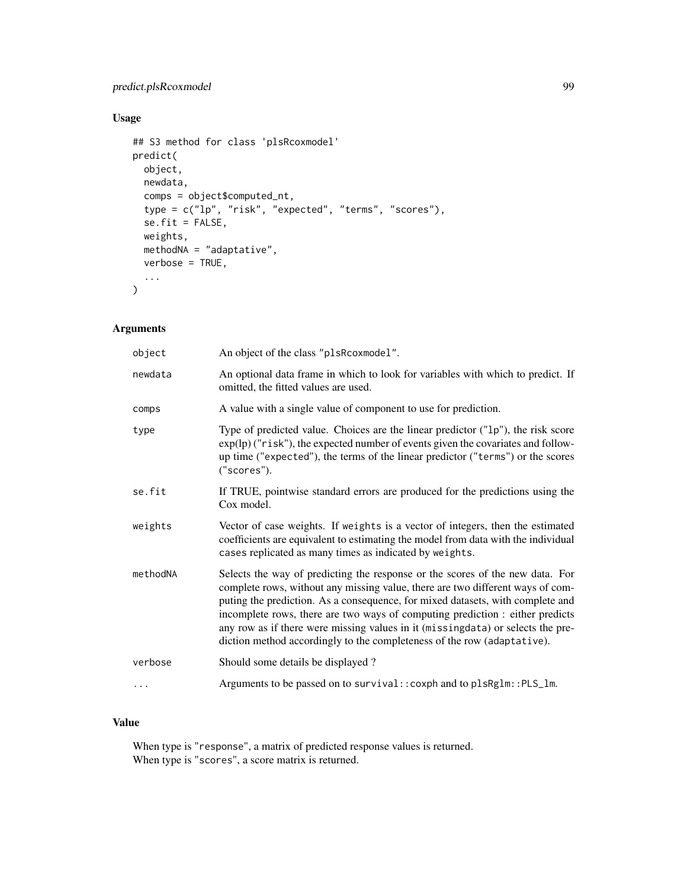## Usage

```
## S3 method for class 'plsRcoxmodel'
predict(
  object,
  newdata,
  comps = object$computed_nt,
  type = c("lp", "risk", "expected", "terms", "scores"),
  se.fit = FALSE,
  weights,
  methodNA = "adaptative",
  verbose = TRUE,
  ...
)
```

## Arguments

| | |
|---|---|
| object | An object of the class "plsRcoxmodel". |
| newdata | An optional data frame in which to look for variables with which to predict. If omitted, the fitted values are used. |
| comps | A value with a single value of component to use for prediction. |
| type | Type of predicted value. Choices are the linear predictor ("lp"), the risk score exp(lp) ("risk"), the expected number of events given the covariates and follow-up time ("expected"), the terms of the linear predictor ("terms") or the scores ("scores"). |
| se.fit | If TRUE, pointwise standard errors are produced for the predictions using the Cox model. |
| weights | Vector of case weights. If weights is a vector of integers, then the estimated coefficients are equivalent to estimating the model from data with the individual cases replicated as many times as indicated by weights. |
| methodNA | Selects the way of predicting the response or the scores of the new data. For complete rows, without any missing value, there are two different ways of computing the prediction. As a consequence, for mixed datasets, with complete and incomplete rows, there are two ways of computing prediction : either predicts any row as if there were missing values in it (missingdata) or selects the prediction method accordingly to the completeness of the row (adaptative). |
| verbose | Should some details be displayed ? |
| ... | Arguments to be passed on to survival::coxph and to plsRglm::PLS_lm. |

## Value

When type is "response", a matrix of predicted response values is returned.
When type is "scores", a score matrix is returned.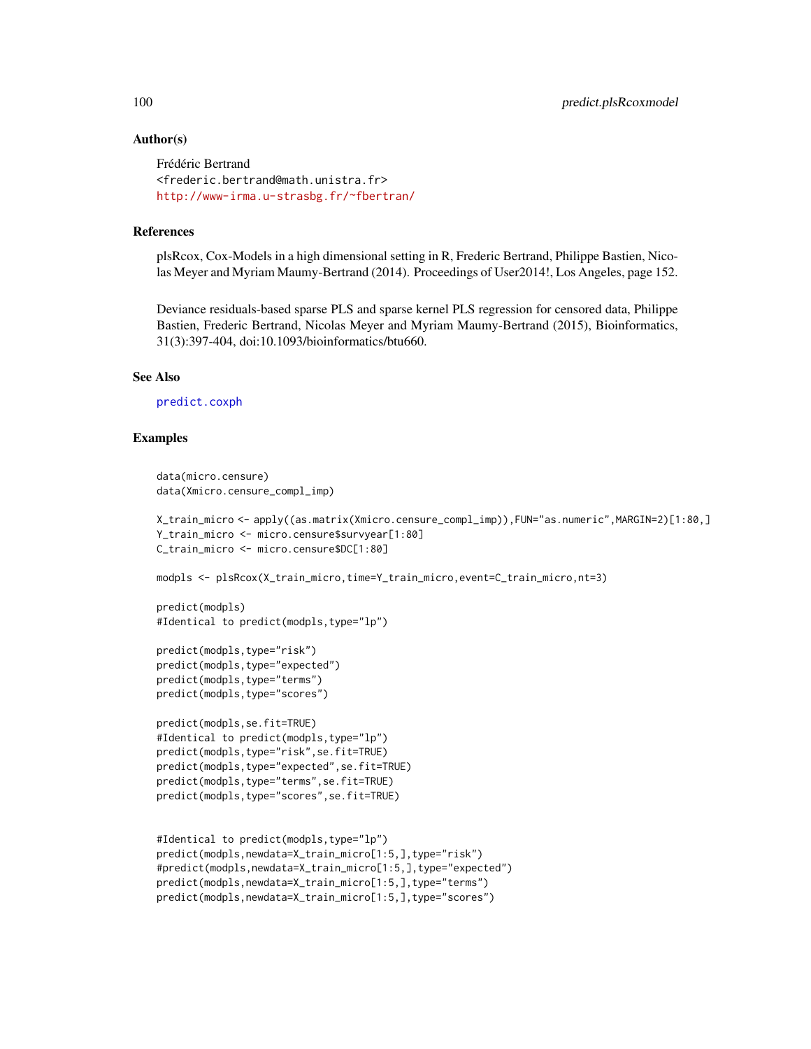### Author(s)

Frédéric Bertrand
<frederic.bertrand@math.unistra.fr>
http://www-irma.u-strasbg.fr/~fbertran/

### References

plsRcox, Cox-Models in a high dimensional setting in R, Frederic Bertrand, Philippe Bastien, Nicolas Meyer and Myriam Maumy-Bertrand (2014). Proceedings of User2014!, Los Angeles, page 152.

Deviance residuals-based sparse PLS and sparse kernel PLS regression for censored data, Philippe Bastien, Frederic Bertrand, Nicolas Meyer and Myriam Maumy-Bertrand (2015), Bioinformatics, 31(3):397-404, doi:10.1093/bioinformatics/btu660.

### See Also

predict.coxph

### Examples

```
data(micro.censure)
data(Xmicro.censure_compl_imp)

X_train_micro <- apply((as.matrix(Xmicro.censure_compl_imp)),FUN="as.numeric",MARGIN=2)[1:80,]
Y_train_micro <- micro.censure$survyear[1:80]
C_train_micro <- micro.censure$DC[1:80]

modpls <- plsRcox(X_train_micro,time=Y_train_micro,event=C_train_micro,nt=3)

predict(modpls)
#Identical to predict(modpls,type="lp")

predict(modpls,type="risk")
predict(modpls,type="expected")
predict(modpls,type="terms")
predict(modpls,type="scores")

predict(modpls,se.fit=TRUE)
#Identical to predict(modpls,type="lp")
predict(modpls,type="risk",se.fit=TRUE)
predict(modpls,type="expected",se.fit=TRUE)
predict(modpls,type="terms",se.fit=TRUE)
predict(modpls,type="scores",se.fit=TRUE)


#Identical to predict(modpls,type="lp")
predict(modpls,newdata=X_train_micro[1:5,],type="risk")
#predict(modpls,newdata=X_train_micro[1:5,],type="expected")
predict(modpls,newdata=X_train_micro[1:5,],type="terms")
predict(modpls,newdata=X_train_micro[1:5,],type="scores")
```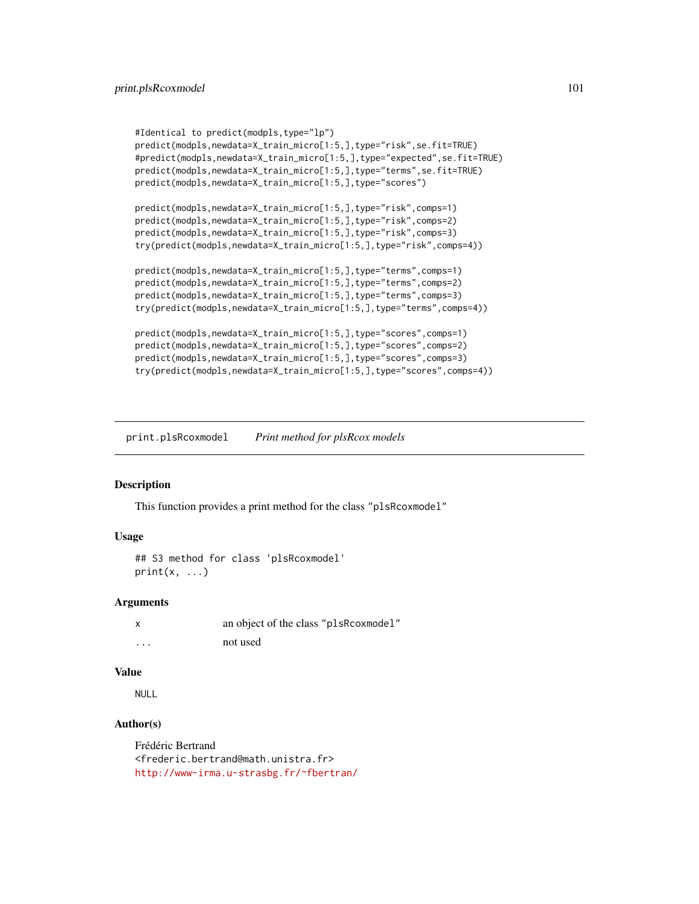```
#Identical to predict(modpls,type="lp")
predict(modpls,newdata=X_train_micro[1:5,],type="risk",se.fit=TRUE)
#predict(modpls,newdata=X_train_micro[1:5,],type="expected",se.fit=TRUE)
predict(modpls,newdata=X_train_micro[1:5,],type="terms",se.fit=TRUE)
predict(modpls,newdata=X_train_micro[1:5,],type="scores")

predict(modpls,newdata=X_train_micro[1:5,],type="risk",comps=1)
predict(modpls,newdata=X_train_micro[1:5,],type="risk",comps=2)
predict(modpls,newdata=X_train_micro[1:5,],type="risk",comps=3)
try(predict(modpls,newdata=X_train_micro[1:5,],type="risk",comps=4))

predict(modpls,newdata=X_train_micro[1:5,],type="terms",comps=1)
predict(modpls,newdata=X_train_micro[1:5,],type="terms",comps=2)
predict(modpls,newdata=X_train_micro[1:5,],type="terms",comps=3)
try(predict(modpls,newdata=X_train_micro[1:5,],type="terms",comps=4))

predict(modpls,newdata=X_train_micro[1:5,],type="scores",comps=1)
predict(modpls,newdata=X_train_micro[1:5,],type="scores",comps=2)
predict(modpls,newdata=X_train_micro[1:5,],type="scores",comps=3)
try(predict(modpls,newdata=X_train_micro[1:5,],type="scores",comps=4))
```

---

# print.plsRcoxmodel *Print method for plsRcox models*

---

## Description

This function provides a print method for the class "plsRcoxmodel"

## Usage

```
## S3 method for class 'plsRcoxmodel'
print(x, ...)
```

## Arguments

| | |
|---|---|
| x | an object of the class "plsRcoxmodel" |
| ... | not used |

## Value

NULL

## Author(s)

Frédéric Bertrand
<frederic.bertrand@math.unistra.fr>
http://www-irma.u-strasbg.fr/~fbertran/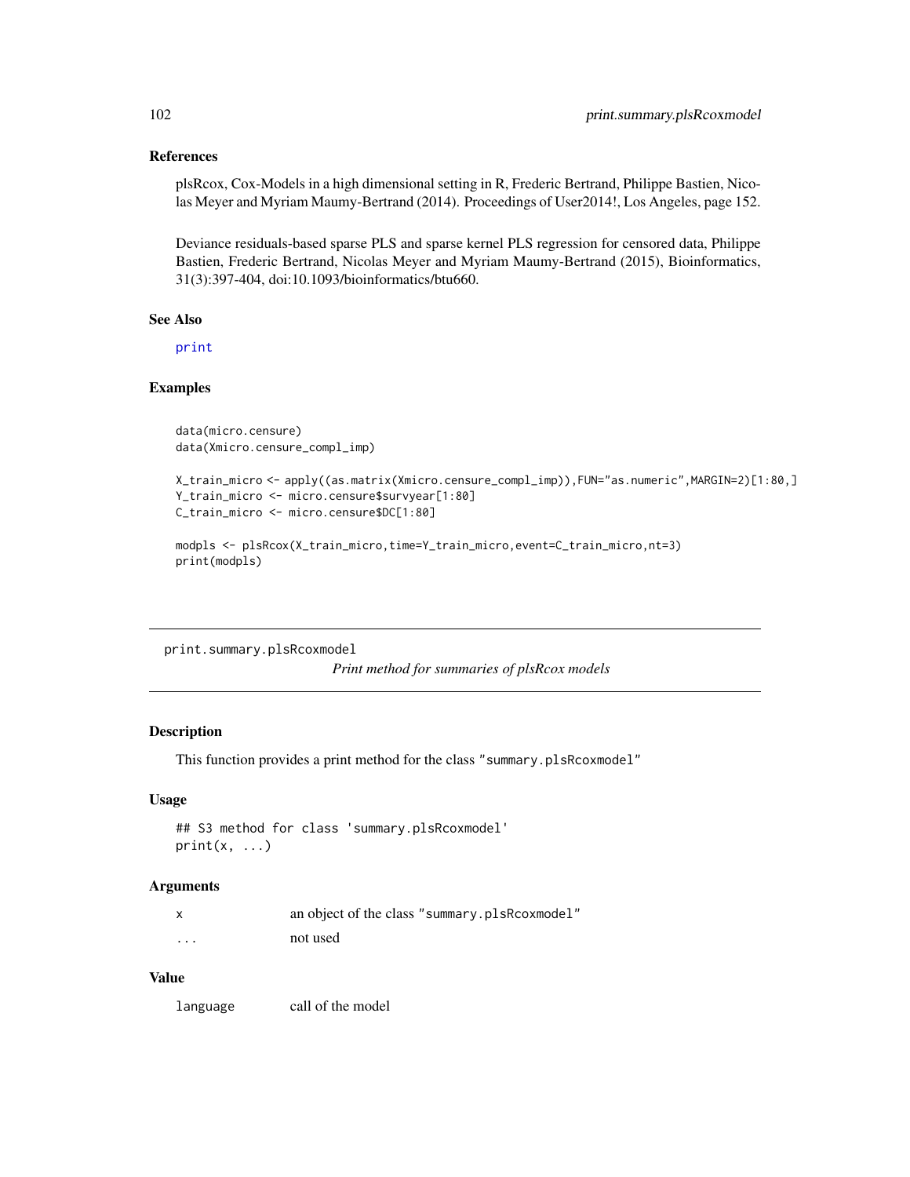### References

plsRcox, Cox-Models in a high dimensional setting in R, Frederic Bertrand, Philippe Bastien, Nicolas Meyer and Myriam Maumy-Bertrand (2014). Proceedings of User2014!, Los Angeles, page 152.

Deviance residuals-based sparse PLS and sparse kernel PLS regression for censored data, Philippe Bastien, Frederic Bertrand, Nicolas Meyer and Myriam Maumy-Bertrand (2015), Bioinformatics, 31(3):397-404, doi:10.1093/bioinformatics/btu660.

### See Also

`print`

### Examples

```
data(micro.censure)
data(Xmicro.censure_compl_imp)

X_train_micro <- apply((as.matrix(Xmicro.censure_compl_imp)),FUN="as.numeric",MARGIN=2)[1:80,]
Y_train_micro <- micro.censure$survyear[1:80]
C_train_micro <- micro.censure$DC[1:80]

modpls <- plsRcox(X_train_micro,time=Y_train_micro,event=C_train_micro,nt=3)
print(modpls)
```

---

## print.summary.plsRcoxmodel

*Print method for summaries of plsRcox models*

---

### Description

This function provides a print method for the class "summary.plsRcoxmodel"

### Usage

```
## S3 method for class 'summary.plsRcoxmodel'
print(x, ...)
```

### Arguments

| | |
|---|---|
| x | an object of the class "summary.plsRcoxmodel" |
| ... | not used |

### Value

| | |
|---|---|
| language | call of the model |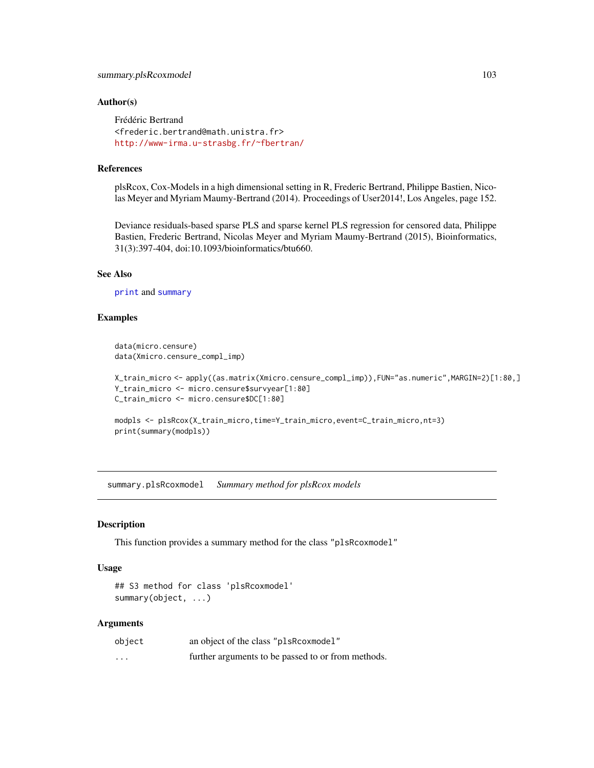### Author(s)

Frédéric Bertrand
<frederic.bertrand@math.unistra.fr>
http://www-irma.u-strasbg.fr/~fbertran/

### References

plsRcox, Cox-Models in a high dimensional setting in R, Frederic Bertrand, Philippe Bastien, Nicolas Meyer and Myriam Maumy-Bertrand (2014). Proceedings of User2014!, Los Angeles, page 152.

Deviance residuals-based sparse PLS and sparse kernel PLS regression for censored data, Philippe Bastien, Frederic Bertrand, Nicolas Meyer and Myriam Maumy-Bertrand (2015), Bioinformatics, 31(3):397-404, doi:10.1093/bioinformatics/btu660.

### See Also

`print` and `summary`

### Examples

```
data(micro.censure)
data(Xmicro.censure_compl_imp)

X_train_micro <- apply((as.matrix(Xmicro.censure_compl_imp)),FUN="as.numeric",MARGIN=2)[1:80,]
Y_train_micro <- micro.censure$survyear[1:80]
C_train_micro <- micro.censure$DC[1:80]

modpls <- plsRcox(X_train_micro,time=Y_train_micro,event=C_train_micro,nt=3)
print(summary(modpls))
```

---

## summary.plsRcoxmodel    *Summary method for plsRcox models*

### Description

This function provides a summary method for the class "plsRcoxmodel"

### Usage

```
## S3 method for class 'plsRcoxmodel'
summary(object, ...)
```

### Arguments

| | |
|---|---|
| object | an object of the class "plsRcoxmodel" |
| ... | further arguments to be passed to or from methods. |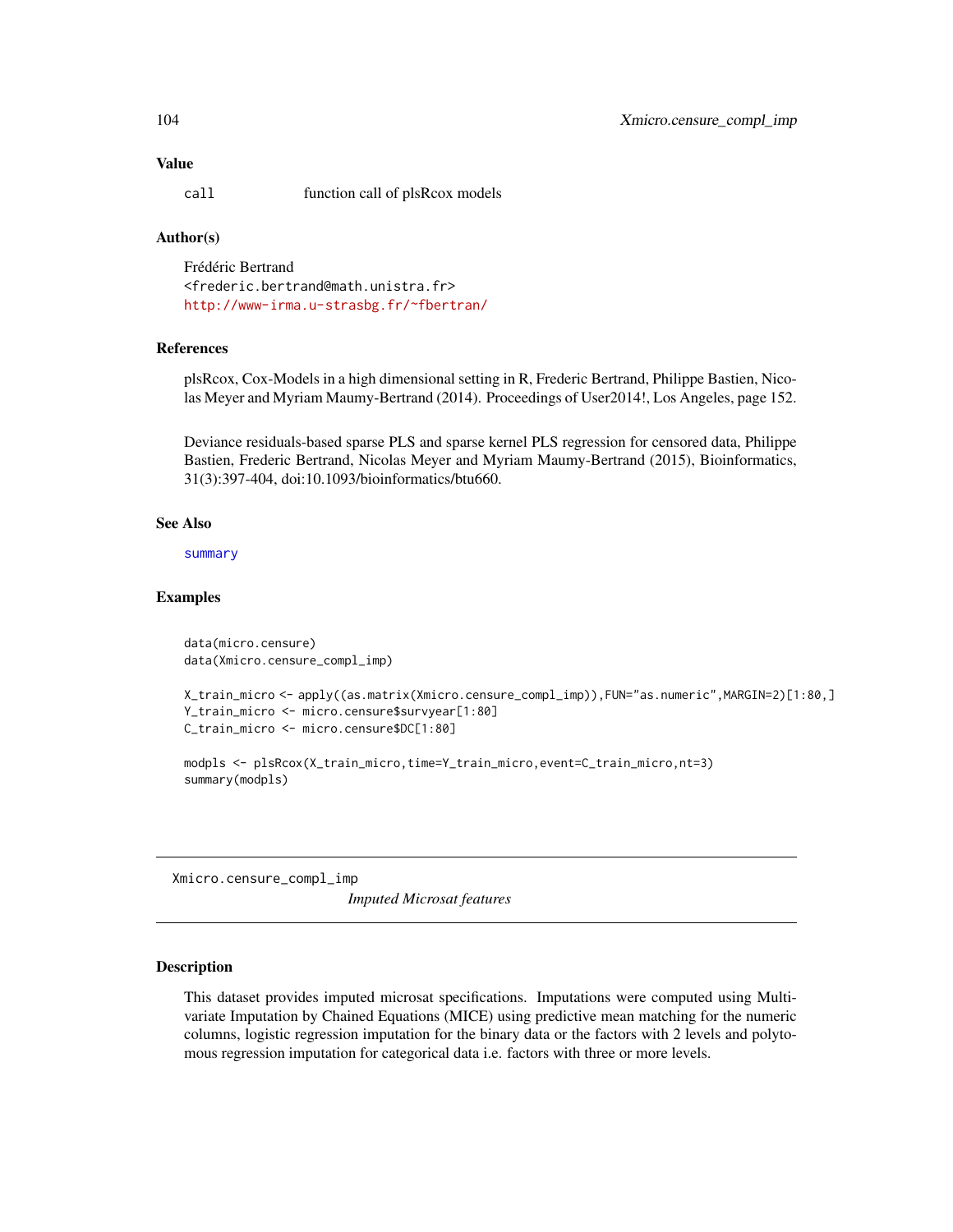### Value

`call` function call of plsRcox models

### Author(s)

Frédéric Bertrand
<frederic.bertrand@math.unistra.fr>
http://www-irma.u-strasbg.fr/~fbertran/

### References

plsRcox, Cox-Models in a high dimensional setting in R, Frederic Bertrand, Philippe Bastien, Nicolas Meyer and Myriam Maumy-Bertrand (2014). Proceedings of User2014!, Los Angeles, page 152.

Deviance residuals-based sparse PLS and sparse kernel PLS regression for censored data, Philippe Bastien, Frederic Bertrand, Nicolas Meyer and Myriam Maumy-Bertrand (2015), Bioinformatics, 31(3):397-404, doi:10.1093/bioinformatics/btu660.

### See Also

summary

### Examples

```
data(micro.censure)
data(Xmicro.censure_compl_imp)

X_train_micro <- apply((as.matrix(Xmicro.censure_compl_imp)),FUN="as.numeric",MARGIN=2)[1:80,]
Y_train_micro <- micro.censure$survyear[1:80]
C_train_micro <- micro.censure$DC[1:80]

modpls <- plsRcox(X_train_micro,time=Y_train_micro,event=C_train_micro,nt=3)
summary(modpls)
```

---

## Xmicro.censure_compl_imp

*Imputed Microsat features*

### Description

This dataset provides imputed microsat specifications. Imputations were computed using Multivariate Imputation by Chained Equations (MICE) using predictive mean matching for the numeric columns, logistic regression imputation for the binary data or the factors with 2 levels and polytomous regression imputation for categorical data i.e. factors with three or more levels.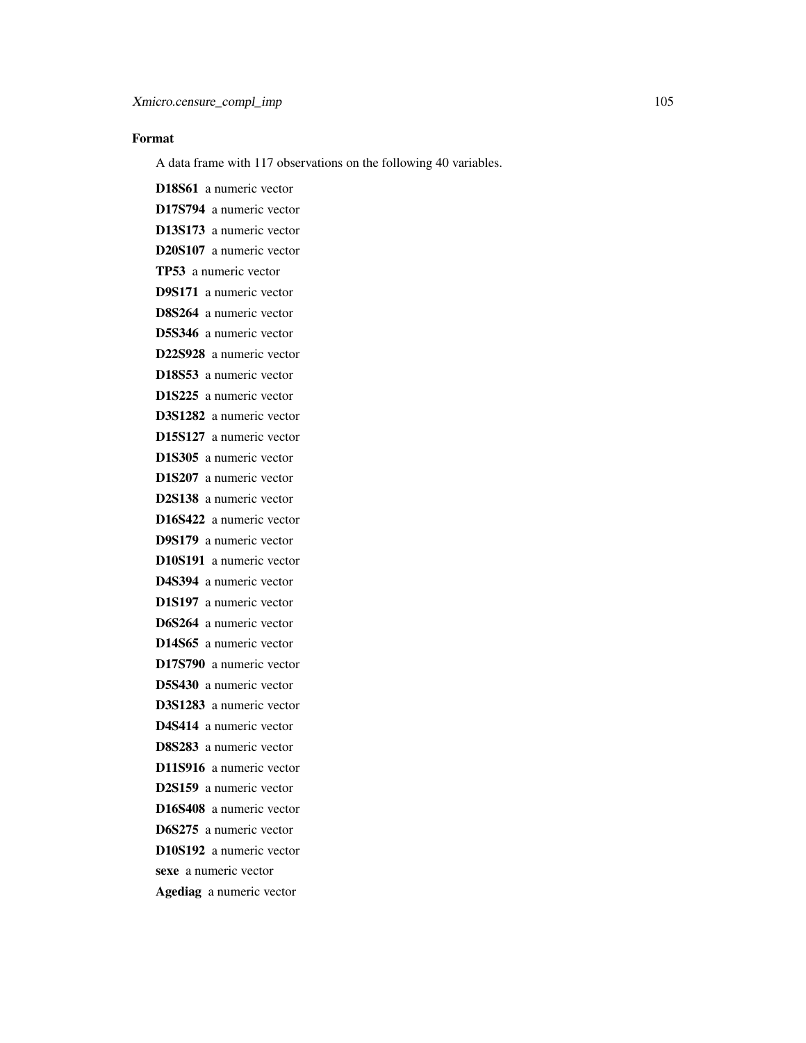### Format

A data frame with 117 observations on the following 40 variables.

**D18S61** a numeric vector

**D17S794** a numeric vector

**D13S173** a numeric vector

**D20S107** a numeric vector

**TP53** a numeric vector

**D9S171** a numeric vector

**D8S264** a numeric vector

**D5S346** a numeric vector

**D22S928** a numeric vector

**D18S53** a numeric vector

**D1S225** a numeric vector

**D3S1282** a numeric vector

**D15S127** a numeric vector

**D1S305** a numeric vector

**D1S207** a numeric vector

**D2S138** a numeric vector

**D16S422** a numeric vector

**D9S179** a numeric vector

**D10S191** a numeric vector

**D4S394** a numeric vector

**D1S197** a numeric vector

**D6S264** a numeric vector

**D14S65** a numeric vector

**D17S790** a numeric vector

**D5S430** a numeric vector

**D3S1283** a numeric vector

**D4S414** a numeric vector

**D8S283** a numeric vector

**D11S916** a numeric vector

**D2S159** a numeric vector

**D16S408** a numeric vector

**D6S275** a numeric vector

**D10S192** a numeric vector

**sexe** a numeric vector

**Agediag** a numeric vector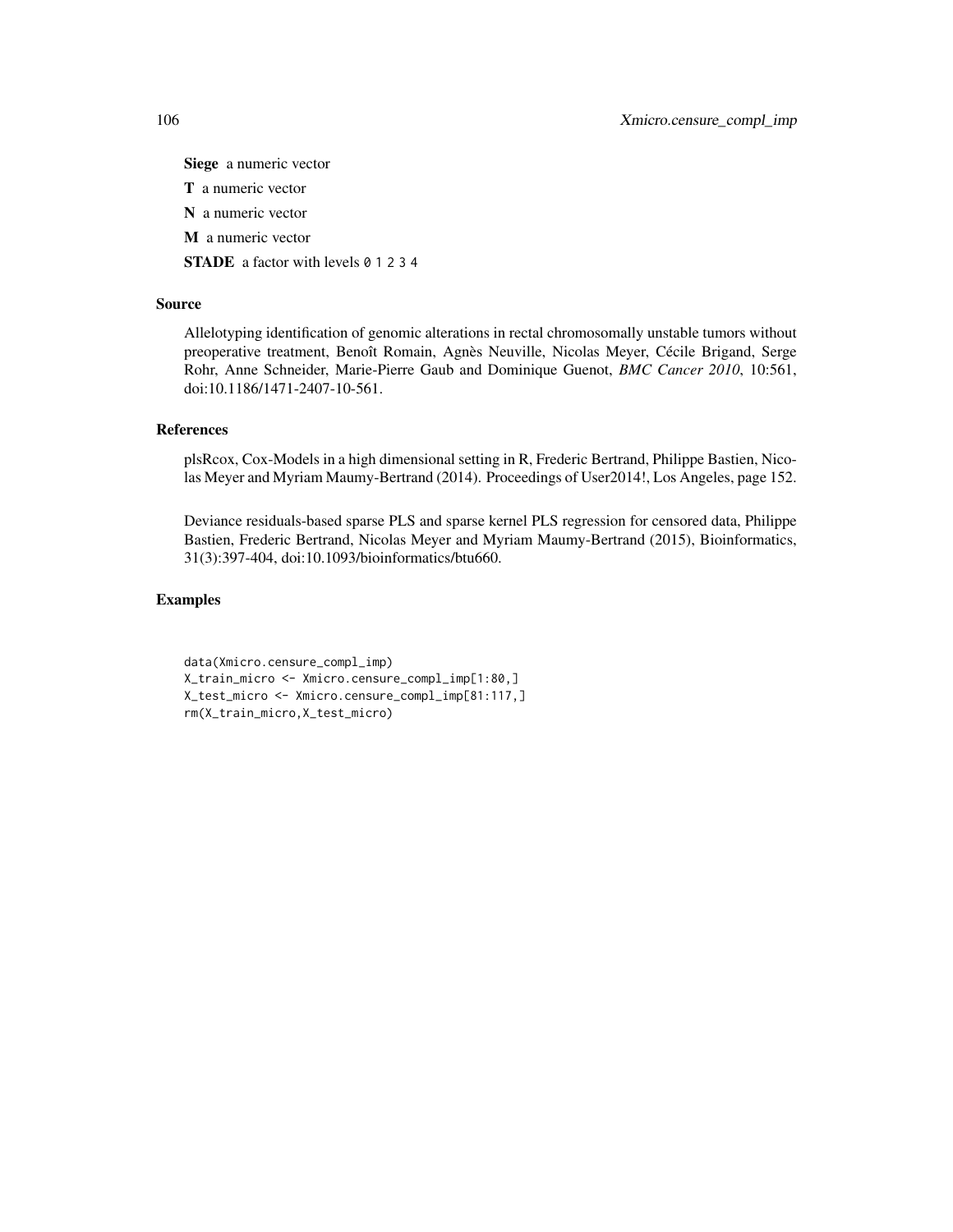**Siege** a numeric vector

**T** a numeric vector

**N** a numeric vector

**M** a numeric vector

**STADE** a factor with levels 0 1 2 3 4

## Source

Allelotyping identification of genomic alterations in rectal chromosomally unstable tumors without preoperative treatment, Benoît Romain, Agnès Neuville, Nicolas Meyer, Cécile Brigand, Serge Rohr, Anne Schneider, Marie-Pierre Gaub and Dominique Guenot, *BMC Cancer 2010*, 10:561, doi:10.1186/1471-2407-10-561.

## References

plsRcox, Cox-Models in a high dimensional setting in R, Frederic Bertrand, Philippe Bastien, Nicolas Meyer and Myriam Maumy-Bertrand (2014). Proceedings of User2014!, Los Angeles, page 152.

Deviance residuals-based sparse PLS and sparse kernel PLS regression for censored data, Philippe Bastien, Frederic Bertrand, Nicolas Meyer and Myriam Maumy-Bertrand (2015), Bioinformatics, 31(3):397-404, doi:10.1093/bioinformatics/btu660.

## Examples

```
data(Xmicro.censure_compl_imp)
X_train_micro <- Xmicro.censure_compl_imp[1:80,]
X_test_micro <- Xmicro.censure_compl_imp[81:117,]
rm(X_train_micro,X_test_micro)
```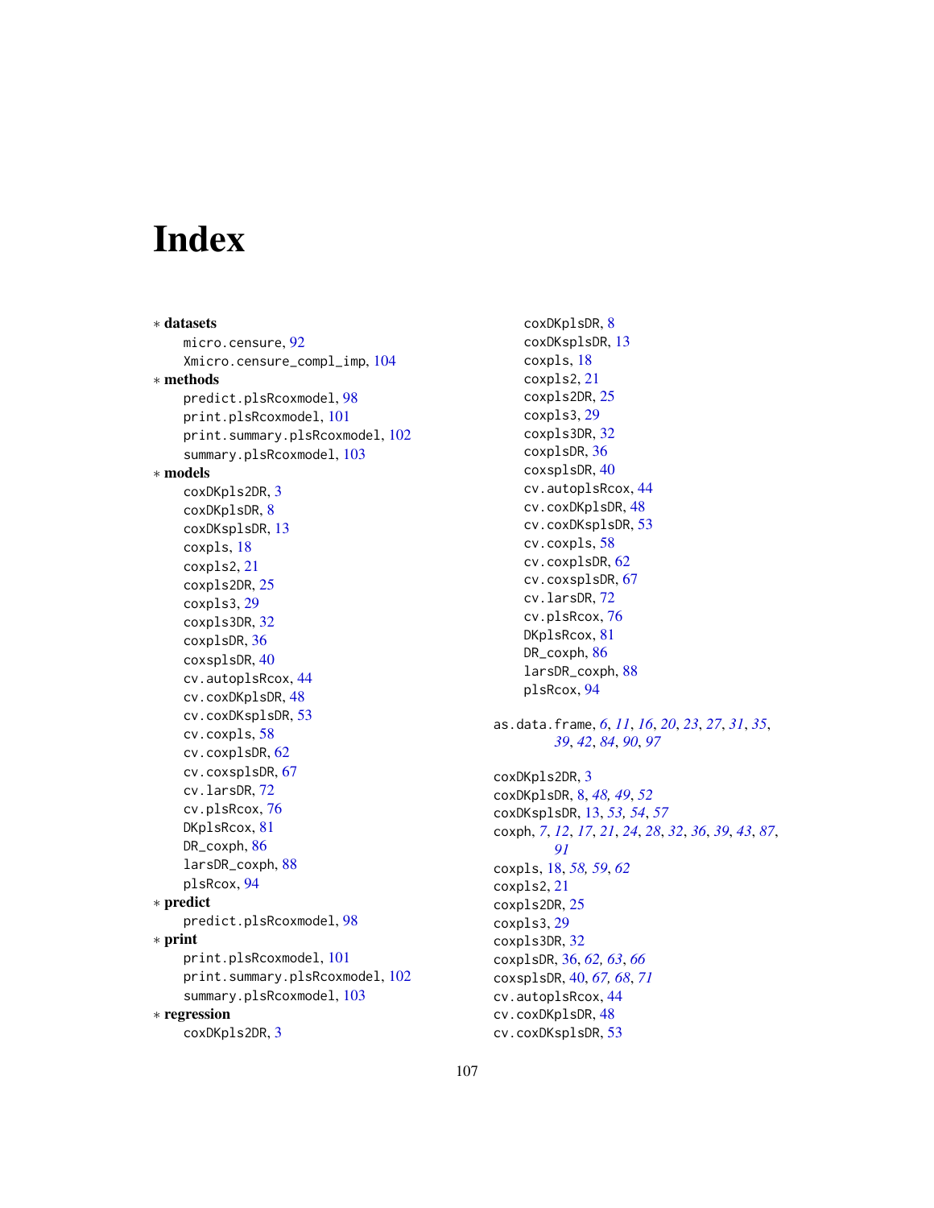# Index

∗ **datasets**
micro.censure, 92
Xmicro.censure_compl_imp, 104

∗ **methods**
predict.plsRcoxmodel, 98
print.plsRcoxmodel, 101
print.summary.plsRcoxmodel, 102
summary.plsRcoxmodel, 103

∗ **models**
coxDKpls2DR, 3
coxDKplsDR, 8
coxDKsplsDR, 13
coxpls, 18
coxpls2, 21
coxpls2DR, 25
coxpls3, 29
coxpls3DR, 32
coxplsDR, 36
coxsplsDR, 40
cv.autoplsRcox, 44
cv.coxDKplsDR, 48
cv.coxDKsplsDR, 53
cv.coxpls, 58
cv.coxplsDR, 62
cv.coxsplsDR, 67
cv.larsDR, 72
cv.plsRcox, 76
DKplsRcox, 81
DR_coxph, 86
larsDR_coxph, 88
plsRcox, 94

∗ **predict**
predict.plsRcoxmodel, 98

∗ **print**
print.plsRcoxmodel, 101
print.summary.plsRcoxmodel, 102
summary.plsRcoxmodel, 103

∗ **regression**
coxDKpls2DR, 3
coxDKplsDR, 8
coxDKsplsDR, 13
coxpls, 18
coxpls2, 21
coxpls2DR, 25
coxpls3, 29
coxpls3DR, 32
coxplsDR, 36
coxsplsDR, 40
cv.autoplsRcox, 44
cv.coxDKplsDR, 48
cv.coxDKsplsDR, 53
cv.coxpls, 58
cv.coxplsDR, 62
cv.coxsplsDR, 67
cv.larsDR, 72
cv.plsRcox, 76
DKplsRcox, 81
DR_coxph, 86
larsDR_coxph, 88
plsRcox, 94

as.data.frame, *6*, *11*, *16*, *20*, *23*, *27*, *31*, *35*, *39*, *42*, *84*, *90*, *97*

coxDKpls2DR, 3
coxDKplsDR, 8, *48, 49*, *52*
coxDKsplsDR, 13, *53, 54*, *57*
coxph, *7*, *12*, *17*, *21*, *24*, *28*, *32*, *36*, *39*, *43*, *87*, *91*
coxpls, 18, *58, 59*, *62*
coxpls2, 21
coxpls2DR, 25
coxpls3, 29
coxpls3DR, 32
coxplsDR, 36, *62, 63*, *66*
coxsplsDR, 40, *67, 68*, *71*
cv.autoplsRcox, 44
cv.coxDKplsDR, 48
cv.coxDKsplsDR, 53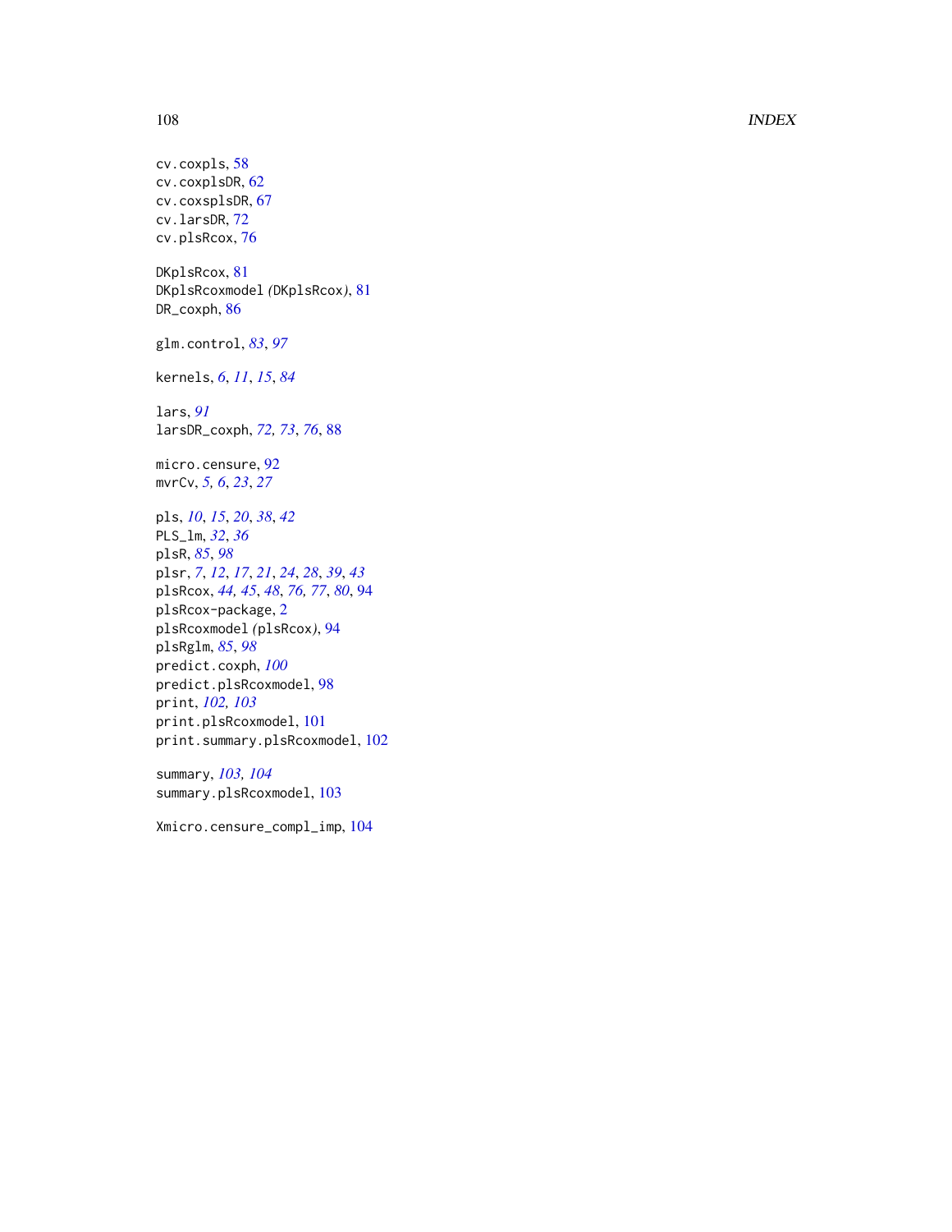cv.coxpls, 58
cv.coxplsDR, 62
cv.coxsplsDR, 67
cv.larsDR, 72
cv.plsRcox, 76

DKplsRcox, 81
DKplsRcoxmodel *(*DKplsRcox*)*, 81
DR_coxph, 86

glm.control, *83*, *97*

kernels, *6*, *11*, *15*, *84*

lars, *91*
larsDR_coxph, *72, 73*, *76*, 88

micro.censure, 92
mvrCv, *5, 6*, *23*, *27*

pls, *10*, *15*, *20*, *38*, *42*
PLS_lm, *32*, *36*
plsR, *85*, *98*
plsr, *7*, *12*, *17*, *21*, *24*, *28*, *39*, *43*
plsRcox, *44, 45*, *48*, *76, 77*, *80*, 94
plsRcox-package, 2
plsRcoxmodel *(*plsRcox*)*, 94
plsRglm, *85*, *98*
predict.coxph, *100*
predict.plsRcoxmodel, 98
print, *102, 103*
print.plsRcoxmodel, 101
print.summary.plsRcoxmodel, 102

summary, *103, 104*
summary.plsRcoxmodel, 103

Xmicro.censure_compl_imp, 104